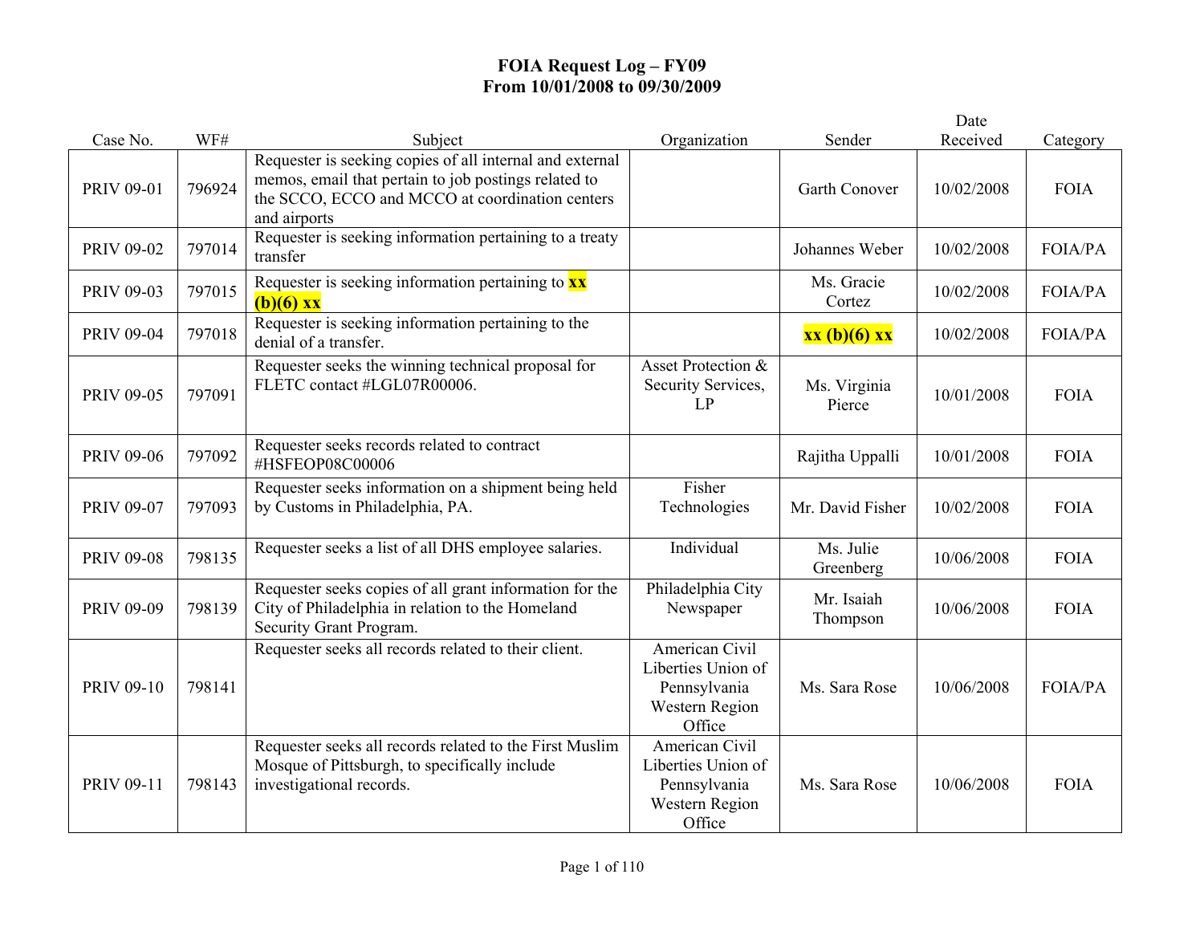# FOIA Request Log – FY09
## From 10/01/2008 to 09/30/2009

| Case No. | WF# | Subject | Organization | Sender | Date Received | Category |
|---|---|---|---|---|---|---|
| PRIV 09-01 | 796924 | Requester is seeking copies of all internal and external memos, email that pertain to job postings related to the SCCO, ECCO and MCCO at coordination centers and airports | | Garth Conover | 10/02/2008 | FOIA |
| PRIV 09-02 | 797014 | Requester is seeking information pertaining to a treaty transfer | | Johannes Weber | 10/02/2008 | FOIA/PA |
| PRIV 09-03 | 797015 | Requester is seeking information pertaining to **xx (b)(6) xx** | | Ms. Gracie Cortez | 10/02/2008 | FOIA/PA |
| PRIV 09-04 | 797018 | Requester is seeking information pertaining to the denial of a transfer. | | **xx (b)(6) xx** | 10/02/2008 | FOIA/PA |
| PRIV 09-05 | 797091 | Requester seeks the winning technical proposal for FLETC contact #LGL07R00006. | Asset Protection & Security Services, LP | Ms. Virginia Pierce | 10/01/2008 | FOIA |
| PRIV 09-06 | 797092 | Requester seeks records related to contract #HSFEOP08C00006 | | Rajitha Uppalli | 10/01/2008 | FOIA |
| PRIV 09-07 | 797093 | Requester seeks information on a shipment being held by Customs in Philadelphia, PA. | Fisher Technologies | Mr. David Fisher | 10/02/2008 | FOIA |
| PRIV 09-08 | 798135 | Requester seeks a list of all DHS employee salaries. | Individual | Ms. Julie Greenberg | 10/06/2008 | FOIA |
| PRIV 09-09 | 798139 | Requester seeks copies of all grant information for the City of Philadelphia in relation to the Homeland Security Grant Program. | Philadelphia City Newspaper | Mr. Isaiah Thompson | 10/06/2008 | FOIA |
| PRIV 09-10 | 798141 | Requester seeks all records related to their client. | American Civil Liberties Union of Pennsylvania Western Region Office | Ms. Sara Rose | 10/06/2008 | FOIA/PA |
| PRIV 09-11 | 798143 | Requester seeks all records related to the First Muslim Mosque of Pittsburgh, to specifically include investigational records. | American Civil Liberties Union of Pennsylvania Western Region Office | Ms. Sara Rose | 10/06/2008 | FOIA |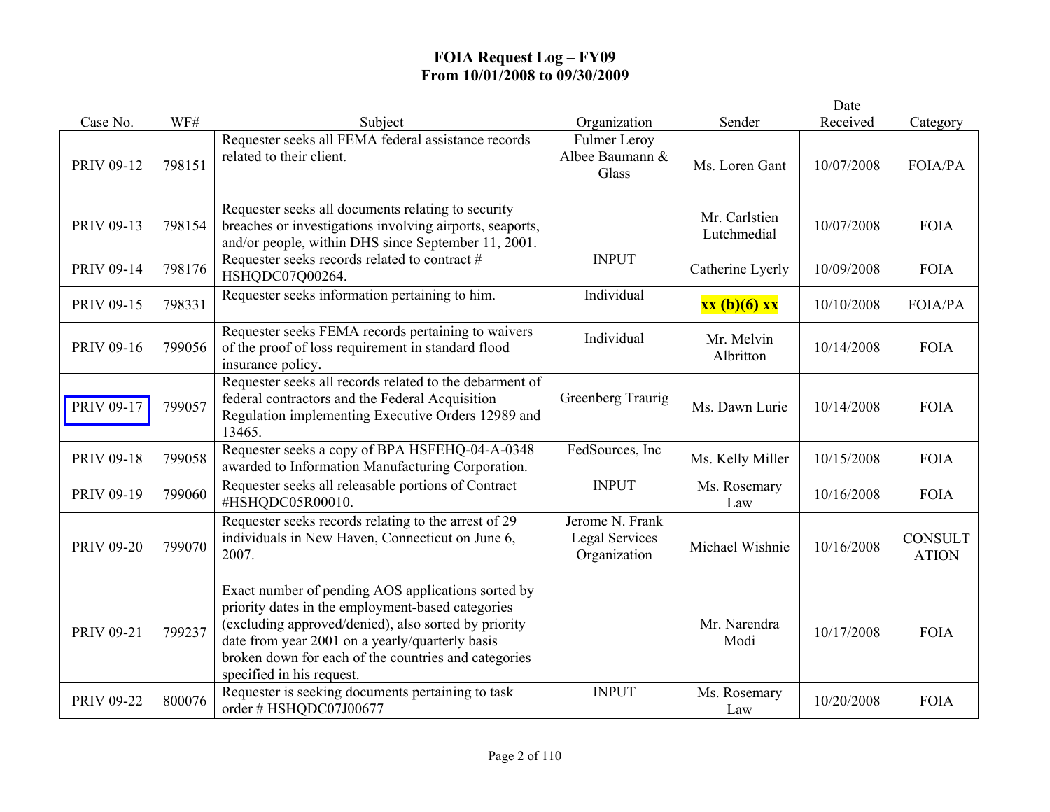# FOIA Request Log – FY09
## From 10/01/2008 to 09/30/2009

| Case No. | WF# | Subject | Organization | Sender | Date Received | Category |
|---|---|---|---|---|---|---|
| PRIV 09-12 | 798151 | Requester seeks all FEMA federal assistance records related to their client. | Fulmer Leroy Albee Baumann & Glass | Ms. Loren Gant | 10/07/2008 | FOIA/PA |
| PRIV 09-13 | 798154 | Requester seeks all documents relating to security breaches or investigations involving airports, seaports, and/or people, within DHS since September 11, 2001. | | Mr. Carlstien Lutchmedial | 10/07/2008 | FOIA |
| PRIV 09-14 | 798176 | Requester seeks records related to contract # HSHQDC07Q00264. | INPUT | Catherine Lyerly | 10/09/2008 | FOIA |
| PRIV 09-15 | 798331 | Requester seeks information pertaining to him. | Individual | **xx (b)(6) xx** | 10/10/2008 | FOIA/PA |
| PRIV 09-16 | 799056 | Requester seeks FEMA records pertaining to waivers of the proof of loss requirement in standard flood insurance policy. | Individual | Mr. Melvin Albritton | 10/14/2008 | FOIA |
| PRIV 09-17 | 799057 | Requester seeks all records related to the debarment of federal contractors and the Federal Acquisition Regulation implementing Executive Orders 12989 and 13465. | Greenberg Traurig | Ms. Dawn Lurie | 10/14/2008 | FOIA |
| PRIV 09-18 | 799058 | Requester seeks a copy of BPA HSFEHQ-04-A-0348 awarded to Information Manufacturing Corporation. | FedSources, Inc | Ms. Kelly Miller | 10/15/2008 | FOIA |
| PRIV 09-19 | 799060 | Requester seeks all releasable portions of Contract #HSHQDC05R00010. | INPUT | Ms. Rosemary Law | 10/16/2008 | FOIA |
| PRIV 09-20 | 799070 | Requester seeks records relating to the arrest of 29 individuals in New Haven, Connecticut on June 6, 2007. | Jerome N. Frank Legal Services Organization | Michael Wishnie | 10/16/2008 | CONSULTATION |
| PRIV 09-21 | 799237 | Exact number of pending AOS applications sorted by priority dates in the employment-based categories (excluding approved/denied), also sorted by priority date from year 2001 on a yearly/quarterly basis broken down for each of the countries and categories specified in his request. | | Mr. Narendra Modi | 10/17/2008 | FOIA |
| PRIV 09-22 | 800076 | Requester is seeking documents pertaining to task order # HSHQDC07J00677 | INPUT | Ms. Rosemary Law | 10/20/2008 | FOIA |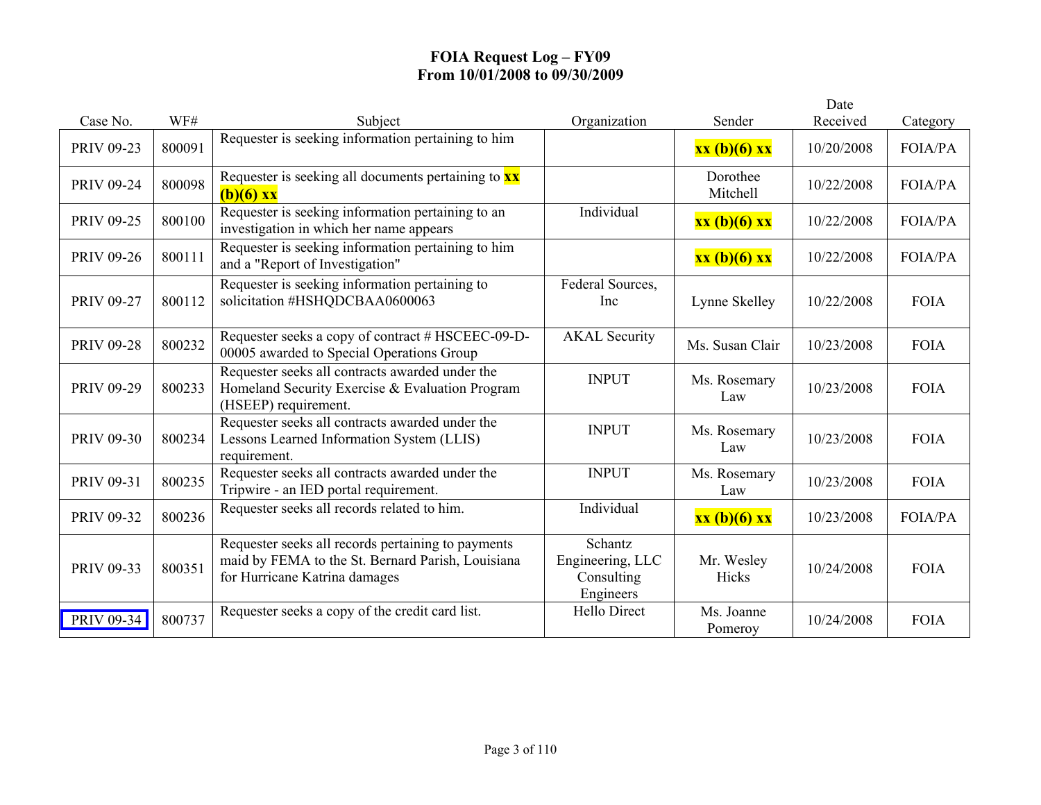**FOIA Request Log – FY09**
**From 10/01/2008 to 09/30/2009**

| Case No. | WF# | Subject | Organization | Sender | Date Received | Category |
|---|---|---|---|---|---|---|
| PRIV 09-23 | 800091 | Requester is seeking information pertaining to him | | **xx (b)(6) xx** | 10/20/2008 | FOIA/PA |
| PRIV 09-24 | 800098 | Requester is seeking all documents pertaining to **xx (b)(6) xx** | | Dorothee Mitchell | 10/22/2008 | FOIA/PA |
| PRIV 09-25 | 800100 | Requester is seeking information pertaining to an investigation in which her name appears | Individual | **xx (b)(6) xx** | 10/22/2008 | FOIA/PA |
| PRIV 09-26 | 800111 | Requester is seeking information pertaining to him and a "Report of Investigation" | | **xx (b)(6) xx** | 10/22/2008 | FOIA/PA |
| PRIV 09-27 | 800112 | Requester is seeking information pertaining to solicitation #HSHQDCBAA0600063 | Federal Sources, Inc | Lynne Skelley | 10/22/2008 | FOIA |
| PRIV 09-28 | 800232 | Requester seeks a copy of contract # HSCEEC-09-D-00005 awarded to Special Operations Group | AKAL Security | Ms. Susan Clair | 10/23/2008 | FOIA |
| PRIV 09-29 | 800233 | Requester seeks all contracts awarded under the Homeland Security Exercise & Evaluation Program (HSEEP) requirement. | INPUT | Ms. Rosemary Law | 10/23/2008 | FOIA |
| PRIV 09-30 | 800234 | Requester seeks all contracts awarded under the Lessons Learned Information System (LLIS) requirement. | INPUT | Ms. Rosemary Law | 10/23/2008 | FOIA |
| PRIV 09-31 | 800235 | Requester seeks all contracts awarded under the Tripwire - an IED portal requirement. | INPUT | Ms. Rosemary Law | 10/23/2008 | FOIA |
| PRIV 09-32 | 800236 | Requester seeks all records related to him. | Individual | **xx (b)(6) xx** | 10/23/2008 | FOIA/PA |
| PRIV 09-33 | 800351 | Requester seeks all records pertaining to payments maid by FEMA to the St. Bernard Parish, Louisiana for Hurricane Katrina damages | Schantz Engineering, LLC Consulting Engineers | Mr. Wesley Hicks | 10/24/2008 | FOIA |
| PRIV 09-34 | 800737 | Requester seeks a copy of the credit card list. | Hello Direct | Ms. Joanne Pomeroy | 10/24/2008 | FOIA |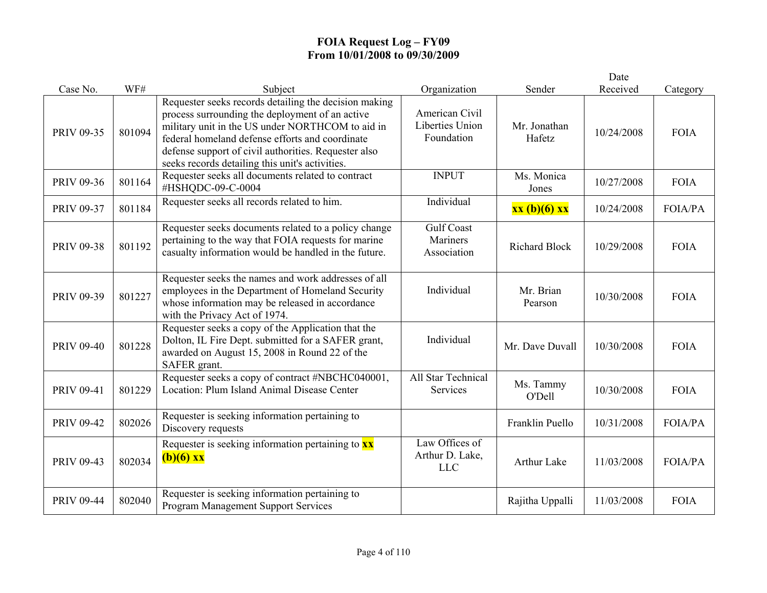# FOIA Request Log – FY09
## From 10/01/2008 to 09/30/2009

| Case No. | WF# | Subject | Organization | Sender | Date Received | Category |
|---|---|---|---|---|---|---|
| PRIV 09-35 | 801094 | Requester seeks records detailing the decision making process surrounding the deployment of an active military unit in the US under NORTHCOM to aid in federal homeland defense efforts and coordinate defense support of civil authorities. Requester also seeks records detailing this unit's activities. | American Civil Liberties Union Foundation | Mr. Jonathan Hafetz | 10/24/2008 | FOIA |
| PRIV 09-36 | 801164 | Requester seeks all documents related to contract #HSHQDC-09-C-0004 | INPUT | Ms. Monica Jones | 10/27/2008 | FOIA |
| PRIV 09-37 | 801184 | Requester seeks all records related to him. | Individual | **xx (b)(6) xx** | 10/24/2008 | FOIA/PA |
| PRIV 09-38 | 801192 | Requester seeks documents related to a policy change pertaining to the way that FOIA requests for marine casualty information would be handled in the future. | Gulf Coast Mariners Association | Richard Block | 10/29/2008 | FOIA |
| PRIV 09-39 | 801227 | Requester seeks the names and work addresses of all employees in the Department of Homeland Security whose information may be released in accordance with the Privacy Act of 1974. | Individual | Mr. Brian Pearson | 10/30/2008 | FOIA |
| PRIV 09-40 | 801228 | Requester seeks a copy of the Application that the Dolton, IL Fire Dept. submitted for a SAFER grant, awarded on August 15, 2008 in Round 22 of the SAFER grant. | Individual | Mr. Dave Duvall | 10/30/2008 | FOIA |
| PRIV 09-41 | 801229 | Requester seeks a copy of contract #NBCHC040001, Location: Plum Island Animal Disease Center | All Star Technical Services | Ms. Tammy O'Dell | 10/30/2008 | FOIA |
| PRIV 09-42 | 802026 | Requester is seeking information pertaining to Discovery requests | | Franklin Puello | 10/31/2008 | FOIA/PA |
| PRIV 09-43 | 802034 | Requester is seeking information pertaining to **xx (b)(6) xx** | Law Offices of Arthur D. Lake, LLC | Arthur Lake | 11/03/2008 | FOIA/PA |
| PRIV 09-44 | 802040 | Requester is seeking information pertaining to Program Management Support Services | | Rajitha Uppalli | 11/03/2008 | FOIA |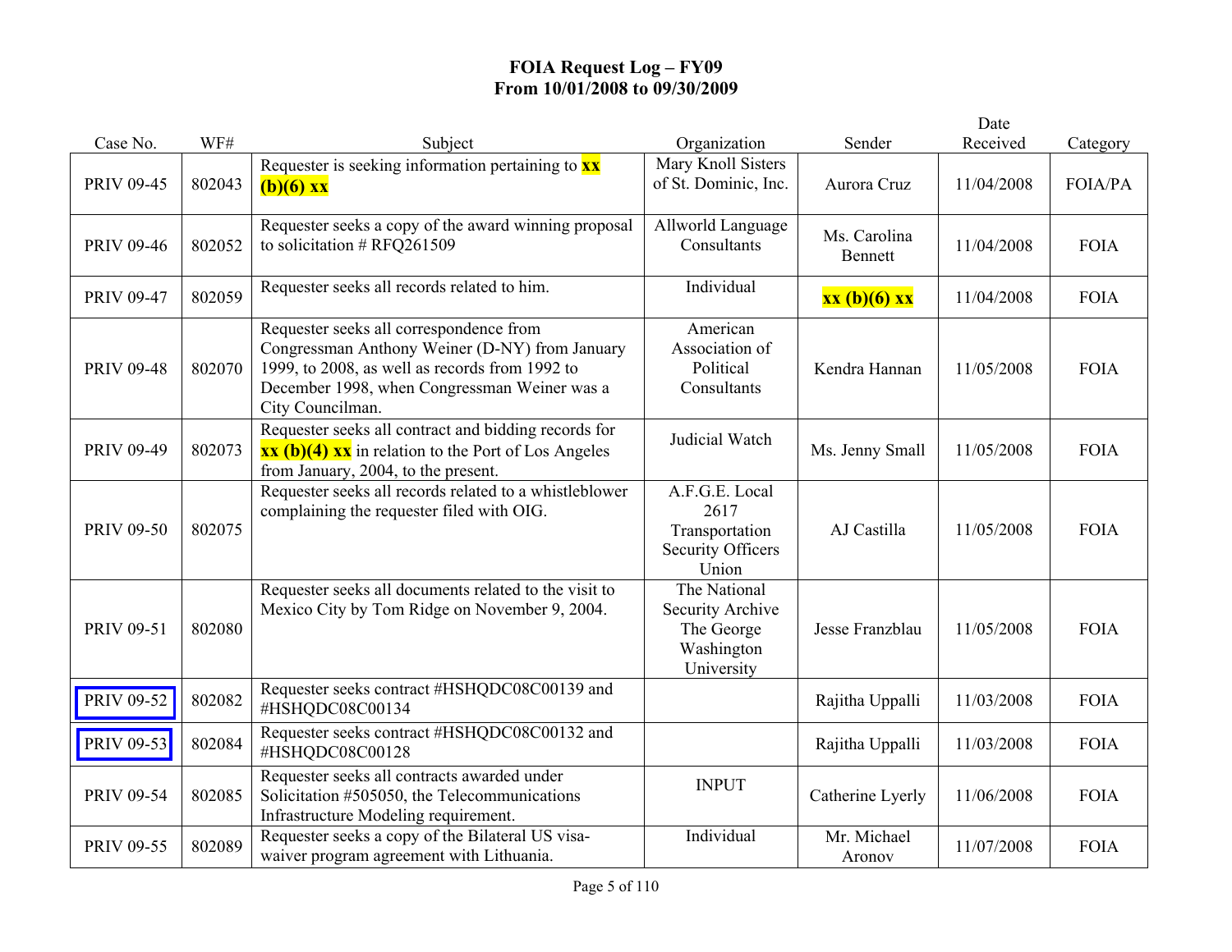**FOIA Request Log – FY09**
**From 10/01/2008 to 09/30/2009**

| Case No. | WF# | Subject | Organization | Sender | Date Received | Category |
|---|---|---|---|---|---|---|
| PRIV 09-45 | 802043 | Requester is seeking information pertaining to **xx (b)(6) xx** | Mary Knoll Sisters of St. Dominic, Inc. | Aurora Cruz | 11/04/2008 | FOIA/PA |
| PRIV 09-46 | 802052 | Requester seeks a copy of the award winning proposal to solicitation # RFQ261509 | Allworld Language Consultants | Ms. Carolina Bennett | 11/04/2008 | FOIA |
| PRIV 09-47 | 802059 | Requester seeks all records related to him. | Individual | **xx (b)(6) xx** | 11/04/2008 | FOIA |
| PRIV 09-48 | 802070 | Requester seeks all correspondence from Congressman Anthony Weiner (D-NY) from January 1999, to 2008, as well as records from 1992 to December 1998, when Congressman Weiner was a City Councilman. | American Association of Political Consultants | Kendra Hannan | 11/05/2008 | FOIA |
| PRIV 09-49 | 802073 | Requester seeks all contract and bidding records for **xx (b)(4) xx** in relation to the Port of Los Angeles from January, 2004, to the present. | Judicial Watch | Ms. Jenny Small | 11/05/2008 | FOIA |
| PRIV 09-50 | 802075 | Requester seeks all records related to a whistleblower complaining the requester filed with OIG. | A.F.G.E. Local 2617 Transportation Security Officers Union | AJ Castilla | 11/05/2008 | FOIA |
| PRIV 09-51 | 802080 | Requester seeks all documents related to the visit to Mexico City by Tom Ridge on November 9, 2004. | The National Security Archive The George Washington University | Jesse Franzblau | 11/05/2008 | FOIA |
| PRIV 09-52 | 802082 | Requester seeks contract #HSHQDC08C00139 and #HSHQDC08C00134 | | Rajitha Uppalli | 11/03/2008 | FOIA |
| PRIV 09-53 | 802084 | Requester seeks contract #HSHQDC08C00132 and #HSHQDC08C00128 | | Rajitha Uppalli | 11/03/2008 | FOIA |
| PRIV 09-54 | 802085 | Requester seeks all contracts awarded under Solicitation #505050, the Telecommunications Infrastructure Modeling requirement. | INPUT | Catherine Lyerly | 11/06/2008 | FOIA |
| PRIV 09-55 | 802089 | Requester seeks a copy of the Bilateral US visa-waiver program agreement with Lithuania. | Individual | Mr. Michael Aronov | 11/07/2008 | FOIA |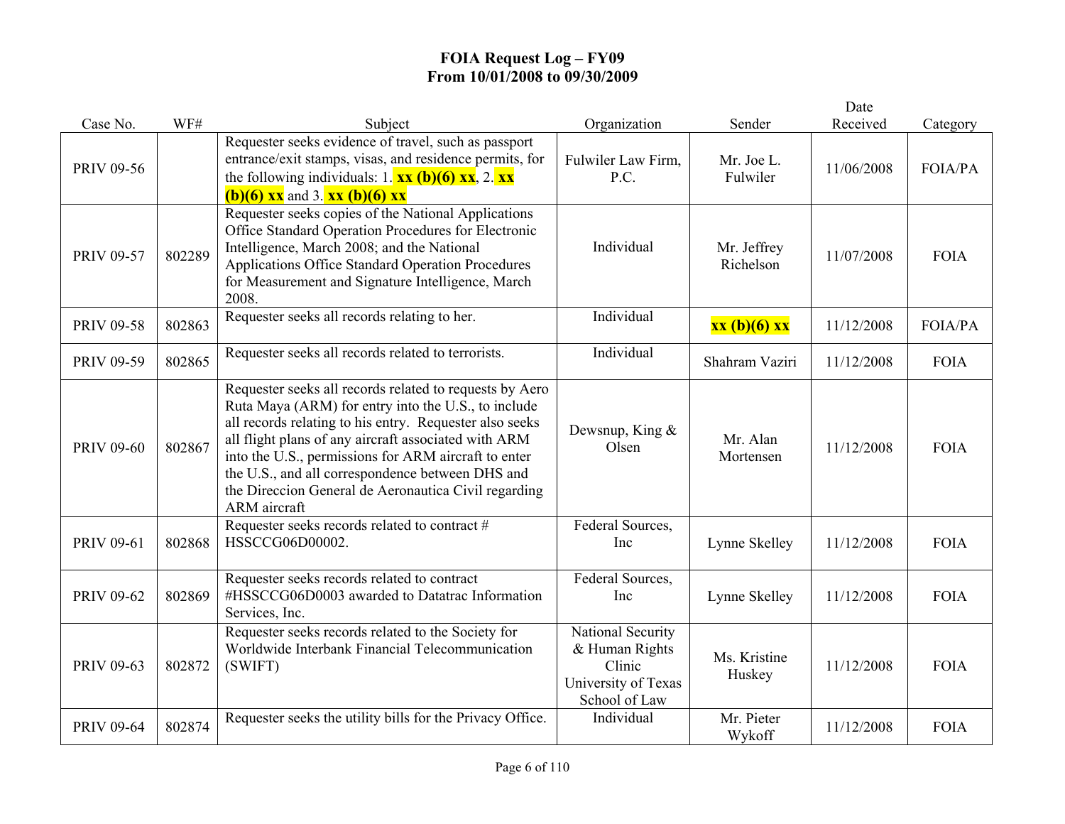# FOIA Request Log – FY09
## From 10/01/2008 to 09/30/2009

| Case No. | WF# | Subject | Organization | Sender | Date Received | Category |
|---|---|---|---|---|---|---|
| PRIV 09-56 | | Requester seeks evidence of travel, such as passport entrance/exit stamps, visas, and residence permits, for the following individuals: 1. **xx (b)(6) xx**, 2. **xx (b)(6) xx** and 3. **xx (b)(6) xx** | Fulwiler Law Firm, P.C. | Mr. Joe L. Fulwiler | 11/06/2008 | FOIA/PA |
| PRIV 09-57 | 802289 | Requester seeks copies of the National Applications Office Standard Operation Procedures for Electronic Intelligence, March 2008; and the National Applications Office Standard Operation Procedures for Measurement and Signature Intelligence, March 2008. | Individual | Mr. Jeffrey Richelson | 11/07/2008 | FOIA |
| PRIV 09-58 | 802863 | Requester seeks all records relating to her. | Individual | **xx (b)(6) xx** | 11/12/2008 | FOIA/PA |
| PRIV 09-59 | 802865 | Requester seeks all records related to terrorists. | Individual | Shahram Vaziri | 11/12/2008 | FOIA |
| PRIV 09-60 | 802867 | Requester seeks all records related to requests by Aero Ruta Maya (ARM) for entry into the U.S., to include all records relating to his entry. Requester also seeks all flight plans of any aircraft associated with ARM into the U.S., permissions for ARM aircraft to enter the U.S., and all correspondence between DHS and the Direccion General de Aeronautica Civil regarding ARM aircraft | Dewsnup, King & Olsen | Mr. Alan Mortensen | 11/12/2008 | FOIA |
| PRIV 09-61 | 802868 | Requester seeks records related to contract # HSSCCG06D00002. | Federal Sources, Inc | Lynne Skelley | 11/12/2008 | FOIA |
| PRIV 09-62 | 802869 | Requester seeks records related to contract #HSSCCG06D0003 awarded to Datatrac Information Services, Inc. | Federal Sources, Inc | Lynne Skelley | 11/12/2008 | FOIA |
| PRIV 09-63 | 802872 | Requester seeks records related to the Society for Worldwide Interbank Financial Telecommunication (SWIFT) | National Security & Human Rights Clinic University of Texas School of Law | Ms. Kristine Huskey | 11/12/2008 | FOIA |
| PRIV 09-64 | 802874 | Requester seeks the utility bills for the Privacy Office. | Individual | Mr. Pieter Wykoff | 11/12/2008 | FOIA |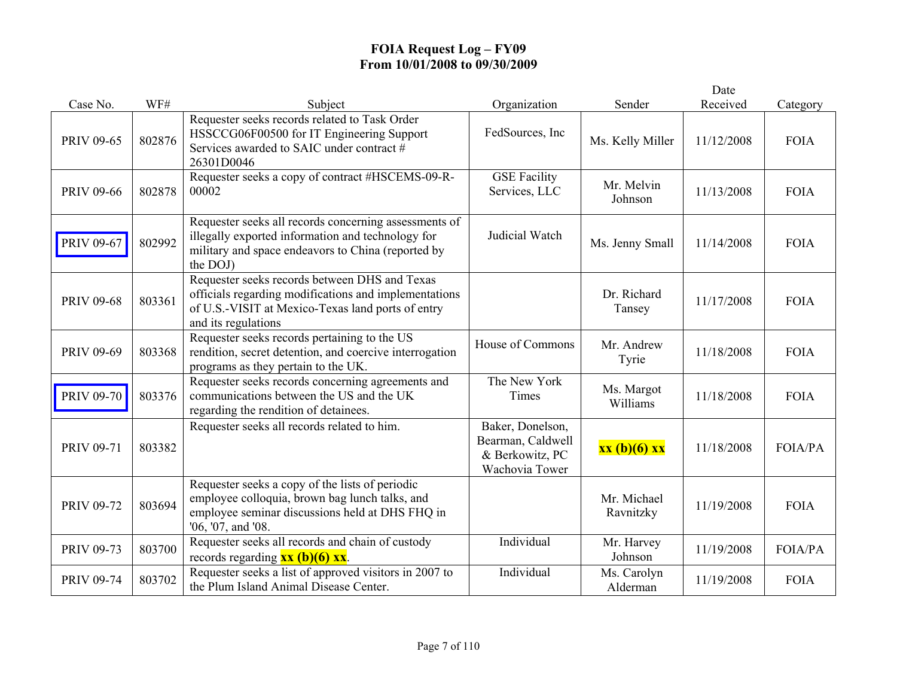# FOIA Request Log – FY09
# From 10/01/2008 to 09/30/2009

| Case No. | WF# | Subject | Organization | Sender | Date Received | Category |
|---|---|---|---|---|---|---|
| PRIV 09-65 | 802876 | Requester seeks records related to Task Order HSSCCG06F00500 for IT Engineering Support Services awarded to SAIC under contract # 26301D0046 | FedSources, Inc | Ms. Kelly Miller | 11/12/2008 | FOIA |
| PRIV 09-66 | 802878 | Requester seeks a copy of contract #HSCEMS-09-R-00002 | GSE Facility Services, LLC | Mr. Melvin Johnson | 11/13/2008 | FOIA |
| PRIV 09-67 | 802992 | Requester seeks all records concerning assessments of illegally exported information and technology for military and space endeavors to China (reported by the DOJ) | Judicial Watch | Ms. Jenny Small | 11/14/2008 | FOIA |
| PRIV 09-68 | 803361 | Requester seeks records between DHS and Texas officials regarding modifications and implementations of U.S.-VISIT at Mexico-Texas land ports of entry and its regulations | | Dr. Richard Tansey | 11/17/2008 | FOIA |
| PRIV 09-69 | 803368 | Requester seeks records pertaining to the US rendition, secret detention, and coercive interrogation programs as they pertain to the UK. | House of Commons | Mr. Andrew Tyrie | 11/18/2008 | FOIA |
| PRIV 09-70 | 803376 | Requester seeks records concerning agreements and communications between the US and the UK regarding the rendition of detainees. | The New York Times | Ms. Margot Williams | 11/18/2008 | FOIA |
| PRIV 09-71 | 803382 | Requester seeks all records related to him. | Baker, Donelson, Bearman, Caldwell & Berkowitz, PC Wachovia Tower | **xx (b)(6) xx** | 11/18/2008 | FOIA/PA |
| PRIV 09-72 | 803694 | Requester seeks a copy of the lists of periodic employee colloquia, brown bag lunch talks, and employee seminar discussions held at DHS FHQ in '06, '07, and '08. | | Mr. Michael Ravnitzky | 11/19/2008 | FOIA |
| PRIV 09-73 | 803700 | Requester seeks all records and chain of custody records regarding **xx (b)(6) xx**. | Individual | Mr. Harvey Johnson | 11/19/2008 | FOIA/PA |
| PRIV 09-74 | 803702 | Requester seeks a list of approved visitors in 2007 to the Plum Island Animal Disease Center. | Individual | Ms. Carolyn Alderman | 11/19/2008 | FOIA |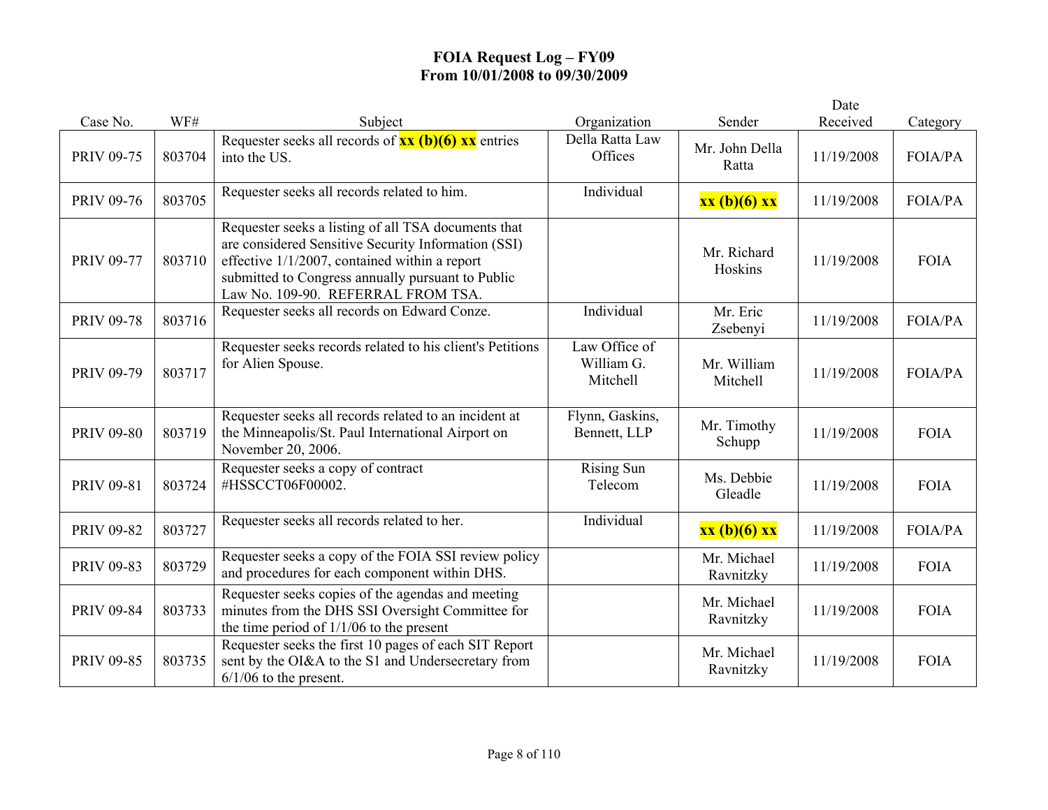# FOIA Request Log – FY09
## From 10/01/2008 to 09/30/2009

| Case No. | WF# | Subject | Organization | Sender | Date Received | Category |
|---|---|---|---|---|---|---|
| PRIV 09-75 | 803704 | Requester seeks all records of **xx (b)(6) xx** entries into the US. | Della Ratta Law Offices | Mr. John Della Ratta | 11/19/2008 | FOIA/PA |
| PRIV 09-76 | 803705 | Requester seeks all records related to him. | Individual | **xx (b)(6) xx** | 11/19/2008 | FOIA/PA |
| PRIV 09-77 | 803710 | Requester seeks a listing of all TSA documents that are considered Sensitive Security Information (SSI) effective 1/1/2007, contained within a report submitted to Congress annually pursuant to Public Law No. 109-90. REFERRAL FROM TSA. | | Mr. Richard Hoskins | 11/19/2008 | FOIA |
| PRIV 09-78 | 803716 | Requester seeks all records on Edward Conze. | Individual | Mr. Eric Zsebenyi | 11/19/2008 | FOIA/PA |
| PRIV 09-79 | 803717 | Requester seeks records related to his client's Petitions for Alien Spouse. | Law Office of William G. Mitchell | Mr. William Mitchell | 11/19/2008 | FOIA/PA |
| PRIV 09-80 | 803719 | Requester seeks all records related to an incident at the Minneapolis/St. Paul International Airport on November 20, 2006. | Flynn, Gaskins, Bennett, LLP | Mr. Timothy Schupp | 11/19/2008 | FOIA |
| PRIV 09-81 | 803724 | Requester seeks a copy of contract #HSSCCT06F00002. | Rising Sun Telecom | Ms. Debbie Gleadle | 11/19/2008 | FOIA |
| PRIV 09-82 | 803727 | Requester seeks all records related to her. | Individual | **xx (b)(6) xx** | 11/19/2008 | FOIA/PA |
| PRIV 09-83 | 803729 | Requester seeks a copy of the FOIA SSI review policy and procedures for each component within DHS. | | Mr. Michael Ravnitzky | 11/19/2008 | FOIA |
| PRIV 09-84 | 803733 | Requester seeks copies of the agendas and meeting minutes from the DHS SSI Oversight Committee for the time period of 1/1/06 to the present | | Mr. Michael Ravnitzky | 11/19/2008 | FOIA |
| PRIV 09-85 | 803735 | Requester seeks the first 10 pages of each SIT Report sent by the OI&A to the S1 and Undersecretary from 6/1/06 to the present. | | Mr. Michael Ravnitzky | 11/19/2008 | FOIA |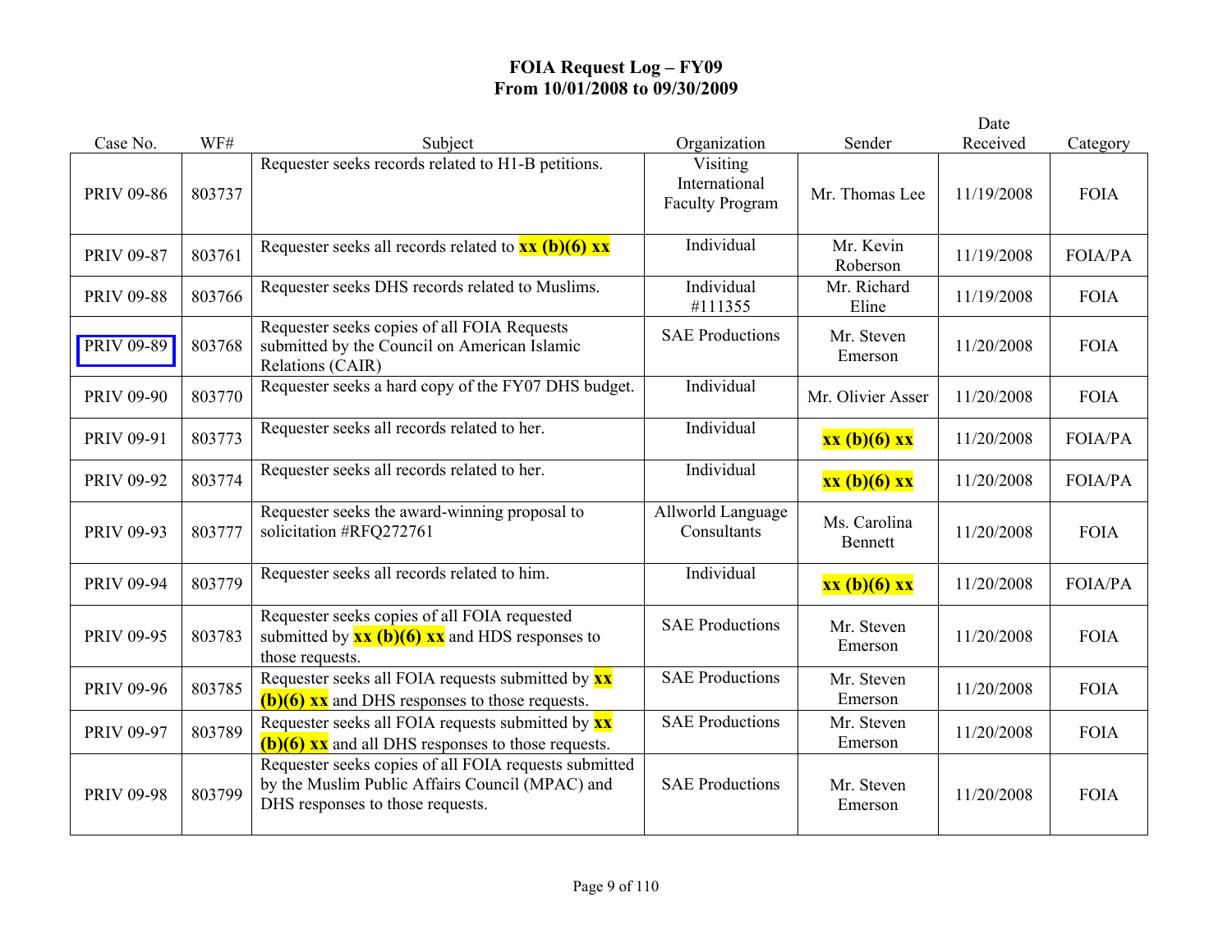# FOIA Request Log – FY09
## From 10/01/2008 to 09/30/2009

| Case No. | WF# | Subject | Organization | Sender | Date Received | Category |
|---|---|---|---|---|---|---|
| PRIV 09-86 | 803737 | Requester seeks records related to H1-B petitions. | Visiting International Faculty Program | Mr. Thomas Lee | 11/19/2008 | FOIA |
| PRIV 09-87 | 803761 | Requester seeks all records related to **xx (b)(6) xx** | Individual | Mr. Kevin Roberson | 11/19/2008 | FOIA/PA |
| PRIV 09-88 | 803766 | Requester seeks DHS records related to Muslims. | Individual #111355 | Mr. Richard Eline | 11/19/2008 | FOIA |
| PRIV 09-89 | 803768 | Requester seeks copies of all FOIA Requests submitted by the Council on American Islamic Relations (CAIR) | SAE Productions | Mr. Steven Emerson | 11/20/2008 | FOIA |
| PRIV 09-90 | 803770 | Requester seeks a hard copy of the FY07 DHS budget. | Individual | Mr. Olivier Asser | 11/20/2008 | FOIA |
| PRIV 09-91 | 803773 | Requester seeks all records related to her. | Individual | **xx (b)(6) xx** | 11/20/2008 | FOIA/PA |
| PRIV 09-92 | 803774 | Requester seeks all records related to her. | Individual | **xx (b)(6) xx** | 11/20/2008 | FOIA/PA |
| PRIV 09-93 | 803777 | Requester seeks the award-winning proposal to solicitation #RFQ272761 | Allworld Language Consultants | Ms. Carolina Bennett | 11/20/2008 | FOIA |
| PRIV 09-94 | 803779 | Requester seeks all records related to him. | Individual | **xx (b)(6) xx** | 11/20/2008 | FOIA/PA |
| PRIV 09-95 | 803783 | Requester seeks copies of all FOIA requested submitted by **xx (b)(6) xx** and HDS responses to those requests. | SAE Productions | Mr. Steven Emerson | 11/20/2008 | FOIA |
| PRIV 09-96 | 803785 | Requester seeks all FOIA requests submitted by **xx (b)(6) xx** and DHS responses to those requests. | SAE Productions | Mr. Steven Emerson | 11/20/2008 | FOIA |
| PRIV 09-97 | 803789 | Requester seeks all FOIA requests submitted by **xx (b)(6) xx** and all DHS responses to those requests. | SAE Productions | Mr. Steven Emerson | 11/20/2008 | FOIA |
| PRIV 09-98 | 803799 | Requester seeks copies of all FOIA requests submitted by the Muslim Public Affairs Council (MPAC) and DHS responses to those requests. | SAE Productions | Mr. Steven Emerson | 11/20/2008 | FOIA |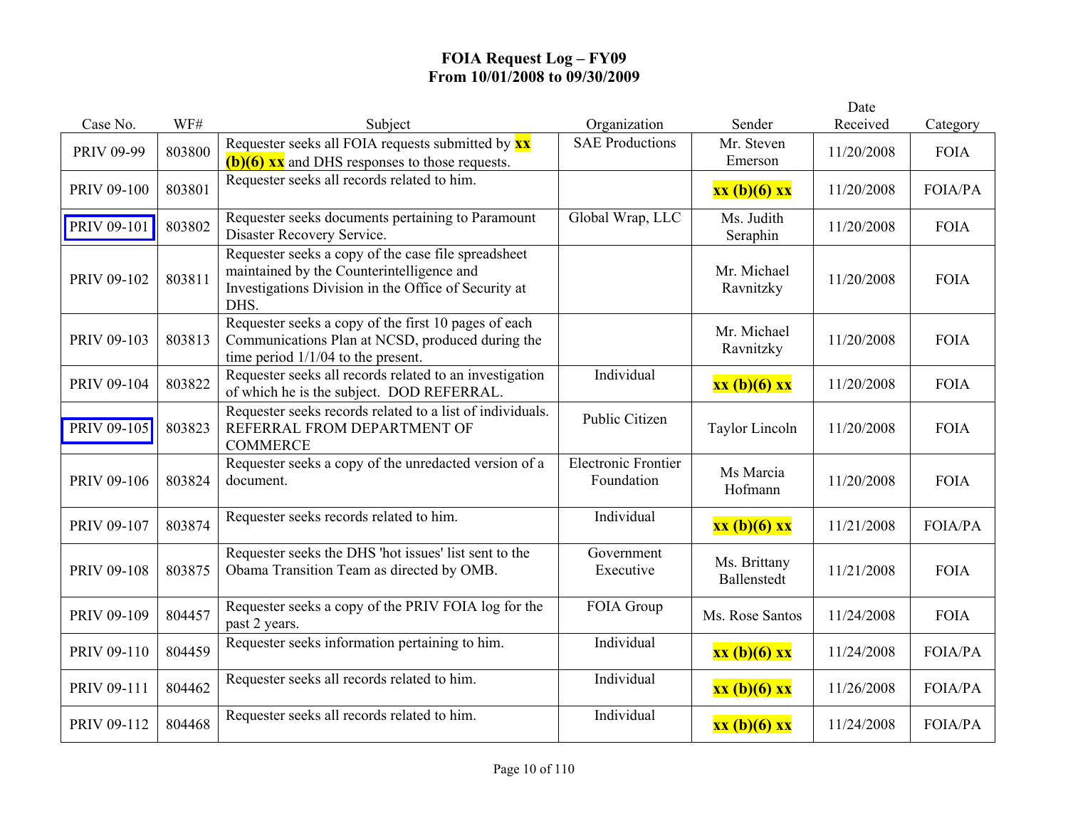**FOIA Request Log – FY09**
**From 10/01/2008 to 09/30/2009**

| Case No. | WF# | Subject | Organization | Sender | Date Received | Category |
|---|---|---|---|---|---|---|
| PRIV 09-99 | 803800 | Requester seeks all FOIA requests submitted by **xx (b)(6) xx** and DHS responses to those requests. | SAE Productions | Mr. Steven Emerson | 11/20/2008 | FOIA |
| PRIV 09-100 | 803801 | Requester seeks all records related to him. | | **xx (b)(6) xx** | 11/20/2008 | FOIA/PA |
| PRIV 09-101 | 803802 | Requester seeks documents pertaining to Paramount Disaster Recovery Service. | Global Wrap, LLC | Ms. Judith Seraphin | 11/20/2008 | FOIA |
| PRIV 09-102 | 803811 | Requester seeks a copy of the case file spreadsheet maintained by the Counterintelligence and Investigations Division in the Office of Security at DHS. | | Mr. Michael Ravnitzky | 11/20/2008 | FOIA |
| PRIV 09-103 | 803813 | Requester seeks a copy of the first 10 pages of each Communications Plan at NCSD, produced during the time period 1/1/04 to the present. | | Mr. Michael Ravnitzky | 11/20/2008 | FOIA |
| PRIV 09-104 | 803822 | Requester seeks all records related to an investigation of which he is the subject. DOD REFERRAL. | Individual | **xx (b)(6) xx** | 11/20/2008 | FOIA |
| PRIV 09-105 | 803823 | Requester seeks records related to a list of individuals. REFERRAL FROM DEPARTMENT OF COMMERCE | Public Citizen | Taylor Lincoln | 11/20/2008 | FOIA |
| PRIV 09-106 | 803824 | Requester seeks a copy of the unredacted version of a document. | Electronic Frontier Foundation | Ms Marcia Hofmann | 11/20/2008 | FOIA |
| PRIV 09-107 | 803874 | Requester seeks records related to him. | Individual | **xx (b)(6) xx** | 11/21/2008 | FOIA/PA |
| PRIV 09-108 | 803875 | Requester seeks the DHS 'hot issues' list sent to the Obama Transition Team as directed by OMB. | Government Executive | Ms. Brittany Ballenstedt | 11/21/2008 | FOIA |
| PRIV 09-109 | 804457 | Requester seeks a copy of the PRIV FOIA log for the past 2 years. | FOIA Group | Ms. Rose Santos | 11/24/2008 | FOIA |
| PRIV 09-110 | 804459 | Requester seeks information pertaining to him. | Individual | **xx (b)(6) xx** | 11/24/2008 | FOIA/PA |
| PRIV 09-111 | 804462 | Requester seeks all records related to him. | Individual | **xx (b)(6) xx** | 11/26/2008 | FOIA/PA |
| PRIV 09-112 | 804468 | Requester seeks all records related to him. | Individual | **xx (b)(6) xx** | 11/24/2008 | FOIA/PA |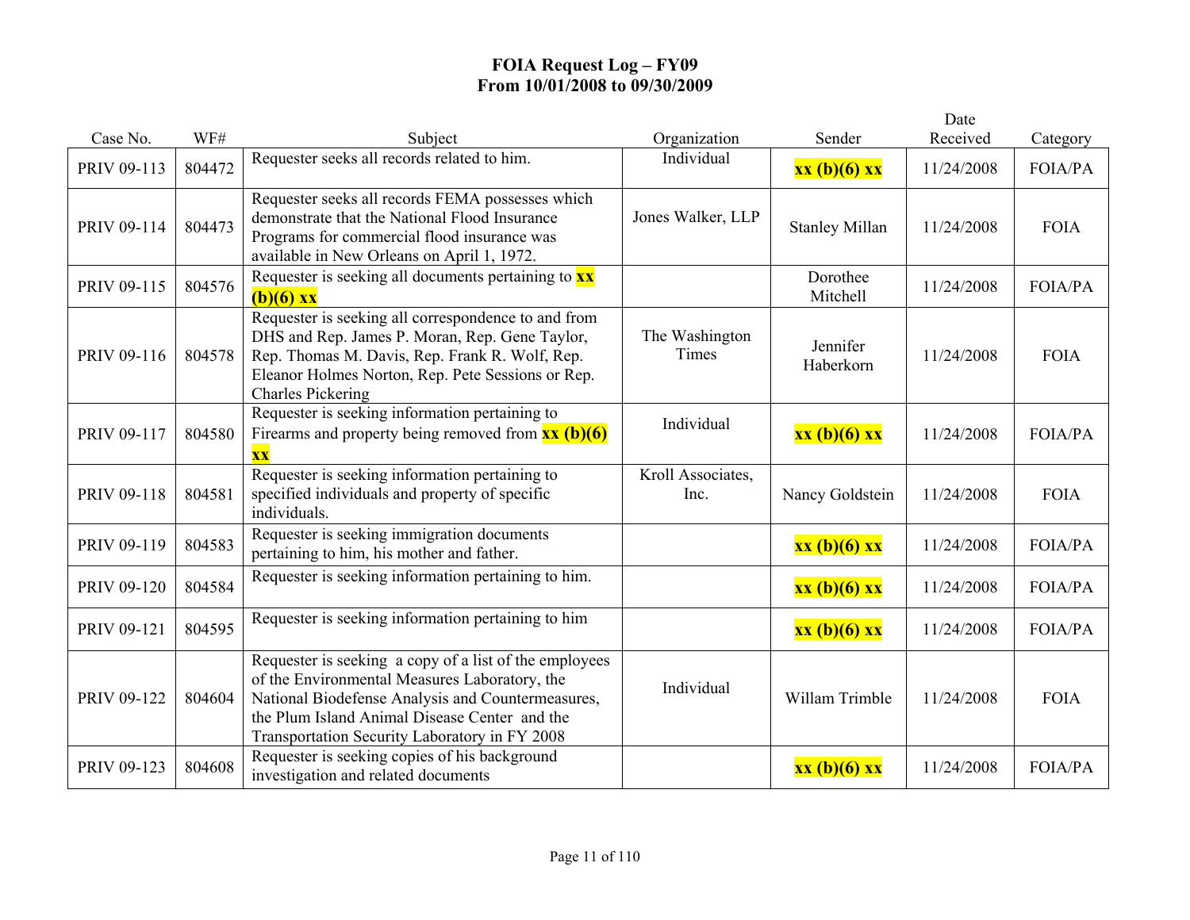# FOIA Request Log – FY09
## From 10/01/2008 to 09/30/2009

| Case No. | WF# | Subject | Organization | Sender | Date Received | Category |
|---|---|---|---|---|---|---|
| PRIV 09-113 | 804472 | Requester seeks all records related to him. | Individual | **xx (b)(6) xx** | 11/24/2008 | FOIA/PA |
| PRIV 09-114 | 804473 | Requester seeks all records FEMA possesses which demonstrate that the National Flood Insurance Programs for commercial flood insurance was available in New Orleans on April 1, 1972. | Jones Walker, LLP | Stanley Millan | 11/24/2008 | FOIA |
| PRIV 09-115 | 804576 | Requester is seeking all documents pertaining to **xx (b)(6) xx** | | Dorothee Mitchell | 11/24/2008 | FOIA/PA |
| PRIV 09-116 | 804578 | Requester is seeking all correspondence to and from DHS and Rep. James P. Moran, Rep. Gene Taylor, Rep. Thomas M. Davis, Rep. Frank R. Wolf, Rep. Eleanor Holmes Norton, Rep. Pete Sessions or Rep. Charles Pickering | The Washington Times | Jennifer Haberkorn | 11/24/2008 | FOIA |
| PRIV 09-117 | 804580 | Requester is seeking information pertaining to Firearms and property being removed from **xx (b)(6) xx** | Individual | **xx (b)(6) xx** | 11/24/2008 | FOIA/PA |
| PRIV 09-118 | 804581 | Requester is seeking information pertaining to specified individuals and property of specific individuals. | Kroll Associates, Inc. | Nancy Goldstein | 11/24/2008 | FOIA |
| PRIV 09-119 | 804583 | Requester is seeking immigration documents pertaining to him, his mother and father. | | **xx (b)(6) xx** | 11/24/2008 | FOIA/PA |
| PRIV 09-120 | 804584 | Requester is seeking information pertaining to him. | | **xx (b)(6) xx** | 11/24/2008 | FOIA/PA |
| PRIV 09-121 | 804595 | Requester is seeking information pertaining to him | | **xx (b)(6) xx** | 11/24/2008 | FOIA/PA |
| PRIV 09-122 | 804604 | Requester is seeking a copy of a list of the employees of the Environmental Measures Laboratory, the National Biodefense Analysis and Countermeasures, the Plum Island Animal Disease Center and the Transportation Security Laboratory in FY 2008 | Individual | Willam Trimble | 11/24/2008 | FOIA |
| PRIV 09-123 | 804608 | Requester is seeking copies of his background investigation and related documents | | **xx (b)(6) xx** | 11/24/2008 | FOIA/PA |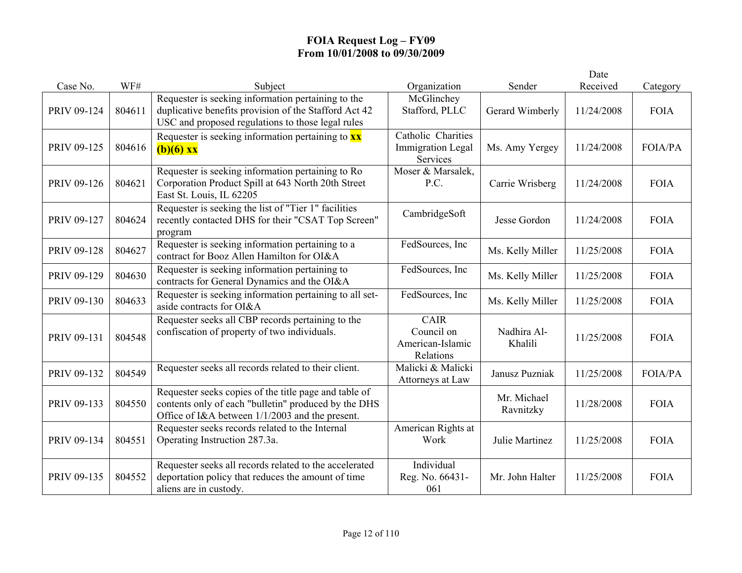# FOIA Request Log – FY09
## From 10/01/2008 to 09/30/2009

| Case No. | WF# | Subject | Organization | Sender | Date Received | Category |
|---|---|---|---|---|---|---|
| PRIV 09-124 | 804611 | Requester is seeking information pertaining to the duplicative benefits provision of the Stafford Act 42 USC and proposed regulations to those legal rules | McGlinchey Stafford, PLLC | Gerard Wimberly | 11/24/2008 | FOIA |
| PRIV 09-125 | 804616 | Requester is seeking information pertaining to **xx (b)(6) xx** | Catholic Charities Immigration Legal Services | Ms. Amy Yergey | 11/24/2008 | FOIA/PA |
| PRIV 09-126 | 804621 | Requester is seeking information pertaining to Ro Corporation Product Spill at 643 North 20th Street East St. Louis, IL 62205 | Moser & Marsalek, P.C. | Carrie Wrisberg | 11/24/2008 | FOIA |
| PRIV 09-127 | 804624 | Requester is seeking the list of "Tier 1" facilities recently contacted DHS for their "CSAT Top Screen" program | CambridgeSoft | Jesse Gordon | 11/24/2008 | FOIA |
| PRIV 09-128 | 804627 | Requester is seeking information pertaining to a contract for Booz Allen Hamilton for OI&A | FedSources, Inc | Ms. Kelly Miller | 11/25/2008 | FOIA |
| PRIV 09-129 | 804630 | Requester is seeking information pertaining to contracts for General Dynamics and the OI&A | FedSources, Inc | Ms. Kelly Miller | 11/25/2008 | FOIA |
| PRIV 09-130 | 804633 | Requester is seeking information pertaining to all set-aside contracts for OI&A | FedSources, Inc | Ms. Kelly Miller | 11/25/2008 | FOIA |
| PRIV 09-131 | 804548 | Requester seeks all CBP records pertaining to the confiscation of property of two individuals. | CAIR Council on American-Islamic Relations | Nadhira Al-Khalili | 11/25/2008 | FOIA |
| PRIV 09-132 | 804549 | Requester seeks all records related to their client. | Malicki & Malicki Attorneys at Law | Janusz Puzniak | 11/25/2008 | FOIA/PA |
| PRIV 09-133 | 804550 | Requester seeks copies of the title page and table of contents only of each "bulletin" produced by the DHS Office of I&A between 1/1/2003 and the present. | | Mr. Michael Ravnitzky | 11/28/2008 | FOIA |
| PRIV 09-134 | 804551 | Requester seeks records related to the Internal Operating Instruction 287.3a. | American Rights at Work | Julie Martinez | 11/25/2008 | FOIA |
| PRIV 09-135 | 804552 | Requester seeks all records related to the accelerated deportation policy that reduces the amount of time aliens are in custody. | Individual Reg. No. 66431-061 | Mr. John Halter | 11/25/2008 | FOIA |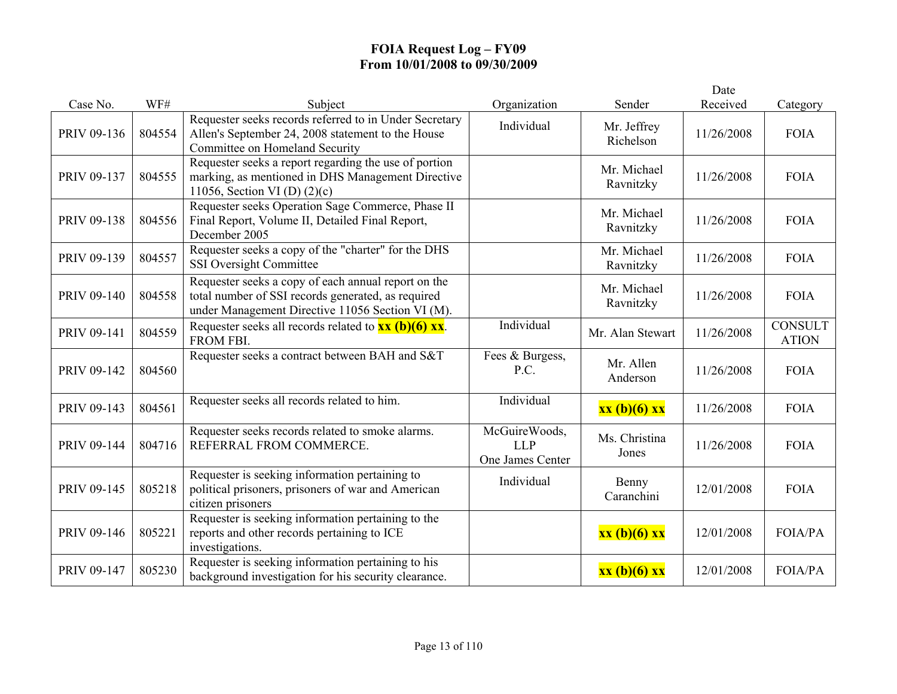# FOIA Request Log – FY09
## From 10/01/2008 to 09/30/2009

| Case No. | WF# | Subject | Organization | Sender | Date Received | Category |
|---|---|---|---|---|---|---|
| PRIV 09-136 | 804554 | Requester seeks records referred to in Under Secretary Allen's September 24, 2008 statement to the House Committee on Homeland Security | Individual | Mr. Jeffrey Richelson | 11/26/2008 | FOIA |
| PRIV 09-137 | 804555 | Requester seeks a report regarding the use of portion marking, as mentioned in DHS Management Directive 11056, Section VI (D) (2)(c) | | Mr. Michael Ravnitzky | 11/26/2008 | FOIA |
| PRIV 09-138 | 804556 | Requester seeks Operation Sage Commerce, Phase II Final Report, Volume II, Detailed Final Report, December 2005 | | Mr. Michael Ravnitzky | 11/26/2008 | FOIA |
| PRIV 09-139 | 804557 | Requester seeks a copy of the "charter" for the DHS SSI Oversight Committee | | Mr. Michael Ravnitzky | 11/26/2008 | FOIA |
| PRIV 09-140 | 804558 | Requester seeks a copy of each annual report on the total number of SSI records generated, as required under Management Directive 11056 Section VI (M). | | Mr. Michael Ravnitzky | 11/26/2008 | FOIA |
| PRIV 09-141 | 804559 | Requester seeks all records related to **xx (b)(6) xx**. FROM FBI. | Individual | Mr. Alan Stewart | 11/26/2008 | CONSULTATION |
| PRIV 09-142 | 804560 | Requester seeks a contract between BAH and S&T | Fees & Burgess, P.C. | Mr. Allen Anderson | 11/26/2008 | FOIA |
| PRIV 09-143 | 804561 | Requester seeks all records related to him. | Individual | **xx (b)(6) xx** | 11/26/2008 | FOIA |
| PRIV 09-144 | 804716 | Requester seeks records related to smoke alarms. REFERRAL FROM COMMERCE. | McGuireWoods, LLP One James Center | Ms. Christina Jones | 11/26/2008 | FOIA |
| PRIV 09-145 | 805218 | Requester is seeking information pertaining to political prisoners, prisoners of war and American citizen prisoners | Individual | Benny Caranchini | 12/01/2008 | FOIA |
| PRIV 09-146 | 805221 | Requester is seeking information pertaining to the reports and other records pertaining to ICE investigations. | | **xx (b)(6) xx** | 12/01/2008 | FOIA/PA |
| PRIV 09-147 | 805230 | Requester is seeking information pertaining to his background investigation for his security clearance. | | **xx (b)(6) xx** | 12/01/2008 | FOIA/PA |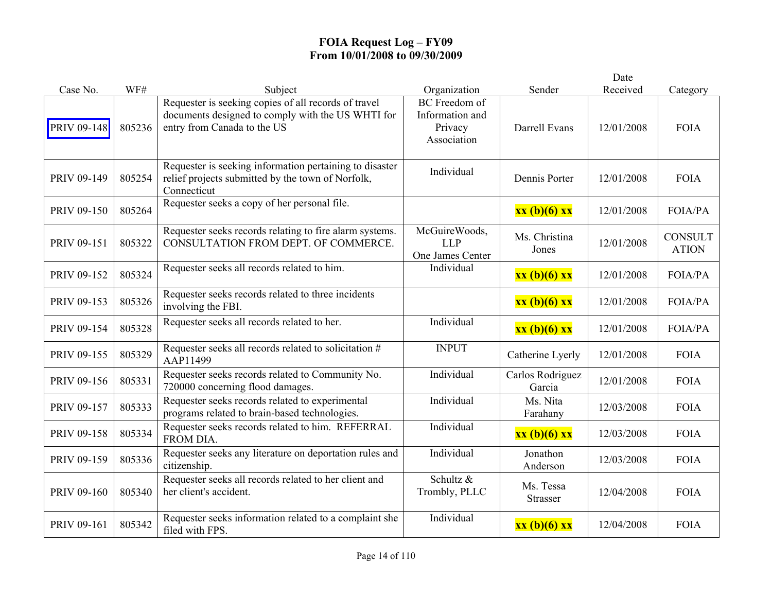**FOIA Request Log – FY09**
**From 10/01/2008 to 09/30/2009**

| Case No. | WF# | Subject | Organization | Sender | Date Received | Category |
|---|---|---|---|---|---|---|
| PRIV 09-148 | 805236 | Requester is seeking copies of all records of travel documents designed to comply with the US WHTI for entry from Canada to the US | BC Freedom of Information and Privacy Association | Darrell Evans | 12/01/2008 | FOIA |
| PRIV 09-149 | 805254 | Requester is seeking information pertaining to disaster relief projects submitted by the town of Norfolk, Connecticut | Individual | Dennis Porter | 12/01/2008 | FOIA |
| PRIV 09-150 | 805264 | Requester seeks a copy of her personal file. | | **xx (b)(6) xx** | 12/01/2008 | FOIA/PA |
| PRIV 09-151 | 805322 | Requester seeks records relating to fire alarm systems. CONSULTATION FROM DEPT. OF COMMERCE. | McGuireWoods, LLP One James Center | Ms. Christina Jones | 12/01/2008 | CONSULTATION |
| PRIV 09-152 | 805324 | Requester seeks all records related to him. | Individual | **xx (b)(6) xx** | 12/01/2008 | FOIA/PA |
| PRIV 09-153 | 805326 | Requester seeks records related to three incidents involving the FBI. | | **xx (b)(6) xx** | 12/01/2008 | FOIA/PA |
| PRIV 09-154 | 805328 | Requester seeks all records related to her. | Individual | **xx (b)(6) xx** | 12/01/2008 | FOIA/PA |
| PRIV 09-155 | 805329 | Requester seeks all records related to solicitation # AAP11499 | INPUT | Catherine Lyerly | 12/01/2008 | FOIA |
| PRIV 09-156 | 805331 | Requester seeks records related to Community No. 720000 concerning flood damages. | Individual | Carlos Rodriguez Garcia | 12/01/2008 | FOIA |
| PRIV 09-157 | 805333 | Requester seeks records related to experimental programs related to brain-based technologies. | Individual | Ms. Nita Farahany | 12/03/2008 | FOIA |
| PRIV 09-158 | 805334 | Requester seeks records related to him. REFERRAL FROM DIA. | Individual | **xx (b)(6) xx** | 12/03/2008 | FOIA |
| PRIV 09-159 | 805336 | Requester seeks any literature on deportation rules and citizenship. | Individual | Jonathon Anderson | 12/03/2008 | FOIA |
| PRIV 09-160 | 805340 | Requester seeks all records related to her client and her client's accident. | Schultz & Trombly, PLLC | Ms. Tessa Strasser | 12/04/2008 | FOIA |
| PRIV 09-161 | 805342 | Requester seeks information related to a complaint she filed with FPS. | Individual | **xx (b)(6) xx** | 12/04/2008 | FOIA |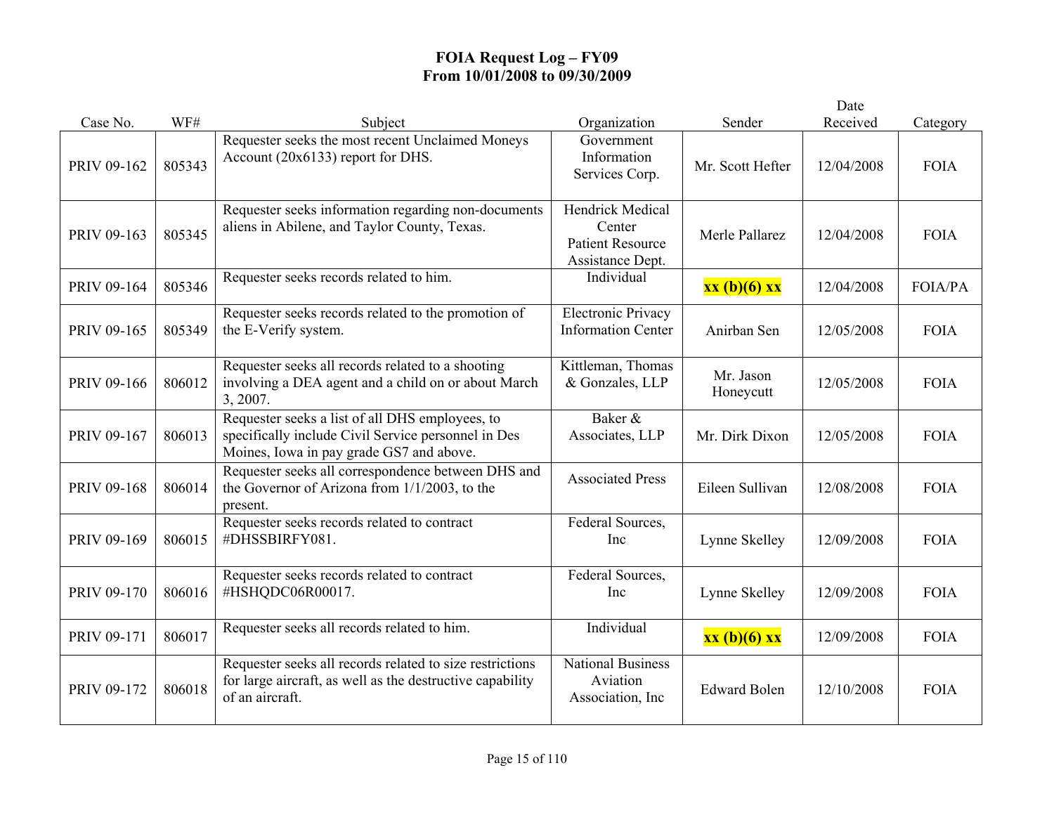# FOIA Request Log – FY09
## From 10/01/2008 to 09/30/2009

| Case No. | WF# | Subject | Organization | Sender | Date Received | Category |
|---|---|---|---|---|---|---|
| PRIV 09-162 | 805343 | Requester seeks the most recent Unclaimed Moneys Account (20x6133) report for DHS. | Government Information Services Corp. | Mr. Scott Hefter | 12/04/2008 | FOIA |
| PRIV 09-163 | 805345 | Requester seeks information regarding non-documents aliens in Abilene, and Taylor County, Texas. | Hendrick Medical Center Patient Resource Assistance Dept. | Merle Pallarez | 12/04/2008 | FOIA |
| PRIV 09-164 | 805346 | Requester seeks records related to him. | Individual | **xx (b)(6) xx** | 12/04/2008 | FOIA/PA |
| PRIV 09-165 | 805349 | Requester seeks records related to the promotion of the E-Verify system. | Electronic Privacy Information Center | Anirban Sen | 12/05/2008 | FOIA |
| PRIV 09-166 | 806012 | Requester seeks all records related to a shooting involving a DEA agent and a child on or about March 3, 2007. | Kittleman, Thomas & Gonzales, LLP | Mr. Jason Honeycutt | 12/05/2008 | FOIA |
| PRIV 09-167 | 806013 | Requester seeks a list of all DHS employees, to specifically include Civil Service personnel in Des Moines, Iowa in pay grade GS7 and above. | Baker & Associates, LLP | Mr. Dirk Dixon | 12/05/2008 | FOIA |
| PRIV 09-168 | 806014 | Requester seeks all correspondence between DHS and the Governor of Arizona from 1/1/2003, to the present. | Associated Press | Eileen Sullivan | 12/08/2008 | FOIA |
| PRIV 09-169 | 806015 | Requester seeks records related to contract #DHSSBIRFY081. | Federal Sources, Inc | Lynne Skelley | 12/09/2008 | FOIA |
| PRIV 09-170 | 806016 | Requester seeks records related to contract #HSHQDC06R00017. | Federal Sources, Inc | Lynne Skelley | 12/09/2008 | FOIA |
| PRIV 09-171 | 806017 | Requester seeks all records related to him. | Individual | **xx (b)(6) xx** | 12/09/2008 | FOIA |
| PRIV 09-172 | 806018 | Requester seeks all records related to size restrictions for large aircraft, as well as the destructive capability of an aircraft. | National Business Aviation Association, Inc | Edward Bolen | 12/10/2008 | FOIA |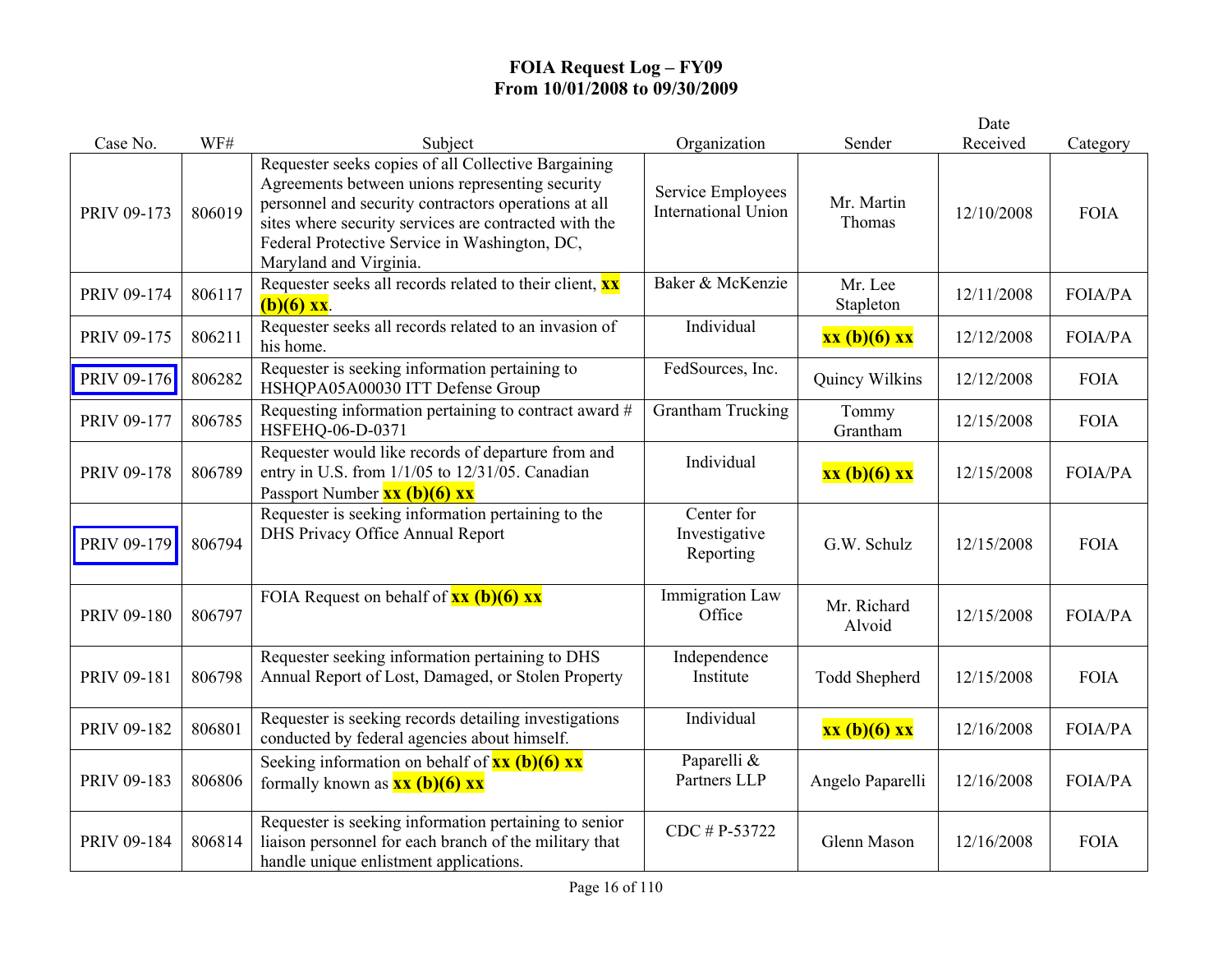# FOIA Request Log – FY09
## From 10/01/2008 to 09/30/2009

| Case No. | WF# | Subject | Organization | Sender | Date Received | Category |
|---|---|---|---|---|---|---|
| PRIV 09-173 | 806019 | Requester seeks copies of all Collective Bargaining Agreements between unions representing security personnel and security contractors operations at all sites where security services are contracted with the Federal Protective Service in Washington, DC, Maryland and Virginia. | Service Employees International Union | Mr. Martin Thomas | 12/10/2008 | FOIA |
| PRIV 09-174 | 806117 | Requester seeks all records related to their client, **xx (b)(6) xx**. | Baker & McKenzie | Mr. Lee Stapleton | 12/11/2008 | FOIA/PA |
| PRIV 09-175 | 806211 | Requester seeks all records related to an invasion of his home. | Individual | **xx (b)(6) xx** | 12/12/2008 | FOIA/PA |
| PRIV 09-176 | 806282 | Requester is seeking information pertaining to HSHQPA05A00030 ITT Defense Group | FedSources, Inc. | Quincy Wilkins | 12/12/2008 | FOIA |
| PRIV 09-177 | 806785 | Requesting information pertaining to contract award # HSFEHQ-06-D-0371 | Grantham Trucking | Tommy Grantham | 12/15/2008 | FOIA |
| PRIV 09-178 | 806789 | Requester would like records of departure from and entry in U.S. from 1/1/05 to 12/31/05. Canadian Passport Number **xx (b)(6) xx** | Individual | **xx (b)(6) xx** | 12/15/2008 | FOIA/PA |
| PRIV 09-179 | 806794 | Requester is seeking information pertaining to the DHS Privacy Office Annual Report | Center for Investigative Reporting | G.W. Schulz | 12/15/2008 | FOIA |
| PRIV 09-180 | 806797 | FOIA Request on behalf of **xx (b)(6) xx** | Immigration Law Office | Mr. Richard Alvoid | 12/15/2008 | FOIA/PA |
| PRIV 09-181 | 806798 | Requester seeking information pertaining to DHS Annual Report of Lost, Damaged, or Stolen Property | Independence Institute | Todd Shepherd | 12/15/2008 | FOIA |
| PRIV 09-182 | 806801 | Requester is seeking records detailing investigations conducted by federal agencies about himself. | Individual | **xx (b)(6) xx** | 12/16/2008 | FOIA/PA |
| PRIV 09-183 | 806806 | Seeking information on behalf of **xx (b)(6) xx** formally known as **xx (b)(6) xx** | Paparelli & Partners LLP | Angelo Paparelli | 12/16/2008 | FOIA/PA |
| PRIV 09-184 | 806814 | Requester is seeking information pertaining to senior liaison personnel for each branch of the military that handle unique enlistment applications. | CDC # P-53722 | Glenn Mason | 12/16/2008 | FOIA |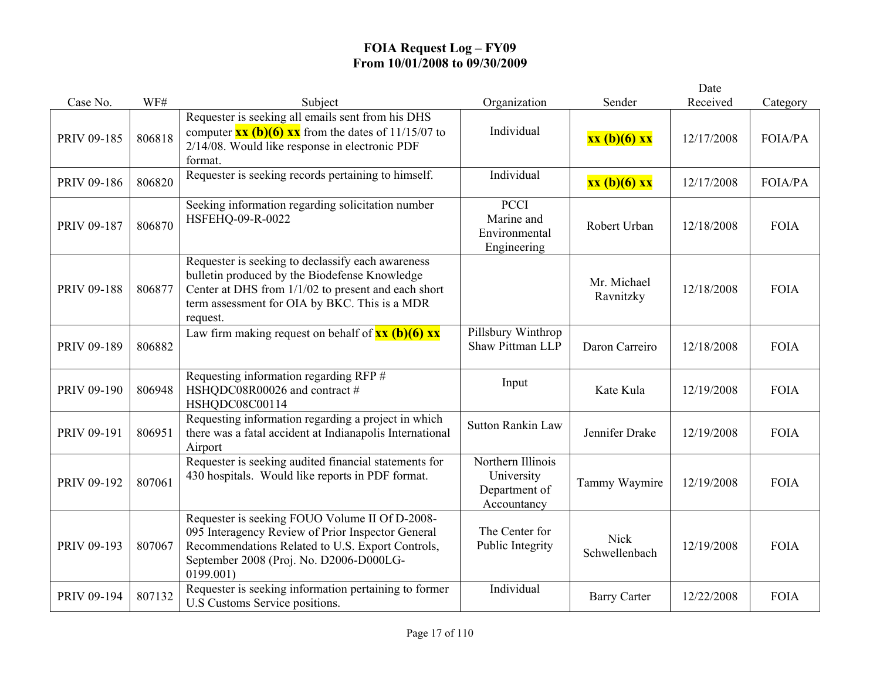# FOIA Request Log – FY09
## From 10/01/2008 to 09/30/2009

| Case No. | WF# | Subject | Organization | Sender | Date Received | Category |
|---|---|---|---|---|---|---|
| PRIV 09-185 | 806818 | Requester is seeking all emails sent from his DHS computer **xx (b)(6) xx** from the dates of 11/15/07 to 2/14/08. Would like response in electronic PDF format. | Individual | **xx (b)(6) xx** | 12/17/2008 | FOIA/PA |
| PRIV 09-186 | 806820 | Requester is seeking records pertaining to himself. | Individual | **xx (b)(6) xx** | 12/17/2008 | FOIA/PA |
| PRIV 09-187 | 806870 | Seeking information regarding solicitation number HSFEHQ-09-R-0022 | PCCI Marine and Environmental Engineering | Robert Urban | 12/18/2008 | FOIA |
| PRIV 09-188 | 806877 | Requester is seeking to declassify each awareness bulletin produced by the Biodefense Knowledge Center at DHS from 1/1/02 to present and each short term assessment for OIA by BKC. This is a MDR request. | | Mr. Michael Ravnitzky | 12/18/2008 | FOIA |
| PRIV 09-189 | 806882 | Law firm making request on behalf of **xx (b)(6) xx** | Pillsbury Winthrop Shaw Pittman LLP | Daron Carreiro | 12/18/2008 | FOIA |
| PRIV 09-190 | 806948 | Requesting information regarding RFP # HSHQDC08R00026 and contract # HSHQDC08C00114 | Input | Kate Kula | 12/19/2008 | FOIA |
| PRIV 09-191 | 806951 | Requesting information regarding a project in which there was a fatal accident at Indianapolis International Airport | Sutton Rankin Law | Jennifer Drake | 12/19/2008 | FOIA |
| PRIV 09-192 | 807061 | Requester is seeking audited financial statements for 430 hospitals. Would like reports in PDF format. | Northern Illinois University Department of Accountancy | Tammy Waymire | 12/19/2008 | FOIA |
| PRIV 09-193 | 807067 | Requester is seeking FOUO Volume II Of D-2008-095 Interagency Review of Prior Inspector General Recommendations Related to U.S. Export Controls, September 2008 (Proj. No. D2006-D000LG-0199.001) | The Center for Public Integrity | Nick Schwellenbach | 12/19/2008 | FOIA |
| PRIV 09-194 | 807132 | Requester is seeking information pertaining to former U.S Customs Service positions. | Individual | Barry Carter | 12/22/2008 | FOIA |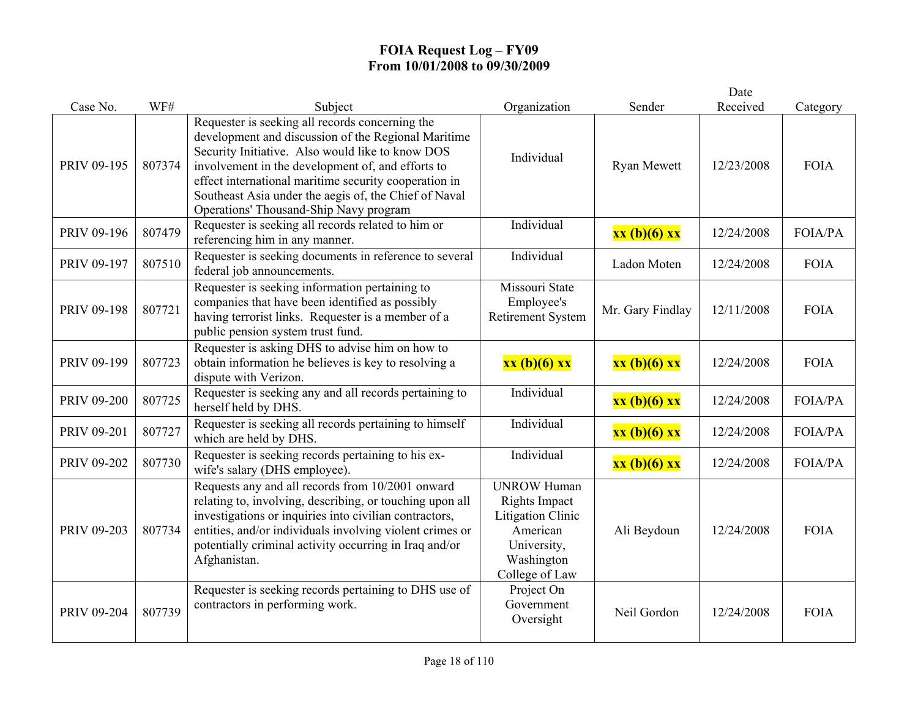# FOIA Request Log – FY09
## From 10/01/2008 to 09/30/2009

| Case No. | WF# | Subject | Organization | Sender | Date Received | Category |
|---|---|---|---|---|---|---|
| PRIV 09-195 | 807374 | Requester is seeking all records concerning the development and discussion of the Regional Maritime Security Initiative. Also would like to know DOS involvement in the development of, and efforts to effect international maritime security cooperation in Southeast Asia under the aegis of, the Chief of Naval Operations' Thousand-Ship Navy program | Individual | Ryan Mewett | 12/23/2008 | FOIA |
| PRIV 09-196 | 807479 | Requester is seeking all records related to him or referencing him in any manner. | Individual | **xx (b)(6) xx** | 12/24/2008 | FOIA/PA |
| PRIV 09-197 | 807510 | Requester is seeking documents in reference to several federal job announcements. | Individual | Ladon Moten | 12/24/2008 | FOIA |
| PRIV 09-198 | 807721 | Requester is seeking information pertaining to companies that have been identified as possibly having terrorist links. Requester is a member of a public pension system trust fund. | Missouri State Employee's Retirement System | Mr. Gary Findlay | 12/11/2008 | FOIA |
| PRIV 09-199 | 807723 | Requester is asking DHS to advise him on how to obtain information he believes is key to resolving a dispute with Verizon. | **xx (b)(6) xx** | **xx (b)(6) xx** | 12/24/2008 | FOIA |
| PRIV 09-200 | 807725 | Requester is seeking any and all records pertaining to herself held by DHS. | Individual | **xx (b)(6) xx** | 12/24/2008 | FOIA/PA |
| PRIV 09-201 | 807727 | Requester is seeking all records pertaining to himself which are held by DHS. | Individual | **xx (b)(6) xx** | 12/24/2008 | FOIA/PA |
| PRIV 09-202 | 807730 | Requester is seeking records pertaining to his ex-wife's salary (DHS employee). | Individual | **xx (b)(6) xx** | 12/24/2008 | FOIA/PA |
| PRIV 09-203 | 807734 | Requests any and all records from 10/2001 onward relating to, involving, describing, or touching upon all investigations or inquiries into civilian contractors, entities, and/or individuals involving violent crimes or potentially criminal activity occurring in Iraq and/or Afghanistan. | UNROW Human Rights Impact Litigation Clinic American University, Washington College of Law | Ali Beydoun | 12/24/2008 | FOIA |
| PRIV 09-204 | 807739 | Requester is seeking records pertaining to DHS use of contractors in performing work. | Project On Government Oversight | Neil Gordon | 12/24/2008 | FOIA |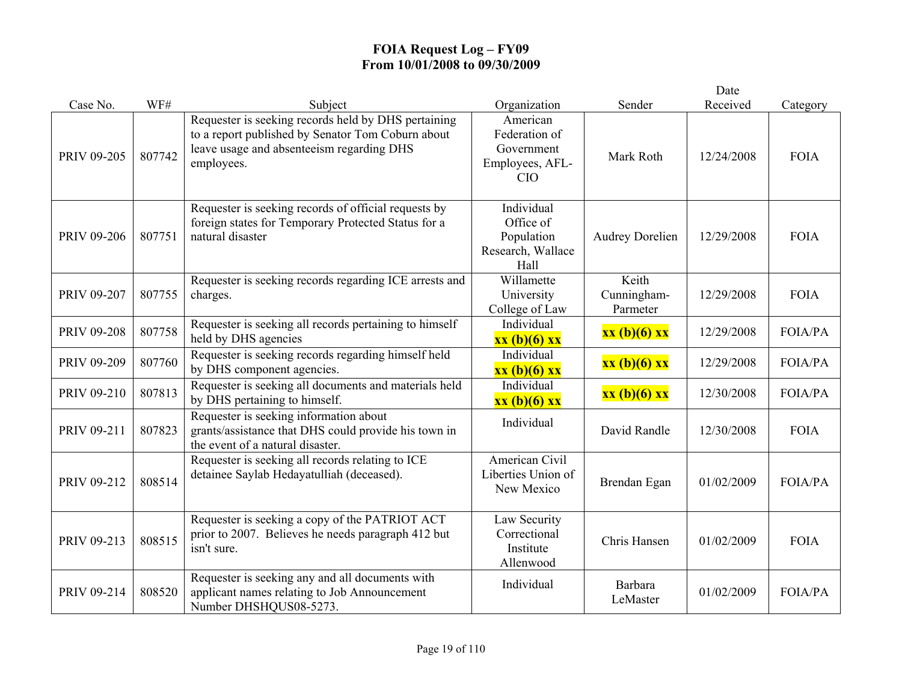# FOIA Request Log – FY09
## From 10/01/2008 to 09/30/2009

| Case No. | WF# | Subject | Organization | Sender | Date Received | Category |
|---|---|---|---|---|---|---|
| PRIV 09-205 | 807742 | Requester is seeking records held by DHS pertaining to a report published by Senator Tom Coburn about leave usage and absenteeism regarding DHS employees. | American Federation of Government Employees, AFL-CIO | Mark Roth | 12/24/2008 | FOIA |
| PRIV 09-206 | 807751 | Requester is seeking records of official requests by foreign states for Temporary Protected Status for a natural disaster | Individual Office of Population Research, Wallace Hall | Audrey Dorelien | 12/29/2008 | FOIA |
| PRIV 09-207 | 807755 | Requester is seeking records regarding ICE arrests and charges. | Willamette University College of Law | Keith Cunningham-Parmeter | 12/29/2008 | FOIA |
| PRIV 09-208 | 807758 | Requester is seeking all records pertaining to himself held by DHS agencies | Individual **xx (b)(6) xx** | **xx (b)(6) xx** | 12/29/2008 | FOIA/PA |
| PRIV 09-209 | 807760 | Requester is seeking records regarding himself held by DHS component agencies. | Individual **xx (b)(6) xx** | **xx (b)(6) xx** | 12/29/2008 | FOIA/PA |
| PRIV 09-210 | 807813 | Requester is seeking all documents and materials held by DHS pertaining to himself. | Individual **xx (b)(6) xx** | **xx (b)(6) xx** | 12/30/2008 | FOIA/PA |
| PRIV 09-211 | 807823 | Requester is seeking information about grants/assistance that DHS could provide his town in the event of a natural disaster. | Individual | David Randle | 12/30/2008 | FOIA |
| PRIV 09-212 | 808514 | Requester is seeking all records relating to ICE detainee Saylab Hedayatulliah (deceased). | American Civil Liberties Union of New Mexico | Brendan Egan | 01/02/2009 | FOIA/PA |
| PRIV 09-213 | 808515 | Requester is seeking a copy of the PATRIOT ACT prior to 2007. Believes he needs paragraph 412 but isn't sure. | Law Security Correctional Institute Allenwood | Chris Hansen | 01/02/2009 | FOIA |
| PRIV 09-214 | 808520 | Requester is seeking any and all documents with applicant names relating to Job Announcement Number DHSHQUS08-5273. | Individual | Barbara LeMaster | 01/02/2009 | FOIA/PA |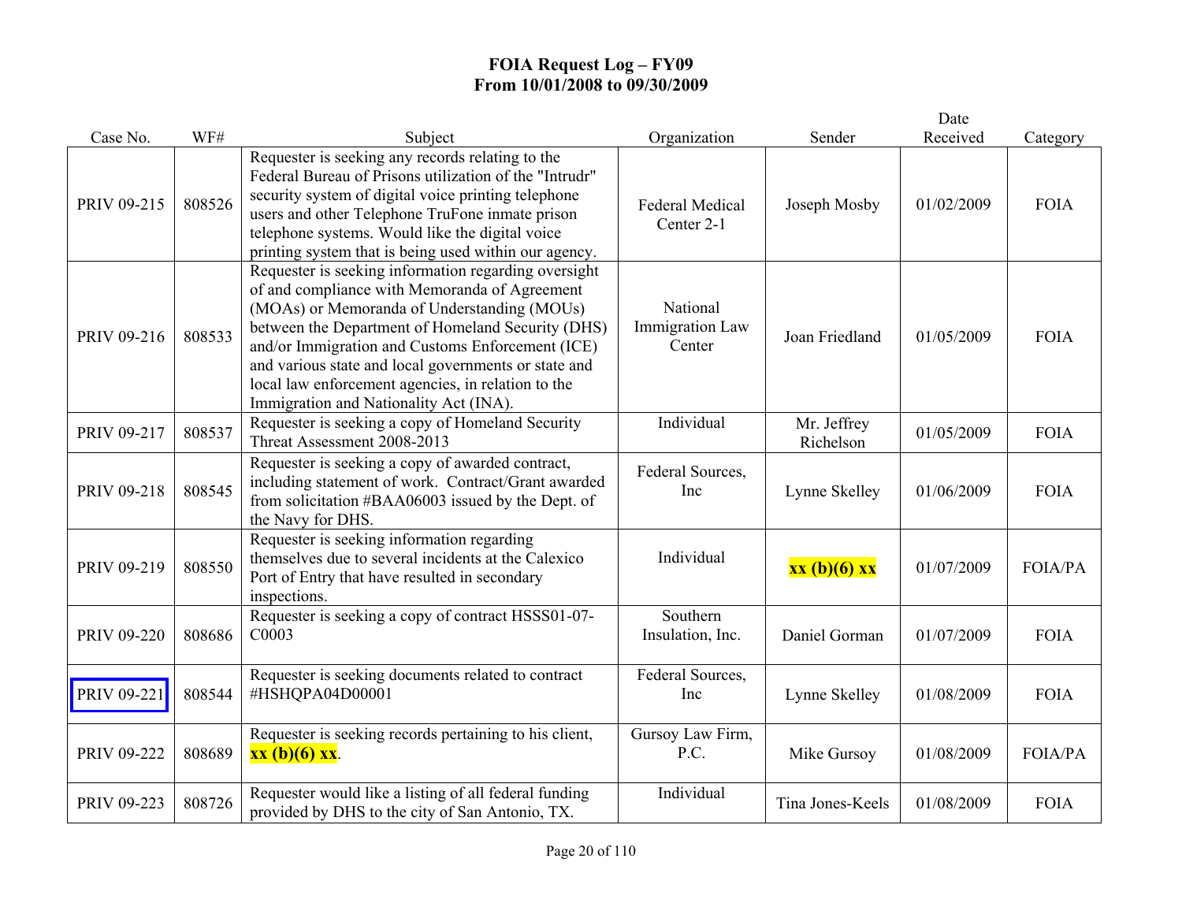# FOIA Request Log – FY09
# From 10/01/2008 to 09/30/2009

| Case No. | WF# | Subject | Organization | Sender | Date Received | Category |
|---|---|---|---|---|---|---|
| PRIV 09-215 | 808526 | Requester is seeking any records relating to the Federal Bureau of Prisons utilization of the "Intrudr" security system of digital voice printing telephone users and other Telephone TruFone inmate prison telephone systems. Would like the digital voice printing system that is being used within our agency. | Federal Medical Center 2-1 | Joseph Mosby | 01/02/2009 | FOIA |
| PRIV 09-216 | 808533 | Requester is seeking information regarding oversight of and compliance with Memoranda of Agreement (MOAs) or Memoranda of Understanding (MOUs) between the Department of Homeland Security (DHS) and/or Immigration and Customs Enforcement (ICE) and various state and local governments or state and local law enforcement agencies, in relation to the Immigration and Nationality Act (INA). | National Immigration Law Center | Joan Friedland | 01/05/2009 | FOIA |
| PRIV 09-217 | 808537 | Requester is seeking a copy of Homeland Security Threat Assessment 2008-2013 | Individual | Mr. Jeffrey Richelson | 01/05/2009 | FOIA |
| PRIV 09-218 | 808545 | Requester is seeking a copy of awarded contract, including statement of work. Contract/Grant awarded from solicitation #BAA06003 issued by the Dept. of the Navy for DHS. | Federal Sources, Inc | Lynne Skelley | 01/06/2009 | FOIA |
| PRIV 09-219 | 808550 | Requester is seeking information regarding themselves due to several incidents at the Calexico Port of Entry that have resulted in secondary inspections. | Individual | **xx (b)(6) xx** | 01/07/2009 | FOIA/PA |
| PRIV 09-220 | 808686 | Requester is seeking a copy of contract HSSS01-07-C0003 | Southern Insulation, Inc. | Daniel Gorman | 01/07/2009 | FOIA |
| PRIV 09-221 | 808544 | Requester is seeking documents related to contract #HSHQPA04D00001 | Federal Sources, Inc | Lynne Skelley | 01/08/2009 | FOIA |
| PRIV 09-222 | 808689 | Requester is seeking records pertaining to his client, **xx (b)(6) xx**. | Gursoy Law Firm, P.C. | Mike Gursoy | 01/08/2009 | FOIA/PA |
| PRIV 09-223 | 808726 | Requester would like a listing of all federal funding provided by DHS to the city of San Antonio, TX. | Individual | Tina Jones-Keels | 01/08/2009 | FOIA |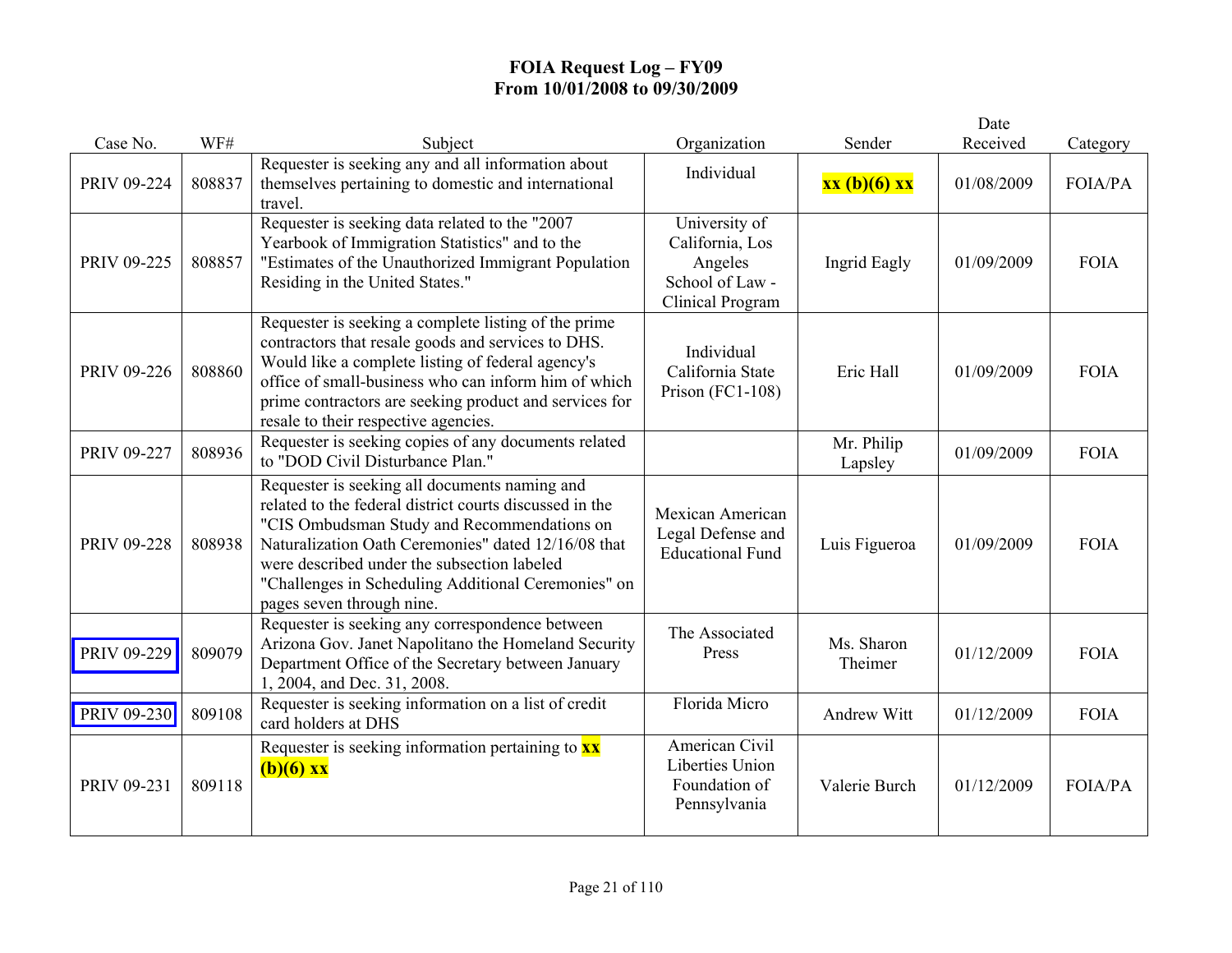# FOIA Request Log – FY09
## From 10/01/2008 to 09/30/2009

| Case No. | WF# | Subject | Organization | Sender | Date Received | Category |
|---|---|---|---|---|---|---|
| PRIV 09-224 | 808837 | Requester is seeking any and all information about themselves pertaining to domestic and international travel. | Individual | **xx (b)(6) xx** | 01/08/2009 | FOIA/PA |
| PRIV 09-225 | 808857 | Requester is seeking data related to the "2007 Yearbook of Immigration Statistics" and to the "Estimates of the Unauthorized Immigrant Population Residing in the United States." | University of California, Los Angeles School of Law - Clinical Program | Ingrid Eagly | 01/09/2009 | FOIA |
| PRIV 09-226 | 808860 | Requester is seeking a complete listing of the prime contractors that resale goods and services to DHS. Would like a complete listing of federal agency's office of small-business who can inform him of which prime contractors are seeking product and services for resale to their respective agencies. | Individual California State Prison (FC1-108) | Eric Hall | 01/09/2009 | FOIA |
| PRIV 09-227 | 808936 | Requester is seeking copies of any documents related to "DOD Civil Disturbance Plan." | | Mr. Philip Lapsley | 01/09/2009 | FOIA |
| PRIV 09-228 | 808938 | Requester is seeking all documents naming and related to the federal district courts discussed in the "CIS Ombudsman Study and Recommendations on Naturalization Oath Ceremonies" dated 12/16/08 that were described under the subsection labeled "Challenges in Scheduling Additional Ceremonies" on pages seven through nine. | Mexican American Legal Defense and Educational Fund | Luis Figueroa | 01/09/2009 | FOIA |
| PRIV 09-229 | 809079 | Requester is seeking any correspondence between Arizona Gov. Janet Napolitano the Homeland Security Department Office of the Secretary between January 1, 2004, and Dec. 31, 2008. | The Associated Press | Ms. Sharon Theimer | 01/12/2009 | FOIA |
| PRIV 09-230 | 809108 | Requester is seeking information on a list of credit card holders at DHS | Florida Micro | Andrew Witt | 01/12/2009 | FOIA |
| PRIV 09-231 | 809118 | Requester is seeking information pertaining to **xx (b)(6) xx** | American Civil Liberties Union Foundation of Pennsylvania | Valerie Burch | 01/12/2009 | FOIA/PA |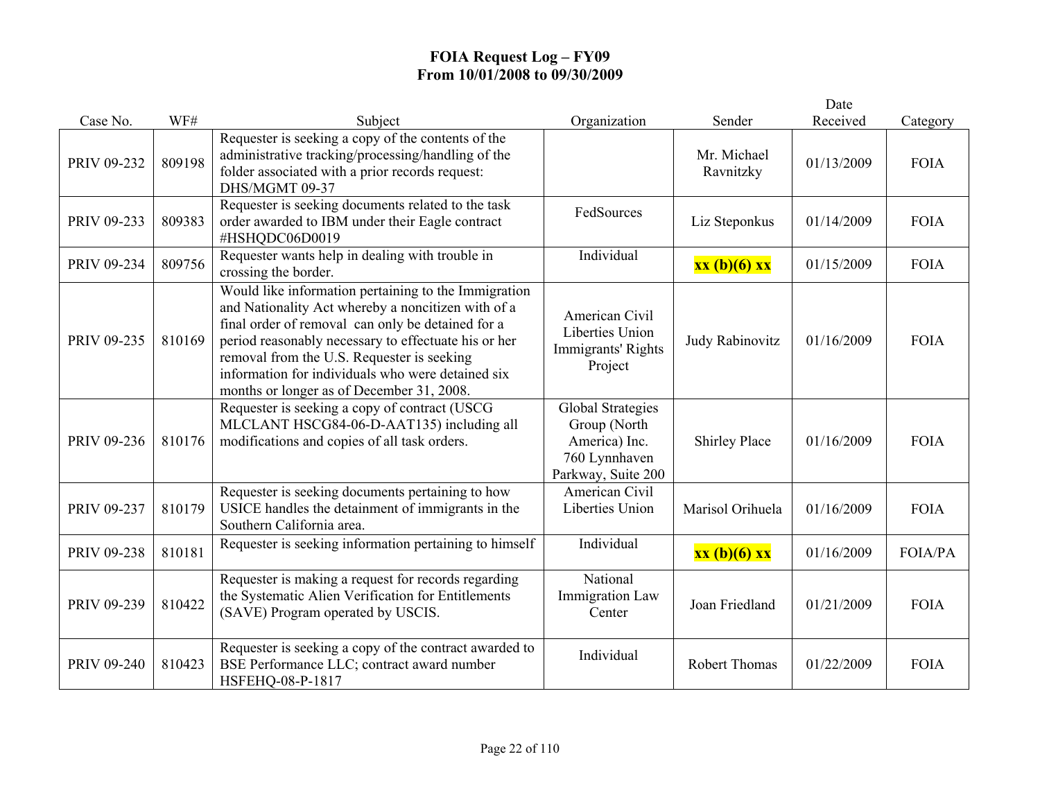# FOIA Request Log – FY09
## From 10/01/2008 to 09/30/2009

| Case No. | WF# | Subject | Organization | Sender | Date Received | Category |
|---|---|---|---|---|---|---|
| PRIV 09-232 | 809198 | Requester is seeking a copy of the contents of the administrative tracking/processing/handling of the folder associated with a prior records request: DHS/MGMT 09-37 | | Mr. Michael Ravnitzky | 01/13/2009 | FOIA |
| PRIV 09-233 | 809383 | Requester is seeking documents related to the task order awarded to IBM under their Eagle contract #HSHQDC06D0019 | FedSources | Liz Steponkus | 01/14/2009 | FOIA |
| PRIV 09-234 | 809756 | Requester wants help in dealing with trouble in crossing the border. | Individual | **xx (b)(6) xx** | 01/15/2009 | FOIA |
| PRIV 09-235 | 810169 | Would like information pertaining to the Immigration and Nationality Act whereby a noncitizen with of a final order of removal can only be detained for a period reasonably necessary to effectuate his or her removal from the U.S. Requester is seeking information for individuals who were detained six months or longer as of December 31, 2008. | American Civil Liberties Union Immigrants' Rights Project | Judy Rabinovitz | 01/16/2009 | FOIA |
| PRIV 09-236 | 810176 | Requester is seeking a copy of contract (USCG MLCLANT HSCG84-06-D-AAT135) including all modifications and copies of all task orders. | Global Strategies Group (North America) Inc. 760 Lynnhaven Parkway, Suite 200 | Shirley Place | 01/16/2009 | FOIA |
| PRIV 09-237 | 810179 | Requester is seeking documents pertaining to how USICE handles the detainment of immigrants in the Southern California area. | American Civil Liberties Union | Marisol Orihuela | 01/16/2009 | FOIA |
| PRIV 09-238 | 810181 | Requester is seeking information pertaining to himself | Individual | **xx (b)(6) xx** | 01/16/2009 | FOIA/PA |
| PRIV 09-239 | 810422 | Requester is making a request for records regarding the Systematic Alien Verification for Entitlements (SAVE) Program operated by USCIS. | National Immigration Law Center | Joan Friedland | 01/21/2009 | FOIA |
| PRIV 09-240 | 810423 | Requester is seeking a copy of the contract awarded to BSE Performance LLC; contract award number HSFEHQ-08-P-1817 | Individual | Robert Thomas | 01/22/2009 | FOIA |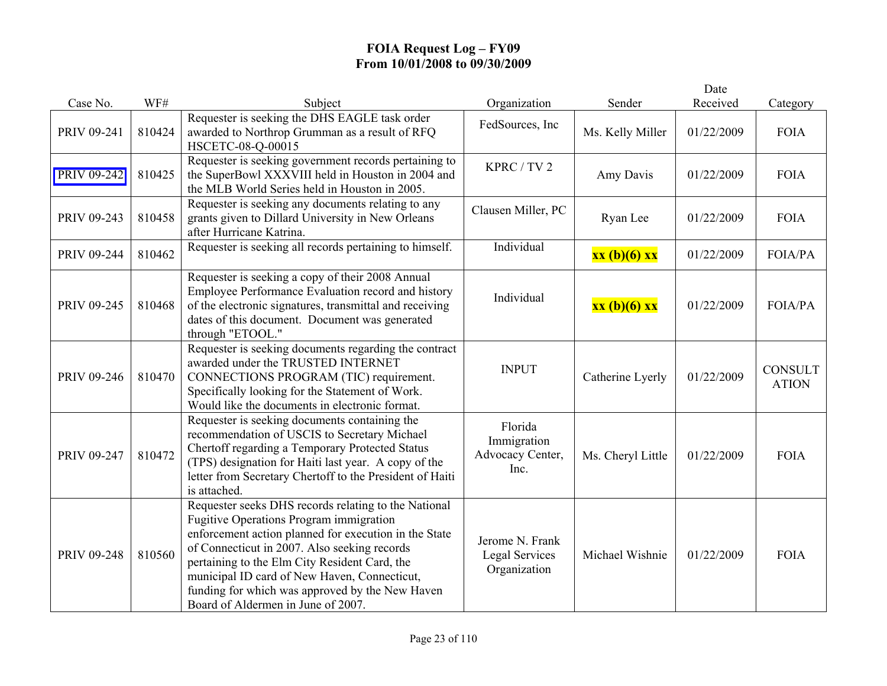# FOIA Request Log – FY09
## From 10/01/2008 to 09/30/2009

| Case No. | WF# | Subject | Organization | Sender | Date Received | Category |
|---|---|---|---|---|---|---|
| PRIV 09-241 | 810424 | Requester is seeking the DHS EAGLE task order awarded to Northrop Grumman as a result of RFQ HSCETC-08-Q-00015 | FedSources, Inc | Ms. Kelly Miller | 01/22/2009 | FOIA |
| PRIV 09-242 | 810425 | Requester is seeking government records pertaining to the SuperBowl XXXVIII held in Houston in 2004 and the MLB World Series held in Houston in 2005. | KPRC / TV 2 | Amy Davis | 01/22/2009 | FOIA |
| PRIV 09-243 | 810458 | Requester is seeking any documents relating to any grants given to Dillard University in New Orleans after Hurricane Katrina. | Clausen Miller, PC | Ryan Lee | 01/22/2009 | FOIA |
| PRIV 09-244 | 810462 | Requester is seeking all records pertaining to himself. | Individual | **xx (b)(6) xx** | 01/22/2009 | FOIA/PA |
| PRIV 09-245 | 810468 | Requester is seeking a copy of their 2008 Annual Employee Performance Evaluation record and history of the electronic signatures, transmittal and receiving dates of this document. Document was generated through "ETOOL." | Individual | **xx (b)(6) xx** | 01/22/2009 | FOIA/PA |
| PRIV 09-246 | 810470 | Requester is seeking documents regarding the contract awarded under the TRUSTED INTERNET CONNECTIONS PROGRAM (TIC) requirement. Specifically looking for the Statement of Work. Would like the documents in electronic format. | INPUT | Catherine Lyerly | 01/22/2009 | CONSULTATION |
| PRIV 09-247 | 810472 | Requester is seeking documents containing the recommendation of USCIS to Secretary Michael Chertoff regarding a Temporary Protected Status (TPS) designation for Haiti last year. A copy of the letter from Secretary Chertoff to the President of Haiti is attached. | Florida Immigration Advocacy Center, Inc. | Ms. Cheryl Little | 01/22/2009 | FOIA |
| PRIV 09-248 | 810560 | Requester seeks DHS records relating to the National Fugitive Operations Program immigration enforcement action planned for execution in the State of Connecticut in 2007. Also seeking records pertaining to the Elm City Resident Card, the municipal ID card of New Haven, Connecticut, funding for which was approved by the New Haven Board of Aldermen in June of 2007. | Jerome N. Frank Legal Services Organization | Michael Wishnie | 01/22/2009 | FOIA |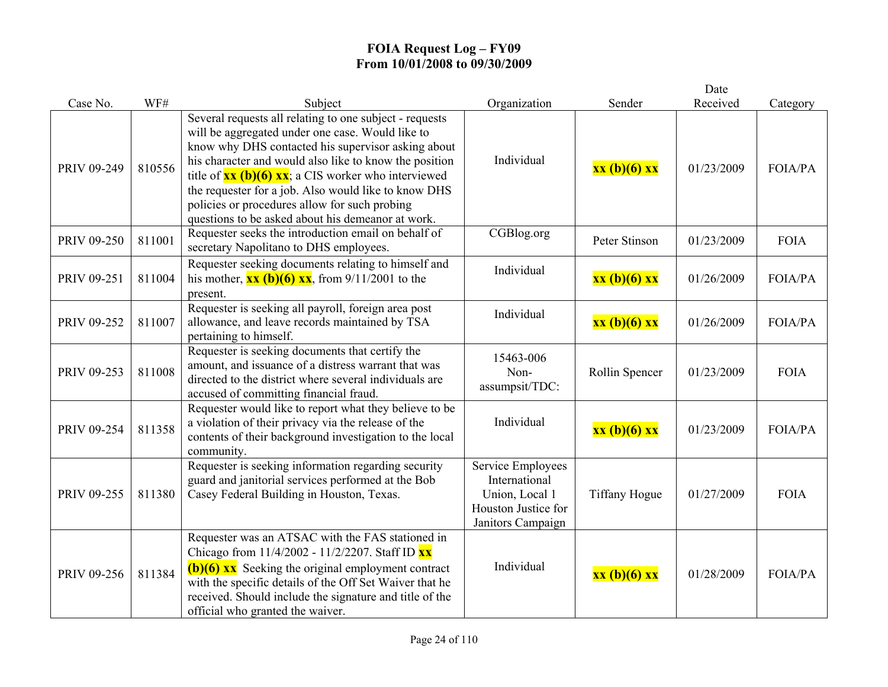# FOIA Request Log – FY09
## From 10/01/2008 to 09/30/2009

| Case No. | WF# | Subject | Organization | Sender | Date Received | Category |
|---|---|---|---|---|---|---|
| PRIV 09-249 | 810556 | Several requests all relating to one subject - requests will be aggregated under one case. Would like to know why DHS contacted his supervisor asking about his character and would also like to know the position title of **xx (b)(6) xx**; a CIS worker who interviewed the requester for a job. Also would like to know DHS policies or procedures allow for such probing questions to be asked about his demeanor at work. | Individual | **xx (b)(6) xx** | 01/23/2009 | FOIA/PA |
| PRIV 09-250 | 811001 | Requester seeks the introduction email on behalf of secretary Napolitano to DHS employees. | CGBlog.org | Peter Stinson | 01/23/2009 | FOIA |
| PRIV 09-251 | 811004 | Requester seeking documents relating to himself and his mother, **xx (b)(6) xx**, from 9/11/2001 to the present. | Individual | **xx (b)(6) xx** | 01/26/2009 | FOIA/PA |
| PRIV 09-252 | 811007 | Requester is seeking all payroll, foreign area post allowance, and leave records maintained by TSA pertaining to himself. | Individual | **xx (b)(6) xx** | 01/26/2009 | FOIA/PA |
| PRIV 09-253 | 811008 | Requester is seeking documents that certify the amount, and issuance of a distress warrant that was directed to the district where several individuals are accused of committing financial fraud. | 15463-006 Non-assumpsit/TDC: | Rollin Spencer | 01/23/2009 | FOIA |
| PRIV 09-254 | 811358 | Requester would like to report what they believe to be a violation of their privacy via the release of the contents of their background investigation to the local community. | Individual | **xx (b)(6) xx** | 01/23/2009 | FOIA/PA |
| PRIV 09-255 | 811380 | Requester is seeking information regarding security guard and janitorial services performed at the Bob Casey Federal Building in Houston, Texas. | Service Employees International Union, Local 1 Houston Justice for Janitors Campaign | Tiffany Hogue | 01/27/2009 | FOIA |
| PRIV 09-256 | 811384 | Requester was an ATSAC with the FAS stationed in Chicago from 11/4/2002 - 11/2/2207. Staff ID **xx (b)(6) xx** Seeking the original employment contract with the specific details of the Off Set Waiver that he received. Should include the signature and title of the official who granted the waiver. | Individual | **xx (b)(6) xx** | 01/28/2009 | FOIA/PA |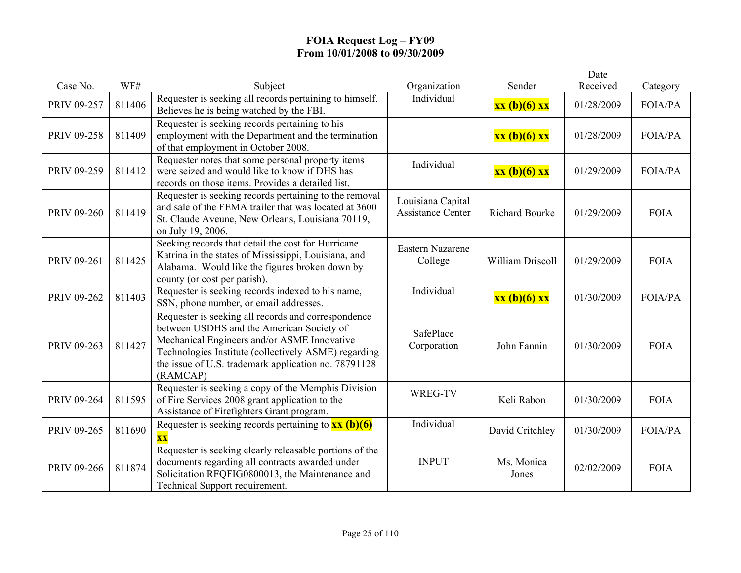# FOIA Request Log – FY09
## From 10/01/2008 to 09/30/2009

| Case No. | WF# | Subject | Organization | Sender | Date Received | Category |
|---|---|---|---|---|---|---|
| PRIV 09-257 | 811406 | Requester is seeking all records pertaining to himself. Believes he is being watched by the FBI. | Individual | **xx (b)(6) xx** | 01/28/2009 | FOIA/PA |
| PRIV 09-258 | 811409 | Requester is seeking records pertaining to his employment with the Department and the termination of that employment in October 2008. | | **xx (b)(6) xx** | 01/28/2009 | FOIA/PA |
| PRIV 09-259 | 811412 | Requester notes that some personal property items were seized and would like to know if DHS has records on those items. Provides a detailed list. | Individual | **xx (b)(6) xx** | 01/29/2009 | FOIA/PA |
| PRIV 09-260 | 811419 | Requester is seeking records pertaining to the removal and sale of the FEMA trailer that was located at 3600 St. Claude Aveune, New Orleans, Louisiana 70119, on July 19, 2006. | Louisiana Capital Assistance Center | Richard Bourke | 01/29/2009 | FOIA |
| PRIV 09-261 | 811425 | Seeking records that detail the cost for Hurricane Katrina in the states of Mississippi, Louisiana, and Alabama. Would like the figures broken down by county (or cost per parish). | Eastern Nazarene College | William Driscoll | 01/29/2009 | FOIA |
| PRIV 09-262 | 811403 | Requester is seeking records indexed to his name, SSN, phone number, or email addresses. | Individual | **xx (b)(6) xx** | 01/30/2009 | FOIA/PA |
| PRIV 09-263 | 811427 | Requester is seeking all records and correspondence between USDHS and the American Society of Mechanical Engineers and/or ASME Innovative Technologies Institute (collectively ASME) regarding the issue of U.S. trademark application no. 78791128 (RAMCAP) | SafePlace Corporation | John Fannin | 01/30/2009 | FOIA |
| PRIV 09-264 | 811595 | Requester is seeking a copy of the Memphis Division of Fire Services 2008 grant application to the Assistance of Firefighters Grant program. | WREG-TV | Keli Rabon | 01/30/2009 | FOIA |
| PRIV 09-265 | 811690 | Requester is seeking records pertaining to **xx (b)(6) xx** | Individual | David Critchley | 01/30/2009 | FOIA/PA |
| PRIV 09-266 | 811874 | Requester is seeking clearly releasable portions of the documents regarding all contracts awarded under Solicitation RFQFIG0800013, the Maintenance and Technical Support requirement. | INPUT | Ms. Monica Jones | 02/02/2009 | FOIA |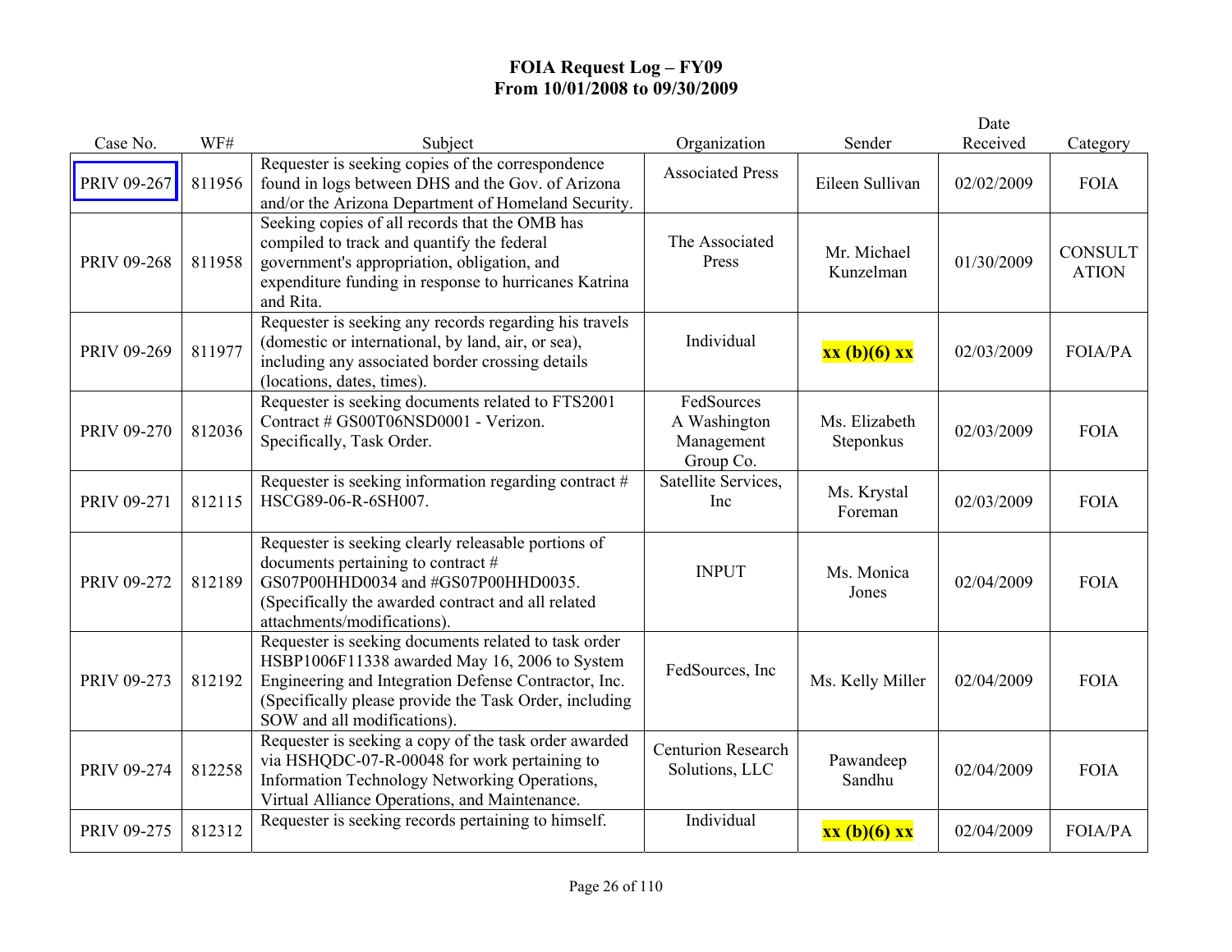# FOIA Request Log – FY09
## From 10/01/2008 to 09/30/2009

| Case No. | WF# | Subject | Organization | Sender | Date Received | Category |
|---|---|---|---|---|---|---|
| PRIV 09-267 | 811956 | Requester is seeking copies of the correspondence found in logs between DHS and the Gov. of Arizona and/or the Arizona Department of Homeland Security. | Associated Press | Eileen Sullivan | 02/02/2009 | FOIA |
| PRIV 09-268 | 811958 | Seeking copies of all records that the OMB has compiled to track and quantify the federal government's appropriation, obligation, and expenditure funding in response to hurricanes Katrina and Rita. | The Associated Press | Mr. Michael Kunzelman | 01/30/2009 | CONSULTATION |
| PRIV 09-269 | 811977 | Requester is seeking any records regarding his travels (domestic or international, by land, air, or sea), including any associated border crossing details (locations, dates, times). | Individual | **xx (b)(6) xx** | 02/03/2009 | FOIA/PA |
| PRIV 09-270 | 812036 | Requester is seeking documents related to FTS2001 Contract # GS00T06NSD0001 - Verizon. Specifically, Task Order. | FedSources A Washington Management Group Co. | Ms. Elizabeth Steponkus | 02/03/2009 | FOIA |
| PRIV 09-271 | 812115 | Requester is seeking information regarding contract # HSCG89-06-R-6SH007. | Satellite Services, Inc | Ms. Krystal Foreman | 02/03/2009 | FOIA |
| PRIV 09-272 | 812189 | Requester is seeking clearly releasable portions of documents pertaining to contract # GS07P00HHD0034 and #GS07P00HHD0035. (Specifically the awarded contract and all related attachments/modifications). | INPUT | Ms. Monica Jones | 02/04/2009 | FOIA |
| PRIV 09-273 | 812192 | Requester is seeking documents related to task order HSBP1006F11338 awarded May 16, 2006 to System Engineering and Integration Defense Contractor, Inc. (Specifically please provide the Task Order, including SOW and all modifications). | FedSources, Inc | Ms. Kelly Miller | 02/04/2009 | FOIA |
| PRIV 09-274 | 812258 | Requester is seeking a copy of the task order awarded via HSHQDC-07-R-00048 for work pertaining to Information Technology Networking Operations, Virtual Alliance Operations, and Maintenance. | Centurion Research Solutions, LLC | Pawandeep Sandhu | 02/04/2009 | FOIA |
| PRIV 09-275 | 812312 | Requester is seeking records pertaining to himself. | Individual | **xx (b)(6) xx** | 02/04/2009 | FOIA/PA |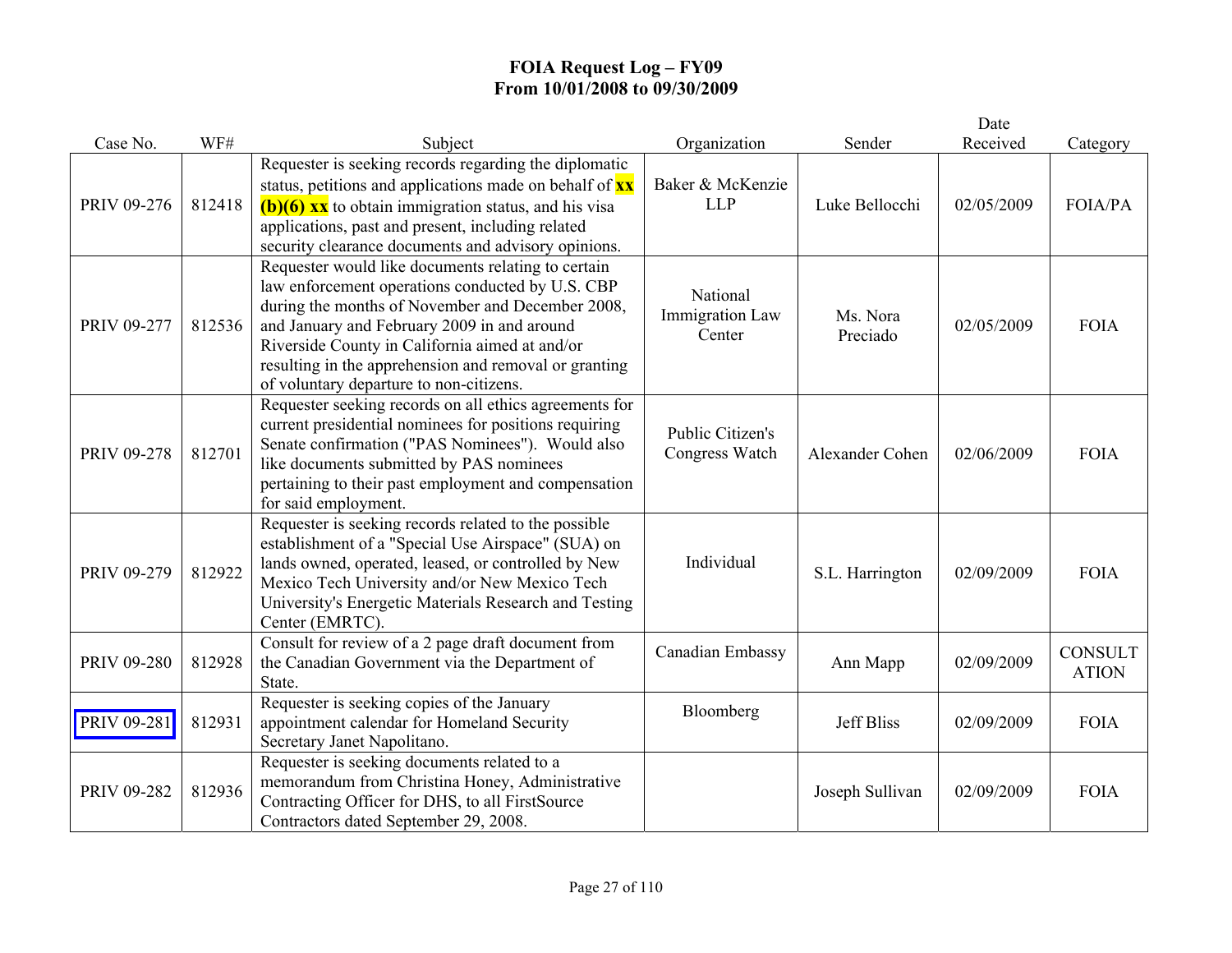# FOIA Request Log – FY09
## From 10/01/2008 to 09/30/2009

| Case No. | WF# | Subject | Organization | Sender | Date Received | Category |
|---|---|---|---|---|---|---|
| PRIV 09-276 | 812418 | Requester is seeking records regarding the diplomatic status, petitions and applications made on behalf of **xx (b)(6) xx** to obtain immigration status, and his visa applications, past and present, including related security clearance documents and advisory opinions. | Baker & McKenzie LLP | Luke Bellocchi | 02/05/2009 | FOIA/PA |
| PRIV 09-277 | 812536 | Requester would like documents relating to certain law enforcement operations conducted by U.S. CBP during the months of November and December 2008, and January and February 2009 in and around Riverside County in California aimed at and/or resulting in the apprehension and removal or granting of voluntary departure to non-citizens. | National Immigration Law Center | Ms. Nora Preciado | 02/05/2009 | FOIA |
| PRIV 09-278 | 812701 | Requester seeking records on all ethics agreements for current presidential nominees for positions requiring Senate confirmation ("PAS Nominees"). Would also like documents submitted by PAS nominees pertaining to their past employment and compensation for said employment. | Public Citizen's Congress Watch | Alexander Cohen | 02/06/2009 | FOIA |
| PRIV 09-279 | 812922 | Requester is seeking records related to the possible establishment of a "Special Use Airspace" (SUA) on lands owned, operated, leased, or controlled by New Mexico Tech University and/or New Mexico Tech University's Energetic Materials Research and Testing Center (EMRTC). | Individual | S.L. Harrington | 02/09/2009 | FOIA |
| PRIV 09-280 | 812928 | Consult for review of a 2 page draft document from the Canadian Government via the Department of State. | Canadian Embassy | Ann Mapp | 02/09/2009 | CONSULTATION |
| PRIV 09-281 | 812931 | Requester is seeking copies of the January appointment calendar for Homeland Security Secretary Janet Napolitano. | Bloomberg | Jeff Bliss | 02/09/2009 | FOIA |
| PRIV 09-282 | 812936 | Requester is seeking documents related to a memorandum from Christina Honey, Administrative Contracting Officer for DHS, to all FirstSource Contractors dated September 29, 2008. | | Joseph Sullivan | 02/09/2009 | FOIA |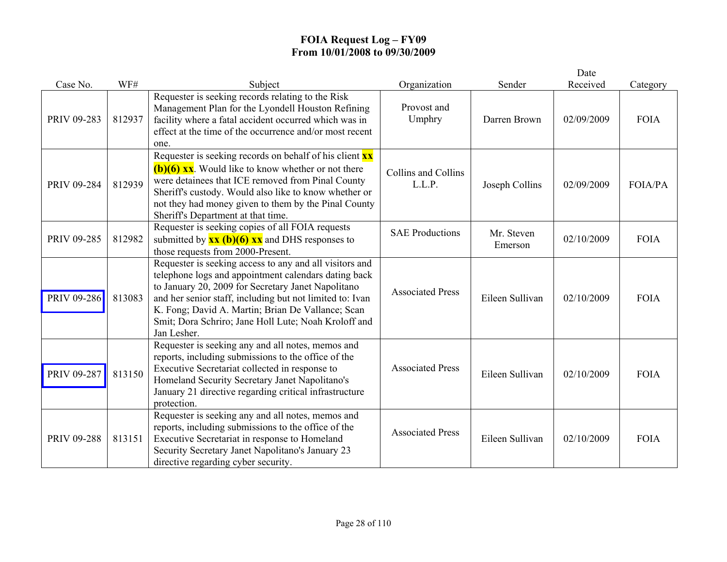# FOIA Request Log – FY09
## From 10/01/2008 to 09/30/2009

| Case No. | WF# | Subject | Organization | Sender | Date Received | Category |
|---|---|---|---|---|---|---|
| PRIV 09-283 | 812937 | Requester is seeking records relating to the Risk Management Plan for the Lyondell Houston Refining facility where a fatal accident occurred which was in effect at the time of the occurrence and/or most recent one. | Provost and Umphry | Darren Brown | 02/09/2009 | FOIA |
| PRIV 09-284 | 812939 | Requester is seeking records on behalf of his client **xx (b)(6) xx**. Would like to know whether or not there were detainees that ICE removed from Pinal County Sheriff's custody. Would also like to know whether or not they had money given to them by the Pinal County Sheriff's Department at that time. | Collins and Collins L.L.P. | Joseph Collins | 02/09/2009 | FOIA/PA |
| PRIV 09-285 | 812982 | Requester is seeking copies of all FOIA requests submitted by **xx (b)(6) xx** and DHS responses to those requests from 2000-Present. | SAE Productions | Mr. Steven Emerson | 02/10/2009 | FOIA |
| PRIV 09-286 | 813083 | Requester is seeking access to any and all visitors and telephone logs and appointment calendars dating back to January 20, 2009 for Secretary Janet Napolitano and her senior staff, including but not limited to: Ivan K. Fong; David A. Martin; Brian De Vallance; Scan Smit; Dora Schriro; Jane Holl Lute; Noah Kroloff and Jan Lesher. | Associated Press | Eileen Sullivan | 02/10/2009 | FOIA |
| PRIV 09-287 | 813150 | Requester is seeking any and all notes, memos and reports, including submissions to the office of the Executive Secretariat collected in response to Homeland Security Secretary Janet Napolitano's January 21 directive regarding critical infrastructure protection. | Associated Press | Eileen Sullivan | 02/10/2009 | FOIA |
| PRIV 09-288 | 813151 | Requester is seeking any and all notes, memos and reports, including submissions to the office of the Executive Secretariat in response to Homeland Security Secretary Janet Napolitano's January 23 directive regarding cyber security. | Associated Press | Eileen Sullivan | 02/10/2009 | FOIA |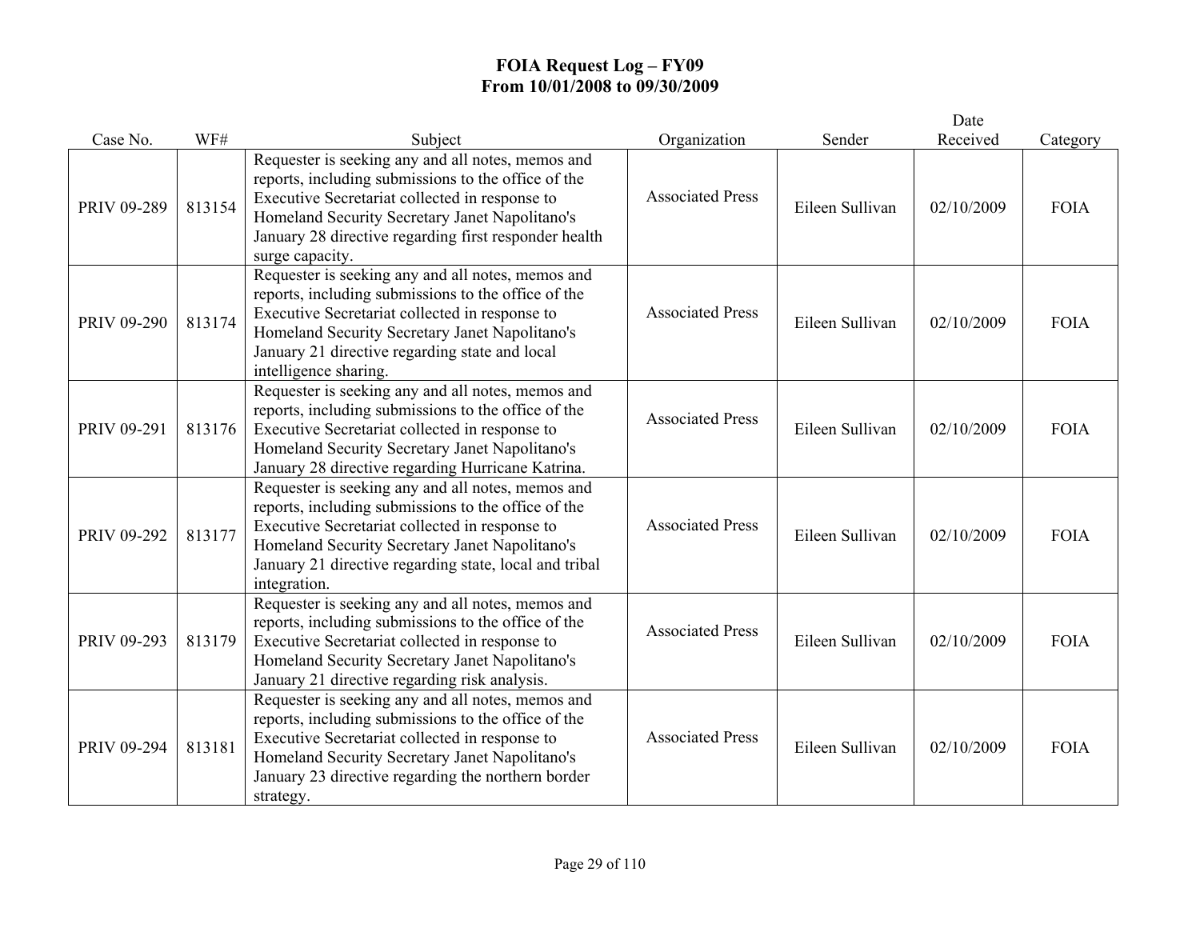# FOIA Request Log – FY09
## From 10/01/2008 to 09/30/2009

| Case No. | WF# | Subject | Organization | Sender | Date Received | Category |
|---|---|---|---|---|---|---|
| PRIV 09-289 | 813154 | Requester is seeking any and all notes, memos and reports, including submissions to the office of the Executive Secretariat collected in response to Homeland Security Secretary Janet Napolitano's January 28 directive regarding first responder health surge capacity. | Associated Press | Eileen Sullivan | 02/10/2009 | FOIA |
| PRIV 09-290 | 813174 | Requester is seeking any and all notes, memos and reports, including submissions to the office of the Executive Secretariat collected in response to Homeland Security Secretary Janet Napolitano's January 21 directive regarding state and local intelligence sharing. | Associated Press | Eileen Sullivan | 02/10/2009 | FOIA |
| PRIV 09-291 | 813176 | Requester is seeking any and all notes, memos and reports, including submissions to the office of the Executive Secretariat collected in response to Homeland Security Secretary Janet Napolitano's January 28 directive regarding Hurricane Katrina. | Associated Press | Eileen Sullivan | 02/10/2009 | FOIA |
| PRIV 09-292 | 813177 | Requester is seeking any and all notes, memos and reports, including submissions to the office of the Executive Secretariat collected in response to Homeland Security Secretary Janet Napolitano's January 21 directive regarding state, local and tribal integration. | Associated Press | Eileen Sullivan | 02/10/2009 | FOIA |
| PRIV 09-293 | 813179 | Requester is seeking any and all notes, memos and reports, including submissions to the office of the Executive Secretariat collected in response to Homeland Security Secretary Janet Napolitano's January 21 directive regarding risk analysis. | Associated Press | Eileen Sullivan | 02/10/2009 | FOIA |
| PRIV 09-294 | 813181 | Requester is seeking any and all notes, memos and reports, including submissions to the office of the Executive Secretariat collected in response to Homeland Security Secretary Janet Napolitano's January 23 directive regarding the northern border strategy. | Associated Press | Eileen Sullivan | 02/10/2009 | FOIA |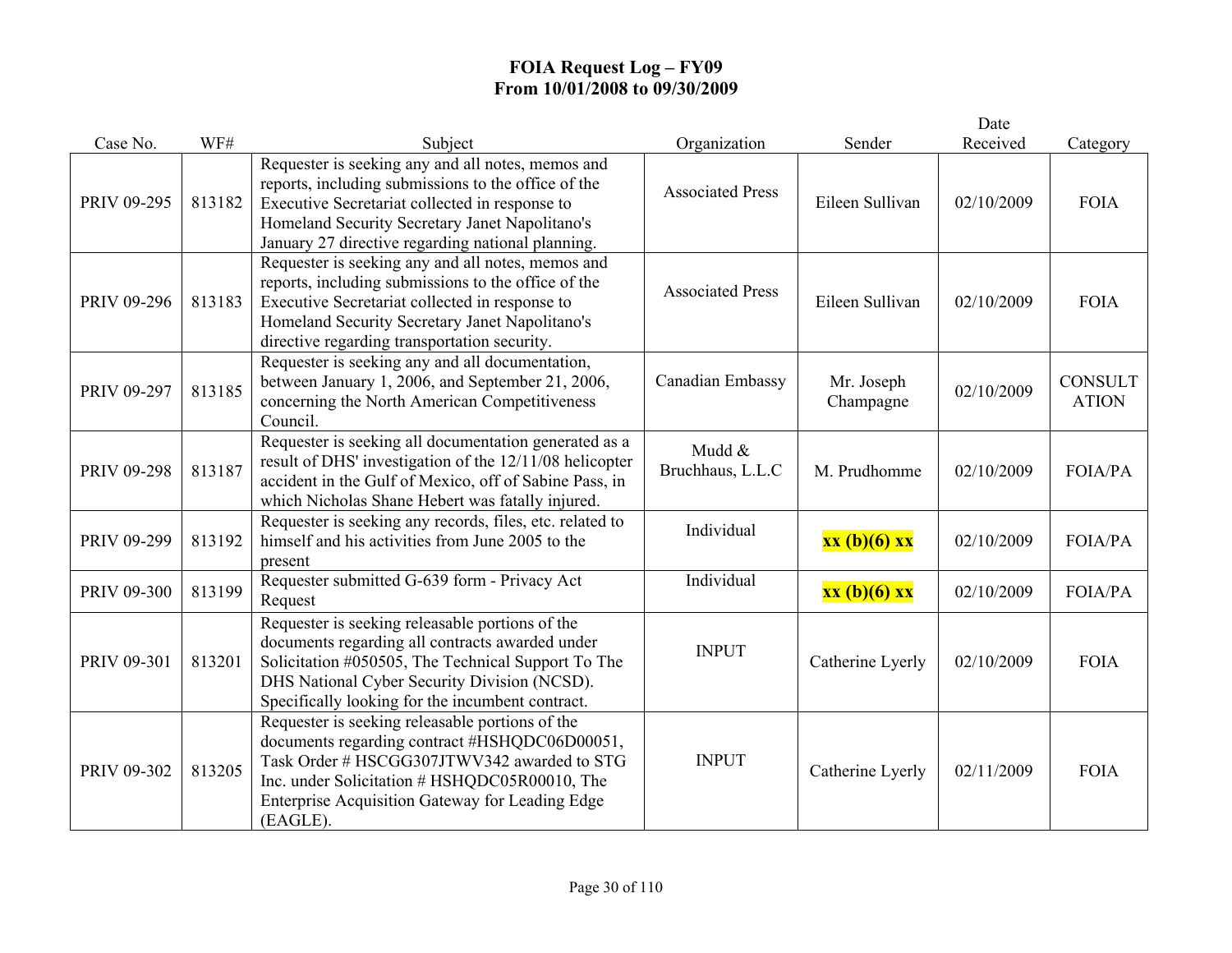# FOIA Request Log – FY09
## From 10/01/2008 to 09/30/2009

| Case No. | WF# | Subject | Organization | Sender | Date Received | Category |
|---|---|---|---|---|---|---|
| PRIV 09-295 | 813182 | Requester is seeking any and all notes, memos and reports, including submissions to the office of the Executive Secretariat collected in response to Homeland Security Secretary Janet Napolitano's January 27 directive regarding national planning. | Associated Press | Eileen Sullivan | 02/10/2009 | FOIA |
| PRIV 09-296 | 813183 | Requester is seeking any and all notes, memos and reports, including submissions to the office of the Executive Secretariat collected in response to Homeland Security Secretary Janet Napolitano's directive regarding transportation security. | Associated Press | Eileen Sullivan | 02/10/2009 | FOIA |
| PRIV 09-297 | 813185 | Requester is seeking any and all documentation, between January 1, 2006, and September 21, 2006, concerning the North American Competitiveness Council. | Canadian Embassy | Mr. Joseph Champagne | 02/10/2009 | CONSULTATION |
| PRIV 09-298 | 813187 | Requester is seeking all documentation generated as a result of DHS' investigation of the 12/11/08 helicopter accident in the Gulf of Mexico, off of Sabine Pass, in which Nicholas Shane Hebert was fatally injured. | Mudd & Bruchhaus, L.L.C | M. Prudhomme | 02/10/2009 | FOIA/PA |
| PRIV 09-299 | 813192 | Requester is seeking any records, files, etc. related to himself and his activities from June 2005 to the present | Individual | **xx (b)(6) xx** | 02/10/2009 | FOIA/PA |
| PRIV 09-300 | 813199 | Requester submitted G-639 form - Privacy Act Request | Individual | **xx (b)(6) xx** | 02/10/2009 | FOIA/PA |
| PRIV 09-301 | 813201 | Requester is seeking releasable portions of the documents regarding all contracts awarded under Solicitation #050505, The Technical Support To The DHS National Cyber Security Division (NCSD). Specifically looking for the incumbent contract. | INPUT | Catherine Lyerly | 02/10/2009 | FOIA |
| PRIV 09-302 | 813205 | Requester is seeking releasable portions of the documents regarding contract #HSHQDC06D00051, Task Order # HSCGG307JTWV342 awarded to STG Inc. under Solicitation # HSHQDC05R00010, The Enterprise Acquisition Gateway for Leading Edge (EAGLE). | INPUT | Catherine Lyerly | 02/11/2009 | FOIA |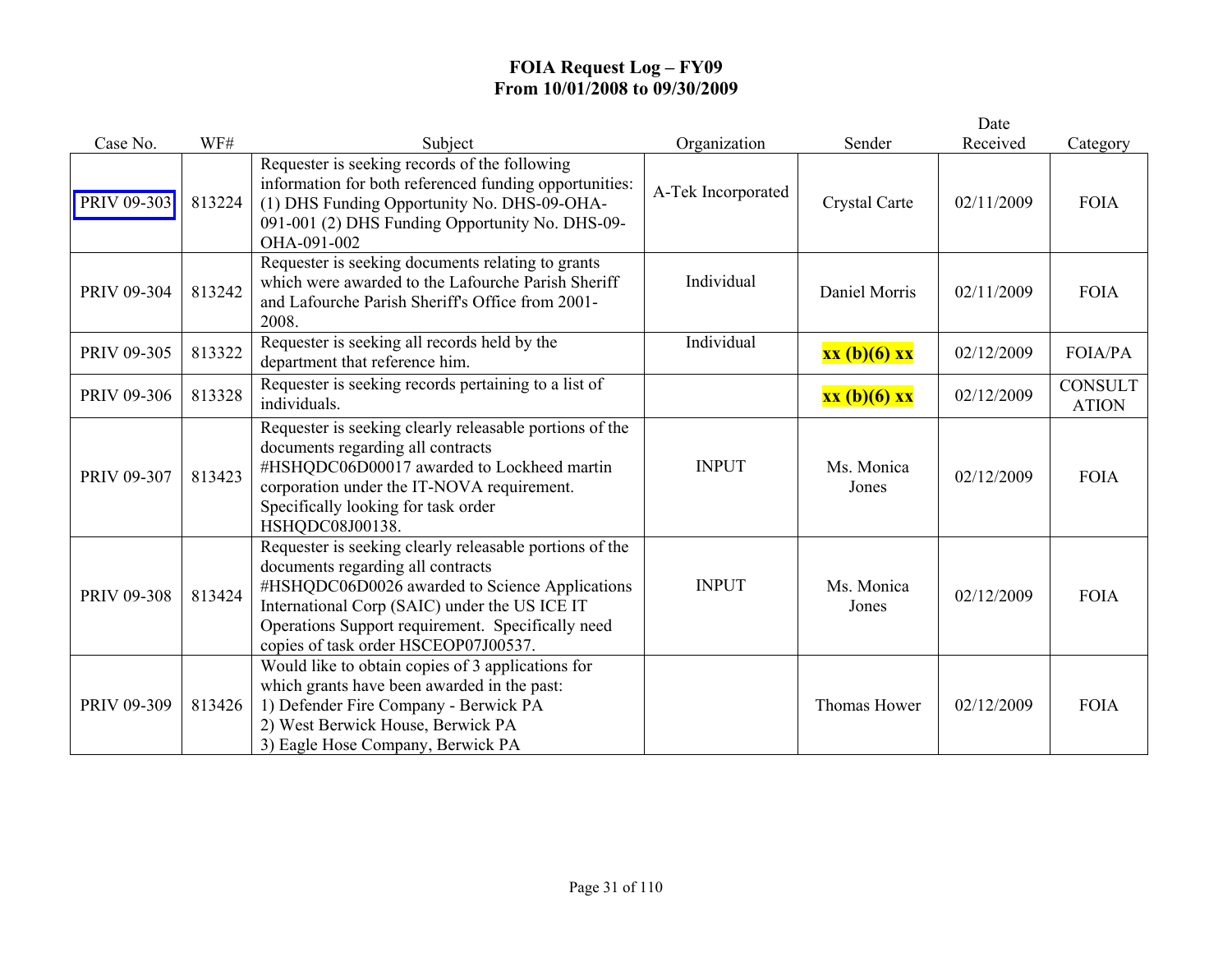# FOIA Request Log – FY09
## From 10/01/2008 to 09/30/2009

| Case No. | WF# | Subject | Organization | Sender | Date Received | Category |
|---|---|---|---|---|---|---|
| PRIV 09-303 | 813224 | Requester is seeking records of the following information for both referenced funding opportunities: (1) DHS Funding Opportunity No. DHS-09-OHA-091-001 (2) DHS Funding Opportunity No. DHS-09-OHA-091-002 | A-Tek Incorporated | Crystal Carte | 02/11/2009 | FOIA |
| PRIV 09-304 | 813242 | Requester is seeking documents relating to grants which were awarded to the Lafourche Parish Sheriff and Lafourche Parish Sheriff's Office from 2001-2008. | Individual | Daniel Morris | 02/11/2009 | FOIA |
| PRIV 09-305 | 813322 | Requester is seeking all records held by the department that reference him. | Individual | **xx (b)(6) xx** | 02/12/2009 | FOIA/PA |
| PRIV 09-306 | 813328 | Requester is seeking records pertaining to a list of individuals. | | **xx (b)(6) xx** | 02/12/2009 | CONSULTATION |
| PRIV 09-307 | 813423 | Requester is seeking clearly releasable portions of the documents regarding all contracts #HSHQDC06D00017 awarded to Lockheed martin corporation under the IT-NOVA requirement. Specifically looking for task order HSHQDC08J00138. | INPUT | Ms. Monica Jones | 02/12/2009 | FOIA |
| PRIV 09-308 | 813424 | Requester is seeking clearly releasable portions of the documents regarding all contracts #HSHQDC06D0026 awarded to Science Applications International Corp (SAIC) under the US ICE IT Operations Support requirement. Specifically need copies of task order HSCEOP07J00537. | INPUT | Ms. Monica Jones | 02/12/2009 | FOIA |
| PRIV 09-309 | 813426 | Would like to obtain copies of 3 applications for which grants have been awarded in the past: 1) Defender Fire Company - Berwick PA 2) West Berwick House, Berwick PA 3) Eagle Hose Company, Berwick PA | | Thomas Hower | 02/12/2009 | FOIA |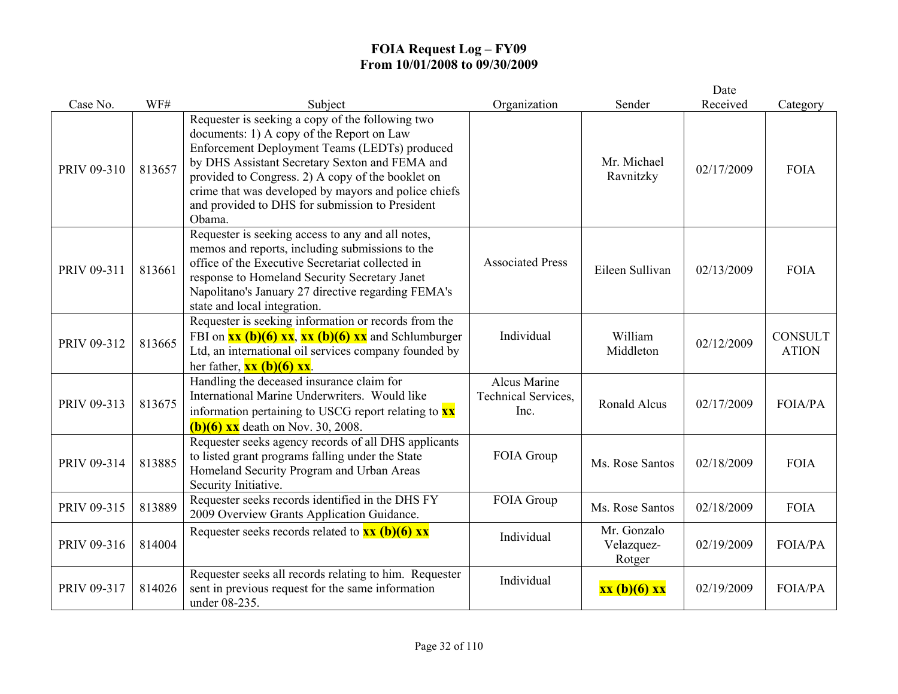# FOIA Request Log – FY09
## From 10/01/2008 to 09/30/2009

| Case No. | WF# | Subject | Organization | Sender | Date Received | Category |
|---|---|---|---|---|---|---|
| PRIV 09-310 | 813657 | Requester is seeking a copy of the following two documents: 1) A copy of the Report on Law Enforcement Deployment Teams (LEDTs) produced by DHS Assistant Secretary Sexton and FEMA and provided to Congress. 2) A copy of the booklet on crime that was developed by mayors and police chiefs and provided to DHS for submission to President Obama. | | Mr. Michael Ravnitzky | 02/17/2009 | FOIA |
| PRIV 09-311 | 813661 | Requester is seeking access to any and all notes, memos and reports, including submissions to the office of the Executive Secretariat collected in response to Homeland Security Secretary Janet Napolitano's January 27 directive regarding FEMA's state and local integration. | Associated Press | Eileen Sullivan | 02/13/2009 | FOIA |
| PRIV 09-312 | 813665 | Requester is seeking information or records from the FBI on **xx (b)(6) xx**, **xx (b)(6) xx** and Schlumburger Ltd, an international oil services company founded by her father, **xx (b)(6) xx**. | Individual | William Middleton | 02/12/2009 | CONSULTATION |
| PRIV 09-313 | 813675 | Handling the deceased insurance claim for International Marine Underwriters. Would like information pertaining to USCG report relating to **xx (b)(6) xx** death on Nov. 30, 2008. | Alcus Marine Technical Services, Inc. | Ronald Alcus | 02/17/2009 | FOIA/PA |
| PRIV 09-314 | 813885 | Requester seeks agency records of all DHS applicants to listed grant programs falling under the State Homeland Security Program and Urban Areas Security Initiative. | FOIA Group | Ms. Rose Santos | 02/18/2009 | FOIA |
| PRIV 09-315 | 813889 | Requester seeks records identified in the DHS FY 2009 Overview Grants Application Guidance. | FOIA Group | Ms. Rose Santos | 02/18/2009 | FOIA |
| PRIV 09-316 | 814004 | Requester seeks records related to **xx (b)(6) xx** | Individual | Mr. Gonzalo Velazquez-Rotger | 02/19/2009 | FOIA/PA |
| PRIV 09-317 | 814026 | Requester seeks all records relating to him. Requester sent in previous request for the same information under 08-235. | Individual | **xx (b)(6) xx** | 02/19/2009 | FOIA/PA |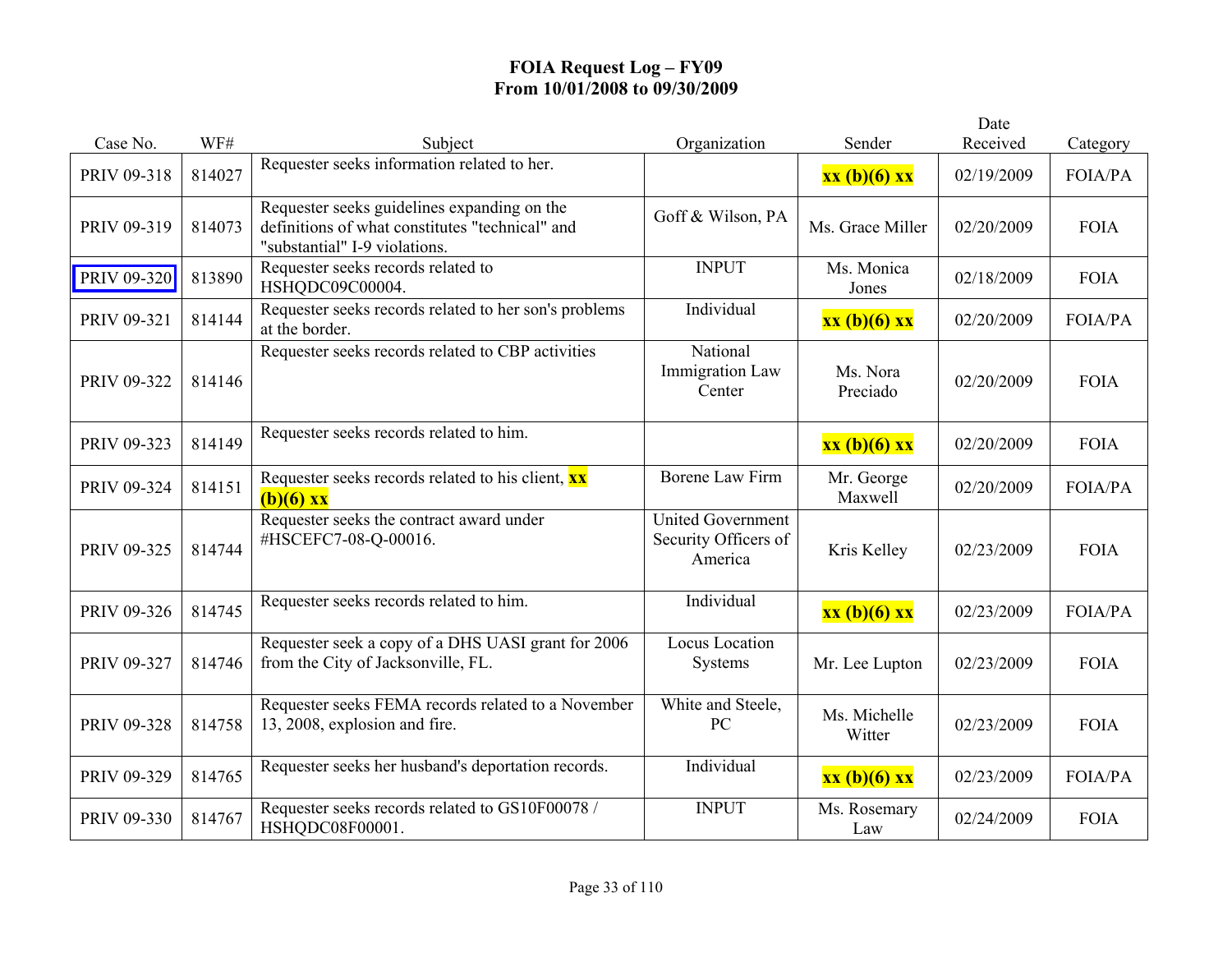# FOIA Request Log – FY09
## From 10/01/2008 to 09/30/2009

| Case No. | WF# | Subject | Organization | Sender | Date Received | Category |
|---|---|---|---|---|---|---|
| PRIV 09-318 | 814027 | Requester seeks information related to her. | | xx (b)(6) xx | 02/19/2009 | FOIA/PA |
| PRIV 09-319 | 814073 | Requester seeks guidelines expanding on the definitions of what constitutes "technical" and "substantial" I-9 violations. | Goff & Wilson, PA | Ms. Grace Miller | 02/20/2009 | FOIA |
| PRIV 09-320 | 813890 | Requester seeks records related to HSHQDC09C00004. | INPUT | Ms. Monica Jones | 02/18/2009 | FOIA |
| PRIV 09-321 | 814144 | Requester seeks records related to her son's problems at the border. | Individual | xx (b)(6) xx | 02/20/2009 | FOIA/PA |
| PRIV 09-322 | 814146 | Requester seeks records related to CBP activities | National Immigration Law Center | Ms. Nora Preciado | 02/20/2009 | FOIA |
| PRIV 09-323 | 814149 | Requester seeks records related to him. | | xx (b)(6) xx | 02/20/2009 | FOIA |
| PRIV 09-324 | 814151 | Requester seeks records related to his client, xx (b)(6) xx | Borene Law Firm | Mr. George Maxwell | 02/20/2009 | FOIA/PA |
| PRIV 09-325 | 814744 | Requester seeks the contract award under #HSCEFC7-08-Q-00016. | United Government Security Officers of America | Kris Kelley | 02/23/2009 | FOIA |
| PRIV 09-326 | 814745 | Requester seeks records related to him. | Individual | xx (b)(6) xx | 02/23/2009 | FOIA/PA |
| PRIV 09-327 | 814746 | Requester seek a copy of a DHS UASI grant for 2006 from the City of Jacksonville, FL. | Locus Location Systems | Mr. Lee Lupton | 02/23/2009 | FOIA |
| PRIV 09-328 | 814758 | Requester seeks FEMA records related to a November 13, 2008, explosion and fire. | White and Steele, PC | Ms. Michelle Witter | 02/23/2009 | FOIA |
| PRIV 09-329 | 814765 | Requester seeks her husband's deportation records. | Individual | xx (b)(6) xx | 02/23/2009 | FOIA/PA |
| PRIV 09-330 | 814767 | Requester seeks records related to GS10F00078 / HSHQDC08F00001. | INPUT | Ms. Rosemary Law | 02/24/2009 | FOIA |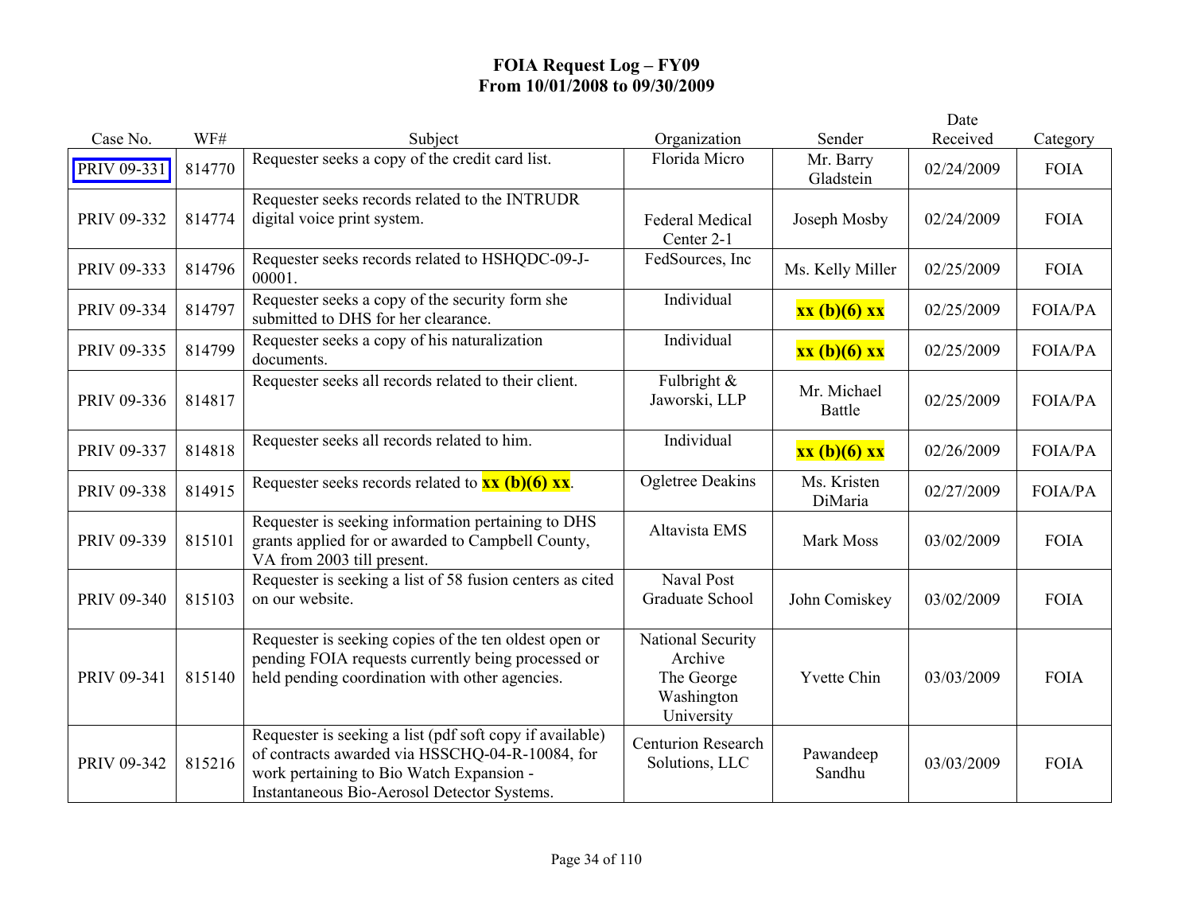# FOIA Request Log – FY09
## From 10/01/2008 to 09/30/2009

| Case No. | WF# | Subject | Organization | Sender | Date Received | Category |
|---|---|---|---|---|---|---|
| PRIV 09-331 | 814770 | Requester seeks a copy of the credit card list. | Florida Micro | Mr. Barry Gladstein | 02/24/2009 | FOIA |
| PRIV 09-332 | 814774 | Requester seeks records related to the INTRUDR digital voice print system. | Federal Medical Center 2-1 | Joseph Mosby | 02/24/2009 | FOIA |
| PRIV 09-333 | 814796 | Requester seeks records related to HSHQDC-09-J-00001. | FedSources, Inc | Ms. Kelly Miller | 02/25/2009 | FOIA |
| PRIV 09-334 | 814797 | Requester seeks a copy of the security form she submitted to DHS for her clearance. | Individual | **xx (b)(6) xx** | 02/25/2009 | FOIA/PA |
| PRIV 09-335 | 814799 | Requester seeks a copy of his naturalization documents. | Individual | **xx (b)(6) xx** | 02/25/2009 | FOIA/PA |
| PRIV 09-336 | 814817 | Requester seeks all records related to their client. | Fulbright & Jaworski, LLP | Mr. Michael Battle | 02/25/2009 | FOIA/PA |
| PRIV 09-337 | 814818 | Requester seeks all records related to him. | Individual | **xx (b)(6) xx** | 02/26/2009 | FOIA/PA |
| PRIV 09-338 | 814915 | Requester seeks records related to **xx (b)(6) xx**. | Ogletree Deakins | Ms. Kristen DiMaria | 02/27/2009 | FOIA/PA |
| PRIV 09-339 | 815101 | Requester is seeking information pertaining to DHS grants applied for or awarded to Campbell County, VA from 2003 till present. | Altavista EMS | Mark Moss | 03/02/2009 | FOIA |
| PRIV 09-340 | 815103 | Requester is seeking a list of 58 fusion centers as cited on our website. | Naval Post Graduate School | John Comiskey | 03/02/2009 | FOIA |
| PRIV 09-341 | 815140 | Requester is seeking copies of the ten oldest open or pending FOIA requests currently being processed or held pending coordination with other agencies. | National Security Archive The George Washington University | Yvette Chin | 03/03/2009 | FOIA |
| PRIV 09-342 | 815216 | Requester is seeking a list (pdf soft copy if available) of contracts awarded via HSSCHQ-04-R-10084, for work pertaining to Bio Watch Expansion - Instantaneous Bio-Aerosol Detector Systems. | Centurion Research Solutions, LLC | Pawandeep Sandhu | 03/03/2009 | FOIA |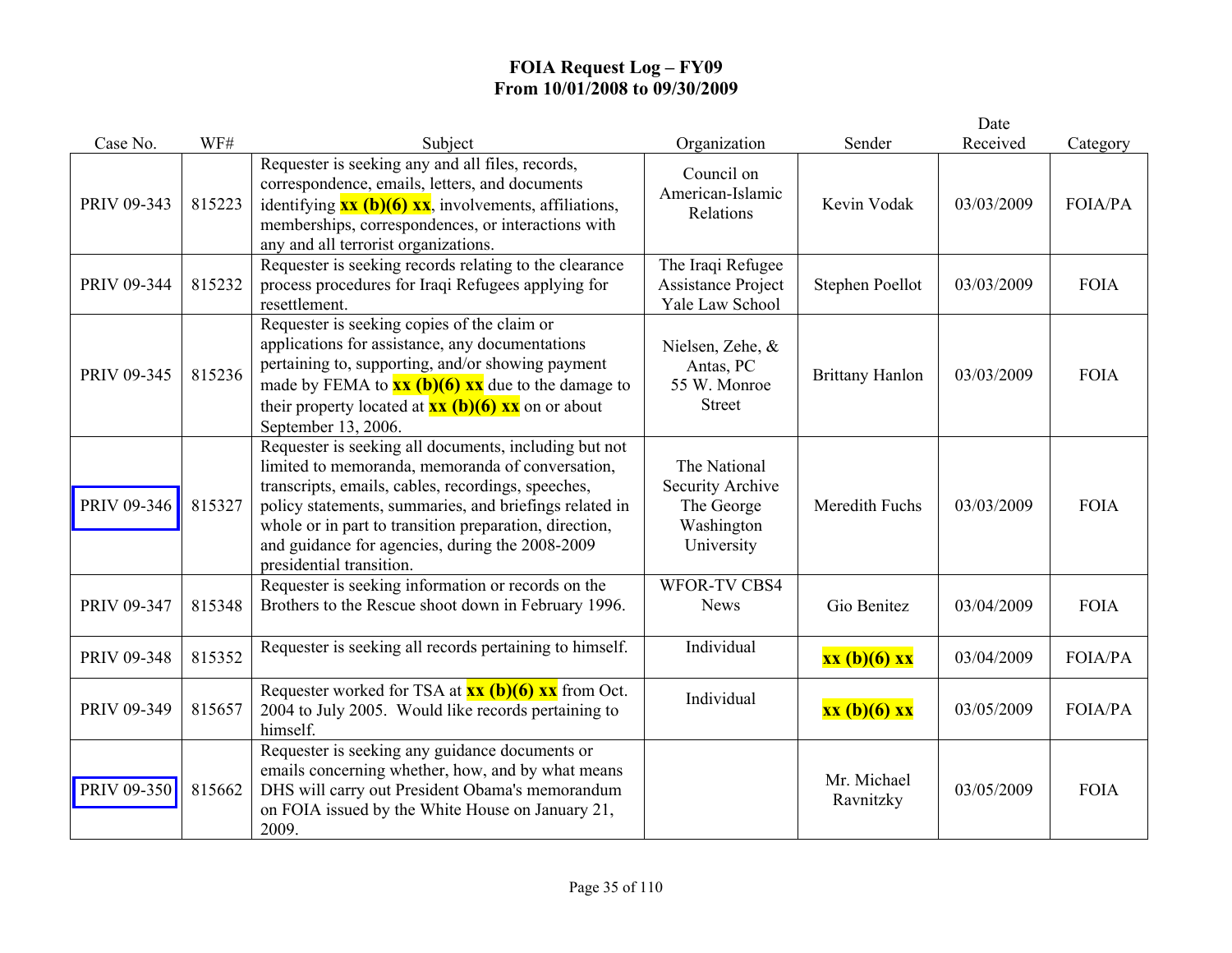# FOIA Request Log – FY09
## From 10/01/2008 to 09/30/2009

| Case No. | WF# | Subject | Organization | Sender | Date Received | Category |
|---|---|---|---|---|---|---|
| PRIV 09-343 | 815223 | Requester is seeking any and all files, records, correspondence, emails, letters, and documents identifying **xx (b)(6) xx**, involvements, affiliations, memberships, correspondences, or interactions with any and all terrorist organizations. | Council on American-Islamic Relations | Kevin Vodak | 03/03/2009 | FOIA/PA |
| PRIV 09-344 | 815232 | Requester is seeking records relating to the clearance process procedures for Iraqi Refugees applying for resettlement. | The Iraqi Refugee Assistance Project Yale Law School | Stephen Poellot | 03/03/2009 | FOIA |
| PRIV 09-345 | 815236 | Requester is seeking copies of the claim or applications for assistance, any documentations pertaining to, supporting, and/or showing payment made by FEMA to **xx (b)(6) xx** due to the damage to their property located at **xx (b)(6) xx** on or about September 13, 2006. | Nielsen, Zehe, & Antas, PC 55 W. Monroe Street | Brittany Hanlon | 03/03/2009 | FOIA |
| PRIV 09-346 | 815327 | Requester is seeking all documents, including but not limited to memoranda, memoranda of conversation, transcripts, emails, cables, recordings, speeches, policy statements, summaries, and briefings related in whole or in part to transition preparation, direction, and guidance for agencies, during the 2008-2009 presidential transition. | The National Security Archive The George Washington University | Meredith Fuchs | 03/03/2009 | FOIA |
| PRIV 09-347 | 815348 | Requester is seeking information or records on the Brothers to the Rescue shoot down in February 1996. | WFOR-TV CBS4 News | Gio Benitez | 03/04/2009 | FOIA |
| PRIV 09-348 | 815352 | Requester is seeking all records pertaining to himself. | Individual | **xx (b)(6) xx** | 03/04/2009 | FOIA/PA |
| PRIV 09-349 | 815657 | Requester worked for TSA at **xx (b)(6) xx** from Oct. 2004 to July 2005. Would like records pertaining to himself. | Individual | **xx (b)(6) xx** | 03/05/2009 | FOIA/PA |
| PRIV 09-350 | 815662 | Requester is seeking any guidance documents or emails concerning whether, how, and by what means DHS will carry out President Obama's memorandum on FOIA issued by the White House on January 21, 2009. | | Mr. Michael Ravnitzky | 03/05/2009 | FOIA |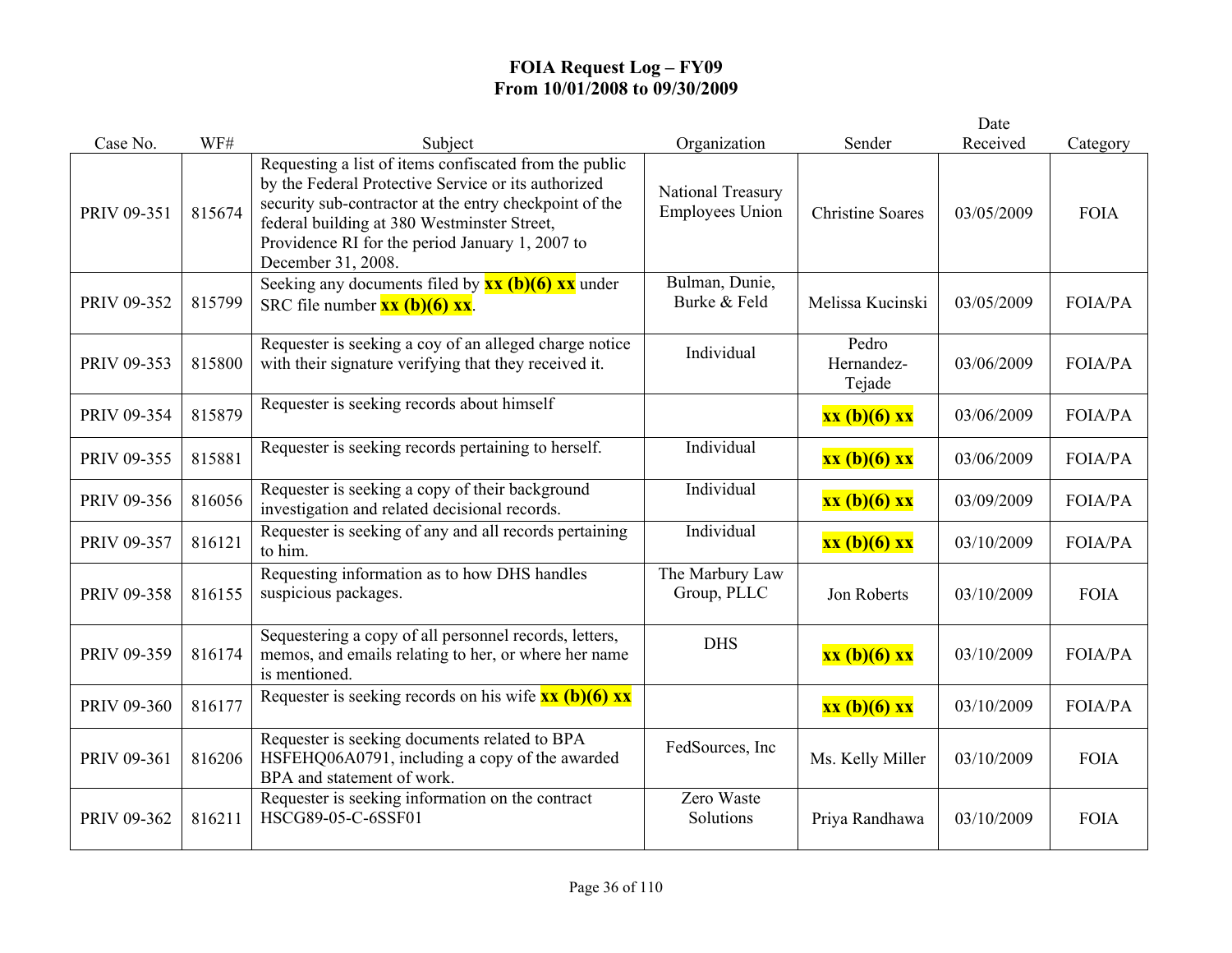# FOIA Request Log – FY09
## From 10/01/2008 to 09/30/2009

| Case No. | WF# | Subject | Organization | Sender | Date Received | Category |
|---|---|---|---|---|---|---|
| PRIV 09-351 | 815674 | Requesting a list of items confiscated from the public by the Federal Protective Service or its authorized security sub-contractor at the entry checkpoint of the federal building at 380 Westminster Street, Providence RI for the period January 1, 2007 to December 31, 2008. | National Treasury Employees Union | Christine Soares | 03/05/2009 | FOIA |
| PRIV 09-352 | 815799 | Seeking any documents filed by **xx (b)(6) xx** under SRC file number **xx (b)(6) xx**. | Bulman, Dunie, Burke & Feld | Melissa Kucinski | 03/05/2009 | FOIA/PA |
| PRIV 09-353 | 815800 | Requester is seeking a coy of an alleged charge notice with their signature verifying that they received it. | Individual | Pedro Hernandez-Tejade | 03/06/2009 | FOIA/PA |
| PRIV 09-354 | 815879 | Requester is seeking records about himself | | **xx (b)(6) xx** | 03/06/2009 | FOIA/PA |
| PRIV 09-355 | 815881 | Requester is seeking records pertaining to herself. | Individual | **xx (b)(6) xx** | 03/06/2009 | FOIA/PA |
| PRIV 09-356 | 816056 | Requester is seeking a copy of their background investigation and related decisional records. | Individual | **xx (b)(6) xx** | 03/09/2009 | FOIA/PA |
| PRIV 09-357 | 816121 | Requester is seeking of any and all records pertaining to him. | Individual | **xx (b)(6) xx** | 03/10/2009 | FOIA/PA |
| PRIV 09-358 | 816155 | Requesting information as to how DHS handles suspicious packages. | The Marbury Law Group, PLLC | Jon Roberts | 03/10/2009 | FOIA |
| PRIV 09-359 | 816174 | Sequestering a copy of all personnel records, letters, memos, and emails relating to her, or where her name is mentioned. | DHS | **xx (b)(6) xx** | 03/10/2009 | FOIA/PA |
| PRIV 09-360 | 816177 | Requester is seeking records on his wife **xx (b)(6) xx** | | **xx (b)(6) xx** | 03/10/2009 | FOIA/PA |
| PRIV 09-361 | 816206 | Requester is seeking documents related to BPA HSFEHQ06A0791, including a copy of the awarded BPA and statement of work. | FedSources, Inc | Ms. Kelly Miller | 03/10/2009 | FOIA |
| PRIV 09-362 | 816211 | Requester is seeking information on the contract HSCG89-05-C-6SSF01 | Zero Waste Solutions | Priya Randhawa | 03/10/2009 | FOIA |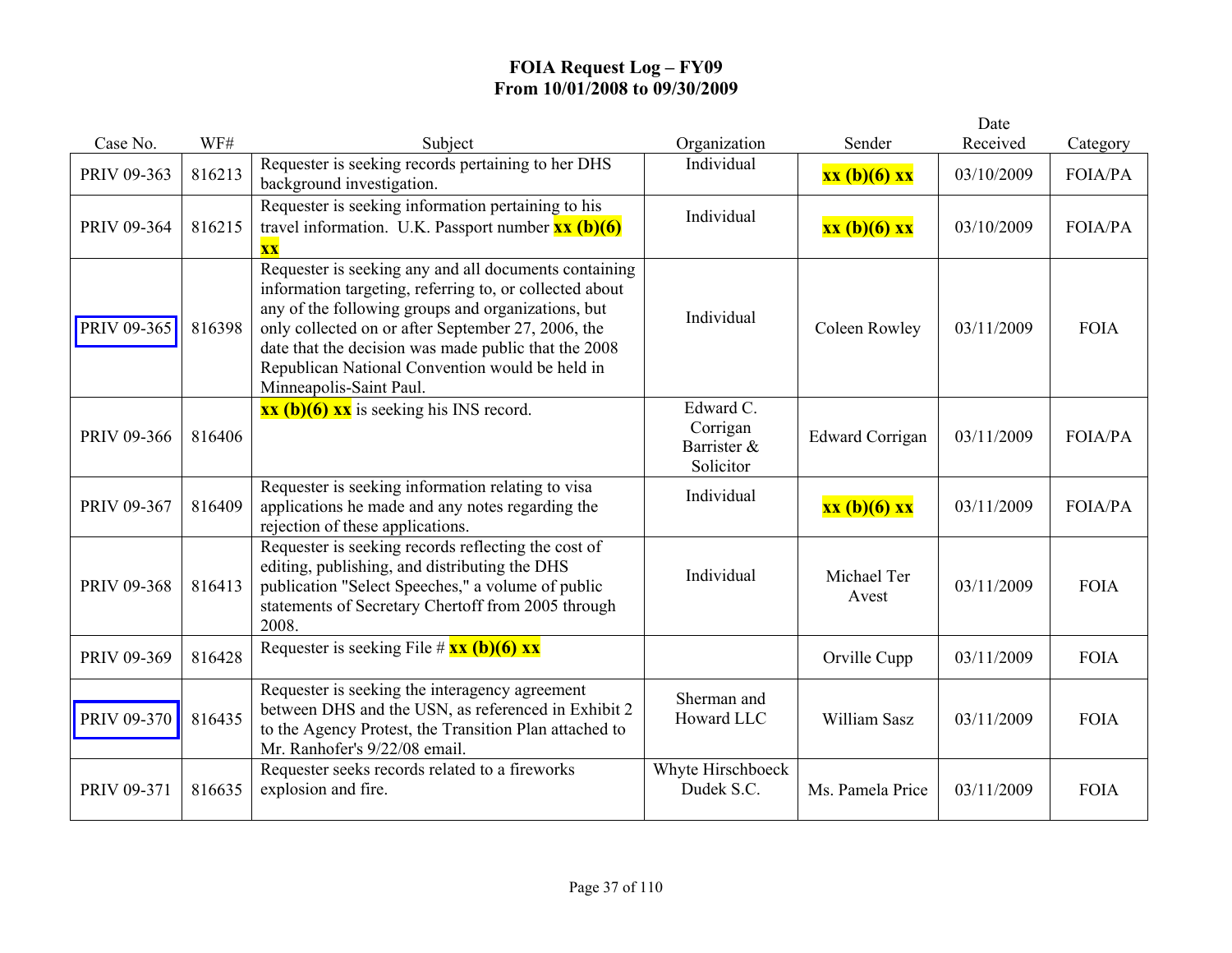# FOIA Request Log – FY09
## From 10/01/2008 to 09/30/2009

| Case No. | WF# | Subject | Organization | Sender | Date Received | Category |
|---|---|---|---|---|---|---|
| PRIV 09-363 | 816213 | Requester is seeking records pertaining to her DHS background investigation. | Individual | **xx (b)(6) xx** | 03/10/2009 | FOIA/PA |
| PRIV 09-364 | 816215 | Requester is seeking information pertaining to his travel information. U.K. Passport number **xx (b)(6) xx** | Individual | **xx (b)(6) xx** | 03/10/2009 | FOIA/PA |
| PRIV 09-365 | 816398 | Requester is seeking any and all documents containing information targeting, referring to, or collected about any of the following groups and organizations, but only collected on or after September 27, 2006, the date that the decision was made public that the 2008 Republican National Convention would be held in Minneapolis-Saint Paul. | Individual | Coleen Rowley | 03/11/2009 | FOIA |
| PRIV 09-366 | 816406 | **xx (b)(6) xx** is seeking his INS record. | Edward C. Corrigan Barrister & Solicitor | Edward Corrigan | 03/11/2009 | FOIA/PA |
| PRIV 09-367 | 816409 | Requester is seeking information relating to visa applications he made and any notes regarding the rejection of these applications. | Individual | **xx (b)(6) xx** | 03/11/2009 | FOIA/PA |
| PRIV 09-368 | 816413 | Requester is seeking records reflecting the cost of editing, publishing, and distributing the DHS publication "Select Speeches," a volume of public statements of Secretary Chertoff from 2005 through 2008. | Individual | Michael Ter Avest | 03/11/2009 | FOIA |
| PRIV 09-369 | 816428 | Requester is seeking File # **xx (b)(6) xx** | | Orville Cupp | 03/11/2009 | FOIA |
| PRIV 09-370 | 816435 | Requester is seeking the interagency agreement between DHS and the USN, as referenced in Exhibit 2 to the Agency Protest, the Transition Plan attached to Mr. Ranhofer's 9/22/08 email. | Sherman and Howard LLC | William Sasz | 03/11/2009 | FOIA |
| PRIV 09-371 | 816635 | Requester seeks records related to a fireworks explosion and fire. | Whyte Hirschboeck Dudek S.C. | Ms. Pamela Price | 03/11/2009 | FOIA |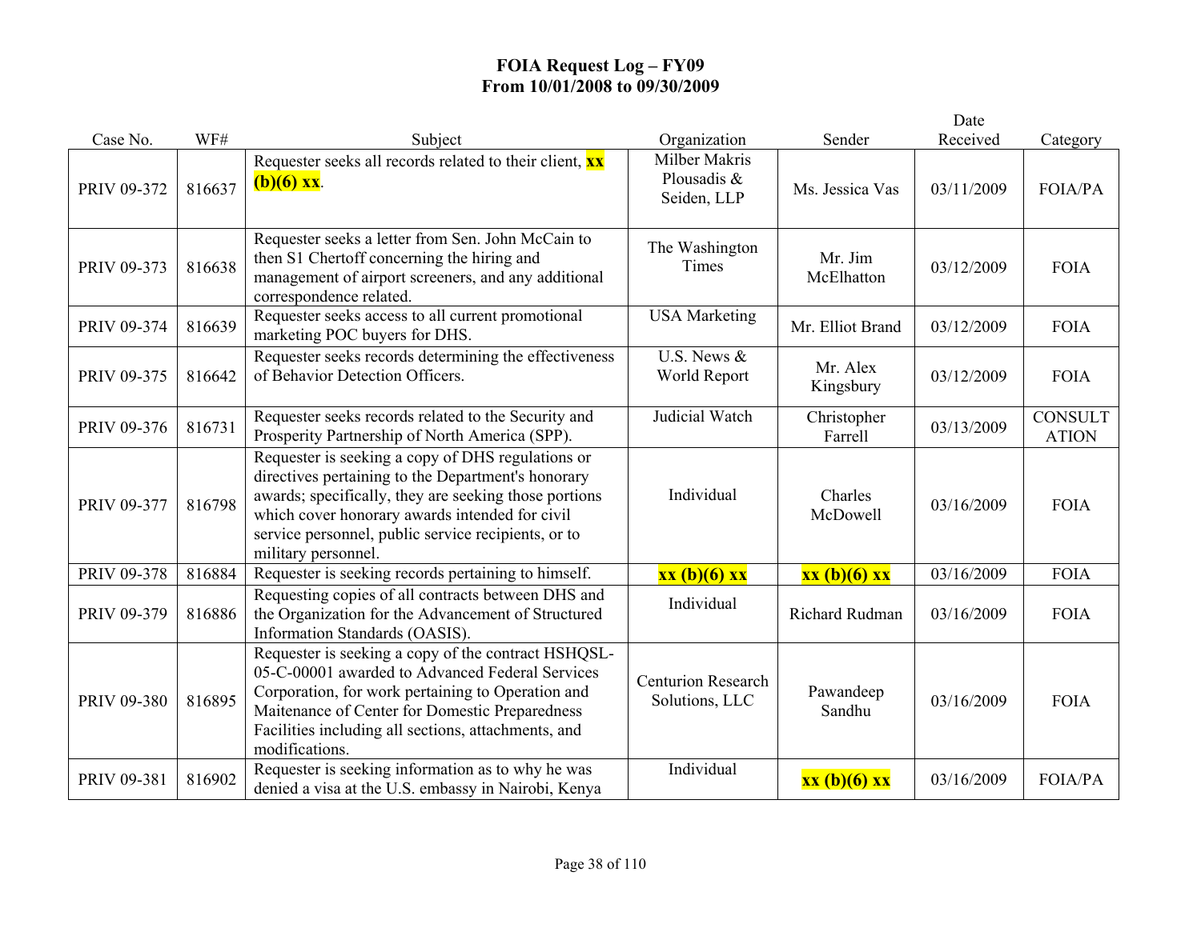# FOIA Request Log – FY09
## From 10/01/2008 to 09/30/2009

| Case No. | WF# | Subject | Organization | Sender | Date Received | Category |
|---|---|---|---|---|---|---|
| PRIV 09-372 | 816637 | Requester seeks all records related to their client, **xx (b)(6) xx**. | Milber Makris Plousadis & Seiden, LLP | Ms. Jessica Vas | 03/11/2009 | FOIA/PA |
| PRIV 09-373 | 816638 | Requester seeks a letter from Sen. John McCain to then S1 Chertoff concerning the hiring and management of airport screeners, and any additional correspondence related. | The Washington Times | Mr. Jim McElhatton | 03/12/2009 | FOIA |
| PRIV 09-374 | 816639 | Requester seeks access to all current promotional marketing POC buyers for DHS. | USA Marketing | Mr. Elliot Brand | 03/12/2009 | FOIA |
| PRIV 09-375 | 816642 | Requester seeks records determining the effectiveness of Behavior Detection Officers. | U.S. News & World Report | Mr. Alex Kingsbury | 03/12/2009 | FOIA |
| PRIV 09-376 | 816731 | Requester seeks records related to the Security and Prosperity Partnership of North America (SPP). | Judicial Watch | Christopher Farrell | 03/13/2009 | CONSULTATION |
| PRIV 09-377 | 816798 | Requester is seeking a copy of DHS regulations or directives pertaining to the Department's honorary awards; specifically, they are seeking those portions which cover honorary awards intended for civil service personnel, public service recipients, or to military personnel. | Individual | Charles McDowell | 03/16/2009 | FOIA |
| PRIV 09-378 | 816884 | Requester is seeking records pertaining to himself. | **xx (b)(6) xx** | **xx (b)(6) xx** | 03/16/2009 | FOIA |
| PRIV 09-379 | 816886 | Requesting copies of all contracts between DHS and the Organization for the Advancement of Structured Information Standards (OASIS). | Individual | Richard Rudman | 03/16/2009 | FOIA |
| PRIV 09-380 | 816895 | Requester is seeking a copy of the contract HSHQSL-05-C-00001 awarded to Advanced Federal Services Corporation, for work pertaining to Operation and Maitenance of Center for Domestic Preparedness Facilities including all sections, attachments, and modifications. | Centurion Research Solutions, LLC | Pawandeep Sandhu | 03/16/2009 | FOIA |
| PRIV 09-381 | 816902 | Requester is seeking information as to why he was denied a visa at the U.S. embassy in Nairobi, Kenya | Individual | **xx (b)(6) xx** | 03/16/2009 | FOIA/PA |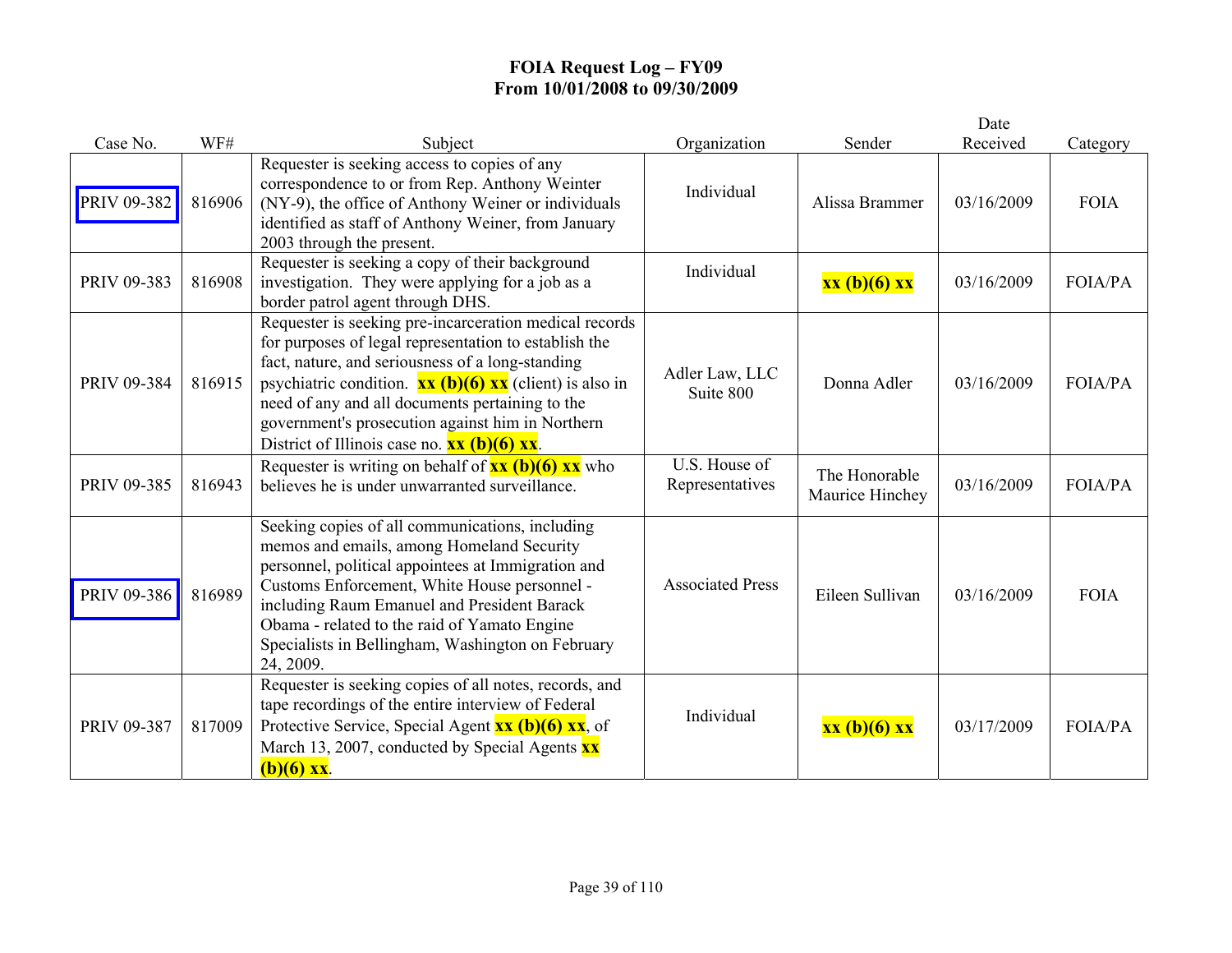# FOIA Request Log – FY09
## From 10/01/2008 to 09/30/2009

| Case No. | WF# | Subject | Organization | Sender | Date Received | Category |
|---|---|---|---|---|---|---|
| PRIV 09-382 | 816906 | Requester is seeking access to copies of any correspondence to or from Rep. Anthony Weinter (NY-9), the office of Anthony Weiner or individuals identified as staff of Anthony Weiner, from January 2003 through the present. | Individual | Alissa Brammer | 03/16/2009 | FOIA |
| PRIV 09-383 | 816908 | Requester is seeking a copy of their background investigation. They were applying for a job as a border patrol agent through DHS. | Individual | **xx (b)(6) xx** | 03/16/2009 | FOIA/PA |
| PRIV 09-384 | 816915 | Requester is seeking pre-incarceration medical records for purposes of legal representation to establish the fact, nature, and seriousness of a long-standing psychiatric condition. **xx (b)(6) xx** (client) is also in need of any and all documents pertaining to the government's prosecution against him in Northern District of Illinois case no. **xx (b)(6) xx**. | Adler Law, LLC Suite 800 | Donna Adler | 03/16/2009 | FOIA/PA |
| PRIV 09-385 | 816943 | Requester is writing on behalf of **xx (b)(6) xx** who believes he is under unwarranted surveillance. | U.S. House of Representatives | The Honorable Maurice Hinchey | 03/16/2009 | FOIA/PA |
| PRIV 09-386 | 816989 | Seeking copies of all communications, including memos and emails, among Homeland Security personnel, political appointees at Immigration and Customs Enforcement, White House personnel - including Raum Emanuel and President Barack Obama - related to the raid of Yamato Engine Specialists in Bellingham, Washington on February 24, 2009. | Associated Press | Eileen Sullivan | 03/16/2009 | FOIA |
| PRIV 09-387 | 817009 | Requester is seeking copies of all notes, records, and tape recordings of the entire interview of Federal Protective Service, Special Agent **xx (b)(6) xx**, of March 13, 2007, conducted by Special Agents **xx (b)(6) xx**. | Individual | **xx (b)(6) xx** | 03/17/2009 | FOIA/PA |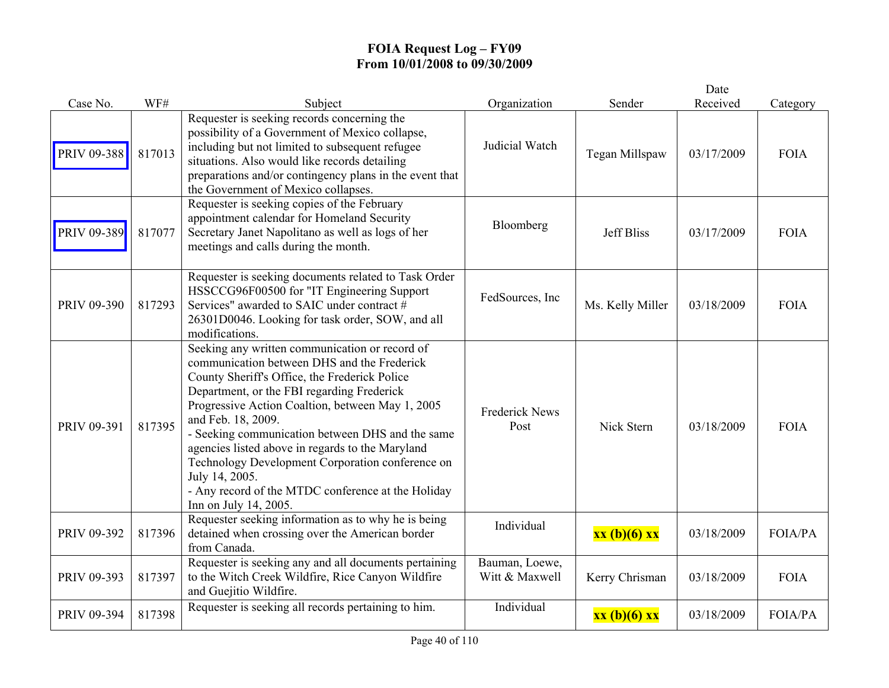# FOIA Request Log – FY09
## From 10/01/2008 to 09/30/2009

| Case No. | WF# | Subject | Organization | Sender | Date Received | Category |
|---|---|---|---|---|---|---|
| PRIV 09-388 | 817013 | Requester is seeking records concerning the possibility of a Government of Mexico collapse, including but not limited to subsequent refugee situations. Also would like records detailing preparations and/or contingency plans in the event that the Government of Mexico collapses. | Judicial Watch | Tegan Millspaw | 03/17/2009 | FOIA |
| PRIV 09-389 | 817077 | Requester is seeking copies of the February appointment calendar for Homeland Security Secretary Janet Napolitano as well as logs of her meetings and calls during the month. | Bloomberg | Jeff Bliss | 03/17/2009 | FOIA |
| PRIV 09-390 | 817293 | Requester is seeking documents related to Task Order HSSCCG96F00500 for "IT Engineering Support Services" awarded to SAIC under contract # 26301D0046. Looking for task order, SOW, and all modifications. | FedSources, Inc | Ms. Kelly Miller | 03/18/2009 | FOIA |
| PRIV 09-391 | 817395 | Seeking any written communication or record of communication between DHS and the Frederick County Sheriff's Office, the Frederick Police Department, or the FBI regarding Frederick Progressive Action Coaltion, between May 1, 2005 and Feb. 18, 2009.<br>- Seeking communication between DHS and the same agencies listed above in regards to the Maryland Technology Development Corporation conference on July 14, 2005.<br>- Any record of the MTDC conference at the Holiday Inn on July 14, 2005. | Frederick News Post | Nick Stern | 03/18/2009 | FOIA |
| PRIV 09-392 | 817396 | Requester seeking information as to why he is being detained when crossing over the American border from Canada. | Individual | **xx (b)(6) xx** | 03/18/2009 | FOIA/PA |
| PRIV 09-393 | 817397 | Requester is seeking any and all documents pertaining to the Witch Creek Wildfire, Rice Canyon Wildfire and Guejitio Wildfire. | Bauman, Loewe, Witt & Maxwell | Kerry Chrisman | 03/18/2009 | FOIA |
| PRIV 09-394 | 817398 | Requester is seeking all records pertaining to him. | Individual | **xx (b)(6) xx** | 03/18/2009 | FOIA/PA |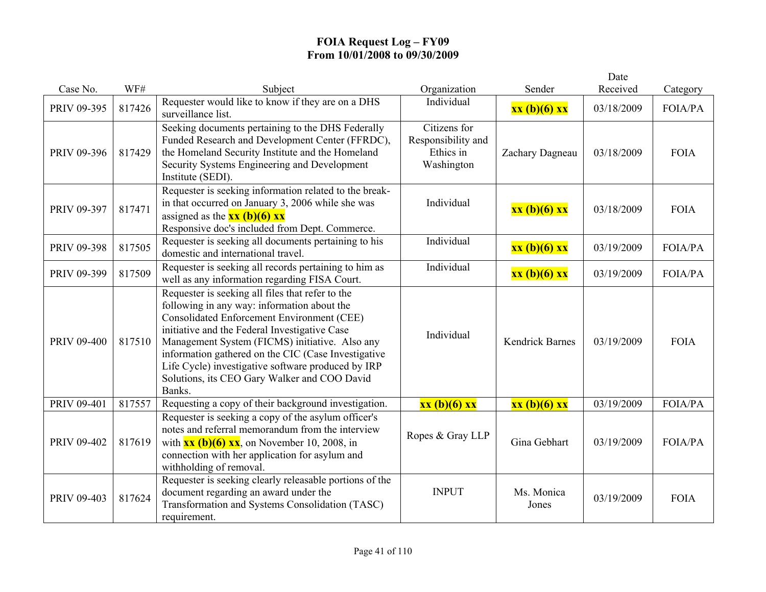# FOIA Request Log – FY09
## From 10/01/2008 to 09/30/2009

| Case No. | WF# | Subject | Organization | Sender | Date Received | Category |
|---|---|---|---|---|---|---|
| PRIV 09-395 | 817426 | Requester would like to know if they are on a DHS surveillance list. | Individual | **xx (b)(6) xx** | 03/18/2009 | FOIA/PA |
| PRIV 09-396 | 817429 | Seeking documents pertaining to the DHS Federally Funded Research and Development Center (FFRDC), the Homeland Security Institute and the Homeland Security Systems Engineering and Development Institute (SEDI). | Citizens for Responsibility and Ethics in Washington | Zachary Dagneau | 03/18/2009 | FOIA |
| PRIV 09-397 | 817471 | Requester is seeking information related to the break-in that occurred on January 3, 2006 while she was assigned as the **xx (b)(6) xx** Responsive doc's included from Dept. Commerce. | Individual | **xx (b)(6) xx** | 03/18/2009 | FOIA |
| PRIV 09-398 | 817505 | Requester is seeking all documents pertaining to his domestic and international travel. | Individual | **xx (b)(6) xx** | 03/19/2009 | FOIA/PA |
| PRIV 09-399 | 817509 | Requester is seeking all records pertaining to him as well as any information regarding FISA Court. | Individual | **xx (b)(6) xx** | 03/19/2009 | FOIA/PA |
| PRIV 09-400 | 817510 | Requester is seeking all files that refer to the following in any way: information about the Consolidated Enforcement Environment (CEE) initiative and the Federal Investigative Case Management System (FICMS) initiative. Also any information gathered on the CIC (Case Investigative Life Cycle) investigative software produced by IRP Solutions, its CEO Gary Walker and COO David Banks. | Individual | Kendrick Barnes | 03/19/2009 | FOIA |
| PRIV 09-401 | 817557 | Requesting a copy of their background investigation. | **xx (b)(6) xx** | **xx (b)(6) xx** | 03/19/2009 | FOIA/PA |
| PRIV 09-402 | 817619 | Requester is seeking a copy of the asylum officer's notes and referral memorandum from the interview with **xx (b)(6) xx**, on November 10, 2008, in connection with her application for asylum and withholding of removal. | Ropes & Gray LLP | Gina Gebhart | 03/19/2009 | FOIA/PA |
| PRIV 09-403 | 817624 | Requester is seeking clearly releasable portions of the document regarding an award under the Transformation and Systems Consolidation (TASC) requirement. | INPUT | Ms. Monica Jones | 03/19/2009 | FOIA |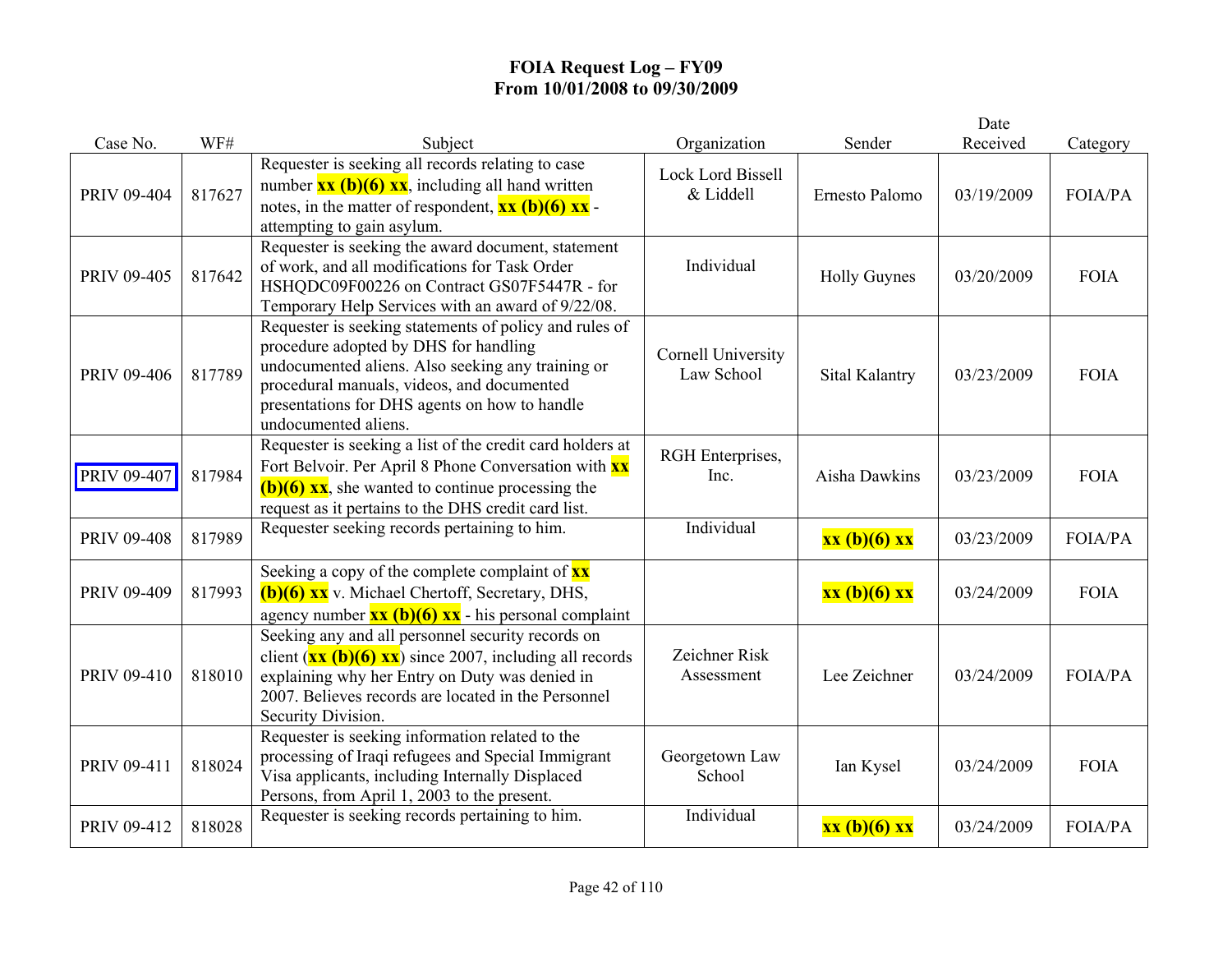# FOIA Request Log – FY09
## From 10/01/2008 to 09/30/2009

| Case No. | WF# | Subject | Organization | Sender | Date Received | Category |
|---|---|---|---|---|---|---|
| PRIV 09-404 | 817627 | Requester is seeking all records relating to case number **xx (b)(6) xx**, including all hand written notes, in the matter of respondent, **xx (b)(6) xx** - attempting to gain asylum. | Lock Lord Bissell & Liddell | Ernesto Palomo | 03/19/2009 | FOIA/PA |
| PRIV 09-405 | 817642 | Requester is seeking the award document, statement of work, and all modifications for Task Order HSHQDC09F00226 on Contract GS07F5447R - for Temporary Help Services with an award of 9/22/08. | Individual | Holly Guynes | 03/20/2009 | FOIA |
| PRIV 09-406 | 817789 | Requester is seeking statements of policy and rules of procedure adopted by DHS for handling undocumented aliens. Also seeking any training or procedural manuals, videos, and documented presentations for DHS agents on how to handle undocumented aliens. | Cornell University Law School | Sital Kalantry | 03/23/2009 | FOIA |
| PRIV 09-407 | 817984 | Requester is seeking a list of the credit card holders at Fort Belvoir. Per April 8 Phone Conversation with **xx (b)(6) xx**, she wanted to continue processing the request as it pertains to the DHS credit card list. | RGH Enterprises, Inc. | Aisha Dawkins | 03/23/2009 | FOIA |
| PRIV 09-408 | 817989 | Requester seeking records pertaining to him. | Individual | **xx (b)(6) xx** | 03/23/2009 | FOIA/PA |
| PRIV 09-409 | 817993 | Seeking a copy of the complete complaint of **xx (b)(6) xx** v. Michael Chertoff, Secretary, DHS, agency number **xx (b)(6) xx** - his personal complaint | | **xx (b)(6) xx** | 03/24/2009 | FOIA |
| PRIV 09-410 | 818010 | Seeking any and all personnel security records on client (**xx (b)(6) xx**) since 2007, including all records explaining why her Entry on Duty was denied in 2007. Believes records are located in the Personnel Security Division. | Zeichner Risk Assessment | Lee Zeichner | 03/24/2009 | FOIA/PA |
| PRIV 09-411 | 818024 | Requester is seeking information related to the processing of Iraqi refugees and Special Immigrant Visa applicants, including Internally Displaced Persons, from April 1, 2003 to the present. | Georgetown Law School | Ian Kysel | 03/24/2009 | FOIA |
| PRIV 09-412 | 818028 | Requester is seeking records pertaining to him. | Individual | **xx (b)(6) xx** | 03/24/2009 | FOIA/PA |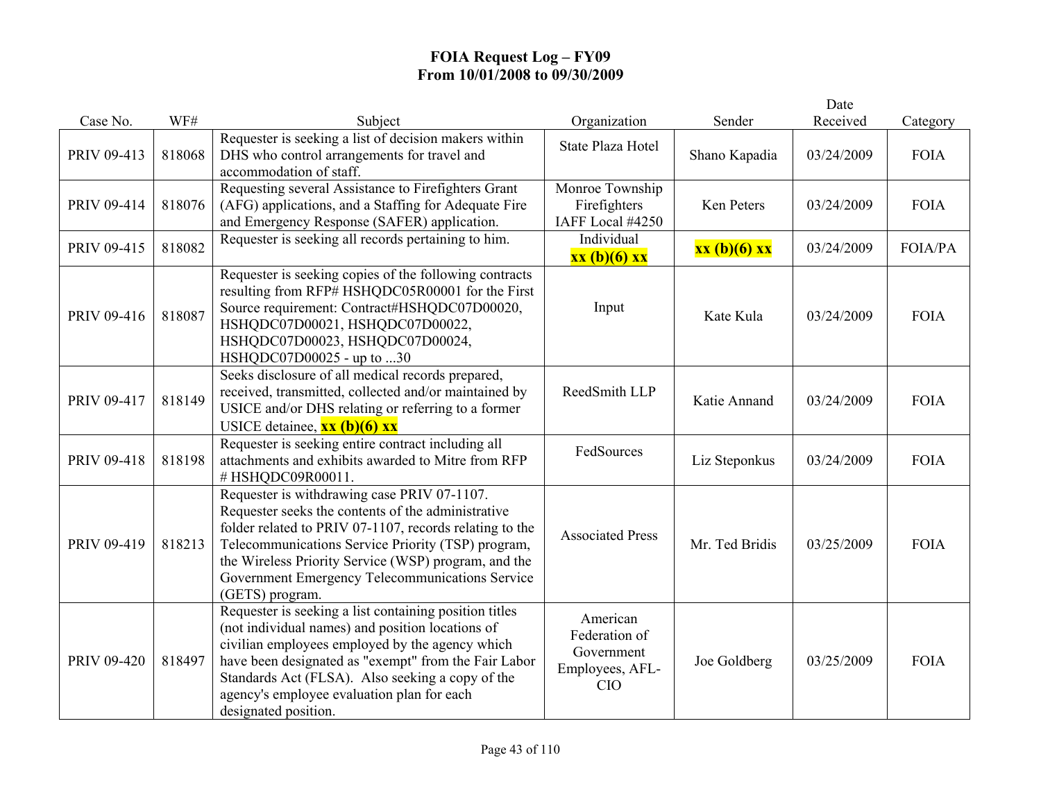# FOIA Request Log – FY09
## From 10/01/2008 to 09/30/2009

| Case No. | WF# | Subject | Organization | Sender | Date Received | Category |
|---|---|---|---|---|---|---|
| PRIV 09-413 | 818068 | Requester is seeking a list of decision makers within DHS who control arrangements for travel and accommodation of staff. | State Plaza Hotel | Shano Kapadia | 03/24/2009 | FOIA |
| PRIV 09-414 | 818076 | Requesting several Assistance to Firefighters Grant (AFG) applications, and a Staffing for Adequate Fire and Emergency Response (SAFER) application. | Monroe Township Firefighters IAFF Local #4250 | Ken Peters | 03/24/2009 | FOIA |
| PRIV 09-415 | 818082 | Requester is seeking all records pertaining to him. | Individual **xx (b)(6) xx** | **xx (b)(6) xx** | 03/24/2009 | FOIA/PA |
| PRIV 09-416 | 818087 | Requester is seeking copies of the following contracts resulting from RFP# HSHQDC05R00001 for the First Source requirement: Contract#HSHQDC07D00020, HSHQDC07D00021, HSHQDC07D00022, HSHQDC07D00023, HSHQDC07D00024, HSHQDC07D00025 - up to ...30 | Input | Kate Kula | 03/24/2009 | FOIA |
| PRIV 09-417 | 818149 | Seeks disclosure of all medical records prepared, received, transmitted, collected and/or maintained by USICE and/or DHS relating or referring to a former USICE detainee, **xx (b)(6) xx** | ReedSmith LLP | Katie Annand | 03/24/2009 | FOIA |
| PRIV 09-418 | 818198 | Requester is seeking entire contract including all attachments and exhibits awarded to Mitre from RFP # HSHQDC09R00011. | FedSources | Liz Steponkus | 03/24/2009 | FOIA |
| PRIV 09-419 | 818213 | Requester is withdrawing case PRIV 07-1107. Requester seeks the contents of the administrative folder related to PRIV 07-1107, records relating to the Telecommunications Service Priority (TSP) program, the Wireless Priority Service (WSP) program, and the Government Emergency Telecommunications Service (GETS) program. | Associated Press | Mr. Ted Bridis | 03/25/2009 | FOIA |
| PRIV 09-420 | 818497 | Requester is seeking a list containing position titles (not individual names) and position locations of civilian employees employed by the agency which have been designated as "exempt" from the Fair Labor Standards Act (FLSA). Also seeking a copy of the agency's employee evaluation plan for each designated position. | American Federation of Government Employees, AFL-CIO | Joe Goldberg | 03/25/2009 | FOIA |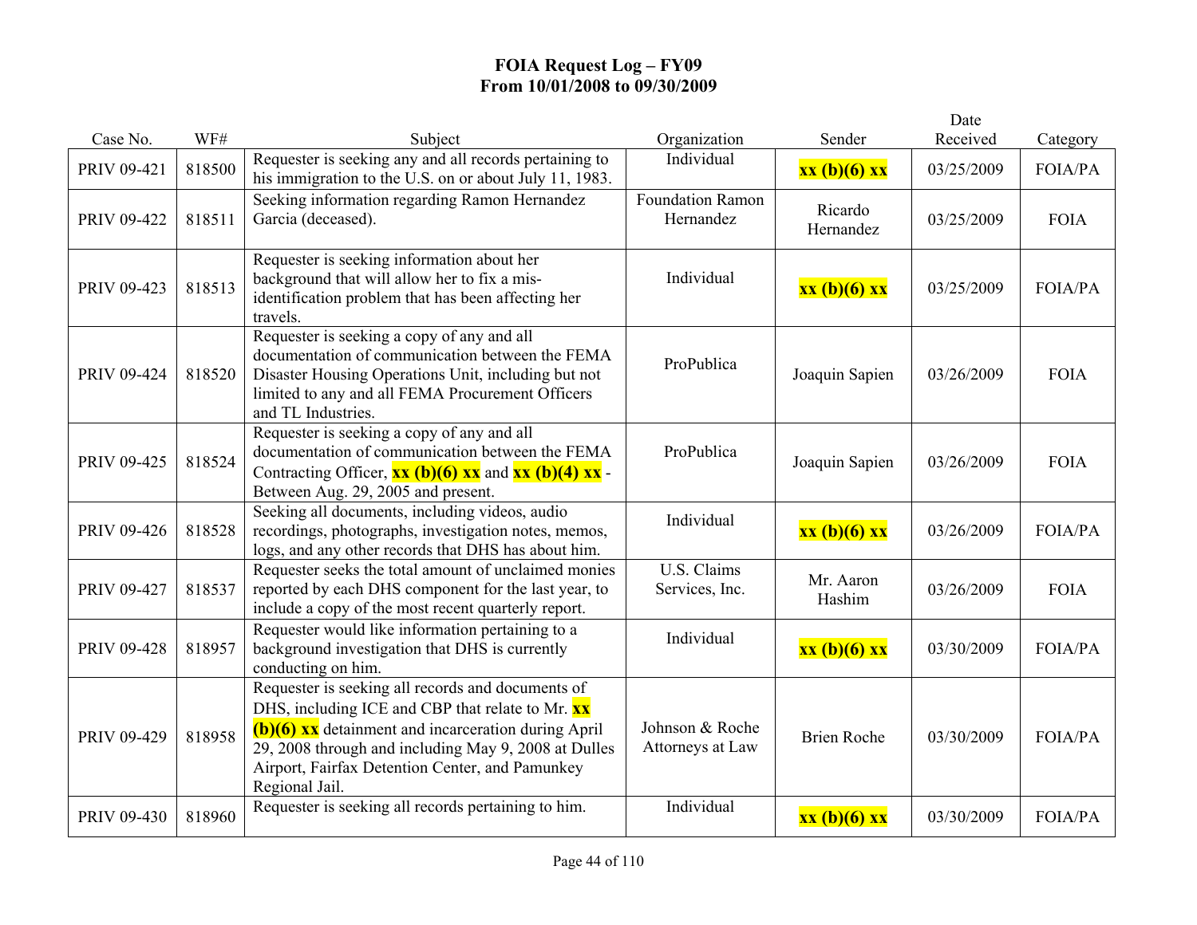# FOIA Request Log – FY09
## From 10/01/2008 to 09/30/2009

| Case No. | WF# | Subject | Organization | Sender | Date Received | Category |
|---|---|---|---|---|---|---|
| PRIV 09-421 | 818500 | Requester is seeking any and all records pertaining to his immigration to the U.S. on or about July 11, 1983. | Individual | **xx (b)(6) xx** | 03/25/2009 | FOIA/PA |
| PRIV 09-422 | 818511 | Seeking information regarding Ramon Hernandez Garcia (deceased). | Foundation Ramon Hernandez | Ricardo Hernandez | 03/25/2009 | FOIA |
| PRIV 09-423 | 818513 | Requester is seeking information about her background that will allow her to fix a mis-identification problem that has been affecting her travels. | Individual | **xx (b)(6) xx** | 03/25/2009 | FOIA/PA |
| PRIV 09-424 | 818520 | Requester is seeking a copy of any and all documentation of communication between the FEMA Disaster Housing Operations Unit, including but not limited to any and all FEMA Procurement Officers and TL Industries. | ProPublica | Joaquin Sapien | 03/26/2009 | FOIA |
| PRIV 09-425 | 818524 | Requester is seeking a copy of any and all documentation of communication between the FEMA Contracting Officer, **xx (b)(6) xx** and **xx (b)(4) xx** - Between Aug. 29, 2005 and present. | ProPublica | Joaquin Sapien | 03/26/2009 | FOIA |
| PRIV 09-426 | 818528 | Seeking all documents, including videos, audio recordings, photographs, investigation notes, memos, logs, and any other records that DHS has about him. | Individual | **xx (b)(6) xx** | 03/26/2009 | FOIA/PA |
| PRIV 09-427 | 818537 | Requester seeks the total amount of unclaimed monies reported by each DHS component for the last year, to include a copy of the most recent quarterly report. | U.S. Claims Services, Inc. | Mr. Aaron Hashim | 03/26/2009 | FOIA |
| PRIV 09-428 | 818957 | Requester would like information pertaining to a background investigation that DHS is currently conducting on him. | Individual | **xx (b)(6) xx** | 03/30/2009 | FOIA/PA |
| PRIV 09-429 | 818958 | Requester is seeking all records and documents of DHS, including ICE and CBP that relate to Mr. **xx (b)(6) xx** detainment and incarceration during April 29, 2008 through and including May 9, 2008 at Dulles Airport, Fairfax Detention Center, and Pamunkey Regional Jail. | Johnson & Roche Attorneys at Law | Brien Roche | 03/30/2009 | FOIA/PA |
| PRIV 09-430 | 818960 | Requester is seeking all records pertaining to him. | Individual | **xx (b)(6) xx** | 03/30/2009 | FOIA/PA |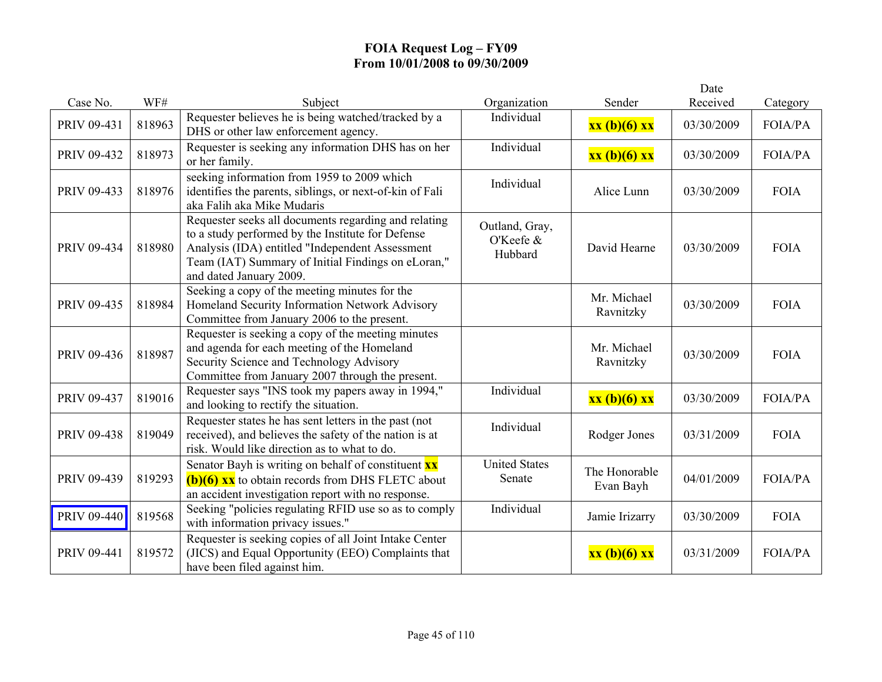# FOIA Request Log – FY09
## From 10/01/2008 to 09/30/2009

| Case No. | WF# | Subject | Organization | Sender | Date Received | Category |
|---|---|---|---|---|---|---|
| PRIV 09-431 | 818963 | Requester believes he is being watched/tracked by a DHS or other law enforcement agency. | Individual | **xx (b)(6) xx** | 03/30/2009 | FOIA/PA |
| PRIV 09-432 | 818973 | Requester is seeking any information DHS has on her or her family. | Individual | **xx (b)(6) xx** | 03/30/2009 | FOIA/PA |
| PRIV 09-433 | 818976 | seeking information from 1959 to 2009 which identifies the parents, siblings, or next-of-kin of Fali aka Falih aka Mike Mudaris | Individual | Alice Lunn | 03/30/2009 | FOIA |
| PRIV 09-434 | 818980 | Requester seeks all documents regarding and relating to a study performed by the Institute for Defense Analysis (IDA) entitled "Independent Assessment Team (IAT) Summary of Initial Findings on eLoran," and dated January 2009. | Outland, Gray, O'Keefe & Hubbard | David Hearne | 03/30/2009 | FOIA |
| PRIV 09-435 | 818984 | Seeking a copy of the meeting minutes for the Homeland Security Information Network Advisory Committee from January 2006 to the present. | | Mr. Michael Ravnitzky | 03/30/2009 | FOIA |
| PRIV 09-436 | 818987 | Requester is seeking a copy of the meeting minutes and agenda for each meeting of the Homeland Security Science and Technology Advisory Committee from January 2007 through the present. | | Mr. Michael Ravnitzky | 03/30/2009 | FOIA |
| PRIV 09-437 | 819016 | Requester says "INS took my papers away in 1994," and looking to rectify the situation. | Individual | **xx (b)(6) xx** | 03/30/2009 | FOIA/PA |
| PRIV 09-438 | 819049 | Requester states he has sent letters in the past (not received), and believes the safety of the nation is at risk. Would like direction as to what to do. | Individual | Rodger Jones | 03/31/2009 | FOIA |
| PRIV 09-439 | 819293 | Senator Bayh is writing on behalf of constituent **xx (b)(6) xx** to obtain records from DHS FLETC about an accident investigation report with no response. | United States Senate | The Honorable Evan Bayh | 04/01/2009 | FOIA/PA |
| PRIV 09-440 | 819568 | Seeking "policies regulating RFID use so as to comply with information privacy issues." | Individual | Jamie Irizarry | 03/30/2009 | FOIA |
| PRIV 09-441 | 819572 | Requester is seeking copies of all Joint Intake Center (JICS) and Equal Opportunity (EEO) Complaints that have been filed against him. | | **xx (b)(6) xx** | 03/31/2009 | FOIA/PA |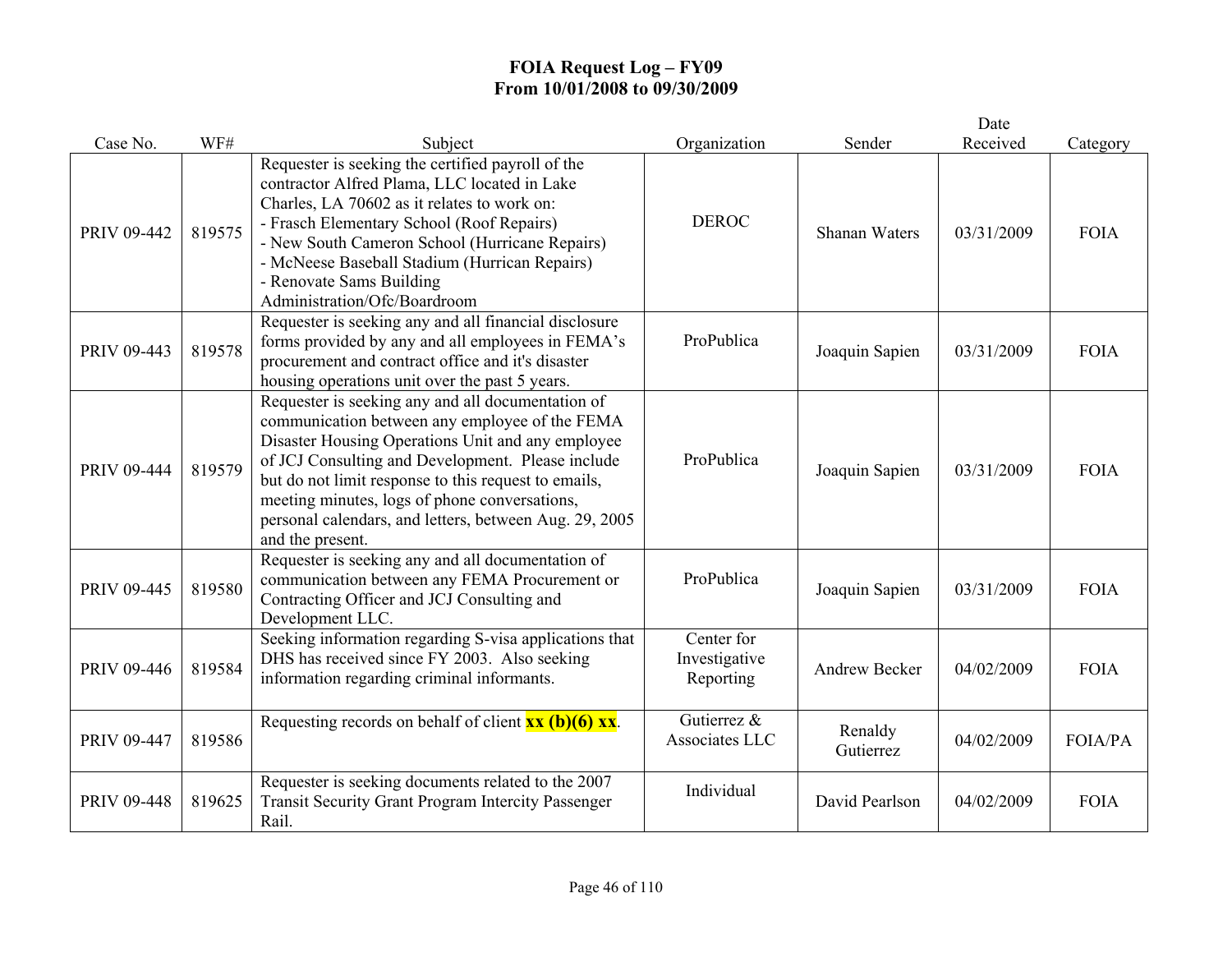# FOIA Request Log – FY09
## From 10/01/2008 to 09/30/2009

| Case No. | WF# | Subject | Organization | Sender | Date Received | Category |
|---|---|---|---|---|---|---|
| PRIV 09-442 | 819575 | Requester is seeking the certified payroll of the contractor Alfred Plama, LLC located in Lake Charles, LA 70602 as it relates to work on:<br>- Frasch Elementary School (Roof Repairs)<br>- New South Cameron School (Hurricane Repairs)<br>- McNeese Baseball Stadium (Hurrican Repairs)<br>- Renovate Sams Building Administration/Ofc/Boardroom | DEROC | Shanan Waters | 03/31/2009 | FOIA |
| PRIV 09-443 | 819578 | Requester is seeking any and all financial disclosure forms provided by any and all employees in FEMA's procurement and contract office and it's disaster housing operations unit over the past 5 years. | ProPublica | Joaquin Sapien | 03/31/2009 | FOIA |
| PRIV 09-444 | 819579 | Requester is seeking any and all documentation of communication between any employee of the FEMA Disaster Housing Operations Unit and any employee of JCJ Consulting and Development. Please include but do not limit response to this request to emails, meeting minutes, logs of phone conversations, personal calendars, and letters, between Aug. 29, 2005 and the present. | ProPublica | Joaquin Sapien | 03/31/2009 | FOIA |
| PRIV 09-445 | 819580 | Requester is seeking any and all documentation of communication between any FEMA Procurement or Contracting Officer and JCJ Consulting and Development LLC. | ProPublica | Joaquin Sapien | 03/31/2009 | FOIA |
| PRIV 09-446 | 819584 | Seeking information regarding S-visa applications that DHS has received since FY 2003. Also seeking information regarding criminal informants. | Center for Investigative Reporting | Andrew Becker | 04/02/2009 | FOIA |
| PRIV 09-447 | 819586 | Requesting records on behalf of client **xx (b)(6) xx**. | Gutierrez & Associates LLC | Renaldy Gutierrez | 04/02/2009 | FOIA/PA |
| PRIV 09-448 | 819625 | Requester is seeking documents related to the 2007 Transit Security Grant Program Intercity Passenger Rail. | Individual | David Pearlson | 04/02/2009 | FOIA |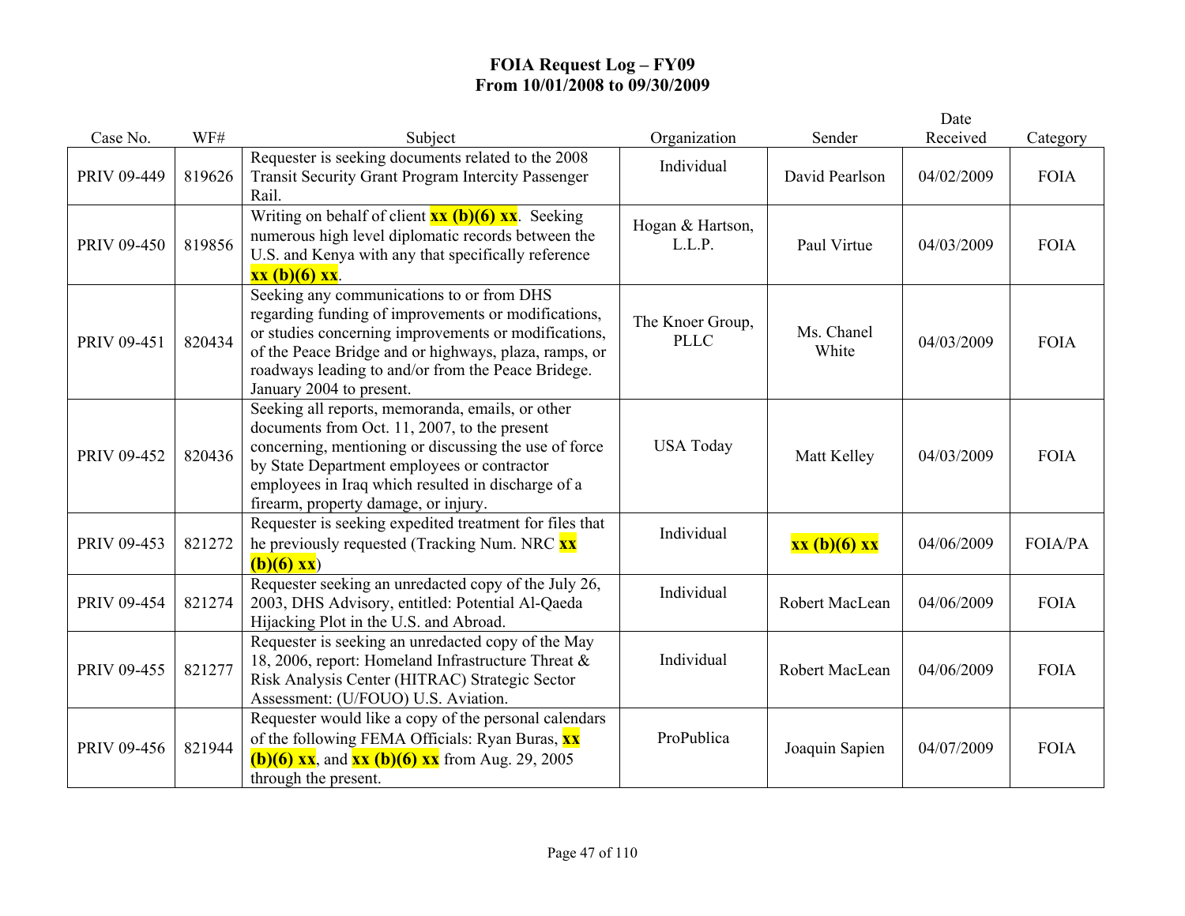# FOIA Request Log – FY09
## From 10/01/2008 to 09/30/2009

| Case No. | WF# | Subject | Organization | Sender | Date Received | Category |
|---|---|---|---|---|---|---|
| PRIV 09-449 | 819626 | Requester is seeking documents related to the 2008 Transit Security Grant Program Intercity Passenger Rail. | Individual | David Pearlson | 04/02/2009 | FOIA |
| PRIV 09-450 | 819856 | Writing on behalf of client **xx (b)(6) xx**. Seeking numerous high level diplomatic records between the U.S. and Kenya with any that specifically reference **xx (b)(6) xx**. | Hogan & Hartson, L.L.P. | Paul Virtue | 04/03/2009 | FOIA |
| PRIV 09-451 | 820434 | Seeking any communications to or from DHS regarding funding of improvements or modifications, or studies concerning improvements or modifications, of the Peace Bridge and or highways, plaza, ramps, or roadways leading to and/or from the Peace Bridege. January 2004 to present. | The Knoer Group, PLLC | Ms. Chanel White | 04/03/2009 | FOIA |
| PRIV 09-452 | 820436 | Seeking all reports, memoranda, emails, or other documents from Oct. 11, 2007, to the present concerning, mentioning or discussing the use of force by State Department employees or contractor employees in Iraq which resulted in discharge of a firearm, property damage, or injury. | USA Today | Matt Kelley | 04/03/2009 | FOIA |
| PRIV 09-453 | 821272 | Requester is seeking expedited treatment for files that he previously requested (Tracking Num. NRC **xx (b)(6) xx**) | Individual | **xx (b)(6) xx** | 04/06/2009 | FOIA/PA |
| PRIV 09-454 | 821274 | Requester seeking an unredacted copy of the July 26, 2003, DHS Advisory, entitled: Potential Al-Qaeda Hijacking Plot in the U.S. and Abroad. | Individual | Robert MacLean | 04/06/2009 | FOIA |
| PRIV 09-455 | 821277 | Requester is seeking an unredacted copy of the May 18, 2006, report: Homeland Infrastructure Threat & Risk Analysis Center (HITRAC) Strategic Sector Assessment: (U/FOUO) U.S. Aviation. | Individual | Robert MacLean | 04/06/2009 | FOIA |
| PRIV 09-456 | 821944 | Requester would like a copy of the personal calendars of the following FEMA Officials: Ryan Buras, **xx (b)(6) xx**, and **xx (b)(6) xx** from Aug. 29, 2005 through the present. | ProPublica | Joaquin Sapien | 04/07/2009 | FOIA |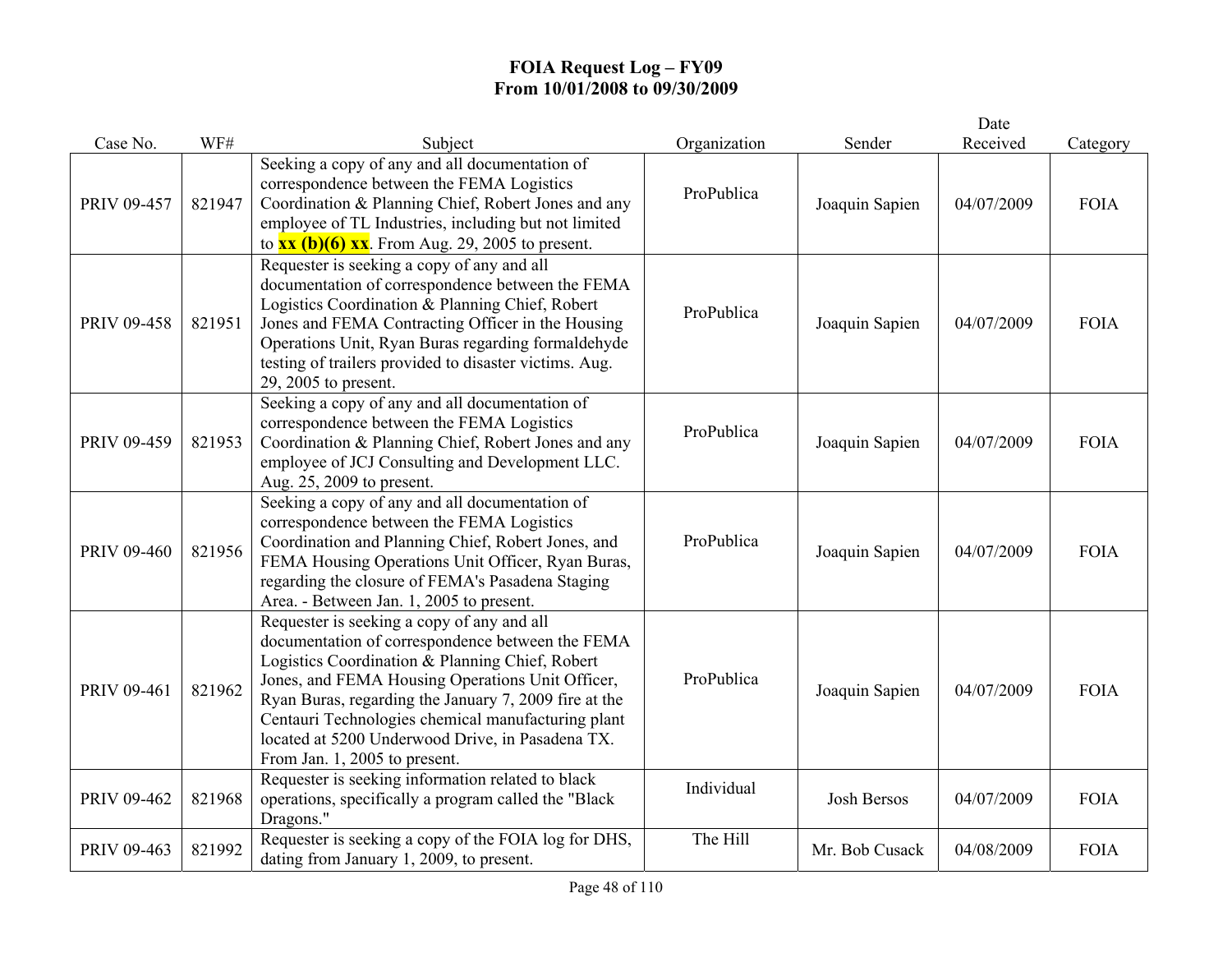# FOIA Request Log – FY09
## From 10/01/2008 to 09/30/2009

| Case No. | WF# | Subject | Organization | Sender | Date Received | Category |
|---|---|---|---|---|---|---|
| PRIV 09-457 | 821947 | Seeking a copy of any and all documentation of correspondence between the FEMA Logistics Coordination & Planning Chief, Robert Jones and any employee of TL Industries, including but not limited to **xx (b)(6) xx**. From Aug. 29, 2005 to present. | ProPublica | Joaquin Sapien | 04/07/2009 | FOIA |
| PRIV 09-458 | 821951 | Requester is seeking a copy of any and all documentation of correspondence between the FEMA Logistics Coordination & Planning Chief, Robert Jones and FEMA Contracting Officer in the Housing Operations Unit, Ryan Buras regarding formaldehyde testing of trailers provided to disaster victims. Aug. 29, 2005 to present. | ProPublica | Joaquin Sapien | 04/07/2009 | FOIA |
| PRIV 09-459 | 821953 | Seeking a copy of any and all documentation of correspondence between the FEMA Logistics Coordination & Planning Chief, Robert Jones and any employee of JCJ Consulting and Development LLC. Aug. 25, 2009 to present. | ProPublica | Joaquin Sapien | 04/07/2009 | FOIA |
| PRIV 09-460 | 821956 | Seeking a copy of any and all documentation of correspondence between the FEMA Logistics Coordination and Planning Chief, Robert Jones, and FEMA Housing Operations Unit Officer, Ryan Buras, regarding the closure of FEMA's Pasadena Staging Area. - Between Jan. 1, 2005 to present. | ProPublica | Joaquin Sapien | 04/07/2009 | FOIA |
| PRIV 09-461 | 821962 | Requester is seeking a copy of any and all documentation of correspondence between the FEMA Logistics Coordination & Planning Chief, Robert Jones, and FEMA Housing Operations Unit Officer, Ryan Buras, regarding the January 7, 2009 fire at the Centauri Technologies chemical manufacturing plant located at 5200 Underwood Drive, in Pasadena TX. From Jan. 1, 2005 to present. | ProPublica | Joaquin Sapien | 04/07/2009 | FOIA |
| PRIV 09-462 | 821968 | Requester is seeking information related to black operations, specifically a program called the "Black Dragons." | Individual | Josh Bersos | 04/07/2009 | FOIA |
| PRIV 09-463 | 821992 | Requester is seeking a copy of the FOIA log for DHS, dating from January 1, 2009, to present. | The Hill | Mr. Bob Cusack | 04/08/2009 | FOIA |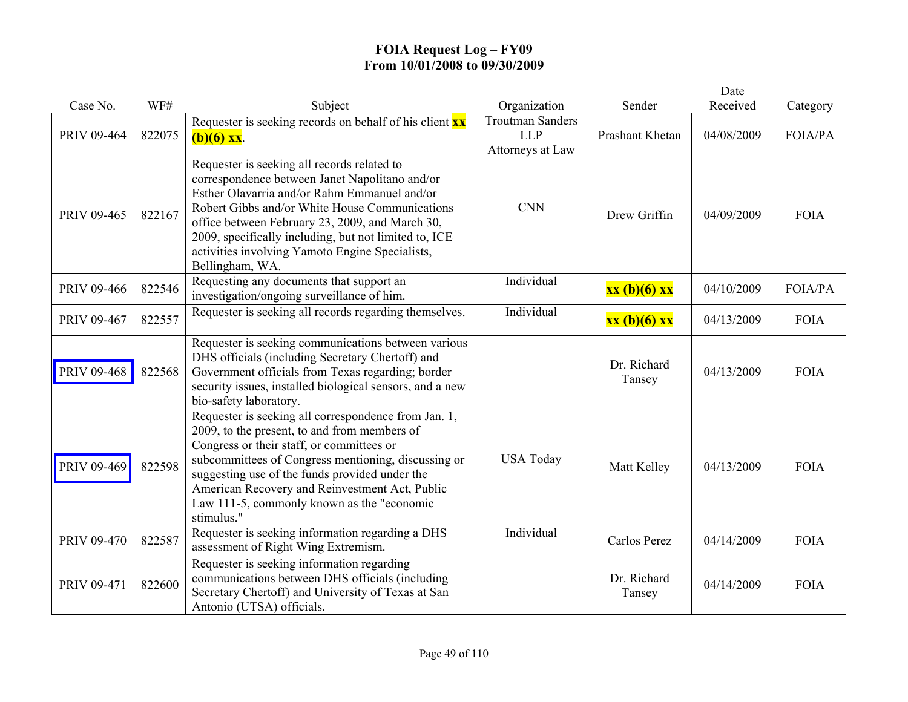# FOIA Request Log – FY09
## From 10/01/2008 to 09/30/2009

| Case No. | WF# | Subject | Organization | Sender | Date Received | Category |
|---|---|---|---|---|---|---|
| PRIV 09-464 | 822075 | Requester is seeking records on behalf of his client **xx (b)(6) xx**. | Troutman Sanders LLP Attorneys at Law | Prashant Khetan | 04/08/2009 | FOIA/PA |
| PRIV 09-465 | 822167 | Requester is seeking all records related to correspondence between Janet Napolitano and/or Esther Olavarria and/or Rahm Emmanuel and/or Robert Gibbs and/or White House Communications office between February 23, 2009, and March 30, 2009, specifically including, but not limited to, ICE activities involving Yamoto Engine Specialists, Bellingham, WA. | CNN | Drew Griffin | 04/09/2009 | FOIA |
| PRIV 09-466 | 822546 | Requesting any documents that support an investigation/ongoing surveillance of him. | Individual | **xx (b)(6) xx** | 04/10/2009 | FOIA/PA |
| PRIV 09-467 | 822557 | Requester is seeking all records regarding themselves. | Individual | **xx (b)(6) xx** | 04/13/2009 | FOIA |
| PRIV 09-468 | 822568 | Requester is seeking communications between various DHS officials (including Secretary Chertoff) and Government officials from Texas regarding; border security issues, installed biological sensors, and a new bio-safety laboratory. | | Dr. Richard Tansey | 04/13/2009 | FOIA |
| PRIV 09-469 | 822598 | Requester is seeking all correspondence from Jan. 1, 2009, to the present, to and from members of Congress or their staff, or committees or subcommittees of Congress mentioning, discussing or suggesting use of the funds provided under the American Recovery and Reinvestment Act, Public Law 111-5, commonly known as the "economic stimulus." | USA Today | Matt Kelley | 04/13/2009 | FOIA |
| PRIV 09-470 | 822587 | Requester is seeking information regarding a DHS assessment of Right Wing Extremism. | Individual | Carlos Perez | 04/14/2009 | FOIA |
| PRIV 09-471 | 822600 | Requester is seeking information regarding communications between DHS officials (including Secretary Chertoff) and University of Texas at San Antonio (UTSA) officials. | | Dr. Richard Tansey | 04/14/2009 | FOIA |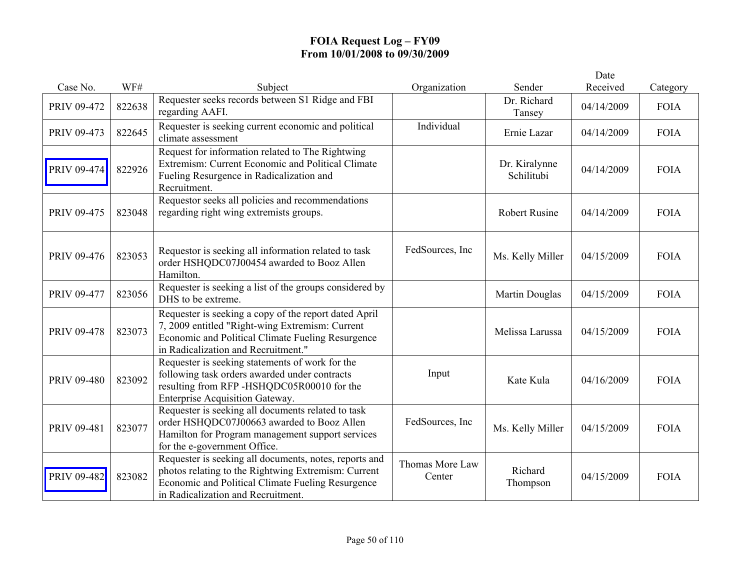# FOIA Request Log – FY09
## From 10/01/2008 to 09/30/2009

| Case No. | WF# | Subject | Organization | Sender | Date Received | Category |
|---|---|---|---|---|---|---|
| PRIV 09-472 | 822638 | Requester seeks records between S1 Ridge and FBI regarding AAFI. | | Dr. Richard Tansey | 04/14/2009 | FOIA |
| PRIV 09-473 | 822645 | Requester is seeking current economic and political climate assessment | Individual | Ernie Lazar | 04/14/2009 | FOIA |
| PRIV 09-474 | 822926 | Request for information related to The Rightwing Extremism: Current Economic and Political Climate Fueling Resurgence in Radicalization and Recruitment. | | Dr. Kiralynne Schilitubi | 04/14/2009 | FOIA |
| PRIV 09-475 | 823048 | Requestor seeks all policies and recommendations regarding right wing extremists groups. | | Robert Rusine | 04/14/2009 | FOIA |
| PRIV 09-476 | 823053 | Requestor is seeking all information related to task order HSHQDC07J00454 awarded to Booz Allen Hamilton. | FedSources, Inc | Ms. Kelly Miller | 04/15/2009 | FOIA |
| PRIV 09-477 | 823056 | Requester is seeking a list of the groups considered by DHS to be extreme. | | Martin Douglas | 04/15/2009 | FOIA |
| PRIV 09-478 | 823073 | Requester is seeking a copy of the report dated April 7, 2009 entitled "Right-wing Extremism: Current Economic and Political Climate Fueling Resurgence in Radicalization and Recruitment." | | Melissa Larussa | 04/15/2009 | FOIA |
| PRIV 09-480 | 823092 | Requester is seeking statements of work for the following task orders awarded under contracts resulting from RFP -HSHQDC05R00010 for the Enterprise Acquisition Gateway. | Input | Kate Kula | 04/16/2009 | FOIA |
| PRIV 09-481 | 823077 | Requester is seeking all documents related to task order HSHQDC07J00663 awarded to Booz Allen Hamilton for Program management support services for the e-government Office. | FedSources, Inc | Ms. Kelly Miller | 04/15/2009 | FOIA |
| PRIV 09-482 | 823082 | Requester is seeking all documents, notes, reports and photos relating to the Rightwing Extremism: Current Economic and Political Climate Fueling Resurgence in Radicalization and Recruitment. | Thomas More Law Center | Richard Thompson | 04/15/2009 | FOIA |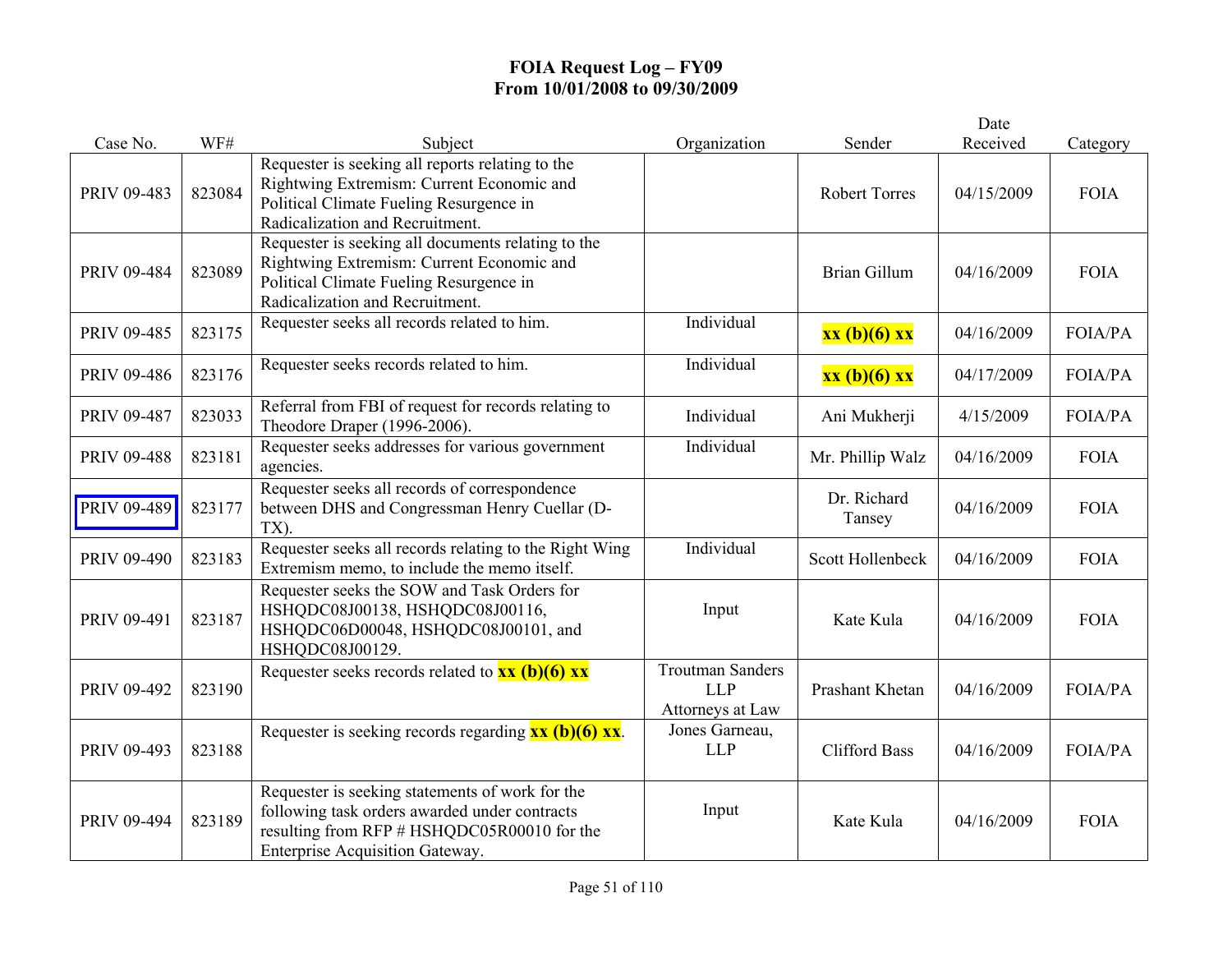# FOIA Request Log – FY09
## From 10/01/2008 to 09/30/2009

| Case No. | WF# | Subject | Organization | Sender | Date Received | Category |
|---|---|---|---|---|---|---|
| PRIV 09-483 | 823084 | Requester is seeking all reports relating to the Rightwing Extremism: Current Economic and Political Climate Fueling Resurgence in Radicalization and Recruitment. | | Robert Torres | 04/15/2009 | FOIA |
| PRIV 09-484 | 823089 | Requester is seeking all documents relating to the Rightwing Extremism: Current Economic and Political Climate Fueling Resurgence in Radicalization and Recruitment. | | Brian Gillum | 04/16/2009 | FOIA |
| PRIV 09-485 | 823175 | Requester seeks all records related to him. | Individual | **xx (b)(6) xx** | 04/16/2009 | FOIA/PA |
| PRIV 09-486 | 823176 | Requester seeks records related to him. | Individual | **xx (b)(6) xx** | 04/17/2009 | FOIA/PA |
| PRIV 09-487 | 823033 | Referral from FBI of request for records relating to Theodore Draper (1996-2006). | Individual | Ani Mukherji | 4/15/2009 | FOIA/PA |
| PRIV 09-488 | 823181 | Requester seeks addresses for various government agencies. | Individual | Mr. Phillip Walz | 04/16/2009 | FOIA |
| PRIV 09-489 | 823177 | Requester seeks all records of correspondence between DHS and Congressman Henry Cuellar (D-TX). | | Dr. Richard Tansey | 04/16/2009 | FOIA |
| PRIV 09-490 | 823183 | Requester seeks all records relating to the Right Wing Extremism memo, to include the memo itself. | Individual | Scott Hollenbeck | 04/16/2009 | FOIA |
| PRIV 09-491 | 823187 | Requester seeks the SOW and Task Orders for HSHQDC08J00138, HSHQDC08J00116, HSHQDC06D00048, HSHQDC08J00101, and HSHQDC08J00129. | Input | Kate Kula | 04/16/2009 | FOIA |
| PRIV 09-492 | 823190 | Requester seeks records related to **xx (b)(6) xx** | Troutman Sanders LLP Attorneys at Law | Prashant Khetan | 04/16/2009 | FOIA/PA |
| PRIV 09-493 | 823188 | Requester is seeking records regarding **xx (b)(6) xx**. | Jones Garneau, LLP | Clifford Bass | 04/16/2009 | FOIA/PA |
| PRIV 09-494 | 823189 | Requester is seeking statements of work for the following task orders awarded under contracts resulting from RFP # HSHQDC05R00010 for the Enterprise Acquisition Gateway. | Input | Kate Kula | 04/16/2009 | FOIA |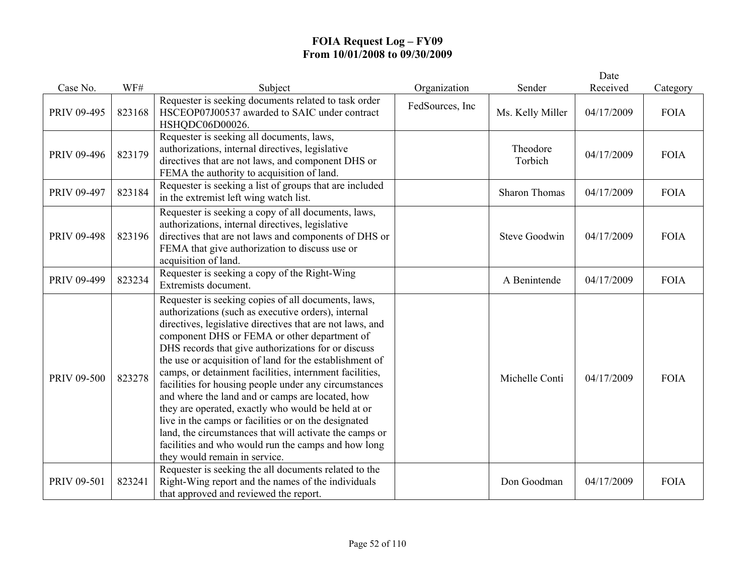# FOIA Request Log – FY09
## From 10/01/2008 to 09/30/2009

| Case No. | WF# | Subject | Organization | Sender | Date Received | Category |
|---|---|---|---|---|---|---|
| PRIV 09-495 | 823168 | Requester is seeking documents related to task order HSCEOP07J00537 awarded to SAIC under contract HSHQDC06D00026. | FedSources, Inc | Ms. Kelly Miller | 04/17/2009 | FOIA |
| PRIV 09-496 | 823179 | Requester is seeking all documents, laws, authorizations, internal directives, legislative directives that are not laws, and component DHS or FEMA the authority to acquisition of land. | | Theodore Torbich | 04/17/2009 | FOIA |
| PRIV 09-497 | 823184 | Requester is seeking a list of groups that are included in the extremist left wing watch list. | | Sharon Thomas | 04/17/2009 | FOIA |
| PRIV 09-498 | 823196 | Requester is seeking a copy of all documents, laws, authorizations, internal directives, legislative directives that are not laws and components of DHS or FEMA that give authorization to discuss use or acquisition of land. | | Steve Goodwin | 04/17/2009 | FOIA |
| PRIV 09-499 | 823234 | Requester is seeking a copy of the Right-Wing Extremists document. | | A Benintende | 04/17/2009 | FOIA |
| PRIV 09-500 | 823278 | Requester is seeking copies of all documents, laws, authorizations (such as executive orders), internal directives, legislative directives that are not laws, and component DHS or FEMA or other department of DHS records that give authorizations for or discuss the use or acquisition of land for the establishment of camps, or detainment facilities, internment facilities, facilities for housing people under any circumstances and where the land and or camps are located, how they are operated, exactly who would be held at or live in the camps or facilities or on the designated land, the circumstances that will activate the camps or facilities and who would run the camps and how long they would remain in service. | | Michelle Conti | 04/17/2009 | FOIA |
| PRIV 09-501 | 823241 | Requester is seeking the all documents related to the Right-Wing report and the names of the individuals that approved and reviewed the report. | | Don Goodman | 04/17/2009 | FOIA |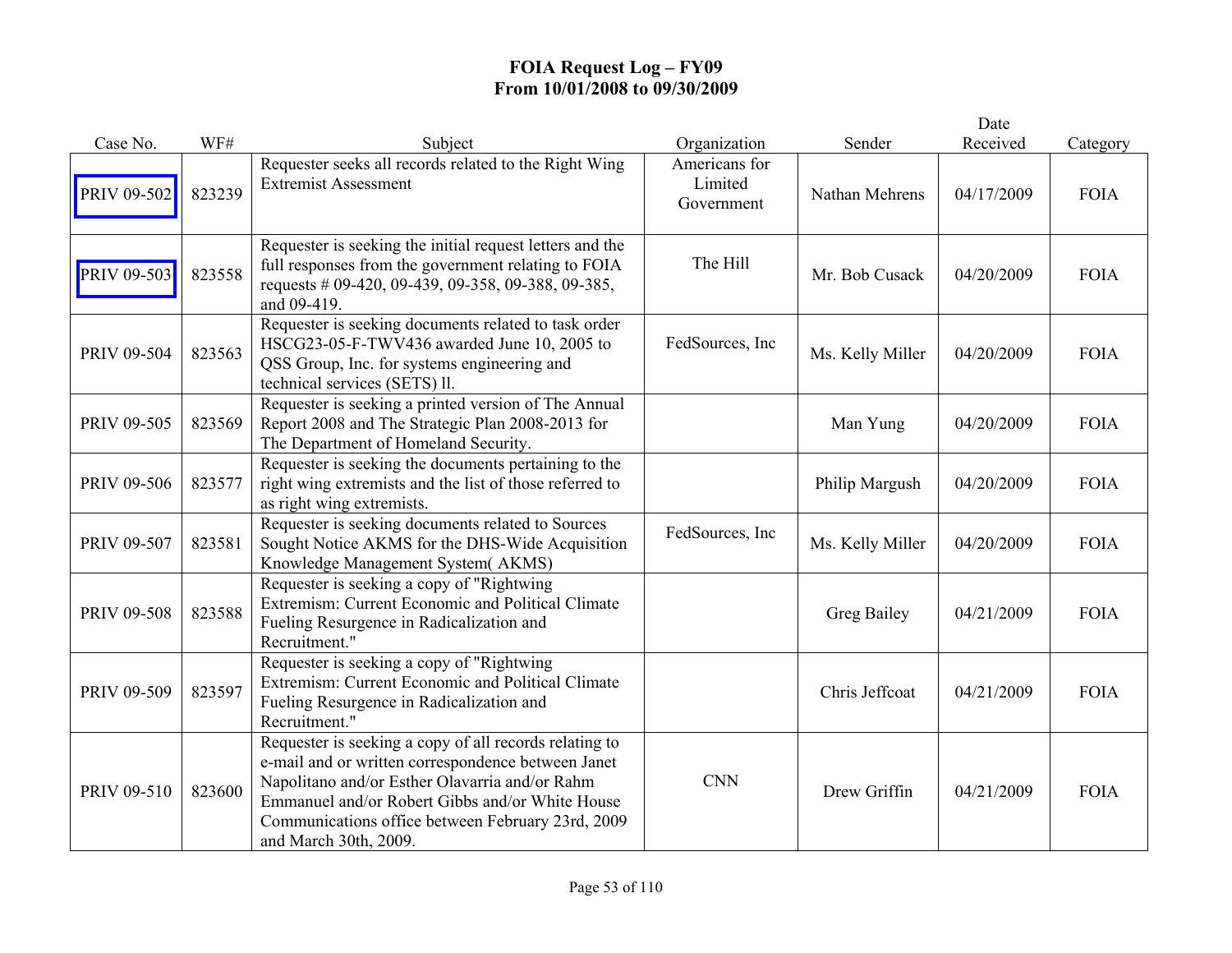**FOIA Request Log – FY09**
**From 10/01/2008 to 09/30/2009**

| Case No. | WF# | Subject | Organization | Sender | Date Received | Category |
|---|---|---|---|---|---|---|
| PRIV 09-502 | 823239 | Requester seeks all records related to the Right Wing Extremist Assessment | Americans for Limited Government | Nathan Mehrens | 04/17/2009 | FOIA |
| PRIV 09-503 | 823558 | Requester is seeking the initial request letters and the full responses from the government relating to FOIA requests # 09-420, 09-439, 09-358, 09-388, 09-385, and 09-419. | The Hill | Mr. Bob Cusack | 04/20/2009 | FOIA |
| PRIV 09-504 | 823563 | Requester is seeking documents related to task order HSCG23-05-F-TWV436 awarded June 10, 2005 to QSS Group, Inc. for systems engineering and technical services (SETS) ll. | FedSources, Inc | Ms. Kelly Miller | 04/20/2009 | FOIA |
| PRIV 09-505 | 823569 | Requester is seeking a printed version of The Annual Report 2008 and The Strategic Plan 2008-2013 for The Department of Homeland Security. | | Man Yung | 04/20/2009 | FOIA |
| PRIV 09-506 | 823577 | Requester is seeking the documents pertaining to the right wing extremists and the list of those referred to as right wing extremists. | | Philip Margush | 04/20/2009 | FOIA |
| PRIV 09-507 | 823581 | Requester is seeking documents related to Sources Sought Notice AKMS for the DHS-Wide Acquisition Knowledge Management System( AKMS) | FedSources, Inc | Ms. Kelly Miller | 04/20/2009 | FOIA |
| PRIV 09-508 | 823588 | Requester is seeking a copy of "Rightwing Extremism: Current Economic and Political Climate Fueling Resurgence in Radicalization and Recruitment." | | Greg Bailey | 04/21/2009 | FOIA |
| PRIV 09-509 | 823597 | Requester is seeking a copy of "Rightwing Extremism: Current Economic and Political Climate Fueling Resurgence in Radicalization and Recruitment." | | Chris Jeffcoat | 04/21/2009 | FOIA |
| PRIV 09-510 | 823600 | Requester is seeking a copy of all records relating to e-mail and or written correspondence between Janet Napolitano and/or Esther Olavarria and/or Rahm Emmanuel and/or Robert Gibbs and/or White House Communications office between February 23rd, 2009 and March 30th, 2009. | CNN | Drew Griffin | 04/21/2009 | FOIA |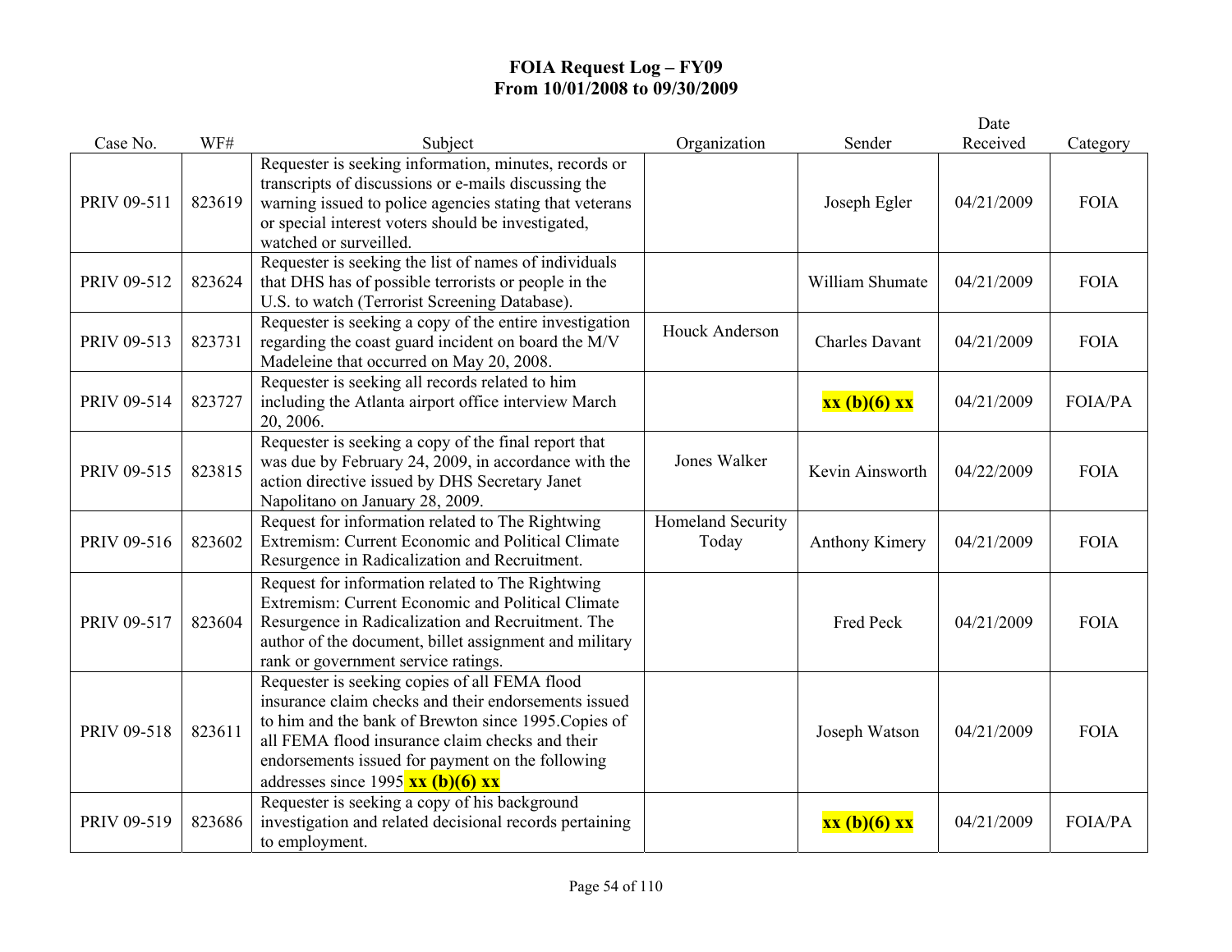# FOIA Request Log – FY09
## From 10/01/2008 to 09/30/2009

| Case No. | WF# | Subject | Organization | Sender | Date Received | Category |
|---|---|---|---|---|---|---|
| PRIV 09-511 | 823619 | Requester is seeking information, minutes, records or transcripts of discussions or e-mails discussing the warning issued to police agencies stating that veterans or special interest voters should be investigated, watched or surveilled. | | Joseph Egler | 04/21/2009 | FOIA |
| PRIV 09-512 | 823624 | Requester is seeking the list of names of individuals that DHS has of possible terrorists or people in the U.S. to watch (Terrorist Screening Database). | | William Shumate | 04/21/2009 | FOIA |
| PRIV 09-513 | 823731 | Requester is seeking a copy of the entire investigation regarding the coast guard incident on board the M/V Madeleine that occurred on May 20, 2008. | Houck Anderson | Charles Davant | 04/21/2009 | FOIA |
| PRIV 09-514 | 823727 | Requester is seeking all records related to him including the Atlanta airport office interview March 20, 2006. | | **xx (b)(6) xx** | 04/21/2009 | FOIA/PA |
| PRIV 09-515 | 823815 | Requester is seeking a copy of the final report that was due by February 24, 2009, in accordance with the action directive issued by DHS Secretary Janet Napolitano on January 28, 2009. | Jones Walker | Kevin Ainsworth | 04/22/2009 | FOIA |
| PRIV 09-516 | 823602 | Request for information related to The Rightwing Extremism: Current Economic and Political Climate Resurgence in Radicalization and Recruitment. | Homeland Security Today | Anthony Kimery | 04/21/2009 | FOIA |
| PRIV 09-517 | 823604 | Request for information related to The Rightwing Extremism: Current Economic and Political Climate Resurgence in Radicalization and Recruitment. The author of the document, billet assignment and military rank or government service ratings. | | Fred Peck | 04/21/2009 | FOIA |
| PRIV 09-518 | 823611 | Requester is seeking copies of all FEMA flood insurance claim checks and their endorsements issued to him and the bank of Brewton since 1995.Copies of all FEMA flood insurance claim checks and their endorsements issued for payment on the following addresses since 1995 **xx (b)(6) xx** | | Joseph Watson | 04/21/2009 | FOIA |
| PRIV 09-519 | 823686 | Requester is seeking a copy of his background investigation and related decisional records pertaining to employment. | | **xx (b)(6) xx** | 04/21/2009 | FOIA/PA |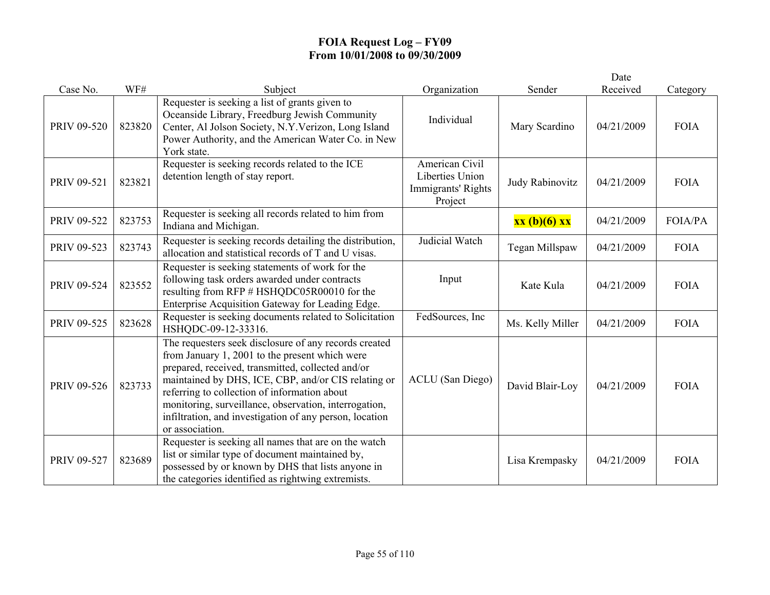# FOIA Request Log – FY09
## From 10/01/2008 to 09/30/2009

| Case No. | WF# | Subject | Organization | Sender | Date Received | Category |
|---|---|---|---|---|---|---|
| PRIV 09-520 | 823820 | Requester is seeking a list of grants given to Oceanside Library, Freedburg Jewish Community Center, Al Jolson Society, N.Y.Verizon, Long Island Power Authority, and the American Water Co. in New York state. | Individual | Mary Scardino | 04/21/2009 | FOIA |
| PRIV 09-521 | 823821 | Requester is seeking records related to the ICE detention length of stay report. | American Civil Liberties Union Immigrants' Rights Project | Judy Rabinovitz | 04/21/2009 | FOIA |
| PRIV 09-522 | 823753 | Requester is seeking all records related to him from Indiana and Michigan. | | **xx (b)(6) xx** | 04/21/2009 | FOIA/PA |
| PRIV 09-523 | 823743 | Requester is seeking records detailing the distribution, allocation and statistical records of T and U visas. | Judicial Watch | Tegan Millspaw | 04/21/2009 | FOIA |
| PRIV 09-524 | 823552 | Requester is seeking statements of work for the following task orders awarded under contracts resulting from RFP # HSHQDC05R00010 for the Enterprise Acquisition Gateway for Leading Edge. | Input | Kate Kula | 04/21/2009 | FOIA |
| PRIV 09-525 | 823628 | Requester is seeking documents related to Solicitation HSHQDC-09-12-33316. | FedSources, Inc | Ms. Kelly Miller | 04/21/2009 | FOIA |
| PRIV 09-526 | 823733 | The requesters seek disclosure of any records created from January 1, 2001 to the present which were prepared, received, transmitted, collected and/or maintained by DHS, ICE, CBP, and/or CIS relating or referring to collection of information about monitoring, surveillance, observation, interrogation, infiltration, and investigation of any person, location or association. | ACLU (San Diego) | David Blair-Loy | 04/21/2009 | FOIA |
| PRIV 09-527 | 823689 | Requester is seeking all names that are on the watch list or similar type of document maintained by, possessed by or known by DHS that lists anyone in the categories identified as rightwing extremists. | | Lisa Krempasky | 04/21/2009 | FOIA |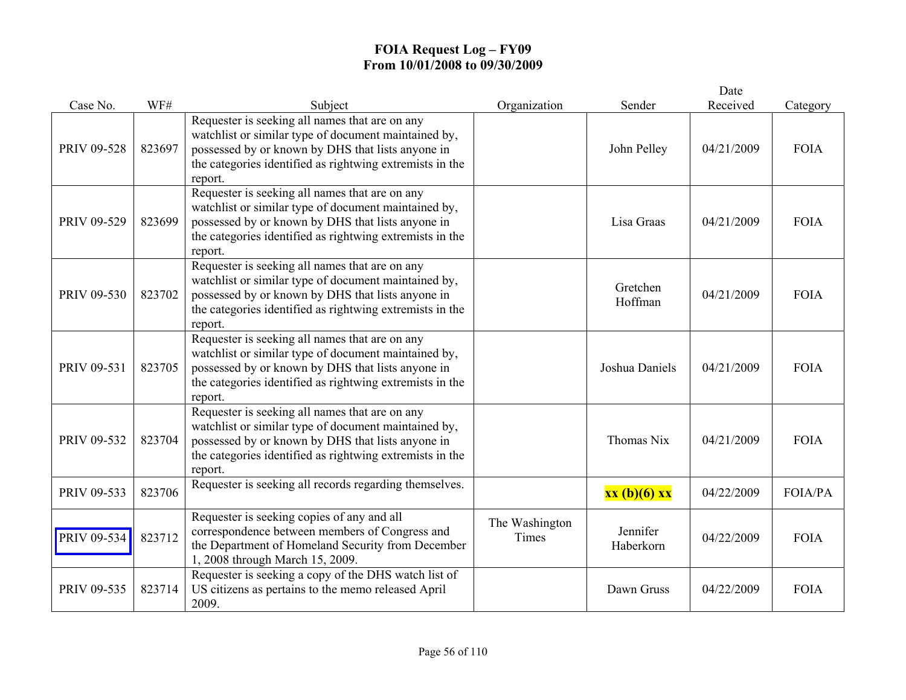# FOIA Request Log – FY09
## From 10/01/2008 to 09/30/2009

| Case No. | WF# | Subject | Organization | Sender | Date Received | Category |
|---|---|---|---|---|---|---|
| PRIV 09-528 | 823697 | Requester is seeking all names that are on any watchlist or similar type of document maintained by, possessed by or known by DHS that lists anyone in the categories identified as rightwing extremists in the report. | | John Pelley | 04/21/2009 | FOIA |
| PRIV 09-529 | 823699 | Requester is seeking all names that are on any watchlist or similar type of document maintained by, possessed by or known by DHS that lists anyone in the categories identified as rightwing extremists in the report. | | Lisa Graas | 04/21/2009 | FOIA |
| PRIV 09-530 | 823702 | Requester is seeking all names that are on any watchlist or similar type of document maintained by, possessed by or known by DHS that lists anyone in the categories identified as rightwing extremists in the report. | | Gretchen Hoffman | 04/21/2009 | FOIA |
| PRIV 09-531 | 823705 | Requester is seeking all names that are on any watchlist or similar type of document maintained by, possessed by or known by DHS that lists anyone in the categories identified as rightwing extremists in the report. | | Joshua Daniels | 04/21/2009 | FOIA |
| PRIV 09-532 | 823704 | Requester is seeking all names that are on any watchlist or similar type of document maintained by, possessed by or known by DHS that lists anyone in the categories identified as rightwing extremists in the report. | | Thomas Nix | 04/21/2009 | FOIA |
| PRIV 09-533 | 823706 | Requester is seeking all records regarding themselves. | | **xx (b)(6) xx** | 04/22/2009 | FOIA/PA |
| PRIV 09-534 | 823712 | Requester is seeking copies of any and all correspondence between members of Congress and the Department of Homeland Security from December 1, 2008 through March 15, 2009. | The Washington Times | Jennifer Haberkorn | 04/22/2009 | FOIA |
| PRIV 09-535 | 823714 | Requester is seeking a copy of the DHS watch list of US citizens as pertains to the memo released April 2009. | | Dawn Gruss | 04/22/2009 | FOIA |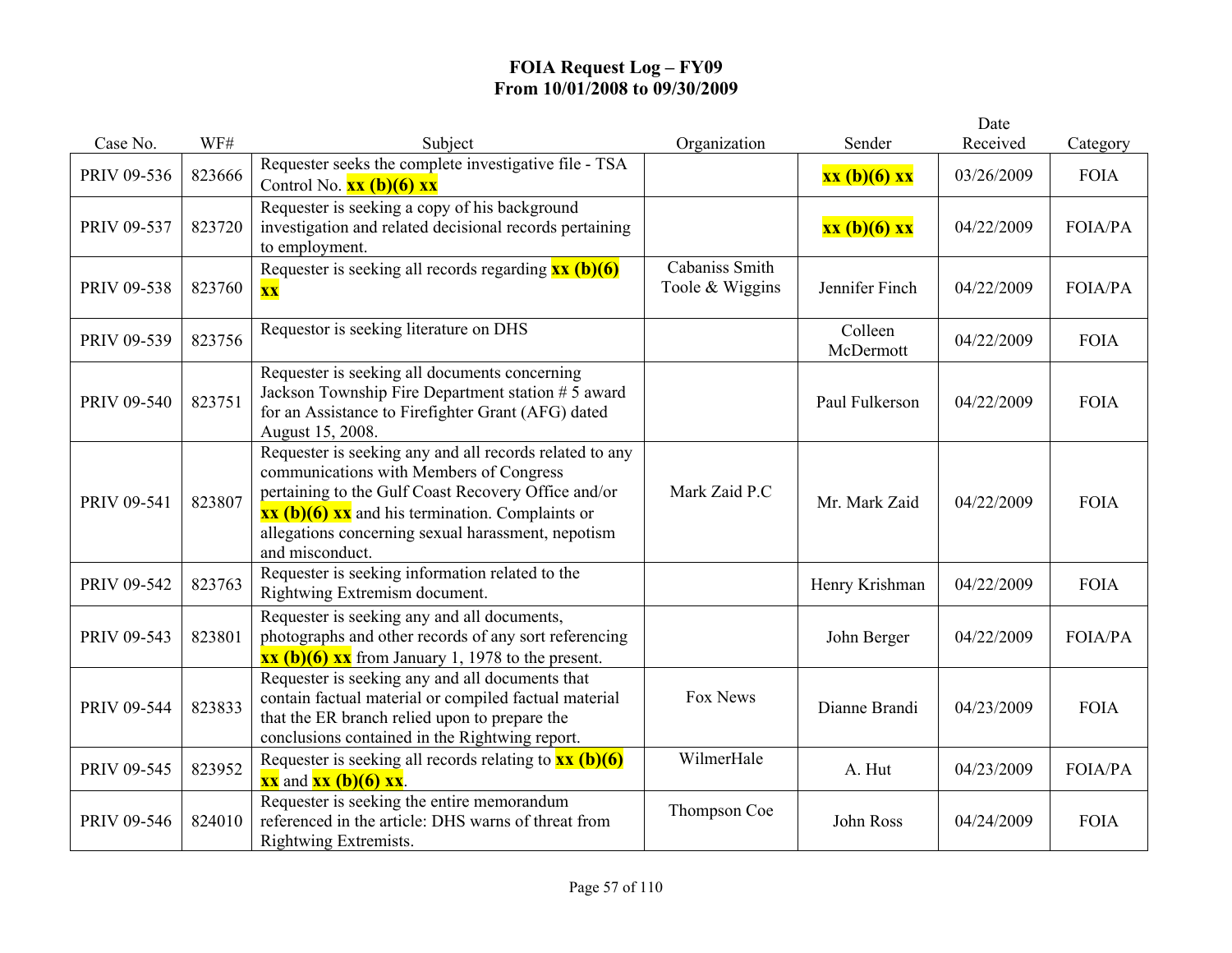# FOIA Request Log – FY09
## From 10/01/2008 to 09/30/2009

| Case No. | WF# | Subject | Organization | Sender | Date Received | Category |
|---|---|---|---|---|---|---|
| PRIV 09-536 | 823666 | Requester seeks the complete investigative file - TSA Control No. **xx (b)(6) xx** | | **xx (b)(6) xx** | 03/26/2009 | FOIA |
| PRIV 09-537 | 823720 | Requester is seeking a copy of his background investigation and related decisional records pertaining to employment. | | **xx (b)(6) xx** | 04/22/2009 | FOIA/PA |
| PRIV 09-538 | 823760 | Requester is seeking all records regarding **xx (b)(6) xx** | Cabaniss Smith Toole & Wiggins | Jennifer Finch | 04/22/2009 | FOIA/PA |
| PRIV 09-539 | 823756 | Requestor is seeking literature on DHS | | Colleen McDermott | 04/22/2009 | FOIA |
| PRIV 09-540 | 823751 | Requester is seeking all documents concerning Jackson Township Fire Department station # 5 award for an Assistance to Firefighter Grant (AFG) dated August 15, 2008. | | Paul Fulkerson | 04/22/2009 | FOIA |
| PRIV 09-541 | 823807 | Requester is seeking any and all records related to any communications with Members of Congress pertaining to the Gulf Coast Recovery Office and/or **xx (b)(6) xx** and his termination. Complaints or allegations concerning sexual harassment, nepotism and misconduct. | Mark Zaid P.C | Mr. Mark Zaid | 04/22/2009 | FOIA |
| PRIV 09-542 | 823763 | Requester is seeking information related to the Rightwing Extremism document. | | Henry Krishman | 04/22/2009 | FOIA |
| PRIV 09-543 | 823801 | Requester is seeking any and all documents, photographs and other records of any sort referencing **xx (b)(6) xx** from January 1, 1978 to the present. | | John Berger | 04/22/2009 | FOIA/PA |
| PRIV 09-544 | 823833 | Requester is seeking any and all documents that contain factual material or compiled factual material that the ER branch relied upon to prepare the conclusions contained in the Rightwing report. | Fox News | Dianne Brandi | 04/23/2009 | FOIA |
| PRIV 09-545 | 823952 | Requester is seeking all records relating to **xx (b)(6) xx** and **xx (b)(6) xx**. | WilmerHale | A. Hut | 04/23/2009 | FOIA/PA |
| PRIV 09-546 | 824010 | Requester is seeking the entire memorandum referenced in the article: DHS warns of threat from Rightwing Extremists. | Thompson Coe | John Ross | 04/24/2009 | FOIA |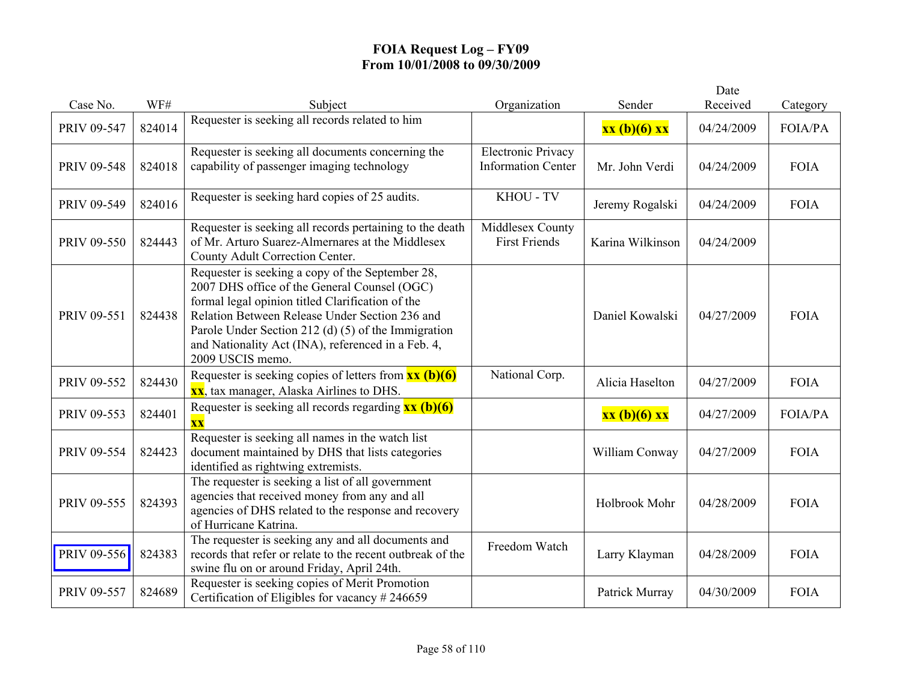# FOIA Request Log – FY09
## From 10/01/2008 to 09/30/2009

| Case No. | WF# | Subject | Organization | Sender | Date Received | Category |
|---|---|---|---|---|---|---|
| PRIV 09-547 | 824014 | Requester is seeking all records related to him | | **xx (b)(6) xx** | 04/24/2009 | FOIA/PA |
| PRIV 09-548 | 824018 | Requester is seeking all documents concerning the capability of passenger imaging technology | Electronic Privacy Information Center | Mr. John Verdi | 04/24/2009 | FOIA |
| PRIV 09-549 | 824016 | Requester is seeking hard copies of 25 audits. | KHOU - TV | Jeremy Rogalski | 04/24/2009 | FOIA |
| PRIV 09-550 | 824443 | Requester is seeking all records pertaining to the death of Mr. Arturo Suarez-Almernares at the Middlesex County Adult Correction Center. | Middlesex County First Friends | Karina Wilkinson | 04/24/2009 | |
| PRIV 09-551 | 824438 | Requester is seeking a copy of the September 28, 2007 DHS office of the General Counsel (OGC) formal legal opinion titled Clarification of the Relation Between Release Under Section 236 and Parole Under Section 212 (d) (5) of the Immigration and Nationality Act (INA), referenced in a Feb. 4, 2009 USCIS memo. | | Daniel Kowalski | 04/27/2009 | FOIA |
| PRIV 09-552 | 824430 | Requester is seeking copies of letters from **xx (b)(6) xx**, tax manager, Alaska Airlines to DHS. | National Corp. | Alicia Haselton | 04/27/2009 | FOIA |
| PRIV 09-553 | 824401 | Requester is seeking all records regarding **xx (b)(6) xx** | | **xx (b)(6) xx** | 04/27/2009 | FOIA/PA |
| PRIV 09-554 | 824423 | Requester is seeking all names in the watch list document maintained by DHS that lists categories identified as rightwing extremists. | | William Conway | 04/27/2009 | FOIA |
| PRIV 09-555 | 824393 | The requester is seeking a list of all government agencies that received money from any and all agencies of DHS related to the response and recovery of Hurricane Katrina. | | Holbrook Mohr | 04/28/2009 | FOIA |
| PRIV 09-556 | 824383 | The requester is seeking any and all documents and records that refer or relate to the recent outbreak of the swine flu on or around Friday, April 24th. | Freedom Watch | Larry Klayman | 04/28/2009 | FOIA |
| PRIV 09-557 | 824689 | Requester is seeking copies of Merit Promotion Certification of Eligibles for vacancy # 246659 | | Patrick Murray | 04/30/2009 | FOIA |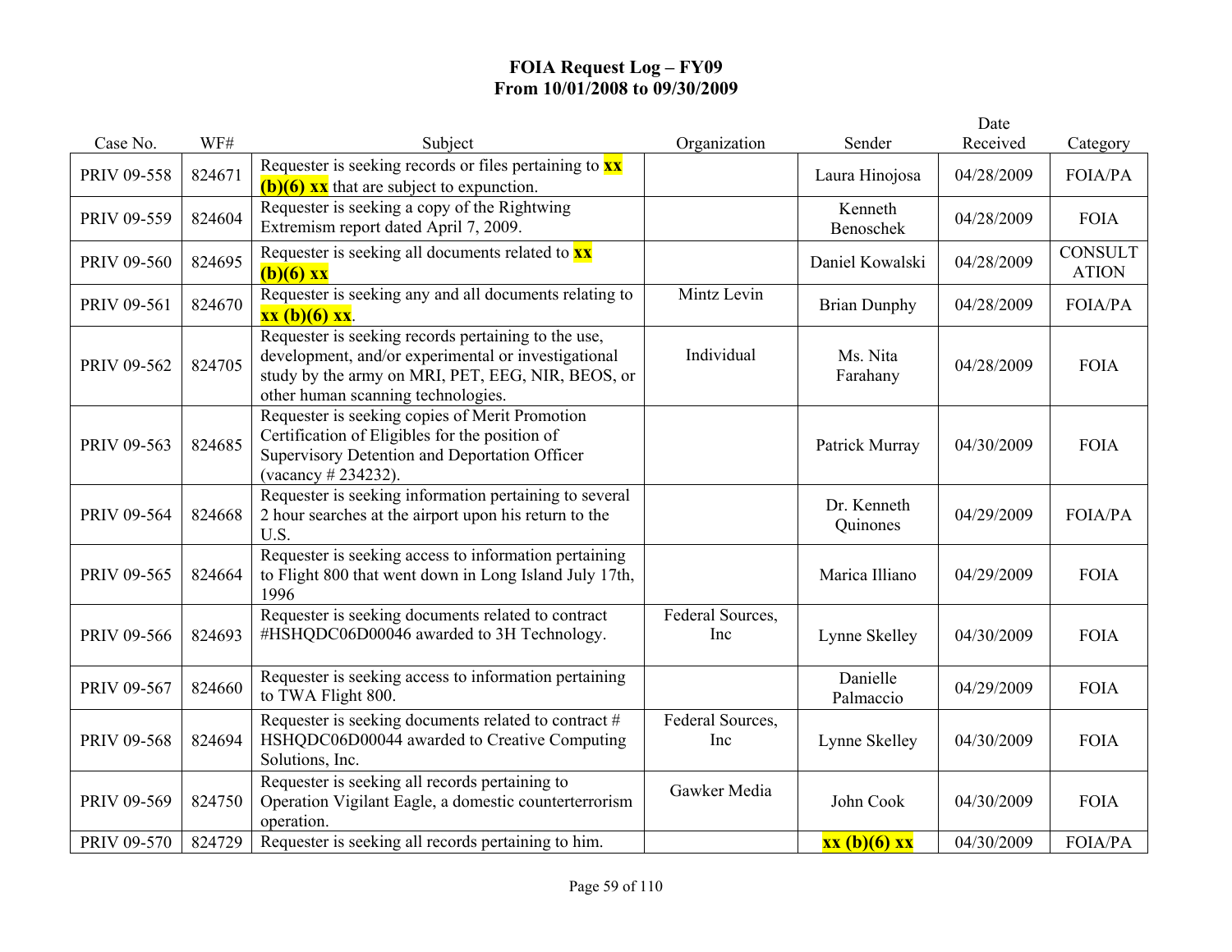# FOIA Request Log – FY09
## From 10/01/2008 to 09/30/2009

| Case No. | WF# | Subject | Organization | Sender | Date Received | Category |
|---|---|---|---|---|---|---|
| PRIV 09-558 | 824671 | Requester is seeking records or files pertaining to **xx (b)(6) xx** that are subject to expunction. | | Laura Hinojosa | 04/28/2009 | FOIA/PA |
| PRIV 09-559 | 824604 | Requester is seeking a copy of the Rightwing Extremism report dated April 7, 2009. | | Kenneth Benoschek | 04/28/2009 | FOIA |
| PRIV 09-560 | 824695 | Requester is seeking all documents related to **xx (b)(6) xx** | | Daniel Kowalski | 04/28/2009 | CONSULTATION |
| PRIV 09-561 | 824670 | Requester is seeking any and all documents relating to **xx (b)(6) xx**. | Mintz Levin | Brian Dunphy | 04/28/2009 | FOIA/PA |
| PRIV 09-562 | 824705 | Requester is seeking records pertaining to the use, development, and/or experimental or investigational study by the army on MRI, PET, EEG, NIR, BEOS, or other human scanning technologies. | Individual | Ms. Nita Farahany | 04/28/2009 | FOIA |
| PRIV 09-563 | 824685 | Requester is seeking copies of Merit Promotion Certification of Eligibles for the position of Supervisory Detention and Deportation Officer (vacancy # 234232). | | Patrick Murray | 04/30/2009 | FOIA |
| PRIV 09-564 | 824668 | Requester is seeking information pertaining to several 2 hour searches at the airport upon his return to the U.S. | | Dr. Kenneth Quinones | 04/29/2009 | FOIA/PA |
| PRIV 09-565 | 824664 | Requester is seeking access to information pertaining to Flight 800 that went down in Long Island July 17th, 1996 | | Marica Illiano | 04/29/2009 | FOIA |
| PRIV 09-566 | 824693 | Requester is seeking documents related to contract #HSHQDC06D00046 awarded to 3H Technology. | Federal Sources, Inc | Lynne Skelley | 04/30/2009 | FOIA |
| PRIV 09-567 | 824660 | Requester is seeking access to information pertaining to TWA Flight 800. | | Danielle Palmaccio | 04/29/2009 | FOIA |
| PRIV 09-568 | 824694 | Requester is seeking documents related to contract # HSHQDC06D00044 awarded to Creative Computing Solutions, Inc. | Federal Sources, Inc | Lynne Skelley | 04/30/2009 | FOIA |
| PRIV 09-569 | 824750 | Requester is seeking all records pertaining to Operation Vigilant Eagle, a domestic counterterrorism operation. | Gawker Media | John Cook | 04/30/2009 | FOIA |
| PRIV 09-570 | 824729 | Requester is seeking all records pertaining to him. | | **xx (b)(6) xx** | 04/30/2009 | FOIA/PA |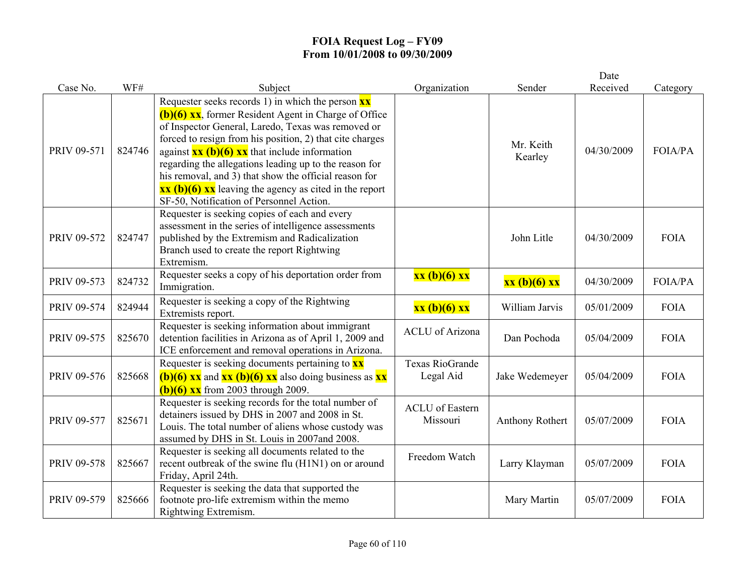# FOIA Request Log – FY09
## From 10/01/2008 to 09/30/2009

| Case No. | WF# | Subject | Organization | Sender | Date Received | Category |
|---|---|---|---|---|---|---|
| PRIV 09-571 | 824746 | Requester seeks records 1) in which the person **xx (b)(6) xx**, former Resident Agent in Charge of Office of Inspector General, Laredo, Texas was removed or forced to resign from his position, 2) that cite charges against **xx (b)(6) xx** that include information regarding the allegations leading up to the reason for his removal, and 3) that show the official reason for **xx (b)(6) xx** leaving the agency as cited in the report SF-50, Notification of Personnel Action. | | Mr. Keith Kearley | 04/30/2009 | FOIA/PA |
| PRIV 09-572 | 824747 | Requester is seeking copies of each and every assessment in the series of intelligence assessments published by the Extremism and Radicalization Branch used to create the report Rightwing Extremism. | | John Litle | 04/30/2009 | FOIA |
| PRIV 09-573 | 824732 | Requester seeks a copy of his deportation order from Immigration. | **xx (b)(6) xx** | **xx (b)(6) xx** | 04/30/2009 | FOIA/PA |
| PRIV 09-574 | 824944 | Requester is seeking a copy of the Rightwing Extremists report. | **xx (b)(6) xx** | William Jarvis | 05/01/2009 | FOIA |
| PRIV 09-575 | 825670 | Requester is seeking information about immigrant detention facilities in Arizona as of April 1, 2009 and ICE enforcement and removal operations in Arizona. | ACLU of Arizona | Dan Pochoda | 05/04/2009 | FOIA |
| PRIV 09-576 | 825668 | Requester is seeking documents pertaining to **xx (b)(6) xx** and **xx (b)(6) xx** also doing business as **xx (b)(6) xx** from 2003 through 2009. | Texas RioGrande Legal Aid | Jake Wedemeyer | 05/04/2009 | FOIA |
| PRIV 09-577 | 825671 | Requester is seeking records for the total number of detainers issued by DHS in 2007 and 2008 in St. Louis. The total number of aliens whose custody was assumed by DHS in St. Louis in 2007and 2008. | ACLU of Eastern Missouri | Anthony Rothert | 05/07/2009 | FOIA |
| PRIV 09-578 | 825667 | Requester is seeking all documents related to the recent outbreak of the swine flu (H1N1) on or around Friday, April 24th. | Freedom Watch | Larry Klayman | 05/07/2009 | FOIA |
| PRIV 09-579 | 825666 | Requester is seeking the data that supported the footnote pro-life extremism within the memo Rightwing Extremism. | | Mary Martin | 05/07/2009 | FOIA |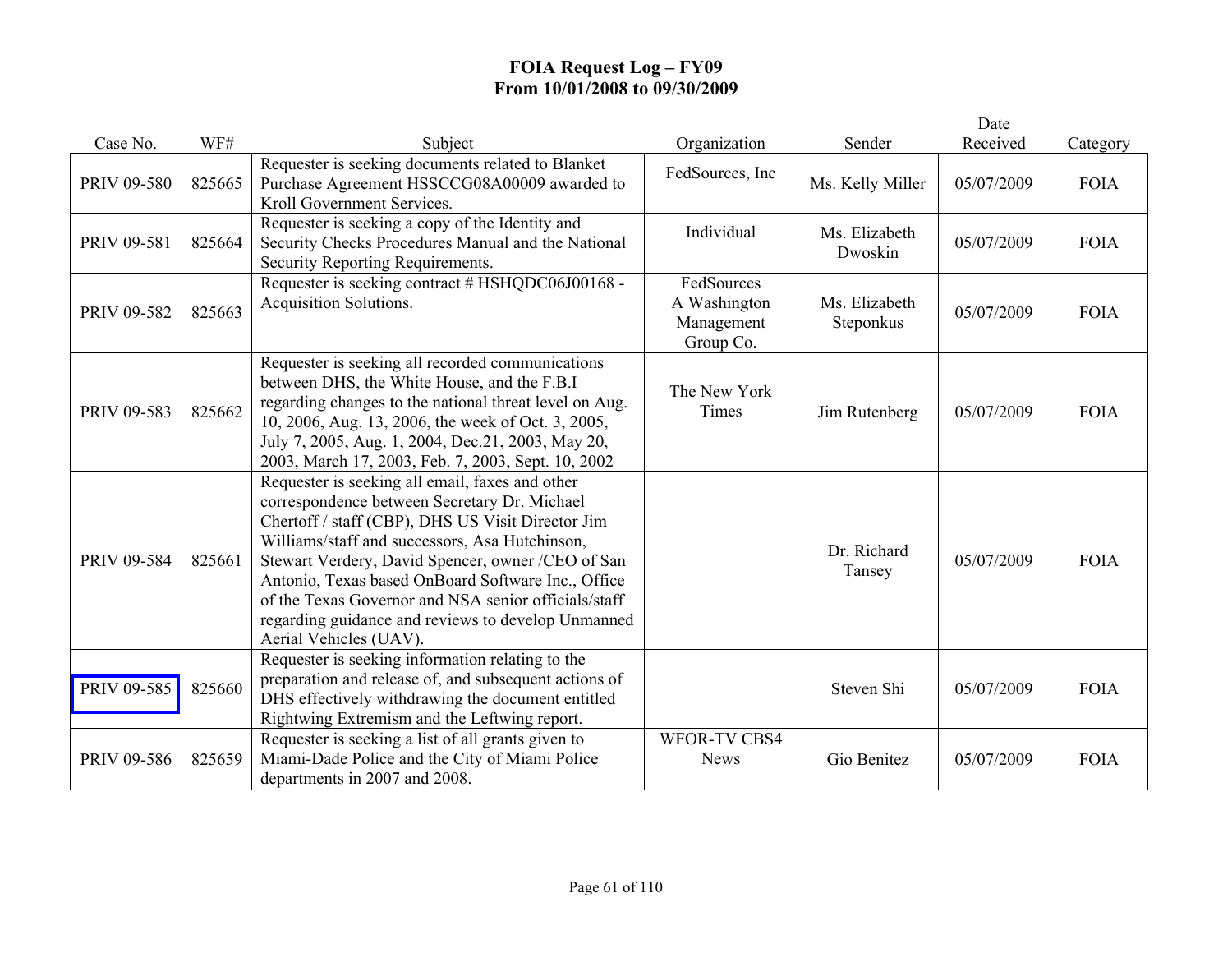# FOIA Request Log – FY09
## From 10/01/2008 to 09/30/2009

| Case No. | WF# | Subject | Organization | Sender | Date Received | Category |
|---|---|---|---|---|---|---|
| PRIV 09-580 | 825665 | Requester is seeking documents related to Blanket Purchase Agreement HSSCCG08A00009 awarded to Kroll Government Services. | FedSources, Inc | Ms. Kelly Miller | 05/07/2009 | FOIA |
| PRIV 09-581 | 825664 | Requester is seeking a copy of the Identity and Security Checks Procedures Manual and the National Security Reporting Requirements. | Individual | Ms. Elizabeth Dwoskin | 05/07/2009 | FOIA |
| PRIV 09-582 | 825663 | Requester is seeking contract # HSHQDC06J00168 - Acquisition Solutions. | FedSources A Washington Management Group Co. | Ms. Elizabeth Steponkus | 05/07/2009 | FOIA |
| PRIV 09-583 | 825662 | Requester is seeking all recorded communications between DHS, the White House, and the F.B.I regarding changes to the national threat level on Aug. 10, 2006, Aug. 13, 2006, the week of Oct. 3, 2005, July 7, 2005, Aug. 1, 2004, Dec.21, 2003, May 20, 2003, March 17, 2003, Feb. 7, 2003, Sept. 10, 2002 | The New York Times | Jim Rutenberg | 05/07/2009 | FOIA |
| PRIV 09-584 | 825661 | Requester is seeking all email, faxes and other correspondence between Secretary Dr. Michael Chertoff / staff (CBP), DHS US Visit Director Jim Williams/staff and successors, Asa Hutchinson, Stewart Verdery, David Spencer, owner /CEO of San Antonio, Texas based OnBoard Software Inc., Office of the Texas Governor and NSA senior officials/staff regarding guidance and reviews to develop Unmanned Aerial Vehicles (UAV). | | Dr. Richard Tansey | 05/07/2009 | FOIA |
| PRIV 09-585 | 825660 | Requester is seeking information relating to the preparation and release of, and subsequent actions of DHS effectively withdrawing the document entitled Rightwing Extremism and the Leftwing report. | | Steven Shi | 05/07/2009 | FOIA |
| PRIV 09-586 | 825659 | Requester is seeking a list of all grants given to Miami-Dade Police and the City of Miami Police departments in 2007 and 2008. | WFOR-TV CBS4 News | Gio Benitez | 05/07/2009 | FOIA |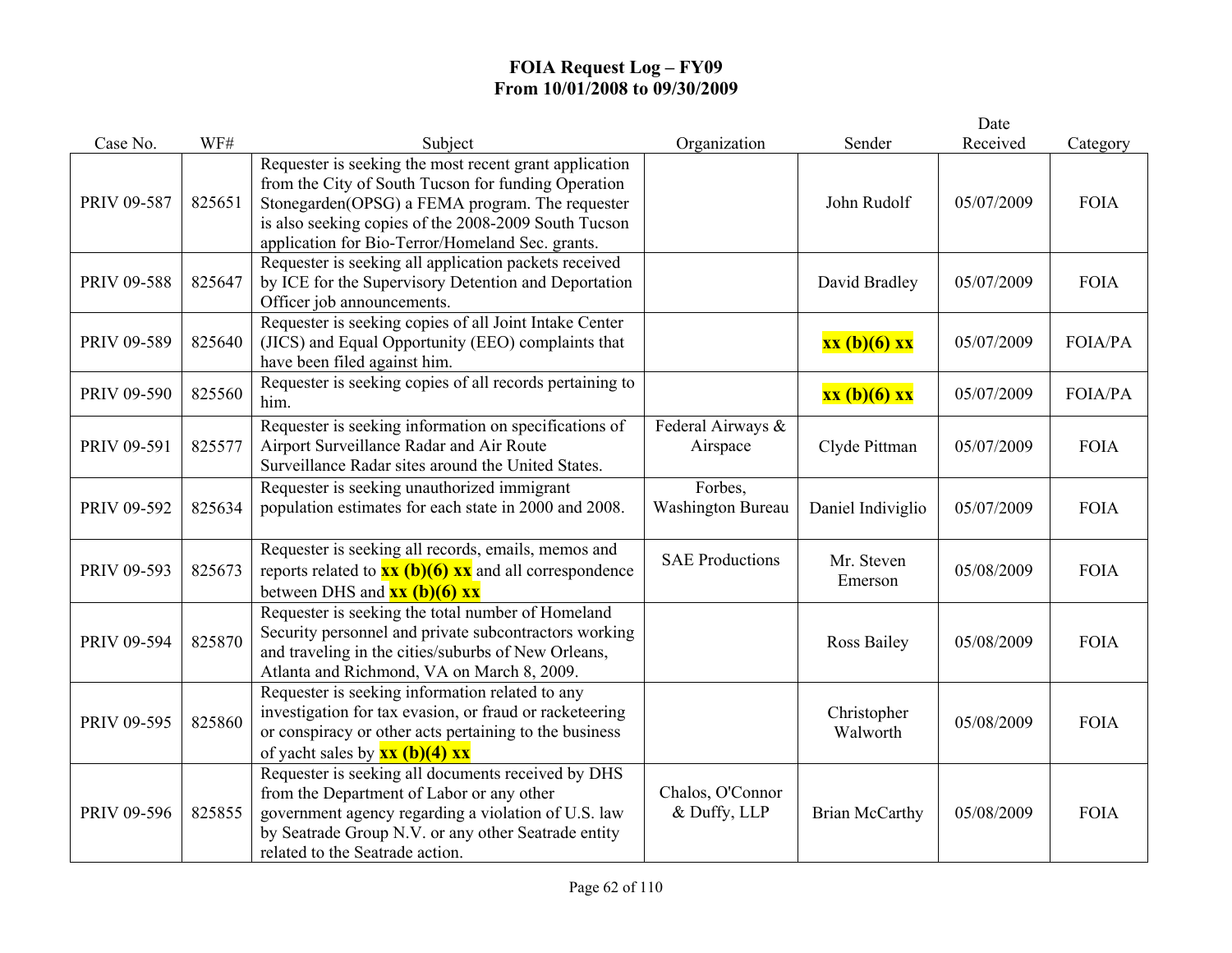# FOIA Request Log – FY09
## From 10/01/2008 to 09/30/2009

| Case No. | WF# | Subject | Organization | Sender | Date Received | Category |
|---|---|---|---|---|---|---|
| PRIV 09-587 | 825651 | Requester is seeking the most recent grant application from the City of South Tucson for funding Operation Stonegarden(OPSG) a FEMA program. The requester is also seeking copies of the 2008-2009 South Tucson application for Bio-Terror/Homeland Sec. grants. | | John Rudolf | 05/07/2009 | FOIA |
| PRIV 09-588 | 825647 | Requester is seeking all application packets received by ICE for the Supervisory Detention and Deportation Officer job announcements. | | David Bradley | 05/07/2009 | FOIA |
| PRIV 09-589 | 825640 | Requester is seeking copies of all Joint Intake Center (JICS) and Equal Opportunity (EEO) complaints that have been filed against him. | | **xx (b)(6) xx** | 05/07/2009 | FOIA/PA |
| PRIV 09-590 | 825560 | Requester is seeking copies of all records pertaining to him. | | **xx (b)(6) xx** | 05/07/2009 | FOIA/PA |
| PRIV 09-591 | 825577 | Requester is seeking information on specifications of Airport Surveillance Radar and Air Route Surveillance Radar sites around the United States. | Federal Airways & Airspace | Clyde Pittman | 05/07/2009 | FOIA |
| PRIV 09-592 | 825634 | Requester is seeking unauthorized immigrant population estimates for each state in 2000 and 2008. | Forbes, Washington Bureau | Daniel Indiviglio | 05/07/2009 | FOIA |
| PRIV 09-593 | 825673 | Requester is seeking all records, emails, memos and reports related to **xx (b)(6) xx** and all correspondence between DHS and **xx (b)(6) xx** | SAE Productions | Mr. Steven Emerson | 05/08/2009 | FOIA |
| PRIV 09-594 | 825870 | Requester is seeking the total number of Homeland Security personnel and private subcontractors working and traveling in the cities/suburbs of New Orleans, Atlanta and Richmond, VA on March 8, 2009. | | Ross Bailey | 05/08/2009 | FOIA |
| PRIV 09-595 | 825860 | Requester is seeking information related to any investigation for tax evasion, or fraud or racketeering or conspiracy or other acts pertaining to the business of yacht sales by **xx (b)(4) xx** | | Christopher Walworth | 05/08/2009 | FOIA |
| PRIV 09-596 | 825855 | Requester is seeking all documents received by DHS from the Department of Labor or any other government agency regarding a violation of U.S. law by Seatrade Group N.V. or any other Seatrade entity related to the Seatrade action. | Chalos, O'Connor & Duffy, LLP | Brian McCarthy | 05/08/2009 | FOIA |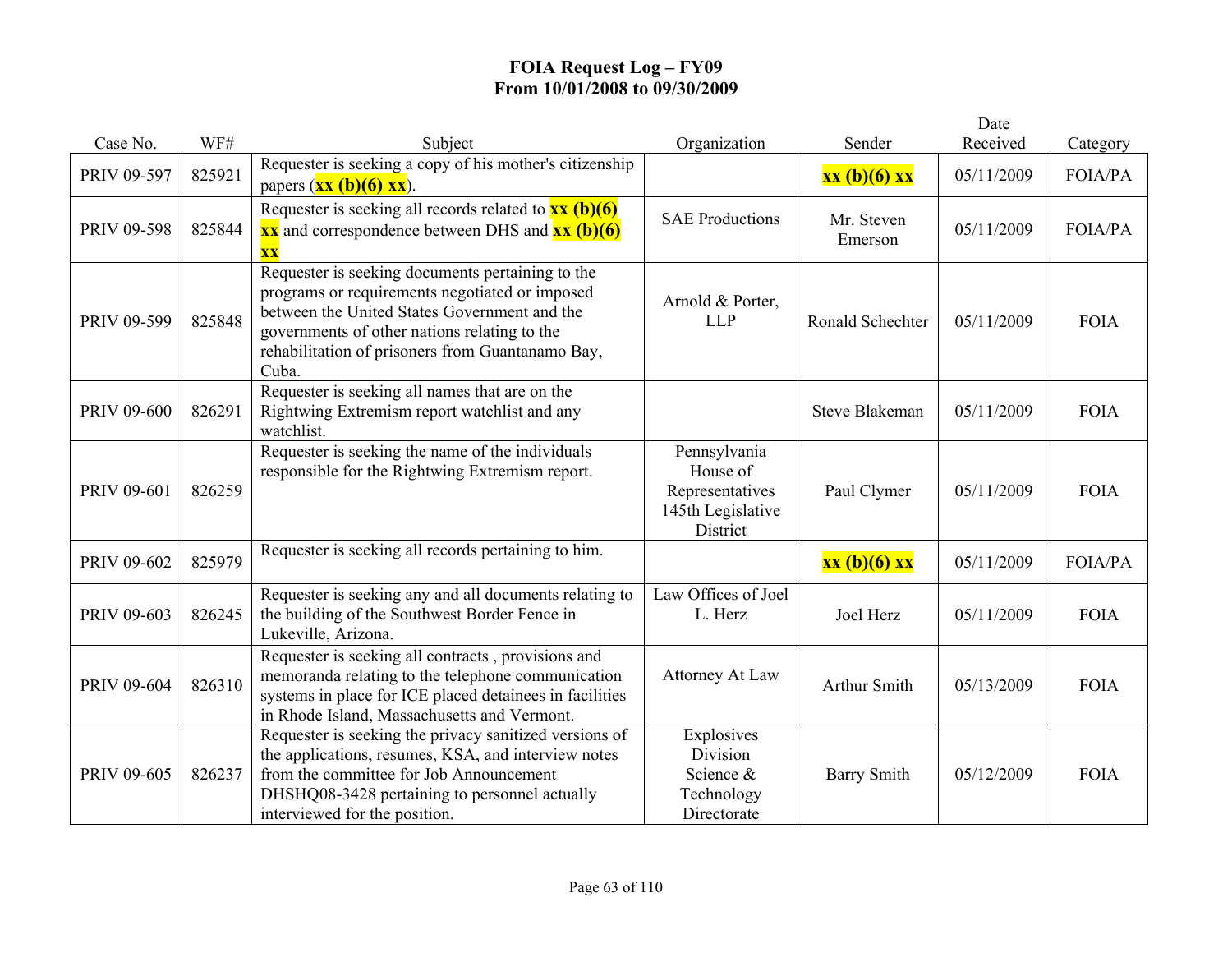# FOIA Request Log – FY09
## From 10/01/2008 to 09/30/2009

| Case No. | WF# | Subject | Organization | Sender | Date Received | Category |
|---|---|---|---|---|---|---|
| PRIV 09-597 | 825921 | Requester is seeking a copy of his mother's citizenship papers (**xx (b)(6) xx**). | | **xx (b)(6) xx** | 05/11/2009 | FOIA/PA |
| PRIV 09-598 | 825844 | Requester is seeking all records related to **xx (b)(6) xx** and correspondence between DHS and **xx (b)(6) xx** | SAE Productions | Mr. Steven Emerson | 05/11/2009 | FOIA/PA |
| PRIV 09-599 | 825848 | Requester is seeking documents pertaining to the programs or requirements negotiated or imposed between the United States Government and the governments of other nations relating to the rehabilitation of prisoners from Guantanamo Bay, Cuba. | Arnold & Porter, LLP | Ronald Schechter | 05/11/2009 | FOIA |
| PRIV 09-600 | 826291 | Requester is seeking all names that are on the Rightwing Extremism report watchlist and any watchlist. | | Steve Blakeman | 05/11/2009 | FOIA |
| PRIV 09-601 | 826259 | Requester is seeking the name of the individuals responsible for the Rightwing Extremism report. | Pennsylvania House of Representatives 145th Legislative District | Paul Clymer | 05/11/2009 | FOIA |
| PRIV 09-602 | 825979 | Requester is seeking all records pertaining to him. | | **xx (b)(6) xx** | 05/11/2009 | FOIA/PA |
| PRIV 09-603 | 826245 | Requester is seeking any and all documents relating to the building of the Southwest Border Fence in Lukeville, Arizona. | Law Offices of Joel L. Herz | Joel Herz | 05/11/2009 | FOIA |
| PRIV 09-604 | 826310 | Requester is seeking all contracts , provisions and memoranda relating to the telephone communication systems in place for ICE placed detainees in facilities in Rhode Island, Massachusetts and Vermont. | Attorney At Law | Arthur Smith | 05/13/2009 | FOIA |
| PRIV 09-605 | 826237 | Requester is seeking the privacy sanitized versions of the applications, resumes, KSA, and interview notes from the committee for Job Announcement DHSHQ08-3428 pertaining to personnel actually interviewed for the position. | Explosives Division Science & Technology Directorate | Barry Smith | 05/12/2009 | FOIA |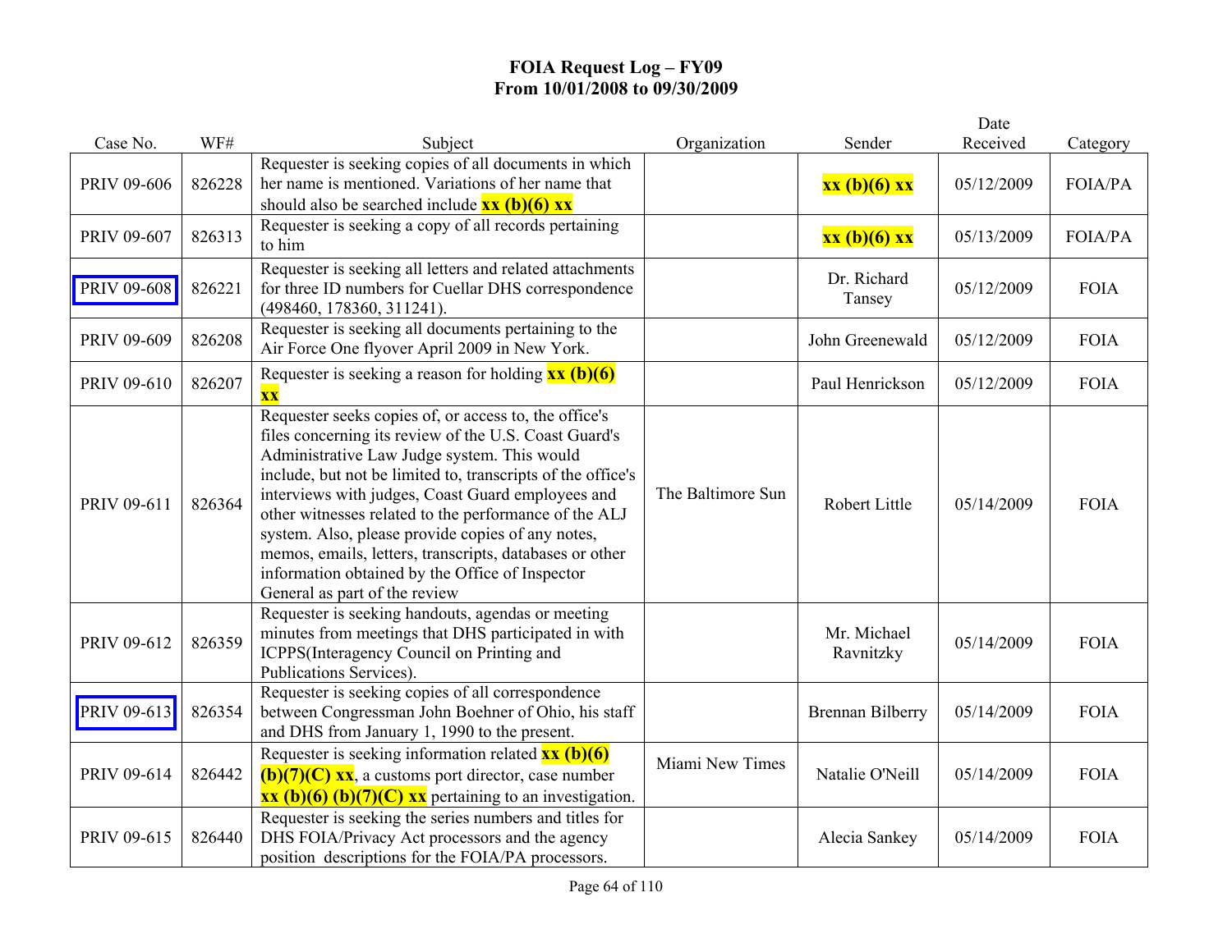# FOIA Request Log – FY09
## From 10/01/2008 to 09/30/2009

| Case No. | WF# | Subject | Organization | Sender | Date Received | Category |
|---|---|---|---|---|---|---|
| PRIV 09-606 | 826228 | Requester is seeking copies of all documents in which her name is mentioned. Variations of her name that should also be searched include **xx (b)(6) xx** | | **xx (b)(6) xx** | 05/12/2009 | FOIA/PA |
| PRIV 09-607 | 826313 | Requester is seeking a copy of all records pertaining to him | | **xx (b)(6) xx** | 05/13/2009 | FOIA/PA |
| PRIV 09-608 | 826221 | Requester is seeking all letters and related attachments for three ID numbers for Cuellar DHS correspondence (498460, 178360, 311241). | | Dr. Richard Tansey | 05/12/2009 | FOIA |
| PRIV 09-609 | 826208 | Requester is seeking all documents pertaining to the Air Force One flyover April 2009 in New York. | | John Greenewald | 05/12/2009 | FOIA |
| PRIV 09-610 | 826207 | Requester is seeking a reason for holding **xx (b)(6) xx** | | Paul Henrickson | 05/12/2009 | FOIA |
| PRIV 09-611 | 826364 | Requester seeks copies of, or access to, the office's files concerning its review of the U.S. Coast Guard's Administrative Law Judge system. This would include, but not be limited to, transcripts of the office's interviews with judges, Coast Guard employees and other witnesses related to the performance of the ALJ system. Also, please provide copies of any notes, memos, emails, letters, transcripts, databases or other information obtained by the Office of Inspector General as part of the review | The Baltimore Sun | Robert Little | 05/14/2009 | FOIA |
| PRIV 09-612 | 826359 | Requester is seeking handouts, agendas or meeting minutes from meetings that DHS participated in with ICPPS(Interagency Council on Printing and Publications Services). | | Mr. Michael Ravnitzky | 05/14/2009 | FOIA |
| PRIV 09-613 | 826354 | Requester is seeking copies of all correspondence between Congressman John Boehner of Ohio, his staff and DHS from January 1, 1990 to the present. | | Brennan Bilberry | 05/14/2009 | FOIA |
| PRIV 09-614 | 826442 | Requester is seeking information related **xx (b)(6) (b)(7)(C) xx**, a customs port director, case number **xx (b)(6) (b)(7)(C) xx** pertaining to an investigation. | Miami New Times | Natalie O'Neill | 05/14/2009 | FOIA |
| PRIV 09-615 | 826440 | Requester is seeking the series numbers and titles for DHS FOIA/Privacy Act processors and the agency position descriptions for the FOIA/PA processors. | | Alecia Sankey | 05/14/2009 | FOIA |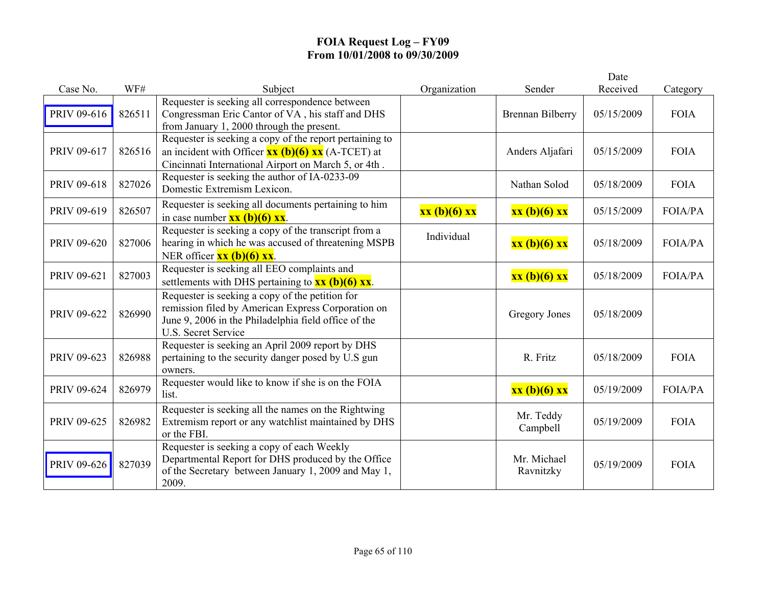# FOIA Request Log – FY09
## From 10/01/2008 to 09/30/2009

| Case No. | WF# | Subject | Organization | Sender | Date Received | Category |
|---|---|---|---|---|---|---|
| PRIV 09-616 | 826511 | Requester is seeking all correspondence between Congressman Eric Cantor of VA , his staff and DHS from January 1, 2000 through the present. | | Brennan Bilberry | 05/15/2009 | FOIA |
| PRIV 09-617 | 826516 | Requester is seeking a copy of the report pertaining to an incident with Officer **xx (b)(6) xx** (A-TCET) at Cincinnati International Airport on March 5, or 4th . | | Anders Aljafari | 05/15/2009 | FOIA |
| PRIV 09-618 | 827026 | Requester is seeking the author of IA-0233-09 Domestic Extremism Lexicon. | | Nathan Solod | 05/18/2009 | FOIA |
| PRIV 09-619 | 826507 | Requester is seeking all documents pertaining to him in case number **xx (b)(6) xx**. | **xx (b)(6) xx** | **xx (b)(6) xx** | 05/15/2009 | FOIA/PA |
| PRIV 09-620 | 827006 | Requester is seeking a copy of the transcript from a hearing in which he was accused of threatening MSPB NER officer **xx (b)(6) xx**. | Individual | **xx (b)(6) xx** | 05/18/2009 | FOIA/PA |
| PRIV 09-621 | 827003 | Requester is seeking all EEO complaints and settlements with DHS pertaining to **xx (b)(6) xx**. | | **xx (b)(6) xx** | 05/18/2009 | FOIA/PA |
| PRIV 09-622 | 826990 | Requester is seeking a copy of the petition for remission filed by American Express Corporation on June 9, 2006 in the Philadelphia field office of the U.S. Secret Service | | Gregory Jones | 05/18/2009 | |
| PRIV 09-623 | 826988 | Requester is seeking an April 2009 report by DHS pertaining to the security danger posed by U.S gun owners. | | R. Fritz | 05/18/2009 | FOIA |
| PRIV 09-624 | 826979 | Requester would like to know if she is on the FOIA list. | | **xx (b)(6) xx** | 05/19/2009 | FOIA/PA |
| PRIV 09-625 | 826982 | Requester is seeking all the names on the Rightwing Extremism report or any watchlist maintained by DHS or the FBI. | | Mr. Teddy Campbell | 05/19/2009 | FOIA |
| PRIV 09-626 | 827039 | Requester is seeking a copy of each Weekly Departmental Report for DHS produced by the Office of the Secretary between January 1, 2009 and May 1, 2009. | | Mr. Michael Ravnitzky | 05/19/2009 | FOIA |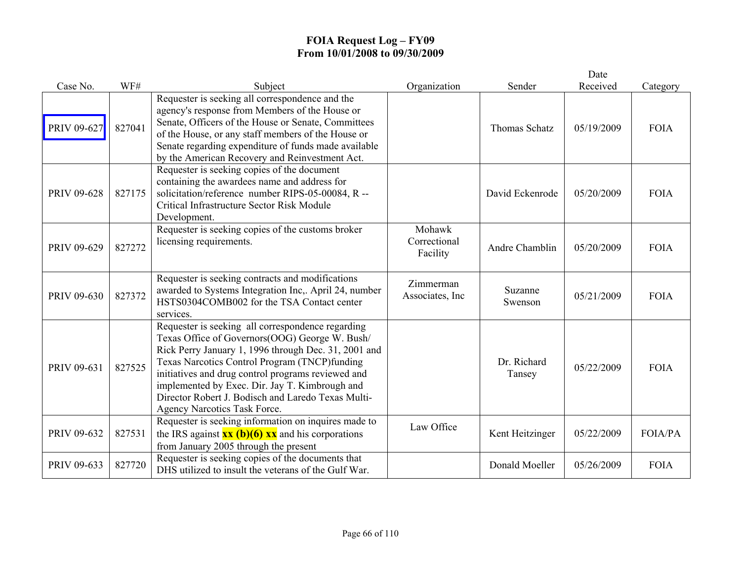# FOIA Request Log – FY09
## From 10/01/2008 to 09/30/2009

| Case No. | WF# | Subject | Organization | Sender | Date Received | Category |
|---|---|---|---|---|---|---|
| PRIV 09-627 | 827041 | Requester is seeking all correspondence and the agency's response from Members of the House or Senate, Officers of the House or Senate, Committees of the House, or any staff members of the House or Senate regarding expenditure of funds made available by the American Recovery and Reinvestment Act. | | Thomas Schatz | 05/19/2009 | FOIA |
| PRIV 09-628 | 827175 | Requester is seeking copies of the document containing the awardees name and address for solicitation/reference number RIPS-05-00084, R -- Critical Infrastructure Sector Risk Module Development. | | David Eckenrode | 05/20/2009 | FOIA |
| PRIV 09-629 | 827272 | Requester is seeking copies of the customs broker licensing requirements. | Mohawk Correctional Facility | Andre Chamblin | 05/20/2009 | FOIA |
| PRIV 09-630 | 827372 | Requester is seeking contracts and modifications awarded to Systems Integration Inc,. April 24, number HSTS0304COMB002 for the TSA Contact center services. | Zimmerman Associates, Inc | Suzanne Swenson | 05/21/2009 | FOIA |
| PRIV 09-631 | 827525 | Requester is seeking all correspondence regarding Texas Office of Governors(OOG) George W. Bush/ Rick Perry January 1, 1996 through Dec. 31, 2001 and Texas Narcotics Control Program (TNCP)funding initiatives and drug control programs reviewed and implemented by Exec. Dir. Jay T. Kimbrough and Director Robert J. Bodisch and Laredo Texas Multi-Agency Narcotics Task Force. | | Dr. Richard Tansey | 05/22/2009 | FOIA |
| PRIV 09-632 | 827531 | Requester is seeking information on inquires made to the IRS against **xx (b)(6) xx** and his corporations from January 2005 through the present | Law Office | Kent Heitzinger | 05/22/2009 | FOIA/PA |
| PRIV 09-633 | 827720 | Requester is seeking copies of the documents that DHS utilized to insult the veterans of the Gulf War. | | Donald Moeller | 05/26/2009 | FOIA |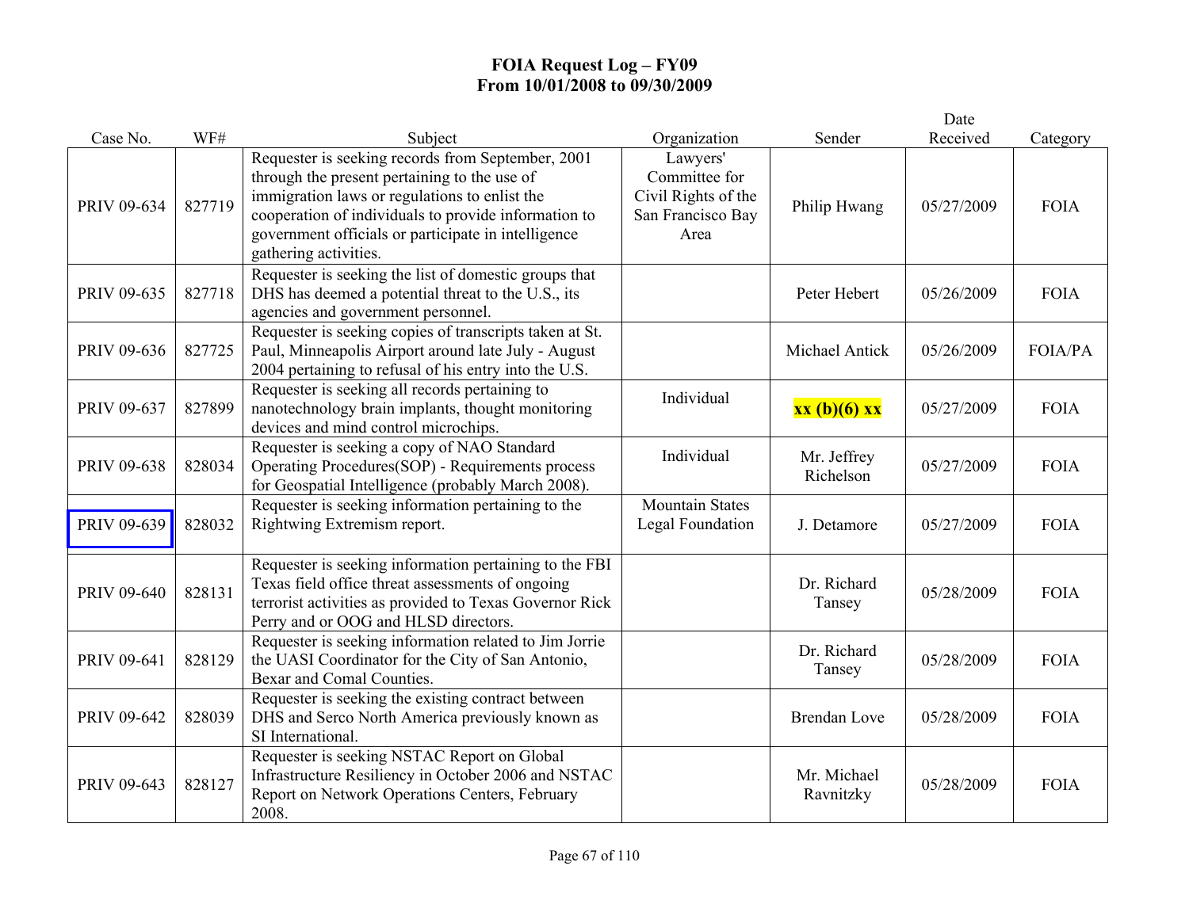# FOIA Request Log – FY09
## From 10/01/2008 to 09/30/2009

| Case No. | WF# | Subject | Organization | Sender | Date Received | Category |
|---|---|---|---|---|---|---|
| PRIV 09-634 | 827719 | Requester is seeking records from September, 2001 through the present pertaining to the use of immigration laws or regulations to enlist the cooperation of individuals to provide information to government officials or participate in intelligence gathering activities. | Lawyers' Committee for Civil Rights of the San Francisco Bay Area | Philip Hwang | 05/27/2009 | FOIA |
| PRIV 09-635 | 827718 | Requester is seeking the list of domestic groups that DHS has deemed a potential threat to the U.S., its agencies and government personnel. | | Peter Hebert | 05/26/2009 | FOIA |
| PRIV 09-636 | 827725 | Requester is seeking copies of transcripts taken at St. Paul, Minneapolis Airport around late July - August 2004 pertaining to refusal of his entry into the U.S. | | Michael Antick | 05/26/2009 | FOIA/PA |
| PRIV 09-637 | 827899 | Requester is seeking all records pertaining to nanotechnology brain implants, thought monitoring devices and mind control microchips. | Individual | **xx (b)(6) xx** | 05/27/2009 | FOIA |
| PRIV 09-638 | 828034 | Requester is seeking a copy of NAO Standard Operating Procedures(SOP) - Requirements process for Geospatial Intelligence (probably March 2008). | Individual | Mr. Jeffrey Richelson | 05/27/2009 | FOIA |
| PRIV 09-639 | 828032 | Requester is seeking information pertaining to the Rightwing Extremism report. | Mountain States Legal Foundation | J. Detamore | 05/27/2009 | FOIA |
| PRIV 09-640 | 828131 | Requester is seeking information pertaining to the FBI Texas field office threat assessments of ongoing terrorist activities as provided to Texas Governor Rick Perry and or OOG and HLSD directors. | | Dr. Richard Tansey | 05/28/2009 | FOIA |
| PRIV 09-641 | 828129 | Requester is seeking information related to Jim Jorrie the UASI Coordinator for the City of San Antonio, Bexar and Comal Counties. | | Dr. Richard Tansey | 05/28/2009 | FOIA |
| PRIV 09-642 | 828039 | Requester is seeking the existing contract between DHS and Serco North America previously known as SI International. | | Brendan Love | 05/28/2009 | FOIA |
| PRIV 09-643 | 828127 | Requester is seeking NSTAC Report on Global Infrastructure Resiliency in October 2006 and NSTAC Report on Network Operations Centers, February 2008. | | Mr. Michael Ravnitzky | 05/28/2009 | FOIA |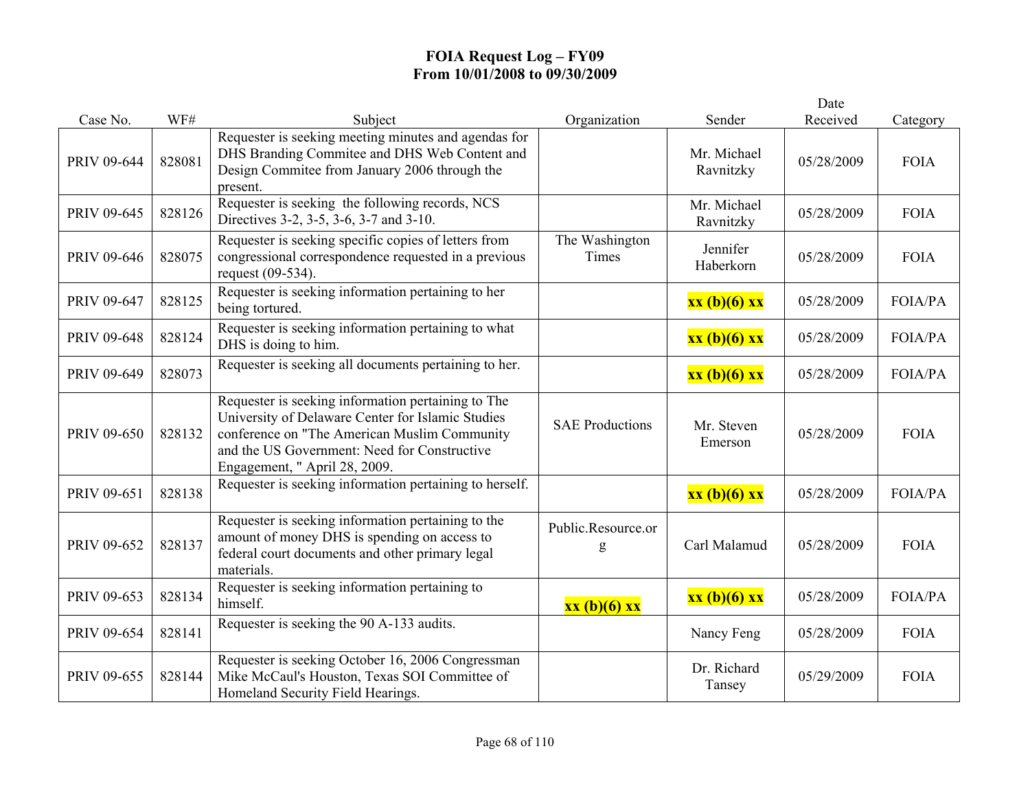# FOIA Request Log – FY09
## From 10/01/2008 to 09/30/2009

| Case No. | WF# | Subject | Organization | Sender | Date Received | Category |
|---|---|---|---|---|---|---|
| PRIV 09-644 | 828081 | Requester is seeking meeting minutes and agendas for DHS Branding Commitee and DHS Web Content and Design Commitee from January 2006 through the present. | | Mr. Michael Ravnitzky | 05/28/2009 | FOIA |
| PRIV 09-645 | 828126 | Requester is seeking the following records, NCS Directives 3-2, 3-5, 3-6, 3-7 and 3-10. | | Mr. Michael Ravnitzky | 05/28/2009 | FOIA |
| PRIV 09-646 | 828075 | Requester is seeking specific copies of letters from congressional correspondence requested in a previous request (09-534). | The Washington Times | Jennifer Haberkorn | 05/28/2009 | FOIA |
| PRIV 09-647 | 828125 | Requester is seeking information pertaining to her being tortured. | | **xx (b)(6) xx** | 05/28/2009 | FOIA/PA |
| PRIV 09-648 | 828124 | Requester is seeking information pertaining to what DHS is doing to him. | | **xx (b)(6) xx** | 05/28/2009 | FOIA/PA |
| PRIV 09-649 | 828073 | Requester is seeking all documents pertaining to her. | | **xx (b)(6) xx** | 05/28/2009 | FOIA/PA |
| PRIV 09-650 | 828132 | Requester is seeking information pertaining to The University of Delaware Center for Islamic Studies conference on "The American Muslim Community and the US Government: Need for Constructive Engagement, " April 28, 2009. | SAE Productions | Mr. Steven Emerson | 05/28/2009 | FOIA |
| PRIV 09-651 | 828138 | Requester is seeking information pertaining to herself. | | **xx (b)(6) xx** | 05/28/2009 | FOIA/PA |
| PRIV 09-652 | 828137 | Requester is seeking information pertaining to the amount of money DHS is spending on access to federal court documents and other primary legal materials. | Public.Resource.org | Carl Malamud | 05/28/2009 | FOIA |
| PRIV 09-653 | 828134 | Requester is seeking information pertaining to himself. | **xx (b)(6) xx** | **xx (b)(6) xx** | 05/28/2009 | FOIA/PA |
| PRIV 09-654 | 828141 | Requester is seeking the 90 A-133 audits. | | Nancy Feng | 05/28/2009 | FOIA |
| PRIV 09-655 | 828144 | Requester is seeking October 16, 2006 Congressman Mike McCaul's Houston, Texas SOI Committee of Homeland Security Field Hearings. | | Dr. Richard Tansey | 05/29/2009 | FOIA |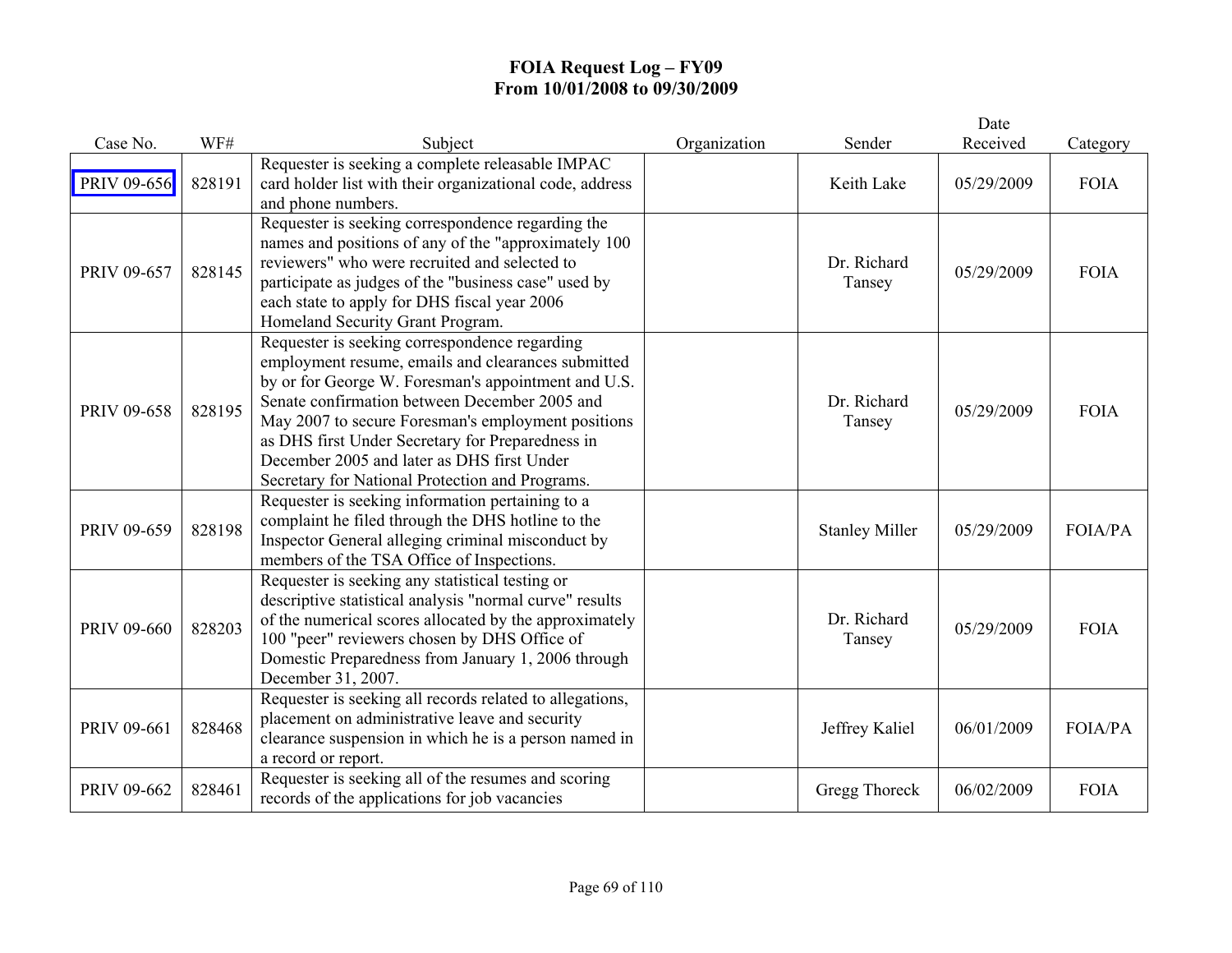# FOIA Request Log – FY09
## From 10/01/2008 to 09/30/2009

| Case No. | WF# | Subject | Organization | Sender | Date Received | Category |
|---|---|---|---|---|---|---|
| PRIV 09-656 | 828191 | Requester is seeking a complete releasable IMPAC card holder list with their organizational code, address and phone numbers. | | Keith Lake | 05/29/2009 | FOIA |
| PRIV 09-657 | 828145 | Requester is seeking correspondence regarding the names and positions of any of the "approximately 100 reviewers" who were recruited and selected to participate as judges of the "business case" used by each state to apply for DHS fiscal year 2006 Homeland Security Grant Program. | | Dr. Richard Tansey | 05/29/2009 | FOIA |
| PRIV 09-658 | 828195 | Requester is seeking correspondence regarding employment resume, emails and clearances submitted by or for George W. Foresman's appointment and U.S. Senate confirmation between December 2005 and May 2007 to secure Foresman's employment positions as DHS first Under Secretary for Preparedness in December 2005 and later as DHS first Under Secretary for National Protection and Programs. | | Dr. Richard Tansey | 05/29/2009 | FOIA |
| PRIV 09-659 | 828198 | Requester is seeking information pertaining to a complaint he filed through the DHS hotline to the Inspector General alleging criminal misconduct by members of the TSA Office of Inspections. | | Stanley Miller | 05/29/2009 | FOIA/PA |
| PRIV 09-660 | 828203 | Requester is seeking any statistical testing or descriptive statistical analysis "normal curve" results of the numerical scores allocated by the approximately 100 "peer" reviewers chosen by DHS Office of Domestic Preparedness from January 1, 2006 through December 31, 2007. | | Dr. Richard Tansey | 05/29/2009 | FOIA |
| PRIV 09-661 | 828468 | Requester is seeking all records related to allegations, placement on administrative leave and security clearance suspension in which he is a person named in a record or report. | | Jeffrey Kaliel | 06/01/2009 | FOIA/PA |
| PRIV 09-662 | 828461 | Requester is seeking all of the resumes and scoring records of the applications for job vacancies | | Gregg Thoreck | 06/02/2009 | FOIA |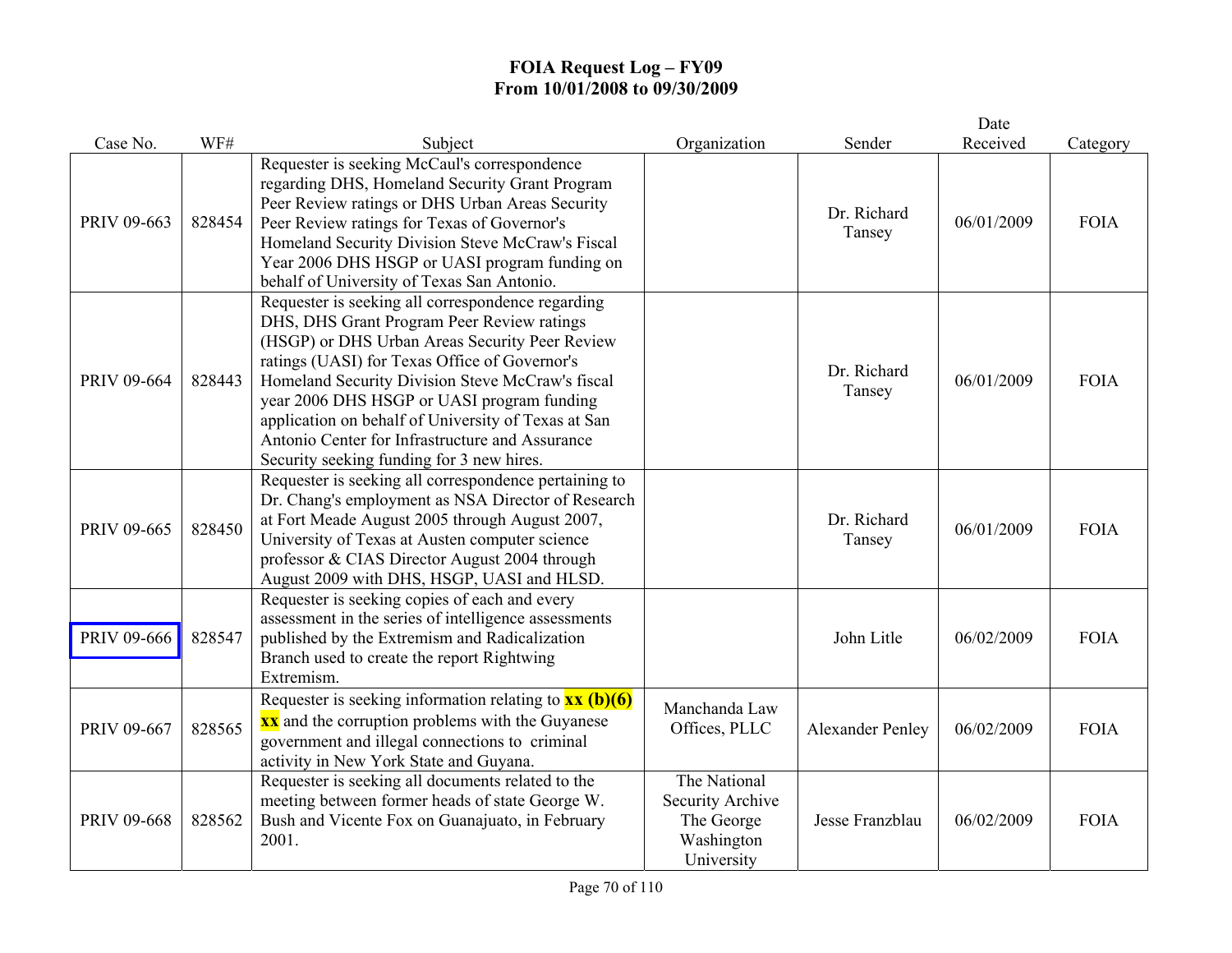# FOIA Request Log – FY09
## From 10/01/2008 to 09/30/2009

| Case No. | WF# | Subject | Organization | Sender | Date Received | Category |
|---|---|---|---|---|---|---|
| PRIV 09-663 | 828454 | Requester is seeking McCaul's correspondence regarding DHS, Homeland Security Grant Program Peer Review ratings or DHS Urban Areas Security Peer Review ratings for Texas of Governor's Homeland Security Division Steve McCraw's Fiscal Year 2006 DHS HSGP or UASI program funding on behalf of University of Texas San Antonio. | | Dr. Richard Tansey | 06/01/2009 | FOIA |
| PRIV 09-664 | 828443 | Requester is seeking all correspondence regarding DHS, DHS Grant Program Peer Review ratings (HSGP) or DHS Urban Areas Security Peer Review ratings (UASI) for Texas Office of Governor's Homeland Security Division Steve McCraw's fiscal year 2006 DHS HSGP or UASI program funding application on behalf of University of Texas at San Antonio Center for Infrastructure and Assurance Security seeking funding for 3 new hires. | | Dr. Richard Tansey | 06/01/2009 | FOIA |
| PRIV 09-665 | 828450 | Requester is seeking all correspondence pertaining to Dr. Chang's employment as NSA Director of Research at Fort Meade August 2005 through August 2007, University of Texas at Austen computer science professor & CIAS Director August 2004 through August 2009 with DHS, HSGP, UASI and HLSD. | | Dr. Richard Tansey | 06/01/2009 | FOIA |
| PRIV 09-666 | 828547 | Requester is seeking copies of each and every assessment in the series of intelligence assessments published by the Extremism and Radicalization Branch used to create the report Rightwing Extremism. | | John Litle | 06/02/2009 | FOIA |
| PRIV 09-667 | 828565 | Requester is seeking information relating to **xx (b)(6) xx** and the corruption problems with the Guyanese government and illegal connections to criminal activity in New York State and Guyana. | Manchanda Law Offices, PLLC | Alexander Penley | 06/02/2009 | FOIA |
| PRIV 09-668 | 828562 | Requester is seeking all documents related to the meeting between former heads of state George W. Bush and Vicente Fox on Guanajuato, in February 2001. | The National Security Archive The George Washington University | Jesse Franzblau | 06/02/2009 | FOIA |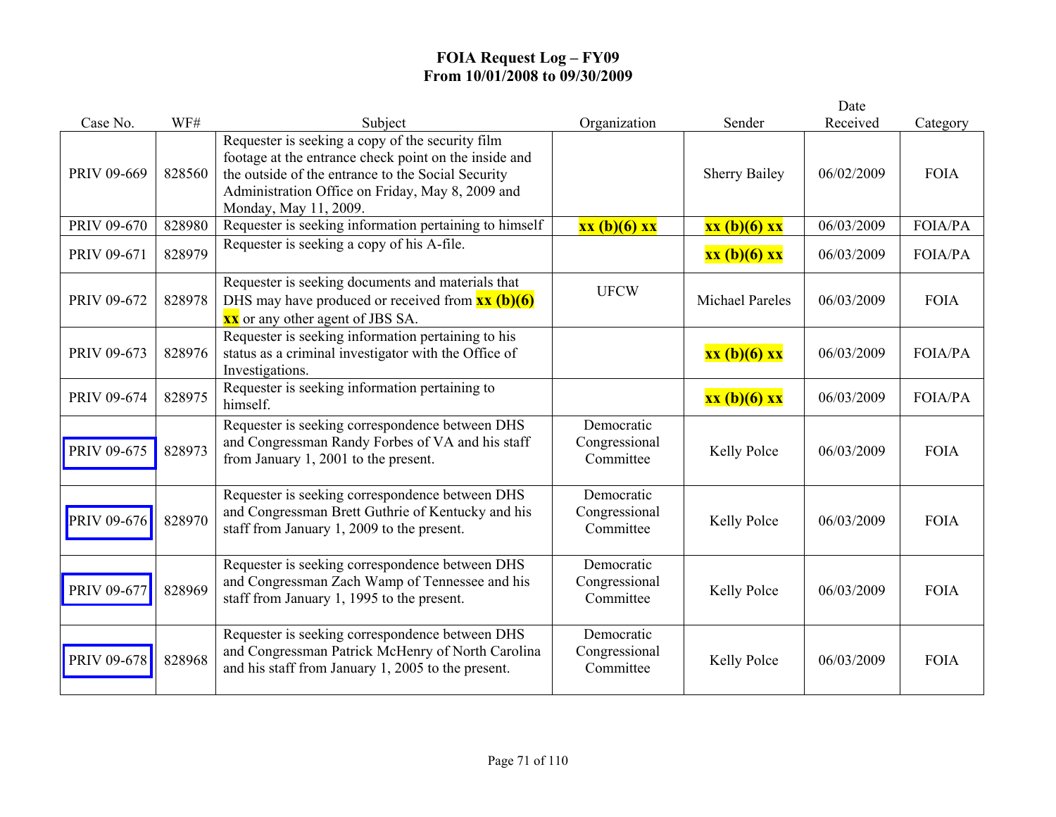**FOIA Request Log – FY09**
**From 10/01/2008 to 09/30/2009**

| Case No. | WF# | Subject | Organization | Sender | Date Received | Category |
|---|---|---|---|---|---|---|
| PRIV 09-669 | 828560 | Requester is seeking a copy of the security film footage at the entrance check point on the inside and the outside of the entrance to the Social Security Administration Office on Friday, May 8, 2009 and Monday, May 11, 2009. | | Sherry Bailey | 06/02/2009 | FOIA |
| PRIV 09-670 | 828980 | Requester is seeking information pertaining to himself | **xx (b)(6) xx** | **xx (b)(6) xx** | 06/03/2009 | FOIA/PA |
| PRIV 09-671 | 828979 | Requester is seeking a copy of his A-file. | | **xx (b)(6) xx** | 06/03/2009 | FOIA/PA |
| PRIV 09-672 | 828978 | Requester is seeking documents and materials that DHS may have produced or received from **xx (b)(6) xx** or any other agent of JBS SA. | UFCW | Michael Pareles | 06/03/2009 | FOIA |
| PRIV 09-673 | 828976 | Requester is seeking information pertaining to his status as a criminal investigator with the Office of Investigations. | | **xx (b)(6) xx** | 06/03/2009 | FOIA/PA |
| PRIV 09-674 | 828975 | Requester is seeking information pertaining to himself. | | **xx (b)(6) xx** | 06/03/2009 | FOIA/PA |
| PRIV 09-675 | 828973 | Requester is seeking correspondence between DHS and Congressman Randy Forbes of VA and his staff from January 1, 2001 to the present. | Democratic Congressional Committee | Kelly Polce | 06/03/2009 | FOIA |
| PRIV 09-676 | 828970 | Requester is seeking correspondence between DHS and Congressman Brett Guthrie of Kentucky and his staff from January 1, 2009 to the present. | Democratic Congressional Committee | Kelly Polce | 06/03/2009 | FOIA |
| PRIV 09-677 | 828969 | Requester is seeking correspondence between DHS and Congressman Zach Wamp of Tennessee and his staff from January 1, 1995 to the present. | Democratic Congressional Committee | Kelly Polce | 06/03/2009 | FOIA |
| PRIV 09-678 | 828968 | Requester is seeking correspondence between DHS and Congressman Patrick McHenry of North Carolina and his staff from January 1, 2005 to the present. | Democratic Congressional Committee | Kelly Polce | 06/03/2009 | FOIA |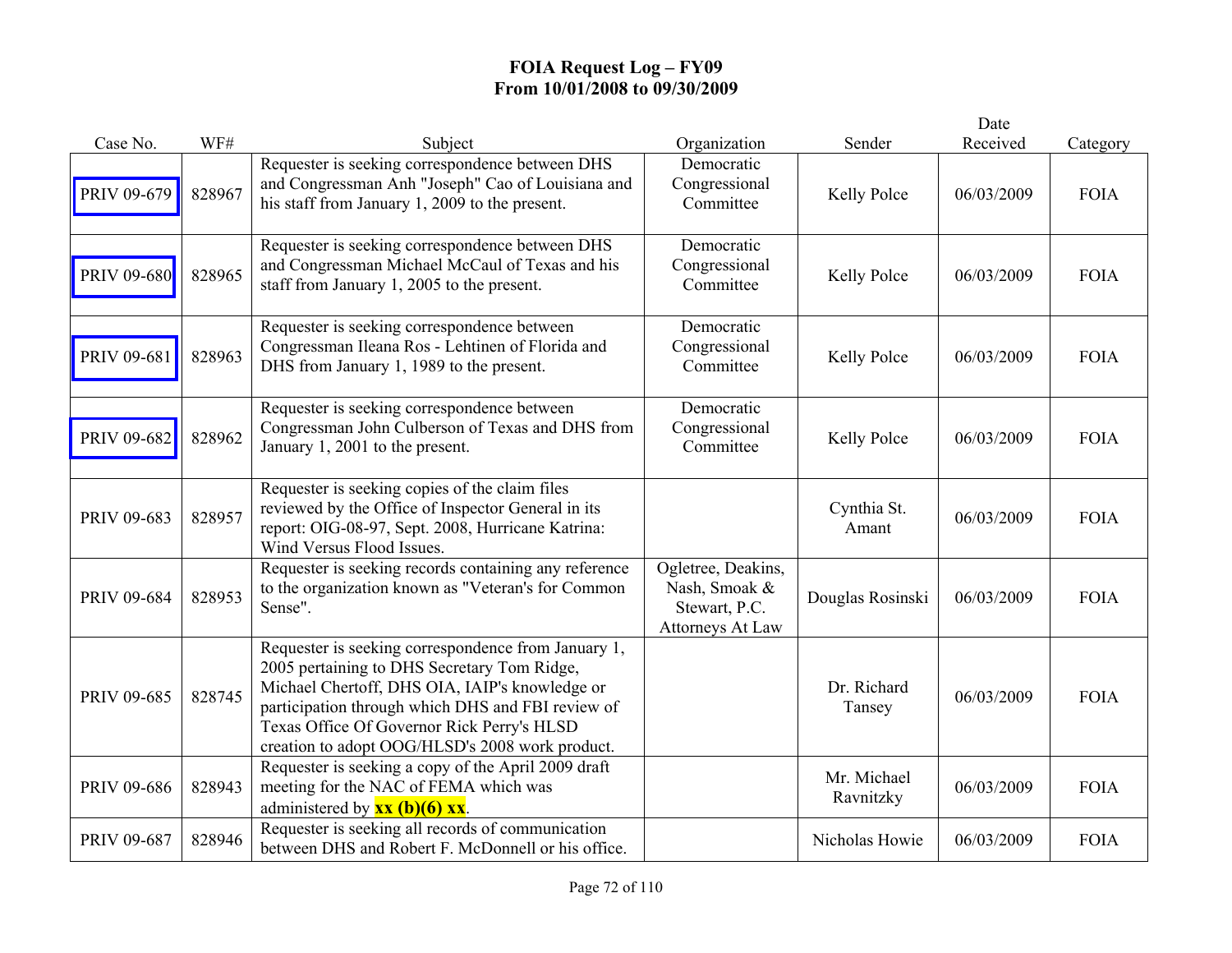# FOIA Request Log – FY09
## From 10/01/2008 to 09/30/2009

| Case No. | WF# | Subject | Organization | Sender | Date Received | Category |
|---|---|---|---|---|---|---|
| PRIV 09-679 | 828967 | Requester is seeking correspondence between DHS and Congressman Anh "Joseph" Cao of Louisiana and his staff from January 1, 2009 to the present. | Democratic Congressional Committee | Kelly Polce | 06/03/2009 | FOIA |
| PRIV 09-680 | 828965 | Requester is seeking correspondence between DHS and Congressman Michael McCaul of Texas and his staff from January 1, 2005 to the present. | Democratic Congressional Committee | Kelly Polce | 06/03/2009 | FOIA |
| PRIV 09-681 | 828963 | Requester is seeking correspondence between Congressman Ileana Ros - Lehtinen of Florida and DHS from January 1, 1989 to the present. | Democratic Congressional Committee | Kelly Polce | 06/03/2009 | FOIA |
| PRIV 09-682 | 828962 | Requester is seeking correspondence between Congressman John Culberson of Texas and DHS from January 1, 2001 to the present. | Democratic Congressional Committee | Kelly Polce | 06/03/2009 | FOIA |
| PRIV 09-683 | 828957 | Requester is seeking copies of the claim files reviewed by the Office of Inspector General in its report: OIG-08-97, Sept. 2008, Hurricane Katrina: Wind Versus Flood Issues. | | Cynthia St. Amant | 06/03/2009 | FOIA |
| PRIV 09-684 | 828953 | Requester is seeking records containing any reference to the organization known as "Veteran's for Common Sense". | Ogletree, Deakins, Nash, Smoak & Stewart, P.C. Attorneys At Law | Douglas Rosinski | 06/03/2009 | FOIA |
| PRIV 09-685 | 828745 | Requester is seeking correspondence from January 1, 2005 pertaining to DHS Secretary Tom Ridge, Michael Chertoff, DHS OIA, IAIP's knowledge or participation through which DHS and FBI review of Texas Office Of Governor Rick Perry's HLSD creation to adopt OOG/HLSD's 2008 work product. | | Dr. Richard Tansey | 06/03/2009 | FOIA |
| PRIV 09-686 | 828943 | Requester is seeking a copy of the April 2009 draft meeting for the NAC of FEMA which was administered by **xx (b)(6) xx**. | | Mr. Michael Ravnitzky | 06/03/2009 | FOIA |
| PRIV 09-687 | 828946 | Requester is seeking all records of communication between DHS and Robert F. McDonnell or his office. | | Nicholas Howie | 06/03/2009 | FOIA |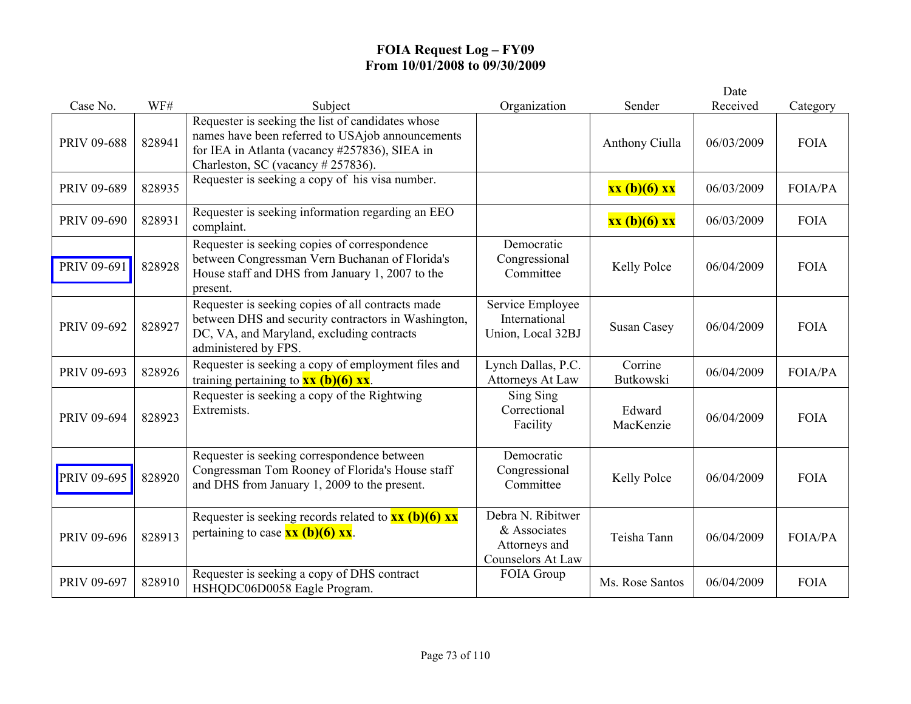## FOIA Request Log – FY09
## From 10/01/2008 to 09/30/2009

| Case No. | WF# | Subject | Organization | Sender | Date Received | Category |
|---|---|---|---|---|---|---|
| PRIV 09-688 | 828941 | Requester is seeking the list of candidates whose names have been referred to USAjob announcements for IEA in Atlanta (vacancy #257836), SIEA in Charleston, SC (vacancy # 257836). | | Anthony Ciulla | 06/03/2009 | FOIA |
| PRIV 09-689 | 828935 | Requester is seeking a copy of his visa number. | | **xx (b)(6) xx** | 06/03/2009 | FOIA/PA |
| PRIV 09-690 | 828931 | Requester is seeking information regarding an EEO complaint. | | **xx (b)(6) xx** | 06/03/2009 | FOIA |
| PRIV 09-691 | 828928 | Requester is seeking copies of correspondence between Congressman Vern Buchanan of Florida's House staff and DHS from January 1, 2007 to the present. | Democratic Congressional Committee | Kelly Polce | 06/04/2009 | FOIA |
| PRIV 09-692 | 828927 | Requester is seeking copies of all contracts made between DHS and security contractors in Washington, DC, VA, and Maryland, excluding contracts administered by FPS. | Service Employee International Union, Local 32BJ | Susan Casey | 06/04/2009 | FOIA |
| PRIV 09-693 | 828926 | Requester is seeking a copy of employment files and training pertaining to **xx (b)(6) xx**. | Lynch Dallas, P.C. Attorneys At Law | Corrine Butkowski | 06/04/2009 | FOIA/PA |
| PRIV 09-694 | 828923 | Requester is seeking a copy of the Rightwing Extremists. | Sing Sing Correctional Facility | Edward MacKenzie | 06/04/2009 | FOIA |
| PRIV 09-695 | 828920 | Requester is seeking correspondence between Congressman Tom Rooney of Florida's House staff and DHS from January 1, 2009 to the present. | Democratic Congressional Committee | Kelly Polce | 06/04/2009 | FOIA |
| PRIV 09-696 | 828913 | Requester is seeking records related to **xx (b)(6) xx** pertaining to case **xx (b)(6) xx**. | Debra N. Ribitwer & Associates Attorneys and Counselors At Law | Teisha Tann | 06/04/2009 | FOIA/PA |
| PRIV 09-697 | 828910 | Requester is seeking a copy of DHS contract HSHQDC06D0058 Eagle Program. | FOIA Group | Ms. Rose Santos | 06/04/2009 | FOIA |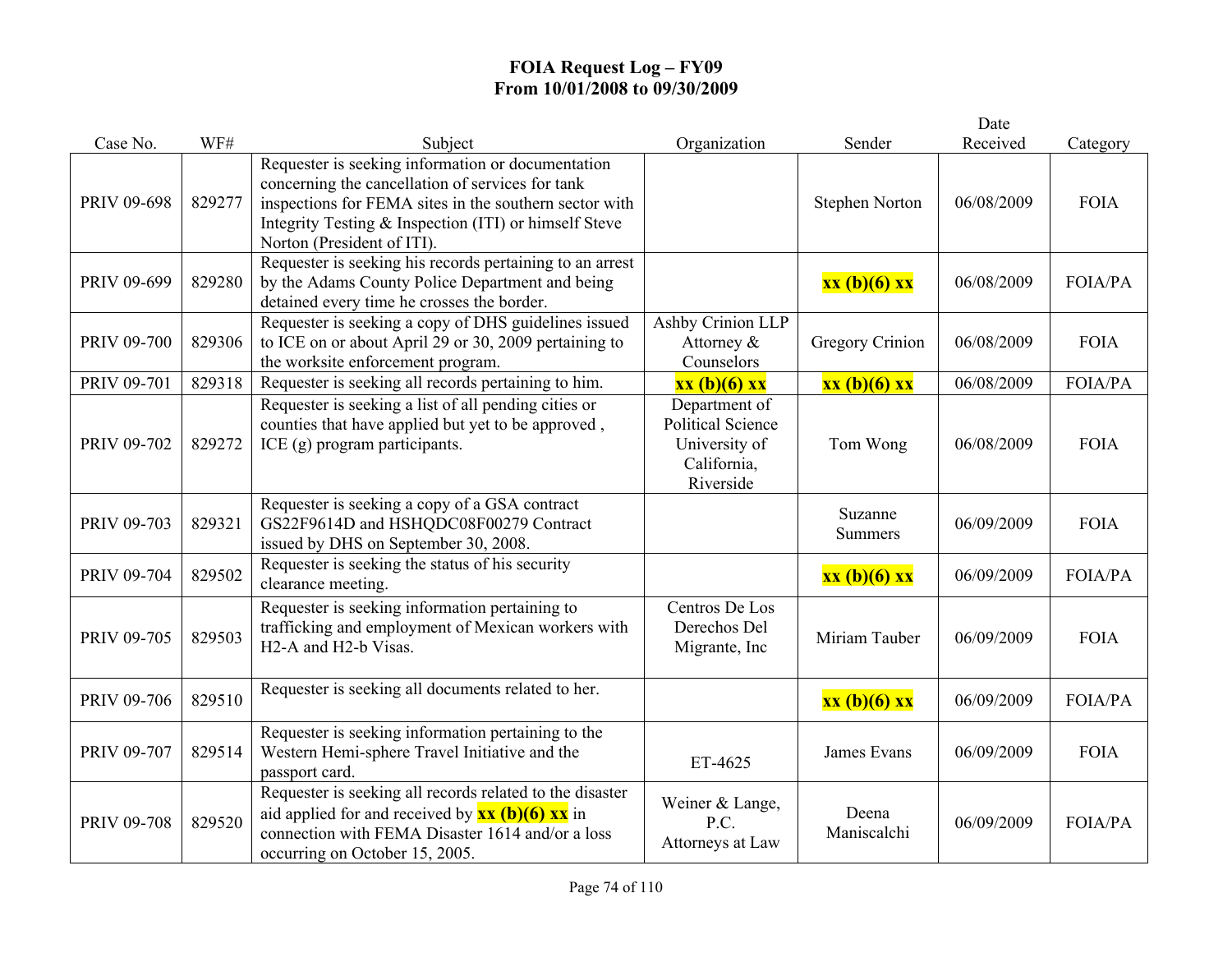# FOIA Request Log – FY09
## From 10/01/2008 to 09/30/2009

| Case No. | WF# | Subject | Organization | Sender | Date Received | Category |
|---|---|---|---|---|---|---|
| PRIV 09-698 | 829277 | Requester is seeking information or documentation concerning the cancellation of services for tank inspections for FEMA sites in the southern sector with Integrity Testing & Inspection (ITI) or himself Steve Norton (President of ITI). | | Stephen Norton | 06/08/2009 | FOIA |
| PRIV 09-699 | 829280 | Requester is seeking his records pertaining to an arrest by the Adams County Police Department and being detained every time he crosses the border. | | **xx (b)(6) xx** | 06/08/2009 | FOIA/PA |
| PRIV 09-700 | 829306 | Requester is seeking a copy of DHS guidelines issued to ICE on or about April 29 or 30, 2009 pertaining to the worksite enforcement program. | Ashby Crinion LLP Attorney & Counselors | Gregory Crinion | 06/08/2009 | FOIA |
| PRIV 09-701 | 829318 | Requester is seeking all records pertaining to him. | **xx (b)(6) xx** | **xx (b)(6) xx** | 06/08/2009 | FOIA/PA |
| PRIV 09-702 | 829272 | Requester is seeking a list of all pending cities or counties that have applied but yet to be approved , ICE (g) program participants. | Department of Political Science University of California, Riverside | Tom Wong | 06/08/2009 | FOIA |
| PRIV 09-703 | 829321 | Requester is seeking a copy of a GSA contract GS22F9614D and HSHQDC08F00279 Contract issued by DHS on September 30, 2008. | | Suzanne Summers | 06/09/2009 | FOIA |
| PRIV 09-704 | 829502 | Requester is seeking the status of his security clearance meeting. | | **xx (b)(6) xx** | 06/09/2009 | FOIA/PA |
| PRIV 09-705 | 829503 | Requester is seeking information pertaining to trafficking and employment of Mexican workers with H2-A and H2-b Visas. | Centros De Los Derechos Del Migrante, Inc | Miriam Tauber | 06/09/2009 | FOIA |
| PRIV 09-706 | 829510 | Requester is seeking all documents related to her. | | **xx (b)(6) xx** | 06/09/2009 | FOIA/PA |
| PRIV 09-707 | 829514 | Requester is seeking information pertaining to the Western Hemi-sphere Travel Initiative and the passport card. | ET-4625 | James Evans | 06/09/2009 | FOIA |
| PRIV 09-708 | 829520 | Requester is seeking all records related to the disaster aid applied for and received by **xx (b)(6) xx** in connection with FEMA Disaster 1614 and/or a loss occurring on October 15, 2005. | Weiner & Lange, P.C. Attorneys at Law | Deena Maniscalchi | 06/09/2009 | FOIA/PA |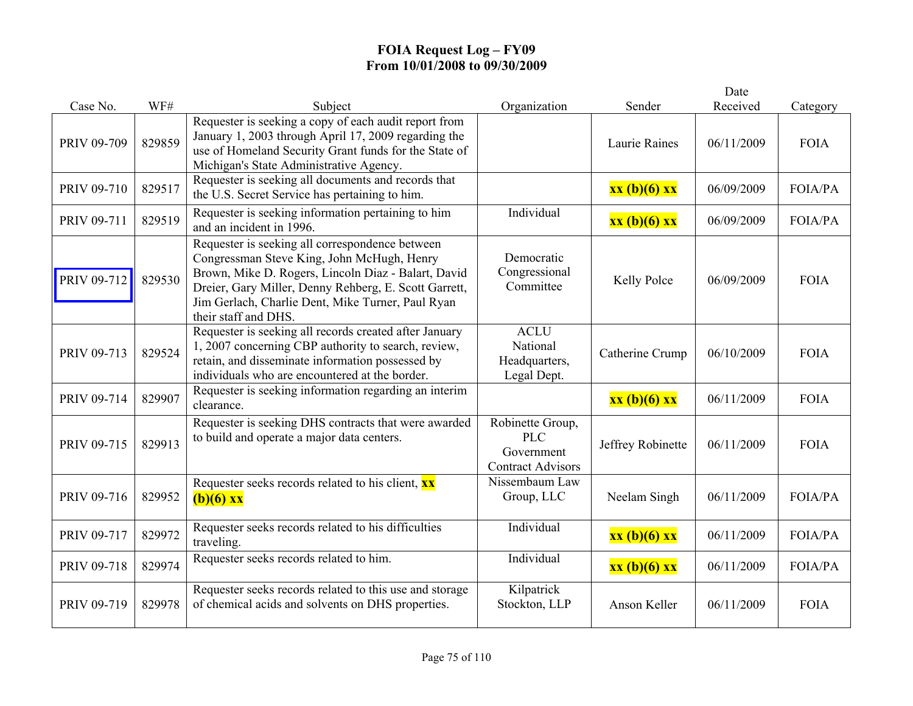# FOIA Request Log – FY09
# From 10/01/2008 to 09/30/2009

| Case No. | WF# | Subject | Organization | Sender | Date Received | Category |
|---|---|---|---|---|---|---|
| PRIV 09-709 | 829859 | Requester is seeking a copy of each audit report from January 1, 2003 through April 17, 2009 regarding the use of Homeland Security Grant funds for the State of Michigan's State Administrative Agency. | | Laurie Raines | 06/11/2009 | FOIA |
| PRIV 09-710 | 829517 | Requester is seeking all documents and records that the U.S. Secret Service has pertaining to him. | | **xx (b)(6) xx** | 06/09/2009 | FOIA/PA |
| PRIV 09-711 | 829519 | Requester is seeking information pertaining to him and an incident in 1996. | Individual | **xx (b)(6) xx** | 06/09/2009 | FOIA/PA |
| PRIV 09-712 | 829530 | Requester is seeking all correspondence between Congressman Steve King, John McHugh, Henry Brown, Mike D. Rogers, Lincoln Diaz - Balart, David Dreier, Gary Miller, Denny Rehberg, E. Scott Garrett, Jim Gerlach, Charlie Dent, Mike Turner, Paul Ryan their staff and DHS. | Democratic Congressional Committee | Kelly Polce | 06/09/2009 | FOIA |
| PRIV 09-713 | 829524 | Requester is seeking all records created after January 1, 2007 concerning CBP authority to search, review, retain, and disseminate information possessed by individuals who are encountered at the border. | ACLU National Headquarters, Legal Dept. | Catherine Crump | 06/10/2009 | FOIA |
| PRIV 09-714 | 829907 | Requester is seeking information regarding an interim clearance. | | **xx (b)(6) xx** | 06/11/2009 | FOIA |
| PRIV 09-715 | 829913 | Requester is seeking DHS contracts that were awarded to build and operate a major data centers. | Robinette Group, PLC Government Contract Advisors | Jeffrey Robinette | 06/11/2009 | FOIA |
| PRIV 09-716 | 829952 | Requester seeks records related to his client, **xx (b)(6) xx** | Nissembaum Law Group, LLC | Neelam Singh | 06/11/2009 | FOIA/PA |
| PRIV 09-717 | 829972 | Requester seeks records related to his difficulties traveling. | Individual | **xx (b)(6) xx** | 06/11/2009 | FOIA/PA |
| PRIV 09-718 | 829974 | Requester seeks records related to him. | Individual | **xx (b)(6) xx** | 06/11/2009 | FOIA/PA |
| PRIV 09-719 | 829978 | Requester seeks records related to this use and storage of chemical acids and solvents on DHS properties. | Kilpatrick Stockton, LLP | Anson Keller | 06/11/2009 | FOIA |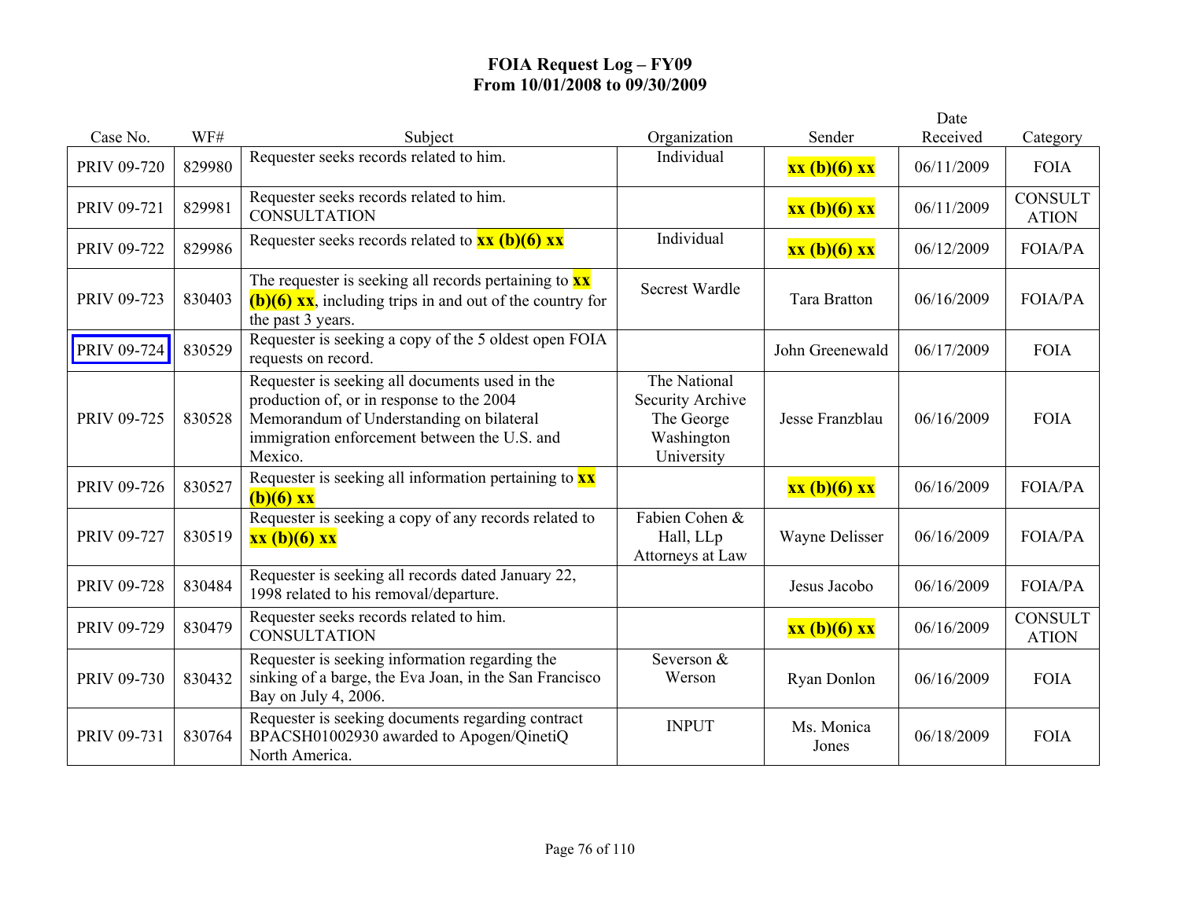# FOIA Request Log – FY09
## From 10/01/2008 to 09/30/2009

| Case No. | WF# | Subject | Organization | Sender | Date Received | Category |
|---|---|---|---|---|---|---|
| PRIV 09-720 | 829980 | Requester seeks records related to him. | Individual | **xx (b)(6) xx** | 06/11/2009 | FOIA |
| PRIV 09-721 | 829981 | Requester seeks records related to him. CONSULTATION | | **xx (b)(6) xx** | 06/11/2009 | CONSULTATION |
| PRIV 09-722 | 829986 | Requester seeks records related to **xx (b)(6) xx** | Individual | **xx (b)(6) xx** | 06/12/2009 | FOIA/PA |
| PRIV 09-723 | 830403 | The requester is seeking all records pertaining to **xx (b)(6) xx**, including trips in and out of the country for the past 3 years. | Secrest Wardle | Tara Bratton | 06/16/2009 | FOIA/PA |
| PRIV 09-724 | 830529 | Requester is seeking a copy of the 5 oldest open FOIA requests on record. | | John Greenewald | 06/17/2009 | FOIA |
| PRIV 09-725 | 830528 | Requester is seeking all documents used in the production of, or in response to the 2004 Memorandum of Understanding on bilateral immigration enforcement between the U.S. and Mexico. | The National Security Archive The George Washington University | Jesse Franzblau | 06/16/2009 | FOIA |
| PRIV 09-726 | 830527 | Requester is seeking all information pertaining to **xx (b)(6) xx** | | **xx (b)(6) xx** | 06/16/2009 | FOIA/PA |
| PRIV 09-727 | 830519 | Requester is seeking a copy of any records related to **xx (b)(6) xx** | Fabien Cohen & Hall, LLp Attorneys at Law | Wayne Delisser | 06/16/2009 | FOIA/PA |
| PRIV 09-728 | 830484 | Requester is seeking all records dated January 22, 1998 related to his removal/departure. | | Jesus Jacobo | 06/16/2009 | FOIA/PA |
| PRIV 09-729 | 830479 | Requester seeks records related to him. CONSULTATION | | **xx (b)(6) xx** | 06/16/2009 | CONSULTATION |
| PRIV 09-730 | 830432 | Requester is seeking information regarding the sinking of a barge, the Eva Joan, in the San Francisco Bay on July 4, 2006. | Severson & Werson | Ryan Donlon | 06/16/2009 | FOIA |
| PRIV 09-731 | 830764 | Requester is seeking documents regarding contract BPACSH01002930 awarded to Apogen/QinetiQ North America. | INPUT | Ms. Monica Jones | 06/18/2009 | FOIA |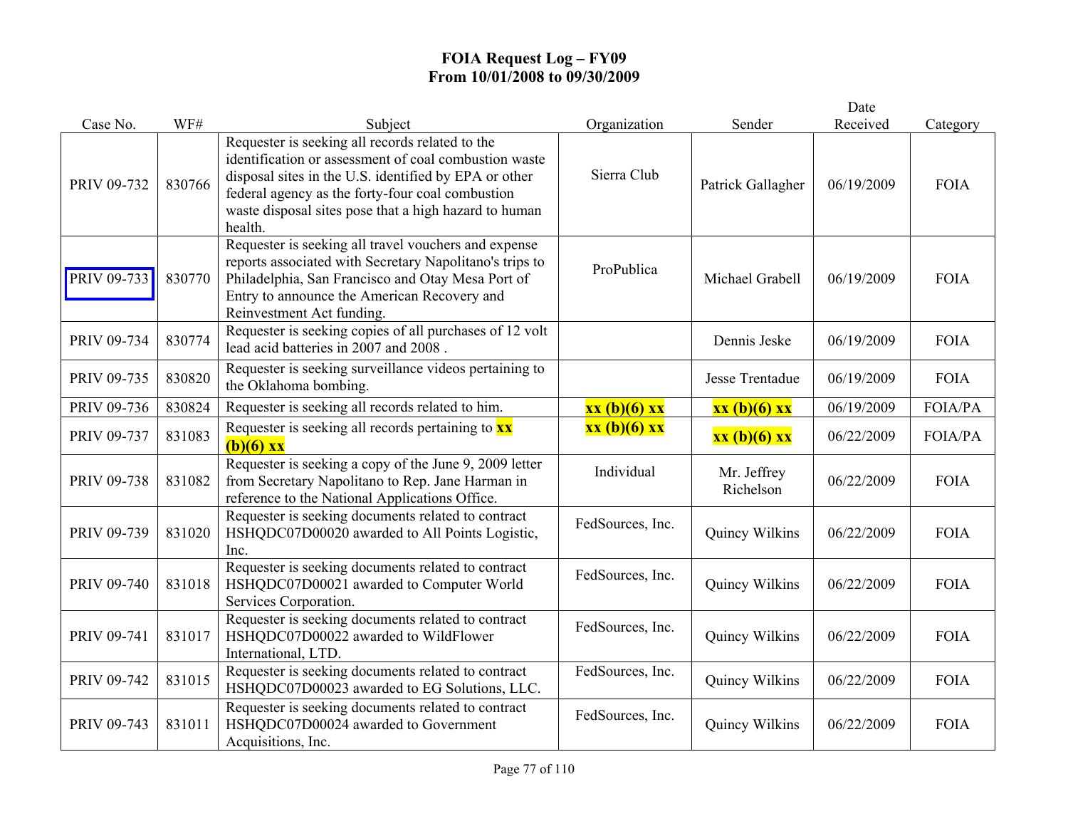# FOIA Request Log – FY09
## From 10/01/2008 to 09/30/2009

| Case No. | WF# | Subject | Organization | Sender | Date Received | Category |
|---|---|---|---|---|---|---|
| PRIV 09-732 | 830766 | Requester is seeking all records related to the identification or assessment of coal combustion waste disposal sites in the U.S. identified by EPA or other federal agency as the forty-four coal combustion waste disposal sites pose that a high hazard to human health. | Sierra Club | Patrick Gallagher | 06/19/2009 | FOIA |
| PRIV 09-733 | 830770 | Requester is seeking all travel vouchers and expense reports associated with Secretary Napolitano's trips to Philadelphia, San Francisco and Otay Mesa Port of Entry to announce the American Recovery and Reinvestment Act funding. | ProPublica | Michael Grabell | 06/19/2009 | FOIA |
| PRIV 09-734 | 830774 | Requester is seeking copies of all purchases of 12 volt lead acid batteries in 2007 and 2008 . | | Dennis Jeske | 06/19/2009 | FOIA |
| PRIV 09-735 | 830820 | Requester is seeking surveillance videos pertaining to the Oklahoma bombing. | | Jesse Trentadue | 06/19/2009 | FOIA |
| PRIV 09-736 | 830824 | Requester is seeking all records related to him. | **xx (b)(6) xx** | **xx (b)(6) xx** | 06/19/2009 | FOIA/PA |
| PRIV 09-737 | 831083 | Requester is seeking all records pertaining to **xx (b)(6) xx** | **xx (b)(6) xx** | **xx (b)(6) xx** | 06/22/2009 | FOIA/PA |
| PRIV 09-738 | 831082 | Requester is seeking a copy of the June 9, 2009 letter from Secretary Napolitano to Rep. Jane Harman in reference to the National Applications Office. | Individual | Mr. Jeffrey Richelson | 06/22/2009 | FOIA |
| PRIV 09-739 | 831020 | Requester is seeking documents related to contract HSHQDC07D00020 awarded to All Points Logistic, Inc. | FedSources, Inc. | Quincy Wilkins | 06/22/2009 | FOIA |
| PRIV 09-740 | 831018 | Requester is seeking documents related to contract HSHQDC07D00021 awarded to Computer World Services Corporation. | FedSources, Inc. | Quincy Wilkins | 06/22/2009 | FOIA |
| PRIV 09-741 | 831017 | Requester is seeking documents related to contract HSHQDC07D00022 awarded to WildFlower International, LTD. | FedSources, Inc. | Quincy Wilkins | 06/22/2009 | FOIA |
| PRIV 09-742 | 831015 | Requester is seeking documents related to contract HSHQDC07D00023 awarded to EG Solutions, LLC. | FedSources, Inc. | Quincy Wilkins | 06/22/2009 | FOIA |
| PRIV 09-743 | 831011 | Requester is seeking documents related to contract HSHQDC07D00024 awarded to Government Acquisitions, Inc. | FedSources, Inc. | Quincy Wilkins | 06/22/2009 | FOIA |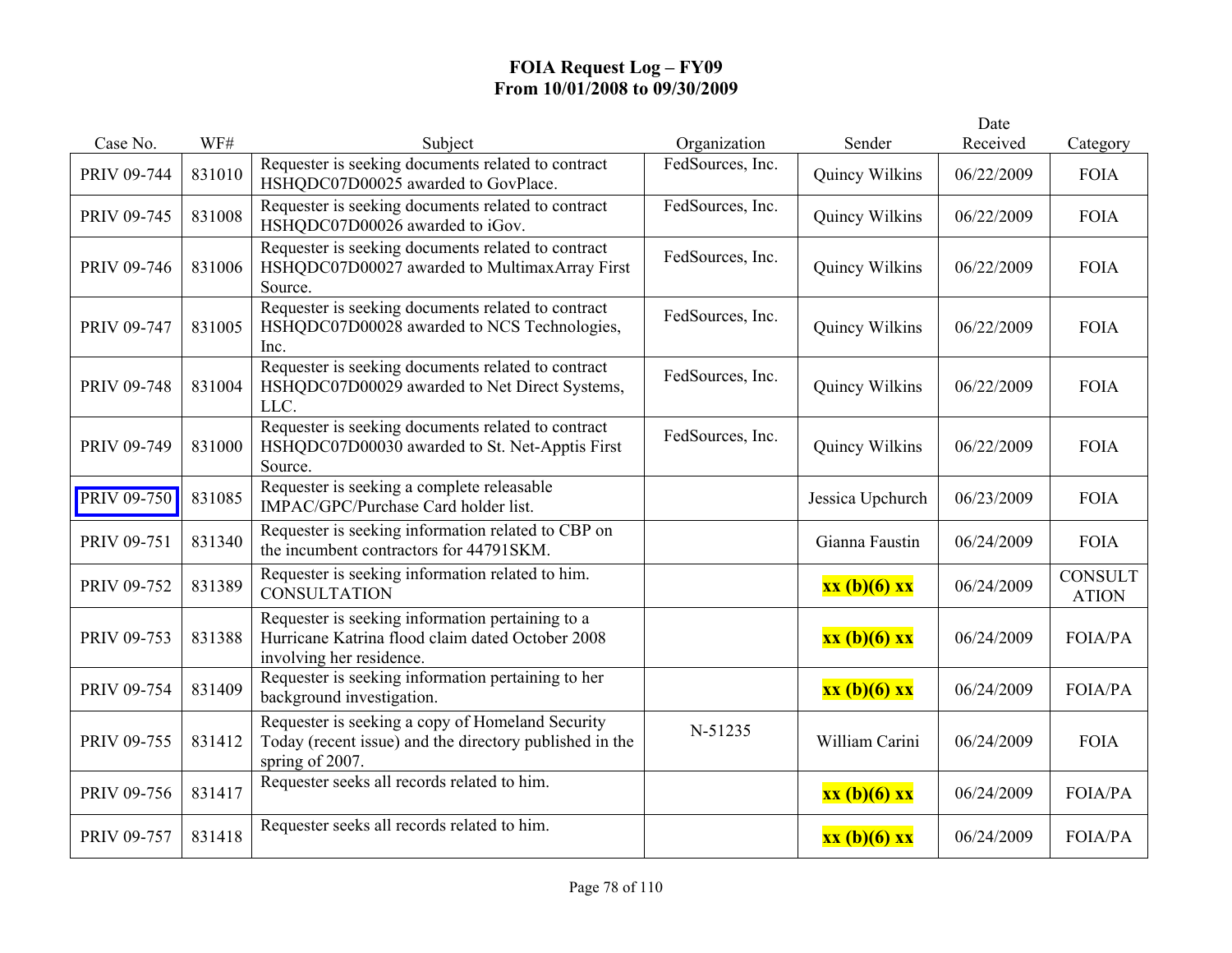# FOIA Request Log – FY09
## From 10/01/2008 to 09/30/2009

| Case No. | WF# | Subject | Organization | Sender | Date Received | Category |
|---|---|---|---|---|---|---|
| PRIV 09-744 | 831010 | Requester is seeking documents related to contract HSHQDC07D00025 awarded to GovPlace. | FedSources, Inc. | Quincy Wilkins | 06/22/2009 | FOIA |
| PRIV 09-745 | 831008 | Requester is seeking documents related to contract HSHQDC07D00026 awarded to iGov. | FedSources, Inc. | Quincy Wilkins | 06/22/2009 | FOIA |
| PRIV 09-746 | 831006 | Requester is seeking documents related to contract HSHQDC07D00027 awarded to MultimaxArray First Source. | FedSources, Inc. | Quincy Wilkins | 06/22/2009 | FOIA |
| PRIV 09-747 | 831005 | Requester is seeking documents related to contract HSHQDC07D00028 awarded to NCS Technologies, Inc. | FedSources, Inc. | Quincy Wilkins | 06/22/2009 | FOIA |
| PRIV 09-748 | 831004 | Requester is seeking documents related to contract HSHQDC07D00029 awarded to Net Direct Systems, LLC. | FedSources, Inc. | Quincy Wilkins | 06/22/2009 | FOIA |
| PRIV 09-749 | 831000 | Requester is seeking documents related to contract HSHQDC07D00030 awarded to St. Net-Apptis First Source. | FedSources, Inc. | Quincy Wilkins | 06/22/2009 | FOIA |
| PRIV 09-750 | 831085 | Requester is seeking a complete releasable IMPAC/GPC/Purchase Card holder list. | | Jessica Upchurch | 06/23/2009 | FOIA |
| PRIV 09-751 | 831340 | Requester is seeking information related to CBP on the incumbent contractors for 44791SKM. | | Gianna Faustin | 06/24/2009 | FOIA |
| PRIV 09-752 | 831389 | Requester is seeking information related to him. CONSULTATION | | **xx (b)(6) xx** | 06/24/2009 | CONSULTATION |
| PRIV 09-753 | 831388 | Requester is seeking information pertaining to a Hurricane Katrina flood claim dated October 2008 involving her residence. | | **xx (b)(6) xx** | 06/24/2009 | FOIA/PA |
| PRIV 09-754 | 831409 | Requester is seeking information pertaining to her background investigation. | | **xx (b)(6) xx** | 06/24/2009 | FOIA/PA |
| PRIV 09-755 | 831412 | Requester is seeking a copy of Homeland Security Today (recent issue) and the directory published in the spring of 2007. | N-51235 | William Carini | 06/24/2009 | FOIA |
| PRIV 09-756 | 831417 | Requester seeks all records related to him. | | **xx (b)(6) xx** | 06/24/2009 | FOIA/PA |
| PRIV 09-757 | 831418 | Requester seeks all records related to him. | | **xx (b)(6) xx** | 06/24/2009 | FOIA/PA |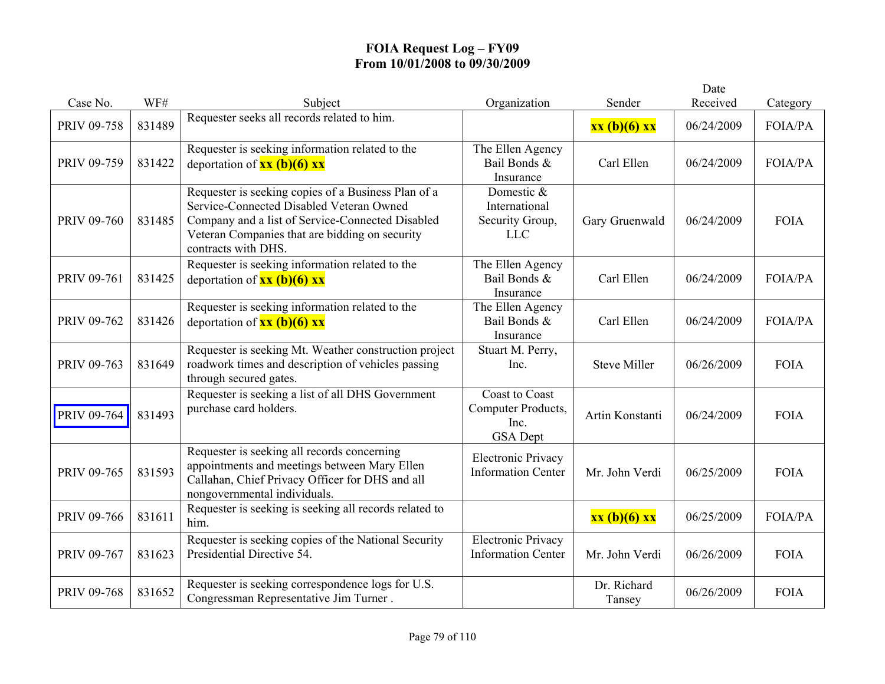# FOIA Request Log – FY09
## From 10/01/2008 to 09/30/2009

| Case No. | WF# | Subject | Organization | Sender | Date Received | Category |
|---|---|---|---|---|---|---|
| PRIV 09-758 | 831489 | Requester seeks all records related to him. | | **xx (b)(6) xx** | 06/24/2009 | FOIA/PA |
| PRIV 09-759 | 831422 | Requester is seeking information related to the deportation of **xx (b)(6) xx** | The Ellen Agency Bail Bonds & Insurance | Carl Ellen | 06/24/2009 | FOIA/PA |
| PRIV 09-760 | 831485 | Requester is seeking copies of a Business Plan of a Service-Connected Disabled Veteran Owned Company and a list of Service-Connected Disabled Veteran Companies that are bidding on security contracts with DHS. | Domestic & International Security Group, LLC | Gary Gruenwald | 06/24/2009 | FOIA |
| PRIV 09-761 | 831425 | Requester is seeking information related to the deportation of **xx (b)(6) xx** | The Ellen Agency Bail Bonds & Insurance | Carl Ellen | 06/24/2009 | FOIA/PA |
| PRIV 09-762 | 831426 | Requester is seeking information related to the deportation of **xx (b)(6) xx** | The Ellen Agency Bail Bonds & Insurance | Carl Ellen | 06/24/2009 | FOIA/PA |
| PRIV 09-763 | 831649 | Requester is seeking Mt. Weather construction project roadwork times and description of vehicles passing through secured gates. | Stuart M. Perry, Inc. | Steve Miller | 06/26/2009 | FOIA |
| PRIV 09-764 | 831493 | Requester is seeking a list of all DHS Government purchase card holders. | Coast to Coast Computer Products, Inc. GSA Dept | Artin Konstanti | 06/24/2009 | FOIA |
| PRIV 09-765 | 831593 | Requester is seeking all records concerning appointments and meetings between Mary Ellen Callahan, Chief Privacy Officer for DHS and all nongovernmental individuals. | Electronic Privacy Information Center | Mr. John Verdi | 06/25/2009 | FOIA |
| PRIV 09-766 | 831611 | Requester is seeking is seeking all records related to him. | | **xx (b)(6) xx** | 06/25/2009 | FOIA/PA |
| PRIV 09-767 | 831623 | Requester is seeking copies of the National Security Presidential Directive 54. | Electronic Privacy Information Center | Mr. John Verdi | 06/26/2009 | FOIA |
| PRIV 09-768 | 831652 | Requester is seeking correspondence logs for U.S. Congressman Representative Jim Turner . | | Dr. Richard Tansey | 06/26/2009 | FOIA |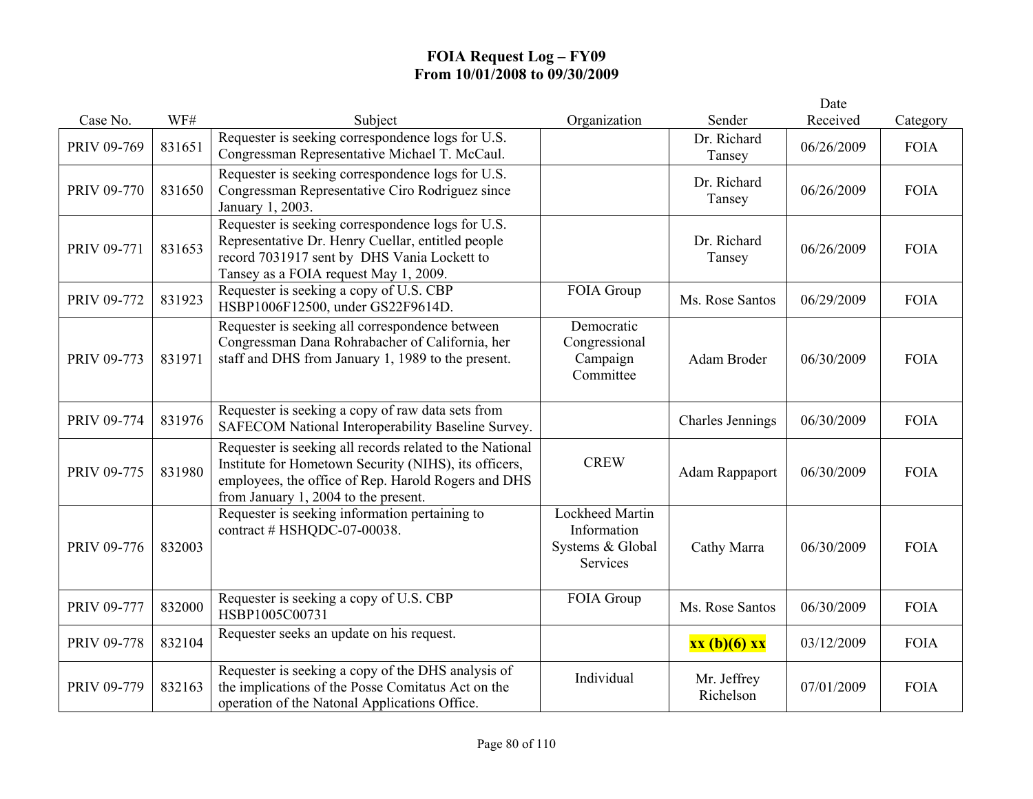# FOIA Request Log – FY09
## From 10/01/2008 to 09/30/2009

| Case No. | WF# | Subject | Organization | Sender | Date Received | Category |
|---|---|---|---|---|---|---|
| PRIV 09-769 | 831651 | Requester is seeking correspondence logs for U.S. Congressman Representative Michael T. McCaul. | | Dr. Richard Tansey | 06/26/2009 | FOIA |
| PRIV 09-770 | 831650 | Requester is seeking correspondence logs for U.S. Congressman Representative Ciro Rodriguez since January 1, 2003. | | Dr. Richard Tansey | 06/26/2009 | FOIA |
| PRIV 09-771 | 831653 | Requester is seeking correspondence logs for U.S. Representative Dr. Henry Cuellar, entitled people record 7031917 sent by DHS Vania Lockett to Tansey as a FOIA request May 1, 2009. | | Dr. Richard Tansey | 06/26/2009 | FOIA |
| PRIV 09-772 | 831923 | Requester is seeking a copy of U.S. CBP HSBP1006F12500, under GS22F9614D. | FOIA Group | Ms. Rose Santos | 06/29/2009 | FOIA |
| PRIV 09-773 | 831971 | Requester is seeking all correspondence between Congressman Dana Rohrabacher of California, her staff and DHS from January 1, 1989 to the present. | Democratic Congressional Campaign Committee | Adam Broder | 06/30/2009 | FOIA |
| PRIV 09-774 | 831976 | Requester is seeking a copy of raw data sets from SAFECOM National Interoperability Baseline Survey. | | Charles Jennings | 06/30/2009 | FOIA |
| PRIV 09-775 | 831980 | Requester is seeking all records related to the National Institute for Hometown Security (NIHS), its officers, employees, the office of Rep. Harold Rogers and DHS from January 1, 2004 to the present. | CREW | Adam Rappaport | 06/30/2009 | FOIA |
| PRIV 09-776 | 832003 | Requester is seeking information pertaining to contract # HSHQDC-07-00038. | Lockheed Martin Information Systems & Global Services | Cathy Marra | 06/30/2009 | FOIA |
| PRIV 09-777 | 832000 | Requester is seeking a copy of U.S. CBP HSBP1005C00731 | FOIA Group | Ms. Rose Santos | 06/30/2009 | FOIA |
| PRIV 09-778 | 832104 | Requester seeks an update on his request. | | **xx (b)(6) xx** | 03/12/2009 | FOIA |
| PRIV 09-779 | 832163 | Requester is seeking a copy of the DHS analysis of the implications of the Posse Comitatus Act on the operation of the Natonal Applications Office. | Individual | Mr. Jeffrey Richelson | 07/01/2009 | FOIA |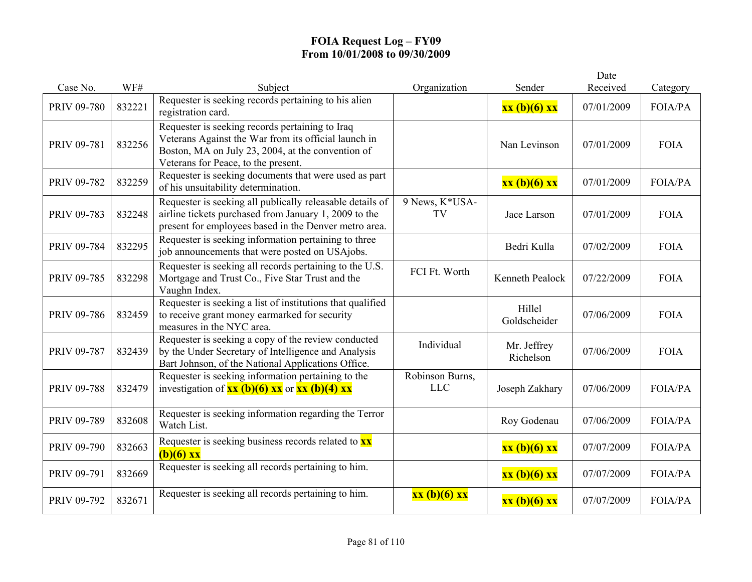# FOIA Request Log – FY09
## From 10/01/2008 to 09/30/2009

| Case No. | WF# | Subject | Organization | Sender | Date Received | Category |
|---|---|---|---|---|---|---|
| PRIV 09-780 | 832221 | Requester is seeking records pertaining to his alien registration card. | | **xx (b)(6) xx** | 07/01/2009 | FOIA/PA |
| PRIV 09-781 | 832256 | Requester is seeking records pertaining to Iraq Veterans Against the War from its official launch in Boston, MA on July 23, 2004, at the convention of Veterans for Peace, to the present. | | Nan Levinson | 07/01/2009 | FOIA |
| PRIV 09-782 | 832259 | Requester is seeking documents that were used as part of his unsuitability determination. | | **xx (b)(6) xx** | 07/01/2009 | FOIA/PA |
| PRIV 09-783 | 832248 | Requester is seeking all publically releasable details of airline tickets purchased from January 1, 2009 to the present for employees based in the Denver metro area. | 9 News, K*USA-TV | Jace Larson | 07/01/2009 | FOIA |
| PRIV 09-784 | 832295 | Requester is seeking information pertaining to three job announcements that were posted on USAjobs. | | Bedri Kulla | 07/02/2009 | FOIA |
| PRIV 09-785 | 832298 | Requester is seeking all records pertaining to the U.S. Mortgage and Trust Co., Five Star Trust and the Vaughn Index. | FCI Ft. Worth | Kenneth Pealock | 07/22/2009 | FOIA |
| PRIV 09-786 | 832459 | Requester is seeking a list of institutions that qualified to receive grant money earmarked for security measures in the NYC area. | | Hillel Goldscheider | 07/06/2009 | FOIA |
| PRIV 09-787 | 832439 | Requester is seeking a copy of the review conducted by the Under Secretary of Intelligence and Analysis Bart Johnson, of the National Applications Office. | Individual | Mr. Jeffrey Richelson | 07/06/2009 | FOIA |
| PRIV 09-788 | 832479 | Requester is seeking information pertaining to the investigation of **xx (b)(6) xx** or **xx (b)(4) xx** | Robinson Burns, LLC | Joseph Zakhary | 07/06/2009 | FOIA/PA |
| PRIV 09-789 | 832608 | Requester is seeking information regarding the Terror Watch List. | | Roy Godenau | 07/06/2009 | FOIA/PA |
| PRIV 09-790 | 832663 | Requester is seeking business records related to **xx (b)(6) xx** | | **xx (b)(6) xx** | 07/07/2009 | FOIA/PA |
| PRIV 09-791 | 832669 | Requester is seeking all records pertaining to him. | | **xx (b)(6) xx** | 07/07/2009 | FOIA/PA |
| PRIV 09-792 | 832671 | Requester is seeking all records pertaining to him. | **xx (b)(6) xx** | **xx (b)(6) xx** | 07/07/2009 | FOIA/PA |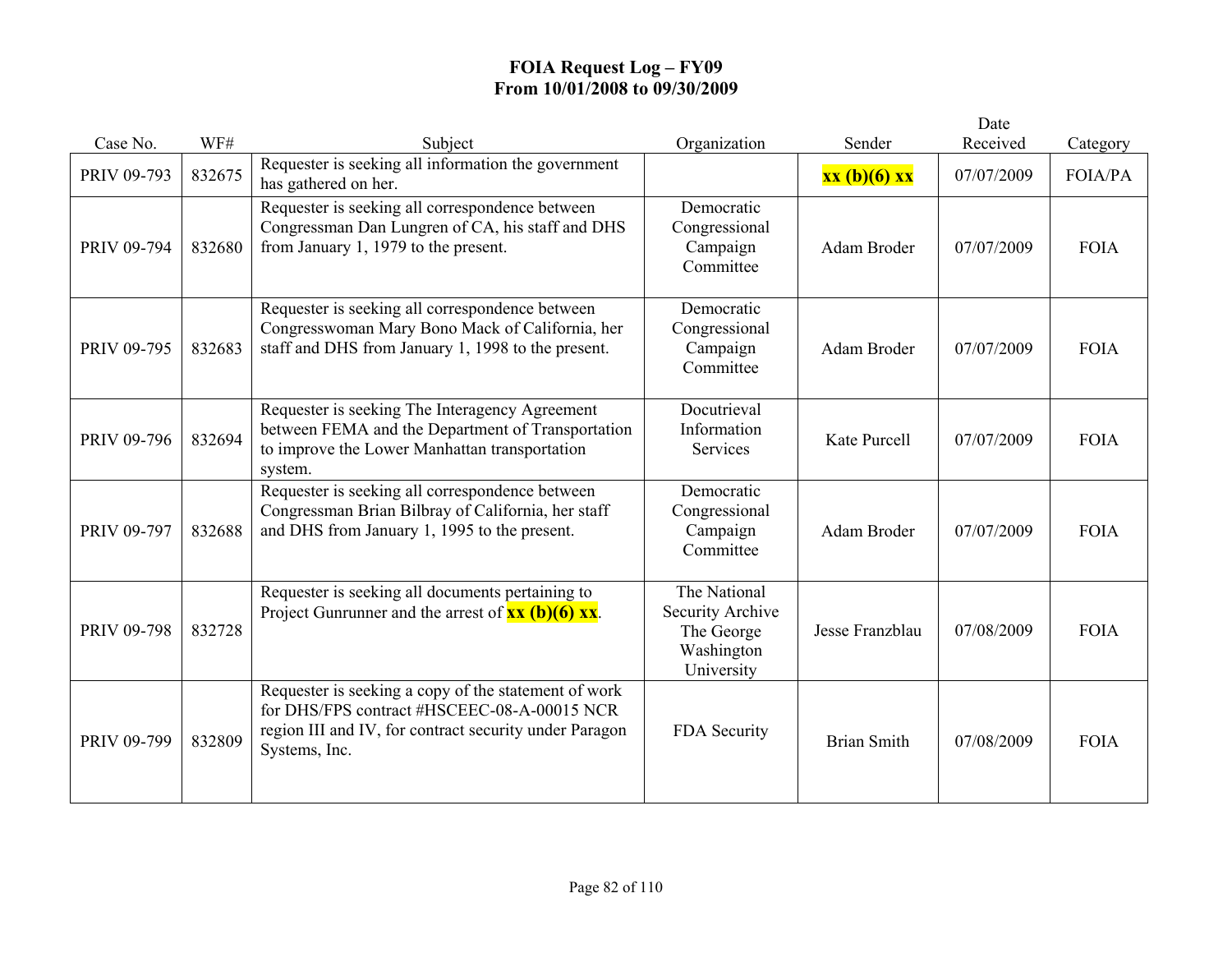# FOIA Request Log – FY09
# From 10/01/2008 to 09/30/2009

| Case No. | WF# | Subject | Organization | Sender | Date Received | Category |
|---|---|---|---|---|---|---|
| PRIV 09-793 | 832675 | Requester is seeking all information the government has gathered on her. | | **xx (b)(6) xx** | 07/07/2009 | FOIA/PA |
| PRIV 09-794 | 832680 | Requester is seeking all correspondence between Congressman Dan Lungren of CA, his staff and DHS from January 1, 1979 to the present. | Democratic Congressional Campaign Committee | Adam Broder | 07/07/2009 | FOIA |
| PRIV 09-795 | 832683 | Requester is seeking all correspondence between Congresswoman Mary Bono Mack of California, her staff and DHS from January 1, 1998 to the present. | Democratic Congressional Campaign Committee | Adam Broder | 07/07/2009 | FOIA |
| PRIV 09-796 | 832694 | Requester is seeking The Interagency Agreement between FEMA and the Department of Transportation to improve the Lower Manhattan transportation system. | Docutrieval Information Services | Kate Purcell | 07/07/2009 | FOIA |
| PRIV 09-797 | 832688 | Requester is seeking all correspondence between Congressman Brian Bilbray of California, her staff and DHS from January 1, 1995 to the present. | Democratic Congressional Campaign Committee | Adam Broder | 07/07/2009 | FOIA |
| PRIV 09-798 | 832728 | Requester is seeking all documents pertaining to Project Gunrunner and the arrest of **xx (b)(6) xx**. | The National Security Archive The George Washington University | Jesse Franzblau | 07/08/2009 | FOIA |
| PRIV 09-799 | 832809 | Requester is seeking a copy of the statement of work for DHS/FPS contract #HSCEEC-08-A-00015 NCR region III and IV, for contract security under Paragon Systems, Inc. | FDA Security | Brian Smith | 07/08/2009 | FOIA |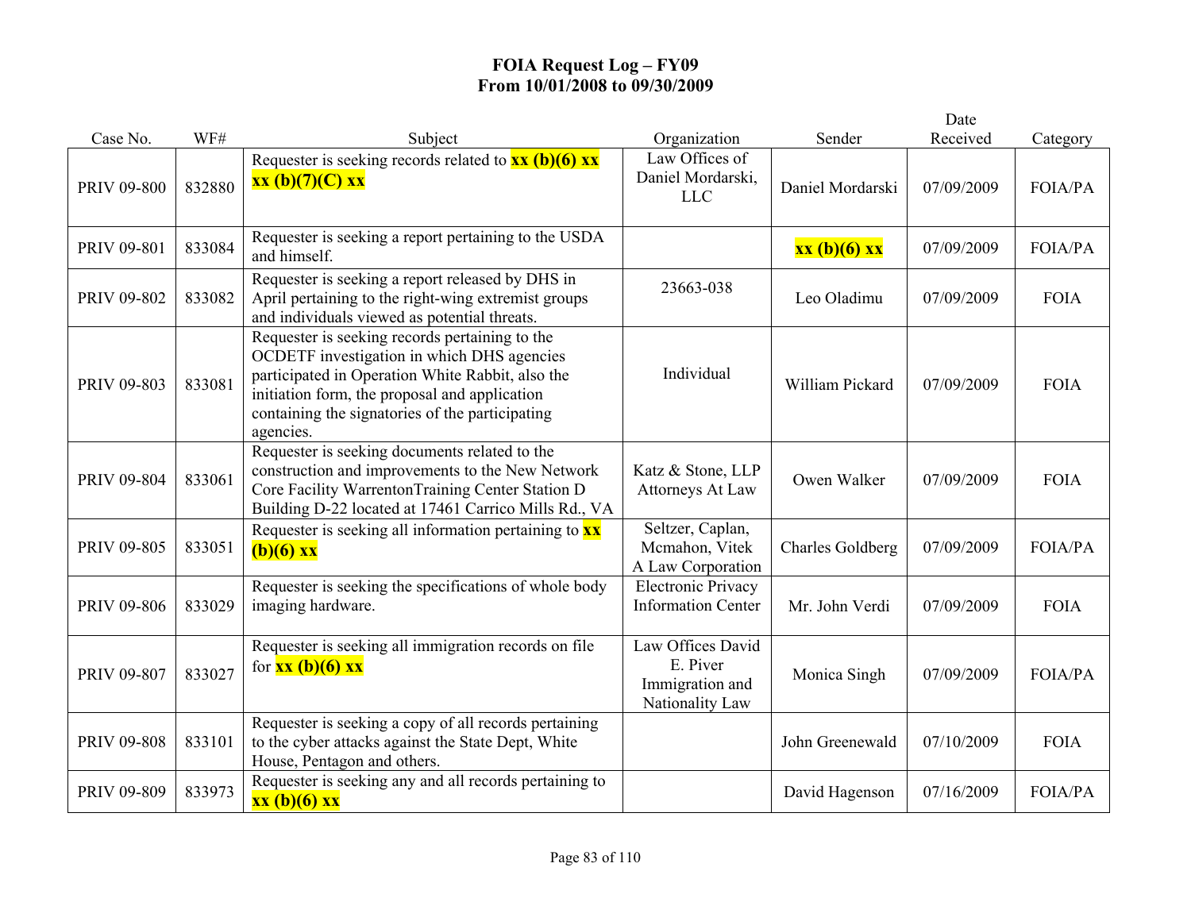# FOIA Request Log – FY09
## From 10/01/2008 to 09/30/2009

| Case No. | WF# | Subject | Organization | Sender | Date Received | Category |
|---|---|---|---|---|---|---|
| PRIV 09-800 | 832880 | Requester is seeking records related to **xx (b)(6) xx xx (b)(7)(C) xx** | Law Offices of Daniel Mordarski, LLC | Daniel Mordarski | 07/09/2009 | FOIA/PA |
| PRIV 09-801 | 833084 | Requester is seeking a report pertaining to the USDA and himself. | | **xx (b)(6) xx** | 07/09/2009 | FOIA/PA |
| PRIV 09-802 | 833082 | Requester is seeking a report released by DHS in April pertaining to the right-wing extremist groups and individuals viewed as potential threats. | 23663-038 | Leo Oladimu | 07/09/2009 | FOIA |
| PRIV 09-803 | 833081 | Requester is seeking records pertaining to the OCDETF investigation in which DHS agencies participated in Operation White Rabbit, also the initiation form, the proposal and application containing the signatories of the participating agencies. | Individual | William Pickard | 07/09/2009 | FOIA |
| PRIV 09-804 | 833061 | Requester is seeking documents related to the construction and improvements to the New Network Core Facility WarrentonTraining Center Station D Building D-22 located at 17461 Carrico Mills Rd., VA | Katz & Stone, LLP Attorneys At Law | Owen Walker | 07/09/2009 | FOIA |
| PRIV 09-805 | 833051 | Requester is seeking all information pertaining to **xx (b)(6) xx** | Seltzer, Caplan, Mcmahon, Vitek A Law Corporation | Charles Goldberg | 07/09/2009 | FOIA/PA |
| PRIV 09-806 | 833029 | Requester is seeking the specifications of whole body imaging hardware. | Electronic Privacy Information Center | Mr. John Verdi | 07/09/2009 | FOIA |
| PRIV 09-807 | 833027 | Requester is seeking all immigration records on file for **xx (b)(6) xx** | Law Offices David E. Piver Immigration and Nationality Law | Monica Singh | 07/09/2009 | FOIA/PA |
| PRIV 09-808 | 833101 | Requester is seeking a copy of all records pertaining to the cyber attacks against the State Dept, White House, Pentagon and others. | | John Greenewald | 07/10/2009 | FOIA |
| PRIV 09-809 | 833973 | Requester is seeking any and all records pertaining to **xx (b)(6) xx** | | David Hagenson | 07/16/2009 | FOIA/PA |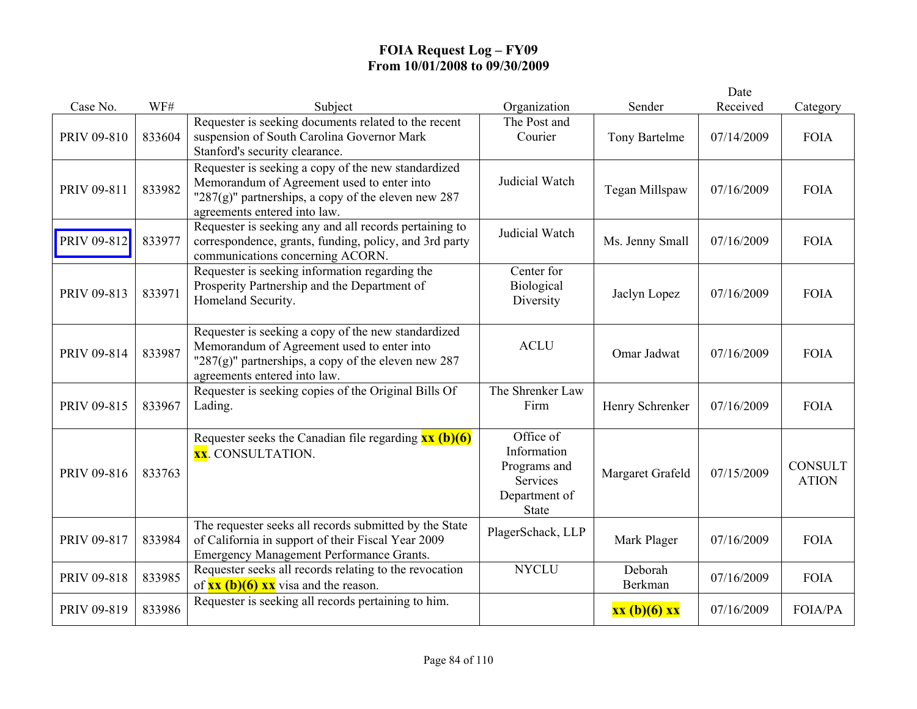# FOIA Request Log – FY09
## From 10/01/2008 to 09/30/2009

| Case No. | WF# | Subject | Organization | Sender | Date Received | Category |
|---|---|---|---|---|---|---|
| PRIV 09-810 | 833604 | Requester is seeking documents related to the recent suspension of South Carolina Governor Mark Stanford's security clearance. | The Post and Courier | Tony Bartelme | 07/14/2009 | FOIA |
| PRIV 09-811 | 833982 | Requester is seeking a copy of the new standardized Memorandum of Agreement used to enter into "287(g)" partnerships, a copy of the eleven new 287 agreements entered into law. | Judicial Watch | Tegan Millspaw | 07/16/2009 | FOIA |
| PRIV 09-812 | 833977 | Requester is seeking any and all records pertaining to correspondence, grants, funding, policy, and 3rd party communications concerning ACORN. | Judicial Watch | Ms. Jenny Small | 07/16/2009 | FOIA |
| PRIV 09-813 | 833971 | Requester is seeking information regarding the Prosperity Partnership and the Department of Homeland Security. | Center for Biological Diversity | Jaclyn Lopez | 07/16/2009 | FOIA |
| PRIV 09-814 | 833987 | Requester is seeking a copy of the new standardized Memorandum of Agreement used to enter into "287(g)" partnerships, a copy of the eleven new 287 agreements entered into law. | ACLU | Omar Jadwat | 07/16/2009 | FOIA |
| PRIV 09-815 | 833967 | Requester is seeking copies of the Original Bills Of Lading. | The Shrenker Law Firm | Henry Schrenker | 07/16/2009 | FOIA |
| PRIV 09-816 | 833763 | Requester seeks the Canadian file regarding **xx (b)(6) xx**. CONSULTATION. | Office of Information Programs and Services Department of State | Margaret Grafeld | 07/15/2009 | CONSULTATION |
| PRIV 09-817 | 833984 | The requester seeks all records submitted by the State of California in support of their Fiscal Year 2009 Emergency Management Performance Grants. | PlagerSchack, LLP | Mark Plager | 07/16/2009 | FOIA |
| PRIV 09-818 | 833985 | Requester seeks all records relating to the revocation of **xx (b)(6) xx** visa and the reason. | NYCLU | Deborah Berkman | 07/16/2009 | FOIA |
| PRIV 09-819 | 833986 | Requester is seeking all records pertaining to him. | | **xx (b)(6) xx** | 07/16/2009 | FOIA/PA |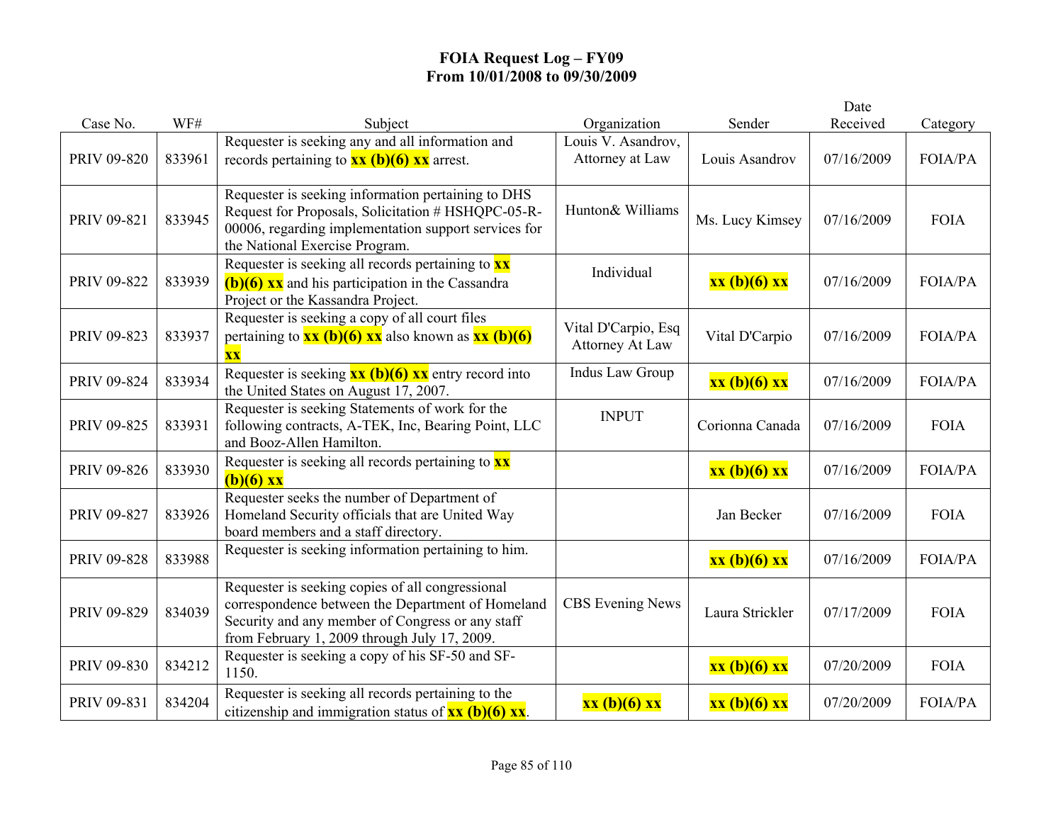# FOIA Request Log – FY09
## From 10/01/2008 to 09/30/2009

| Case No. | WF# | Subject | Organization | Sender | Date Received | Category |
|---|---|---|---|---|---|---|
| PRIV 09-820 | 833961 | Requester is seeking any and all information and records pertaining to **xx (b)(6) xx** arrest. | Louis V. Asandrov, Attorney at Law | Louis Asandrov | 07/16/2009 | FOIA/PA |
| PRIV 09-821 | 833945 | Requester is seeking information pertaining to DHS Request for Proposals, Solicitation # HSHQPC-05-R-00006, regarding implementation support services for the National Exercise Program. | Hunton& Williams | Ms. Lucy Kimsey | 07/16/2009 | FOIA |
| PRIV 09-822 | 833939 | Requester is seeking all records pertaining to **xx (b)(6) xx** and his participation in the Cassandra Project or the Kassandra Project. | Individual | **xx (b)(6) xx** | 07/16/2009 | FOIA/PA |
| PRIV 09-823 | 833937 | Requester is seeking a copy of all court files pertaining to **xx (b)(6) xx** also known as **xx (b)(6) xx** | Vital D'Carpio, Esq Attorney At Law | Vital D'Carpio | 07/16/2009 | FOIA/PA |
| PRIV 09-824 | 833934 | Requester is seeking **xx (b)(6) xx** entry record into the United States on August 17, 2007. | Indus Law Group | **xx (b)(6) xx** | 07/16/2009 | FOIA/PA |
| PRIV 09-825 | 833931 | Requester is seeking Statements of work for the following contracts, A-TEK, Inc, Bearing Point, LLC and Booz-Allen Hamilton. | INPUT | Corionna Canada | 07/16/2009 | FOIA |
| PRIV 09-826 | 833930 | Requester is seeking all records pertaining to **xx (b)(6) xx** | | **xx (b)(6) xx** | 07/16/2009 | FOIA/PA |
| PRIV 09-827 | 833926 | Requester seeks the number of Department of Homeland Security officials that are United Way board members and a staff directory. | | Jan Becker | 07/16/2009 | FOIA |
| PRIV 09-828 | 833988 | Requester is seeking information pertaining to him. | | **xx (b)(6) xx** | 07/16/2009 | FOIA/PA |
| PRIV 09-829 | 834039 | Requester is seeking copies of all congressional correspondence between the Department of Homeland Security and any member of Congress or any staff from February 1, 2009 through July 17, 2009. | CBS Evening News | Laura Strickler | 07/17/2009 | FOIA |
| PRIV 09-830 | 834212 | Requester is seeking a copy of his SF-50 and SF-1150. | | **xx (b)(6) xx** | 07/20/2009 | FOIA |
| PRIV 09-831 | 834204 | Requester is seeking all records pertaining to the citizenship and immigration status of **xx (b)(6) xx**. | **xx (b)(6) xx** | **xx (b)(6) xx** | 07/20/2009 | FOIA/PA |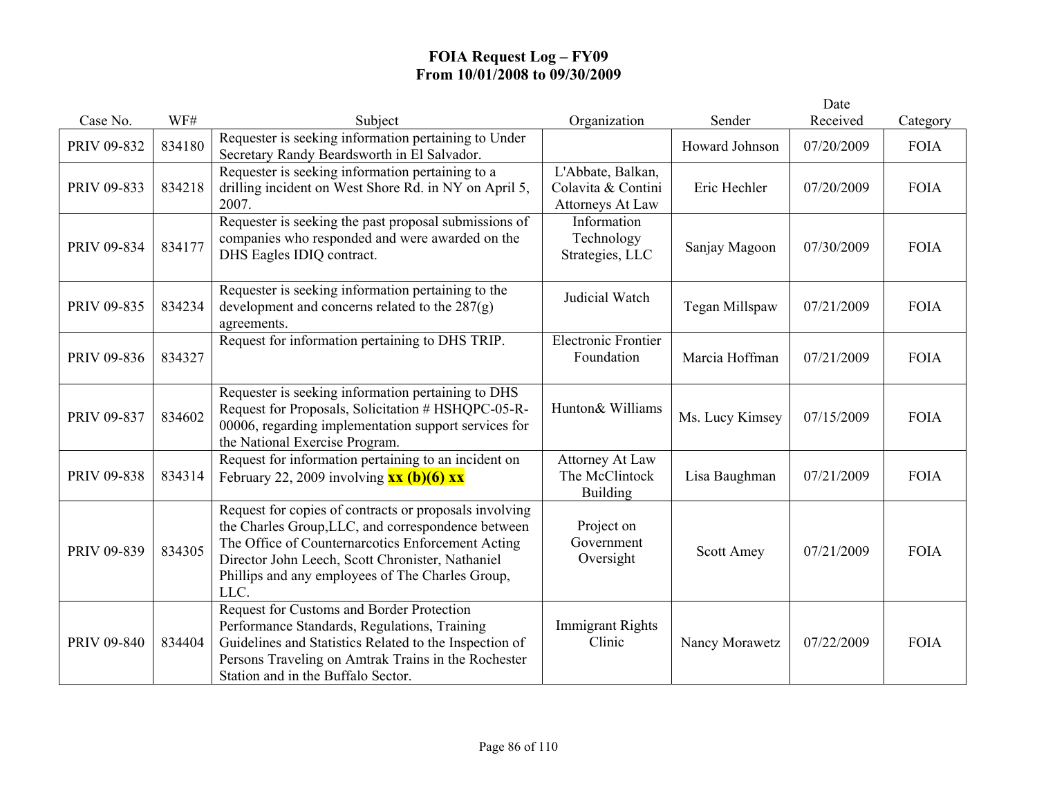# FOIA Request Log – FY09
## From 10/01/2008 to 09/30/2009

| Case No. | WF# | Subject | Organization | Sender | Date Received | Category |
|---|---|---|---|---|---|---|
| PRIV 09-832 | 834180 | Requester is seeking information pertaining to Under Secretary Randy Beardsworth in El Salvador. | | Howard Johnson | 07/20/2009 | FOIA |
| PRIV 09-833 | 834218 | Requester is seeking information pertaining to a drilling incident on West Shore Rd. in NY on April 5, 2007. | L'Abbate, Balkan, Colavita & Contini Attorneys At Law | Eric Hechler | 07/20/2009 | FOIA |
| PRIV 09-834 | 834177 | Requester is seeking the past proposal submissions of companies who responded and were awarded on the DHS Eagles IDIQ contract. | Information Technology Strategies, LLC | Sanjay Magoon | 07/30/2009 | FOIA |
| PRIV 09-835 | 834234 | Requester is seeking information pertaining to the development and concerns related to the 287(g) agreements. | Judicial Watch | Tegan Millspaw | 07/21/2009 | FOIA |
| PRIV 09-836 | 834327 | Request for information pertaining to DHS TRIP. | Electronic Frontier Foundation | Marcia Hoffman | 07/21/2009 | FOIA |
| PRIV 09-837 | 834602 | Requester is seeking information pertaining to DHS Request for Proposals, Solicitation # HSHQPC-05-R-00006, regarding implementation support services for the National Exercise Program. | Hunton& Williams | Ms. Lucy Kimsey | 07/15/2009 | FOIA |
| PRIV 09-838 | 834314 | Request for information pertaining to an incident on February 22, 2009 involving **xx (b)(6) xx** | Attorney At Law The McClintock Building | Lisa Baughman | 07/21/2009 | FOIA |
| PRIV 09-839 | 834305 | Request for copies of contracts or proposals involving the Charles Group,LLC, and correspondence between The Office of Counternarcotics Enforcement Acting Director John Leech, Scott Chronister, Nathaniel Phillips and any employees of The Charles Group, LLC. | Project on Government Oversight | Scott Amey | 07/21/2009 | FOIA |
| PRIV 09-840 | 834404 | Request for Customs and Border Protection Performance Standards, Regulations, Training Guidelines and Statistics Related to the Inspection of Persons Traveling on Amtrak Trains in the Rochester Station and in the Buffalo Sector. | Immigrant Rights Clinic | Nancy Morawetz | 07/22/2009 | FOIA |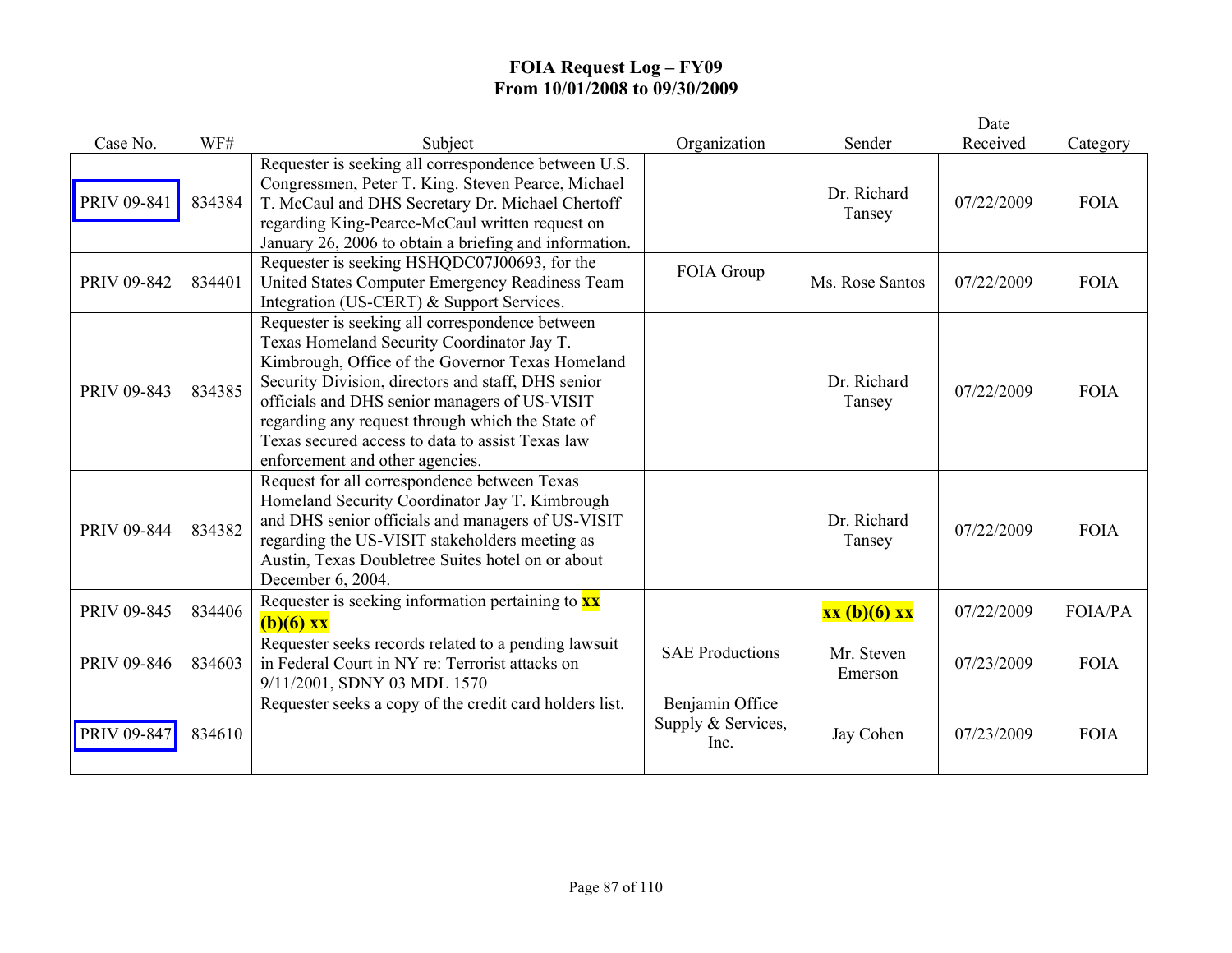# FOIA Request Log – FY09
## From 10/01/2008 to 09/30/2009

| Case No. | WF# | Subject | Organization | Sender | Date Received | Category |
|---|---|---|---|---|---|---|
| PRIV 09-841 | 834384 | Requester is seeking all correspondence between U.S. Congressmen, Peter T. King. Steven Pearce, Michael T. McCaul and DHS Secretary Dr. Michael Chertoff regarding King-Pearce-McCaul written request on January 26, 2006 to obtain a briefing and information. | | Dr. Richard Tansey | 07/22/2009 | FOIA |
| PRIV 09-842 | 834401 | Requester is seeking HSHQDC07J00693, for the United States Computer Emergency Readiness Team Integration (US-CERT) & Support Services. | FOIA Group | Ms. Rose Santos | 07/22/2009 | FOIA |
| PRIV 09-843 | 834385 | Requester is seeking all correspondence between Texas Homeland Security Coordinator Jay T. Kimbrough, Office of the Governor Texas Homeland Security Division, directors and staff, DHS senior officials and DHS senior managers of US-VISIT regarding any request through which the State of Texas secured access to data to assist Texas law enforcement and other agencies. | | Dr. Richard Tansey | 07/22/2009 | FOIA |
| PRIV 09-844 | 834382 | Request for all correspondence between Texas Homeland Security Coordinator Jay T. Kimbrough and DHS senior officials and managers of US-VISIT regarding the US-VISIT stakeholders meeting as Austin, Texas Doubletree Suites hotel on or about December 6, 2004. | | Dr. Richard Tansey | 07/22/2009 | FOIA |
| PRIV 09-845 | 834406 | Requester is seeking information pertaining to **xx (b)(6) xx** | | **xx (b)(6) xx** | 07/22/2009 | FOIA/PA |
| PRIV 09-846 | 834603 | Requester seeks records related to a pending lawsuit in Federal Court in NY re: Terrorist attacks on 9/11/2001, SDNY 03 MDL 1570 | SAE Productions | Mr. Steven Emerson | 07/23/2009 | FOIA |
| PRIV 09-847 | 834610 | Requester seeks a copy of the credit card holders list. | Benjamin Office Supply & Services, Inc. | Jay Cohen | 07/23/2009 | FOIA |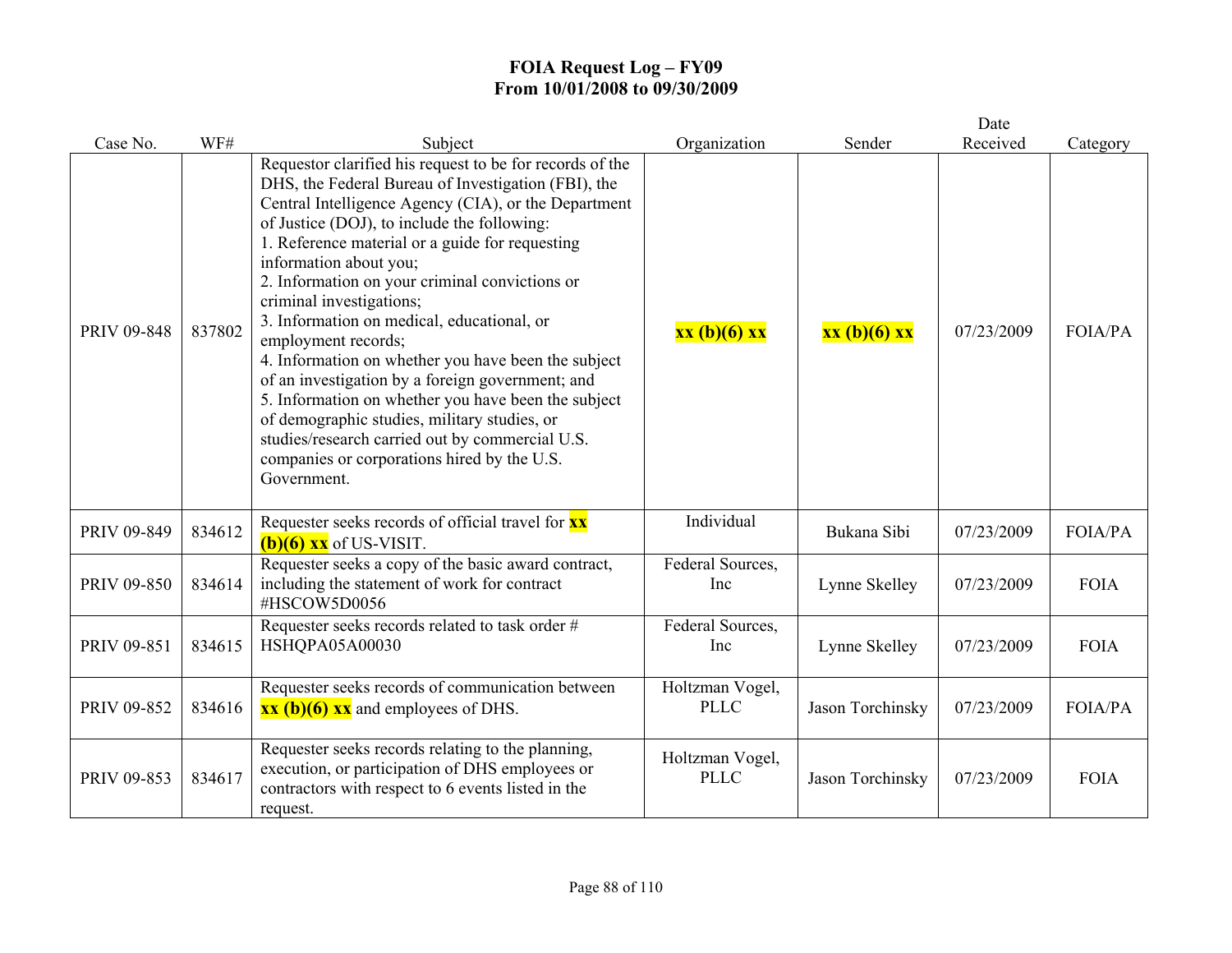# FOIA Request Log – FY09
## From 10/01/2008 to 09/30/2009

| Case No. | WF# | Subject | Organization | Sender | Date Received | Category |
|---|---|---|---|---|---|---|
| PRIV 09-848 | 837802 | Requestor clarified his request to be for records of the DHS, the Federal Bureau of Investigation (FBI), the Central Intelligence Agency (CIA), or the Department of Justice (DOJ), to include the following: 1. Reference material or a guide for requesting information about you; 2. Information on your criminal convictions or criminal investigations; 3. Information on medical, educational, or employment records; 4. Information on whether you have been the subject of an investigation by a foreign government; and 5. Information on whether you have been the subject of demographic studies, military studies, or studies/research carried out by commercial U.S. companies or corporations hired by the U.S. Government. | **xx (b)(6) xx** | **xx (b)(6) xx** | 07/23/2009 | FOIA/PA |
| PRIV 09-849 | 834612 | Requester seeks records of official travel for **xx (b)(6) xx** of US-VISIT. | Individual | Bukana Sibi | 07/23/2009 | FOIA/PA |
| PRIV 09-850 | 834614 | Requester seeks a copy of the basic award contract, including the statement of work for contract #HSCOW5D0056 | Federal Sources, Inc | Lynne Skelley | 07/23/2009 | FOIA |
| PRIV 09-851 | 834615 | Requester seeks records related to task order # HSHQPA05A00030 | Federal Sources, Inc | Lynne Skelley | 07/23/2009 | FOIA |
| PRIV 09-852 | 834616 | Requester seeks records of communication between **xx (b)(6) xx** and employees of DHS. | Holtzman Vogel, PLLC | Jason Torchinsky | 07/23/2009 | FOIA/PA |
| PRIV 09-853 | 834617 | Requester seeks records relating to the planning, execution, or participation of DHS employees or contractors with respect to 6 events listed in the request. | Holtzman Vogel, PLLC | Jason Torchinsky | 07/23/2009 | FOIA |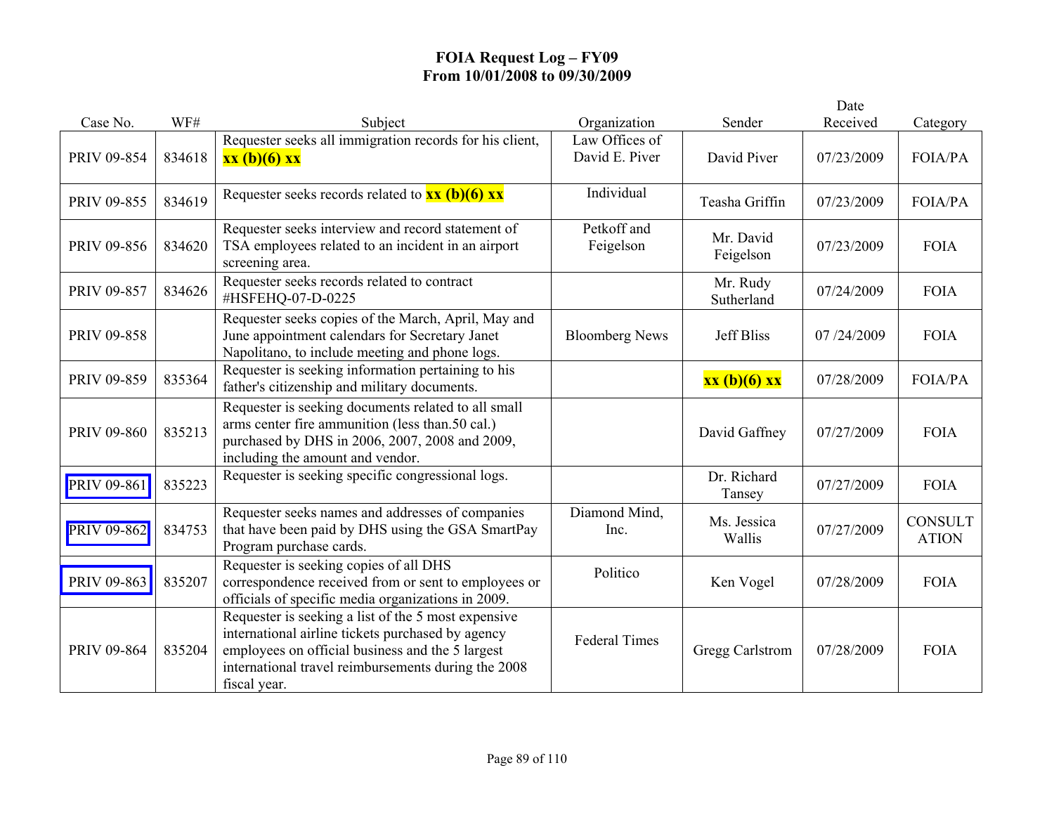# FOIA Request Log – FY09
## From 10/01/2008 to 09/30/2009

| Case No. | WF# | Subject | Organization | Sender | Date Received | Category |
|---|---|---|---|---|---|---|
| PRIV 09-854 | 834618 | Requester seeks all immigration records for his client, **xx (b)(6) xx** | Law Offices of David E. Piver | David Piver | 07/23/2009 | FOIA/PA |
| PRIV 09-855 | 834619 | Requester seeks records related to **xx (b)(6) xx** | Individual | Teasha Griffin | 07/23/2009 | FOIA/PA |
| PRIV 09-856 | 834620 | Requester seeks interview and record statement of TSA employees related to an incident in an airport screening area. | Petkoff and Feigelson | Mr. David Feigelson | 07/23/2009 | FOIA |
| PRIV 09-857 | 834626 | Requester seeks records related to contract #HSFEHQ-07-D-0225 | | Mr. Rudy Sutherland | 07/24/2009 | FOIA |
| PRIV 09-858 | | Requester seeks copies of the March, April, May and June appointment calendars for Secretary Janet Napolitano, to include meeting and phone logs. | Bloomberg News | Jeff Bliss | 07 /24/2009 | FOIA |
| PRIV 09-859 | 835364 | Requester is seeking information pertaining to his father's citizenship and military documents. | | **xx (b)(6) xx** | 07/28/2009 | FOIA/PA |
| PRIV 09-860 | 835213 | Requester is seeking documents related to all small arms center fire ammunition (less than.50 cal.) purchased by DHS in 2006, 2007, 2008 and 2009, including the amount and vendor. | | David Gaffney | 07/27/2009 | FOIA |
| PRIV 09-861 | 835223 | Requester is seeking specific congressional logs. | | Dr. Richard Tansey | 07/27/2009 | FOIA |
| PRIV 09-862 | 834753 | Requester seeks names and addresses of companies that have been paid by DHS using the GSA SmartPay Program purchase cards. | Diamond Mind, Inc. | Ms. Jessica Wallis | 07/27/2009 | CONSULTATION |
| PRIV 09-863 | 835207 | Requester is seeking copies of all DHS correspondence received from or sent to employees or officials of specific media organizations in 2009. | Politico | Ken Vogel | 07/28/2009 | FOIA |
| PRIV 09-864 | 835204 | Requester is seeking a list of the 5 most expensive international airline tickets purchased by agency employees on official business and the 5 largest international travel reimbursements during the 2008 fiscal year. | Federal Times | Gregg Carlstrom | 07/28/2009 | FOIA |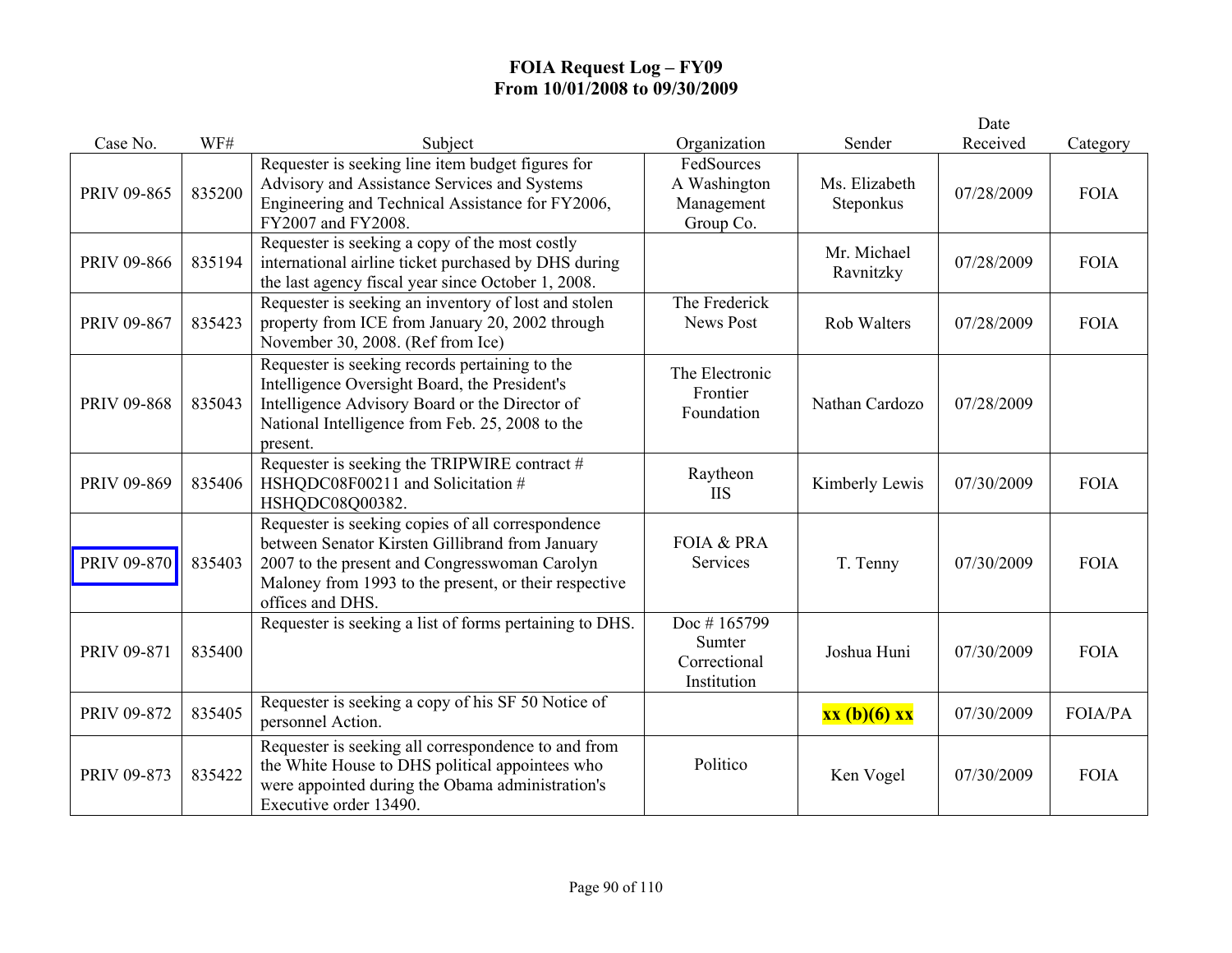# FOIA Request Log – FY09
## From 10/01/2008 to 09/30/2009

| Case No. | WF# | Subject | Organization | Sender | Date Received | Category |
|---|---|---|---|---|---|---|
| PRIV 09-865 | 835200 | Requester is seeking line item budget figures for Advisory and Assistance Services and Systems Engineering and Technical Assistance for FY2006, FY2007 and FY2008. | FedSources A Washington Management Group Co. | Ms. Elizabeth Steponkus | 07/28/2009 | FOIA |
| PRIV 09-866 | 835194 | Requester is seeking a copy of the most costly international airline ticket purchased by DHS during the last agency fiscal year since October 1, 2008. | | Mr. Michael Ravnitzky | 07/28/2009 | FOIA |
| PRIV 09-867 | 835423 | Requester is seeking an inventory of lost and stolen property from ICE from January 20, 2002 through November 30, 2008. (Ref from Ice) | The Frederick News Post | Rob Walters | 07/28/2009 | FOIA |
| PRIV 09-868 | 835043 | Requester is seeking records pertaining to the Intelligence Oversight Board, the President's Intelligence Advisory Board or the Director of National Intelligence from Feb. 25, 2008 to the present. | The Electronic Frontier Foundation | Nathan Cardozo | 07/28/2009 | |
| PRIV 09-869 | 835406 | Requester is seeking the TRIPWIRE contract # HSHQDC08F00211 and Solicitation # HSHQDC08Q00382. | Raytheon IIS | Kimberly Lewis | 07/30/2009 | FOIA |
| PRIV 09-870 | 835403 | Requester is seeking copies of all correspondence between Senator Kirsten Gillibrand from January 2007 to the present and Congresswoman Carolyn Maloney from 1993 to the present, or their respective offices and DHS. | FOIA & PRA Services | T. Tenny | 07/30/2009 | FOIA |
| PRIV 09-871 | 835400 | Requester is seeking a list of forms pertaining to DHS. | Doc # 165799 Sumter Correctional Institution | Joshua Huni | 07/30/2009 | FOIA |
| PRIV 09-872 | 835405 | Requester is seeking a copy of his SF 50 Notice of personnel Action. | | **xx (b)(6) xx** | 07/30/2009 | FOIA/PA |
| PRIV 09-873 | 835422 | Requester is seeking all correspondence to and from the White House to DHS political appointees who were appointed during the Obama administration's Executive order 13490. | Politico | Ken Vogel | 07/30/2009 | FOIA |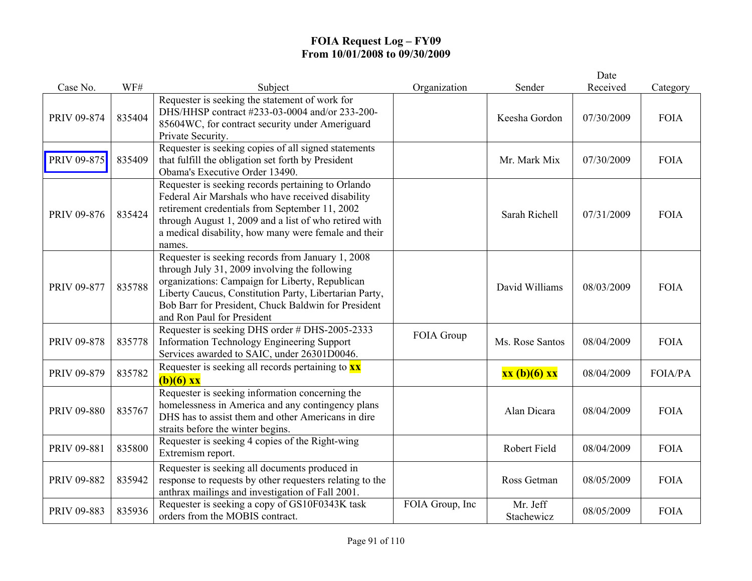# FOIA Request Log – FY09
# From 10/01/2008 to 09/30/2009

| Case No. | WF# | Subject | Organization | Sender | Date Received | Category |
|---|---|---|---|---|---|---|
| PRIV 09-874 | 835404 | Requester is seeking the statement of work for DHS/HHSP contract #233-03-0004 and/or 233-200-85604WC, for contract security under Ameriguard Private Security. | | Keesha Gordon | 07/30/2009 | FOIA |
| PRIV 09-875 | 835409 | Requester is seeking copies of all signed statements that fulfill the obligation set forth by President Obama's Executive Order 13490. | | Mr. Mark Mix | 07/30/2009 | FOIA |
| PRIV 09-876 | 835424 | Requester is seeking records pertaining to Orlando Federal Air Marshals who have received disability retirement credentials from September 11, 2002 through August 1, 2009 and a list of who retired with a medical disability, how many were female and their names. | | Sarah Richell | 07/31/2009 | FOIA |
| PRIV 09-877 | 835788 | Requester is seeking records from January 1, 2008 through July 31, 2009 involving the following organizations: Campaign for Liberty, Republican Liberty Caucus, Constitution Party, Libertarian Party, Bob Barr for President, Chuck Baldwin for President and Ron Paul for President | | David Williams | 08/03/2009 | FOIA |
| PRIV 09-878 | 835778 | Requester is seeking DHS order # DHS-2005-2333 Information Technology Engineering Support Services awarded to SAIC, under 26301D0046. | FOIA Group | Ms. Rose Santos | 08/04/2009 | FOIA |
| PRIV 09-879 | 835782 | Requester is seeking all records pertaining to **xx (b)(6) xx** | | **xx (b)(6) xx** | 08/04/2009 | FOIA/PA |
| PRIV 09-880 | 835767 | Requester is seeking information concerning the homelessness in America and any contingency plans DHS has to assist them and other Americans in dire straits before the winter begins. | | Alan Dicara | 08/04/2009 | FOIA |
| PRIV 09-881 | 835800 | Requester is seeking 4 copies of the Right-wing Extremism report. | | Robert Field | 08/04/2009 | FOIA |
| PRIV 09-882 | 835942 | Requester is seeking all documents produced in response to requests by other requesters relating to the anthrax mailings and investigation of Fall 2001. | | Ross Getman | 08/05/2009 | FOIA |
| PRIV 09-883 | 835936 | Requester is seeking a copy of GS10F0343K task orders from the MOBIS contract. | FOIA Group, Inc | Mr. Jeff Stachewicz | 08/05/2009 | FOIA |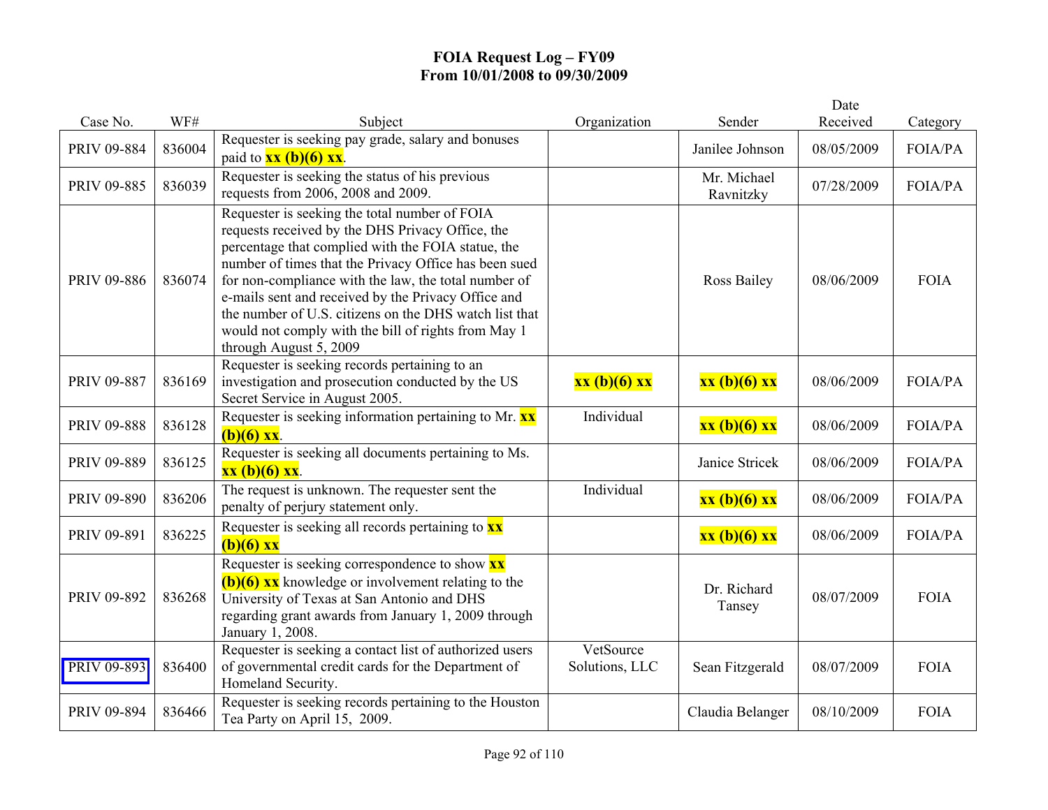# FOIA Request Log – FY09
## From 10/01/2008 to 09/30/2009

| Case No. | WF# | Subject | Organization | Sender | Date Received | Category |
|---|---|---|---|---|---|---|
| PRIV 09-884 | 836004 | Requester is seeking pay grade, salary and bonuses paid to **xx (b)(6) xx**. | | Janilee Johnson | 08/05/2009 | FOIA/PA |
| PRIV 09-885 | 836039 | Requester is seeking the status of his previous requests from 2006, 2008 and 2009. | | Mr. Michael Ravnitzky | 07/28/2009 | FOIA/PA |
| PRIV 09-886 | 836074 | Requester is seeking the total number of FOIA requests received by the DHS Privacy Office, the percentage that complied with the FOIA statue, the number of times that the Privacy Office has been sued for non-compliance with the law, the total number of e-mails sent and received by the Privacy Office and the number of U.S. citizens on the DHS watch list that would not comply with the bill of rights from May 1 through August 5, 2009 | | Ross Bailey | 08/06/2009 | FOIA |
| PRIV 09-887 | 836169 | Requester is seeking records pertaining to an investigation and prosecution conducted by the US Secret Service in August 2005. | **xx (b)(6) xx** | **xx (b)(6) xx** | 08/06/2009 | FOIA/PA |
| PRIV 09-888 | 836128 | Requester is seeking information pertaining to Mr. **xx (b)(6) xx**. | Individual | **xx (b)(6) xx** | 08/06/2009 | FOIA/PA |
| PRIV 09-889 | 836125 | Requester is seeking all documents pertaining to Ms. **xx (b)(6) xx**. | | Janice Stricek | 08/06/2009 | FOIA/PA |
| PRIV 09-890 | 836206 | The request is unknown. The requester sent the penalty of perjury statement only. | Individual | **xx (b)(6) xx** | 08/06/2009 | FOIA/PA |
| PRIV 09-891 | 836225 | Requester is seeking all records pertaining to **xx (b)(6) xx** | | **xx (b)(6) xx** | 08/06/2009 | FOIA/PA |
| PRIV 09-892 | 836268 | Requester is seeking correspondence to show **xx (b)(6) xx** knowledge or involvement relating to the University of Texas at San Antonio and DHS regarding grant awards from January 1, 2009 through January 1, 2008. | | Dr. Richard Tansey | 08/07/2009 | FOIA |
| PRIV 09-893 | 836400 | Requester is seeking a contact list of authorized users of governmental credit cards for the Department of Homeland Security. | VetSource Solutions, LLC | Sean Fitzgerald | 08/07/2009 | FOIA |
| PRIV 09-894 | 836466 | Requester is seeking records pertaining to the Houston Tea Party on April 15, 2009. | | Claudia Belanger | 08/10/2009 | FOIA |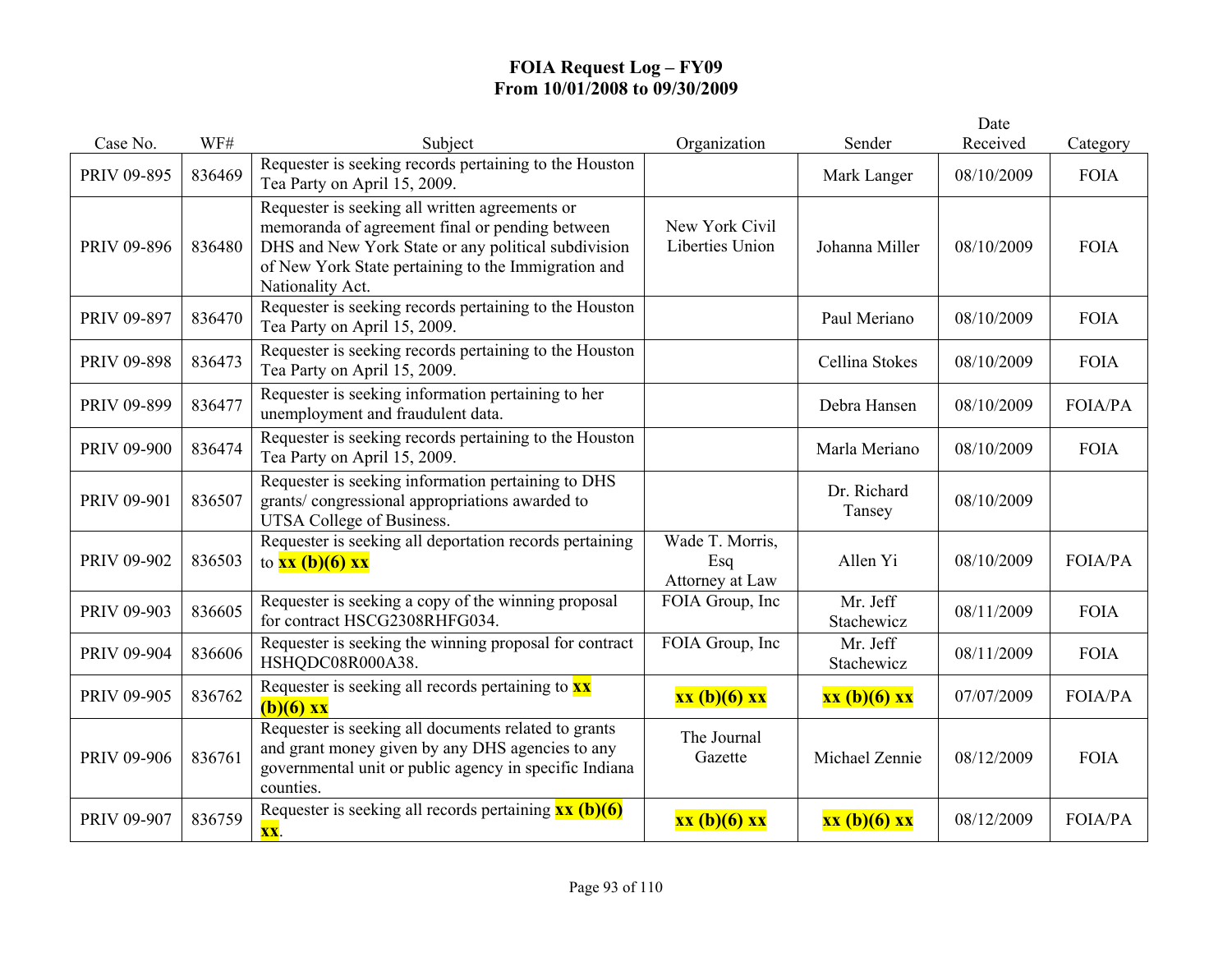# FOIA Request Log – FY09
## From 10/01/2008 to 09/30/2009

| Case No. | WF# | Subject | Organization | Sender | Date Received | Category |
|---|---|---|---|---|---|---|
| PRIV 09-895 | 836469 | Requester is seeking records pertaining to the Houston Tea Party on April 15, 2009. | | Mark Langer | 08/10/2009 | FOIA |
| PRIV 09-896 | 836480 | Requester is seeking all written agreements or memoranda of agreement final or pending between DHS and New York State or any political subdivision of New York State pertaining to the Immigration and Nationality Act. | New York Civil Liberties Union | Johanna Miller | 08/10/2009 | FOIA |
| PRIV 09-897 | 836470 | Requester is seeking records pertaining to the Houston Tea Party on April 15, 2009. | | Paul Meriano | 08/10/2009 | FOIA |
| PRIV 09-898 | 836473 | Requester is seeking records pertaining to the Houston Tea Party on April 15, 2009. | | Cellina Stokes | 08/10/2009 | FOIA |
| PRIV 09-899 | 836477 | Requester is seeking information pertaining to her unemployment and fraudulent data. | | Debra Hansen | 08/10/2009 | FOIA/PA |
| PRIV 09-900 | 836474 | Requester is seeking records pertaining to the Houston Tea Party on April 15, 2009. | | Marla Meriano | 08/10/2009 | FOIA |
| PRIV 09-901 | 836507 | Requester is seeking information pertaining to DHS grants/ congressional appropriations awarded to UTSA College of Business. | | Dr. Richard Tansey | 08/10/2009 | |
| PRIV 09-902 | 836503 | Requester is seeking all deportation records pertaining to **xx (b)(6) xx** | Wade T. Morris, Esq Attorney at Law | Allen Yi | 08/10/2009 | FOIA/PA |
| PRIV 09-903 | 836605 | Requester is seeking a copy of the winning proposal for contract HSCG2308RHFG034. | FOIA Group, Inc | Mr. Jeff Stachewicz | 08/11/2009 | FOIA |
| PRIV 09-904 | 836606 | Requester is seeking the winning proposal for contract HSHQDC08R000A38. | FOIA Group, Inc | Mr. Jeff Stachewicz | 08/11/2009 | FOIA |
| PRIV 09-905 | 836762 | Requester is seeking all records pertaining to **xx (b)(6) xx** | **xx (b)(6) xx** | **xx (b)(6) xx** | 07/07/2009 | FOIA/PA |
| PRIV 09-906 | 836761 | Requester is seeking all documents related to grants and grant money given by any DHS agencies to any governmental unit or public agency in specific Indiana counties. | The Journal Gazette | Michael Zennie | 08/12/2009 | FOIA |
| PRIV 09-907 | 836759 | Requester is seeking all records pertaining **xx (b)(6) xx**. | **xx (b)(6) xx** | **xx (b)(6) xx** | 08/12/2009 | FOIA/PA |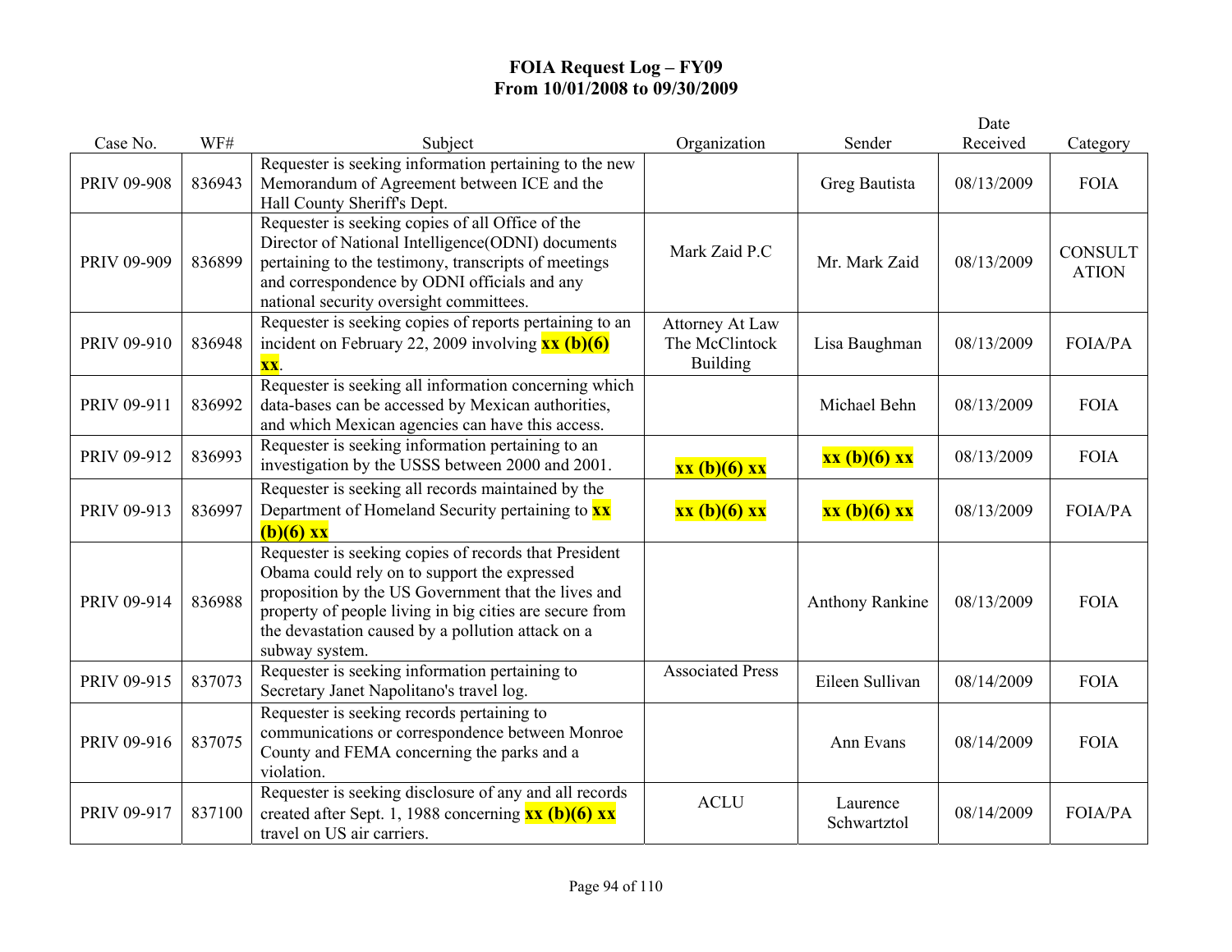# FOIA Request Log – FY09
## From 10/01/2008 to 09/30/2009

| Case No. | WF# | Subject | Organization | Sender | Date Received | Category |
|---|---|---|---|---|---|---|
| PRIV 09-908 | 836943 | Requester is seeking information pertaining to the new Memorandum of Agreement between ICE and the Hall County Sheriff's Dept. | | Greg Bautista | 08/13/2009 | FOIA |
| PRIV 09-909 | 836899 | Requester is seeking copies of all Office of the Director of National Intelligence(ODNI) documents pertaining to the testimony, transcripts of meetings and correspondence by ODNI officials and any national security oversight committees. | Mark Zaid P.C | Mr. Mark Zaid | 08/13/2009 | CONSULTATION |
| PRIV 09-910 | 836948 | Requester is seeking copies of reports pertaining to an incident on February 22, 2009 involving **xx (b)(6) xx**. | Attorney At Law The McClintock Building | Lisa Baughman | 08/13/2009 | FOIA/PA |
| PRIV 09-911 | 836992 | Requester is seeking all information concerning which data-bases can be accessed by Mexican authorities, and which Mexican agencies can have this access. | | Michael Behn | 08/13/2009 | FOIA |
| PRIV 09-912 | 836993 | Requester is seeking information pertaining to an investigation by the USSS between 2000 and 2001. | **xx (b)(6) xx** | **xx (b)(6) xx** | 08/13/2009 | FOIA |
| PRIV 09-913 | 836997 | Requester is seeking all records maintained by the Department of Homeland Security pertaining to **xx (b)(6) xx** | **xx (b)(6) xx** | **xx (b)(6) xx** | 08/13/2009 | FOIA/PA |
| PRIV 09-914 | 836988 | Requester is seeking copies of records that President Obama could rely on to support the expressed proposition by the US Government that the lives and property of people living in big cities are secure from the devastation caused by a pollution attack on a subway system. | | Anthony Rankine | 08/13/2009 | FOIA |
| PRIV 09-915 | 837073 | Requester is seeking information pertaining to Secretary Janet Napolitano's travel log. | Associated Press | Eileen Sullivan | 08/14/2009 | FOIA |
| PRIV 09-916 | 837075 | Requester is seeking records pertaining to communications or correspondence between Monroe County and FEMA concerning the parks and a violation. | | Ann Evans | 08/14/2009 | FOIA |
| PRIV 09-917 | 837100 | Requester is seeking disclosure of any and all records created after Sept. 1, 1988 concerning **xx (b)(6) xx** travel on US air carriers. | ACLU | Laurence Schwartztol | 08/14/2009 | FOIA/PA |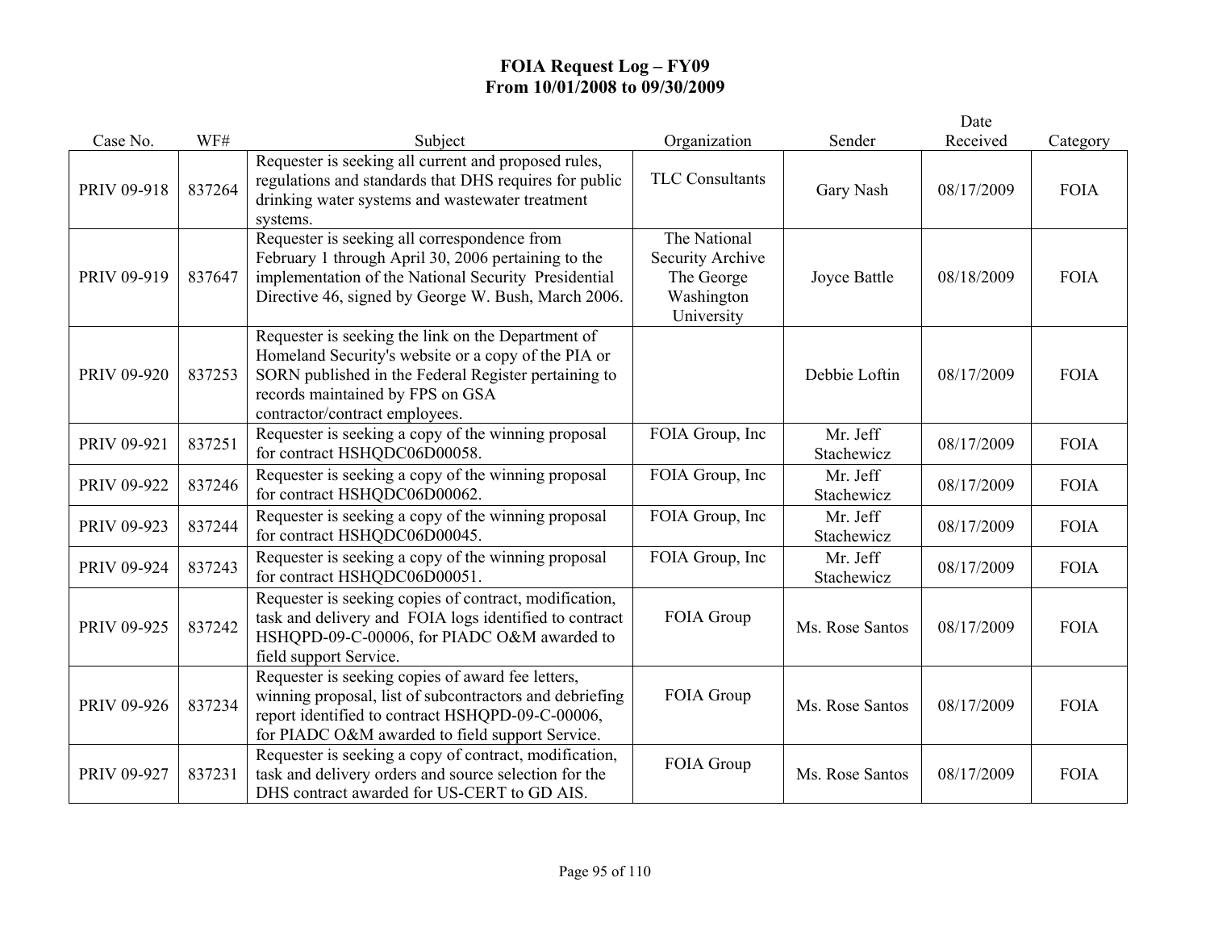# FOIA Request Log – FY09
## From 10/01/2008 to 09/30/2009

| Case No. | WF# | Subject | Organization | Sender | Date Received | Category |
|---|---|---|---|---|---|---|
| PRIV 09-918 | 837264 | Requester is seeking all current and proposed rules, regulations and standards that DHS requires for public drinking water systems and wastewater treatment systems. | TLC Consultants | Gary Nash | 08/17/2009 | FOIA |
| PRIV 09-919 | 837647 | Requester is seeking all correspondence from February 1 through April 30, 2006 pertaining to the implementation of the National Security Presidential Directive 46, signed by George W. Bush, March 2006. | The National Security Archive The George Washington University | Joyce Battle | 08/18/2009 | FOIA |
| PRIV 09-920 | 837253 | Requester is seeking the link on the Department of Homeland Security's website or a copy of the PIA or SORN published in the Federal Register pertaining to records maintained by FPS on GSA contractor/contract employees. | | Debbie Loftin | 08/17/2009 | FOIA |
| PRIV 09-921 | 837251 | Requester is seeking a copy of the winning proposal for contract HSHQDC06D00058. | FOIA Group, Inc | Mr. Jeff Stachewicz | 08/17/2009 | FOIA |
| PRIV 09-922 | 837246 | Requester is seeking a copy of the winning proposal for contract HSHQDC06D00062. | FOIA Group, Inc | Mr. Jeff Stachewicz | 08/17/2009 | FOIA |
| PRIV 09-923 | 837244 | Requester is seeking a copy of the winning proposal for contract HSHQDC06D00045. | FOIA Group, Inc | Mr. Jeff Stachewicz | 08/17/2009 | FOIA |
| PRIV 09-924 | 837243 | Requester is seeking a copy of the winning proposal for contract HSHQDC06D00051. | FOIA Group, Inc | Mr. Jeff Stachewicz | 08/17/2009 | FOIA |
| PRIV 09-925 | 837242 | Requester is seeking copies of contract, modification, task and delivery and FOIA logs identified to contract HSHQPD-09-C-00006, for PIADC O&M awarded to field support Service. | FOIA Group | Ms. Rose Santos | 08/17/2009 | FOIA |
| PRIV 09-926 | 837234 | Requester is seeking copies of award fee letters, winning proposal, list of subcontractors and debriefing report identified to contract HSHQPD-09-C-00006, for PIADC O&M awarded to field support Service. | FOIA Group | Ms. Rose Santos | 08/17/2009 | FOIA |
| PRIV 09-927 | 837231 | Requester is seeking a copy of contract, modification, task and delivery orders and source selection for the DHS contract awarded for US-CERT to GD AIS. | FOIA Group | Ms. Rose Santos | 08/17/2009 | FOIA |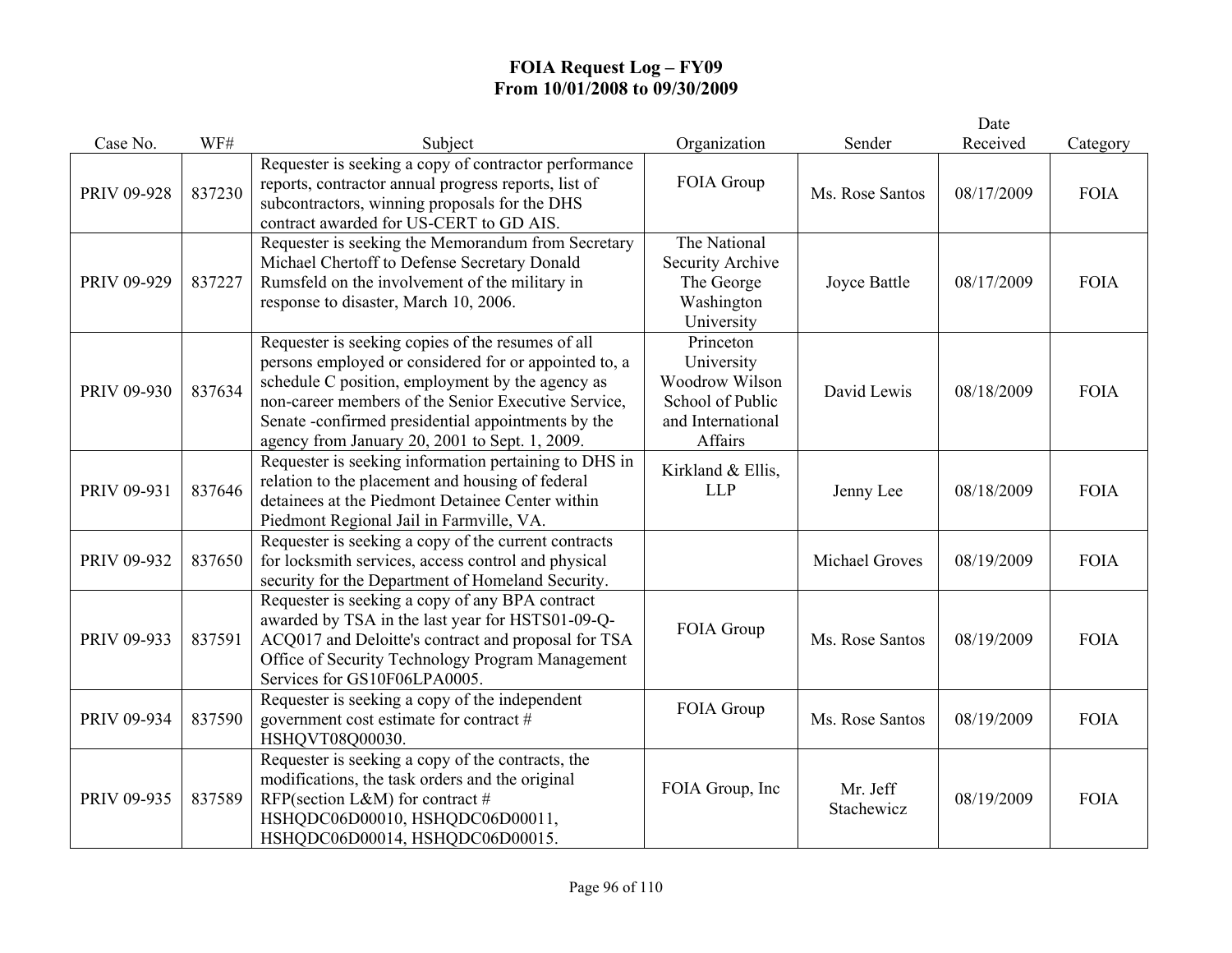# FOIA Request Log – FY09
## From 10/01/2008 to 09/30/2009

| Case No. | WF# | Subject | Organization | Sender | Date Received | Category |
|---|---|---|---|---|---|---|
| PRIV 09-928 | 837230 | Requester is seeking a copy of contractor performance reports, contractor annual progress reports, list of subcontractors, winning proposals for the DHS contract awarded for US-CERT to GD AIS. | FOIA Group | Ms. Rose Santos | 08/17/2009 | FOIA |
| PRIV 09-929 | 837227 | Requester is seeking the Memorandum from Secretary Michael Chertoff to Defense Secretary Donald Rumsfeld on the involvement of the military in response to disaster, March 10, 2006. | The National Security Archive The George Washington University | Joyce Battle | 08/17/2009 | FOIA |
| PRIV 09-930 | 837634 | Requester is seeking copies of the resumes of all persons employed or considered for or appointed to, a schedule C position, employment by the agency as non-career members of the Senior Executive Service, Senate -confirmed presidential appointments by the agency from January 20, 2001 to Sept. 1, 2009. | Princeton University Woodrow Wilson School of Public and International Affairs | David Lewis | 08/18/2009 | FOIA |
| PRIV 09-931 | 837646 | Requester is seeking information pertaining to DHS in relation to the placement and housing of federal detainees at the Piedmont Detainee Center within Piedmont Regional Jail in Farmville, VA. | Kirkland & Ellis, LLP | Jenny Lee | 08/18/2009 | FOIA |
| PRIV 09-932 | 837650 | Requester is seeking a copy of the current contracts for locksmith services, access control and physical security for the Department of Homeland Security. | | Michael Groves | 08/19/2009 | FOIA |
| PRIV 09-933 | 837591 | Requester is seeking a copy of any BPA contract awarded by TSA in the last year for HSTS01-09-Q-ACQ017 and Deloitte's contract and proposal for TSA Office of Security Technology Program Management Services for GS10F06LPA0005. | FOIA Group | Ms. Rose Santos | 08/19/2009 | FOIA |
| PRIV 09-934 | 837590 | Requester is seeking a copy of the independent government cost estimate for contract # HSHQVT08Q00030. | FOIA Group | Ms. Rose Santos | 08/19/2009 | FOIA |
| PRIV 09-935 | 837589 | Requester is seeking a copy of the contracts, the modifications, the task orders and the original RFP(section L&M) for contract # HSHQDC06D00010, HSHQDC06D00011, HSHQDC06D00014, HSHQDC06D00015. | FOIA Group, Inc | Mr. Jeff Stachewicz | 08/19/2009 | FOIA |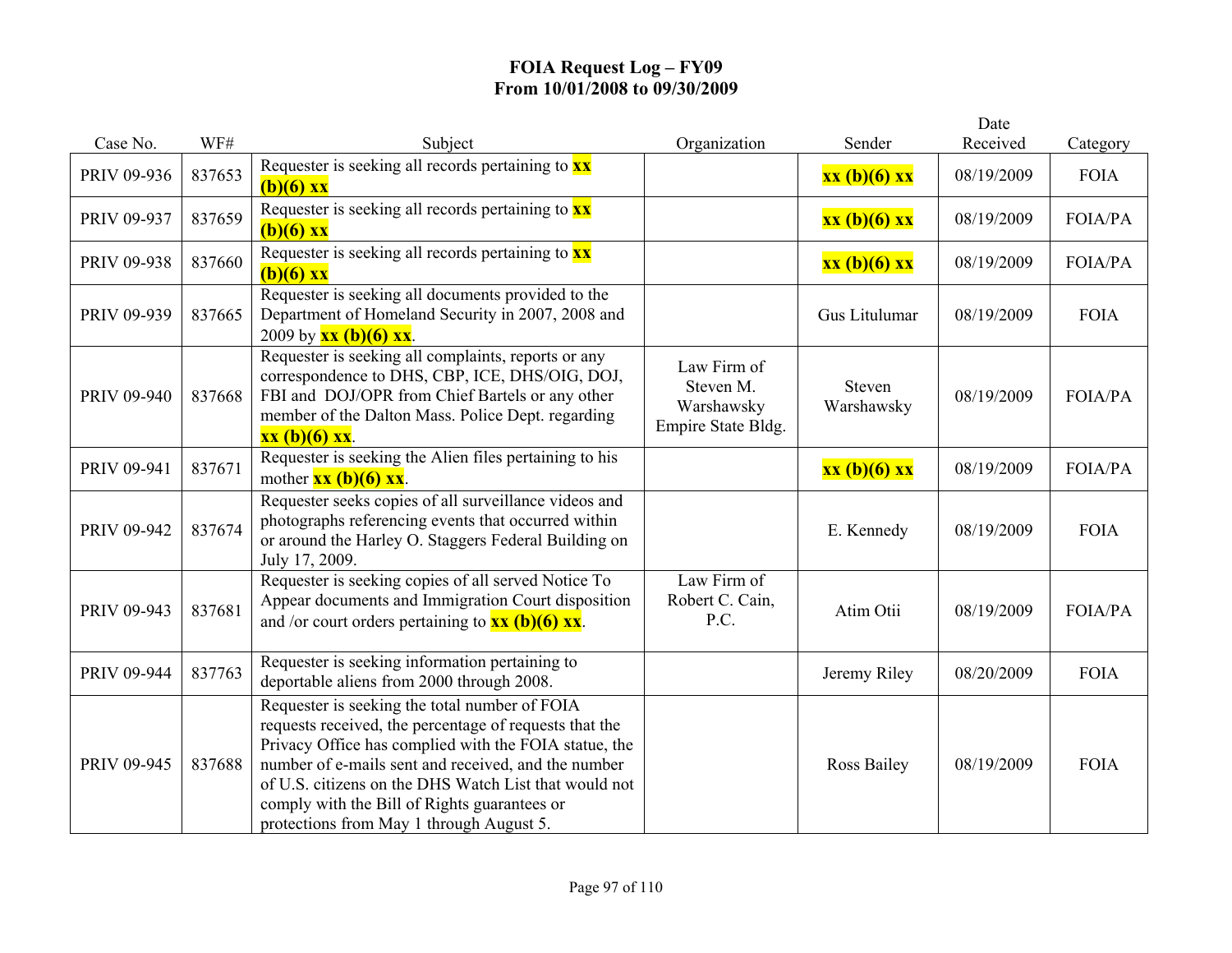# FOIA Request Log – FY09
## From 10/01/2008 to 09/30/2009

| Case No. | WF# | Subject | Organization | Sender | Date Received | Category |
|---|---|---|---|---|---|---|
| PRIV 09-936 | 837653 | Requester is seeking all records pertaining to **xx (b)(6) xx** | | **xx (b)(6) xx** | 08/19/2009 | FOIA |
| PRIV 09-937 | 837659 | Requester is seeking all records pertaining to **xx (b)(6) xx** | | **xx (b)(6) xx** | 08/19/2009 | FOIA/PA |
| PRIV 09-938 | 837660 | Requester is seeking all records pertaining to **xx (b)(6) xx** | | **xx (b)(6) xx** | 08/19/2009 | FOIA/PA |
| PRIV 09-939 | 837665 | Requester is seeking all documents provided to the Department of Homeland Security in 2007, 2008 and 2009 by **xx (b)(6) xx**. | | Gus Litulumar | 08/19/2009 | FOIA |
| PRIV 09-940 | 837668 | Requester is seeking all complaints, reports or any correspondence to DHS, CBP, ICE, DHS/OIG, DOJ, FBI and DOJ/OPR from Chief Bartels or any other member of the Dalton Mass. Police Dept. regarding **xx (b)(6) xx**. | Law Firm of Steven M. Warshawsky Empire State Bldg. | Steven Warshawsky | 08/19/2009 | FOIA/PA |
| PRIV 09-941 | 837671 | Requester is seeking the Alien files pertaining to his mother **xx (b)(6) xx**. | | **xx (b)(6) xx** | 08/19/2009 | FOIA/PA |
| PRIV 09-942 | 837674 | Requester seeks copies of all surveillance videos and photographs referencing events that occurred within or around the Harley O. Staggers Federal Building on July 17, 2009. | | E. Kennedy | 08/19/2009 | FOIA |
| PRIV 09-943 | 837681 | Requester is seeking copies of all served Notice To Appear documents and Immigration Court disposition and /or court orders pertaining to **xx (b)(6) xx**. | Law Firm of Robert C. Cain, P.C. | Atim Otii | 08/19/2009 | FOIA/PA |
| PRIV 09-944 | 837763 | Requester is seeking information pertaining to deportable aliens from 2000 through 2008. | | Jeremy Riley | 08/20/2009 | FOIA |
| PRIV 09-945 | 837688 | Requester is seeking the total number of FOIA requests received, the percentage of requests that the Privacy Office has complied with the FOIA statue, the number of e-mails sent and received, and the number of U.S. citizens on the DHS Watch List that would not comply with the Bill of Rights guarantees or protections from May 1 through August 5. | | Ross Bailey | 08/19/2009 | FOIA |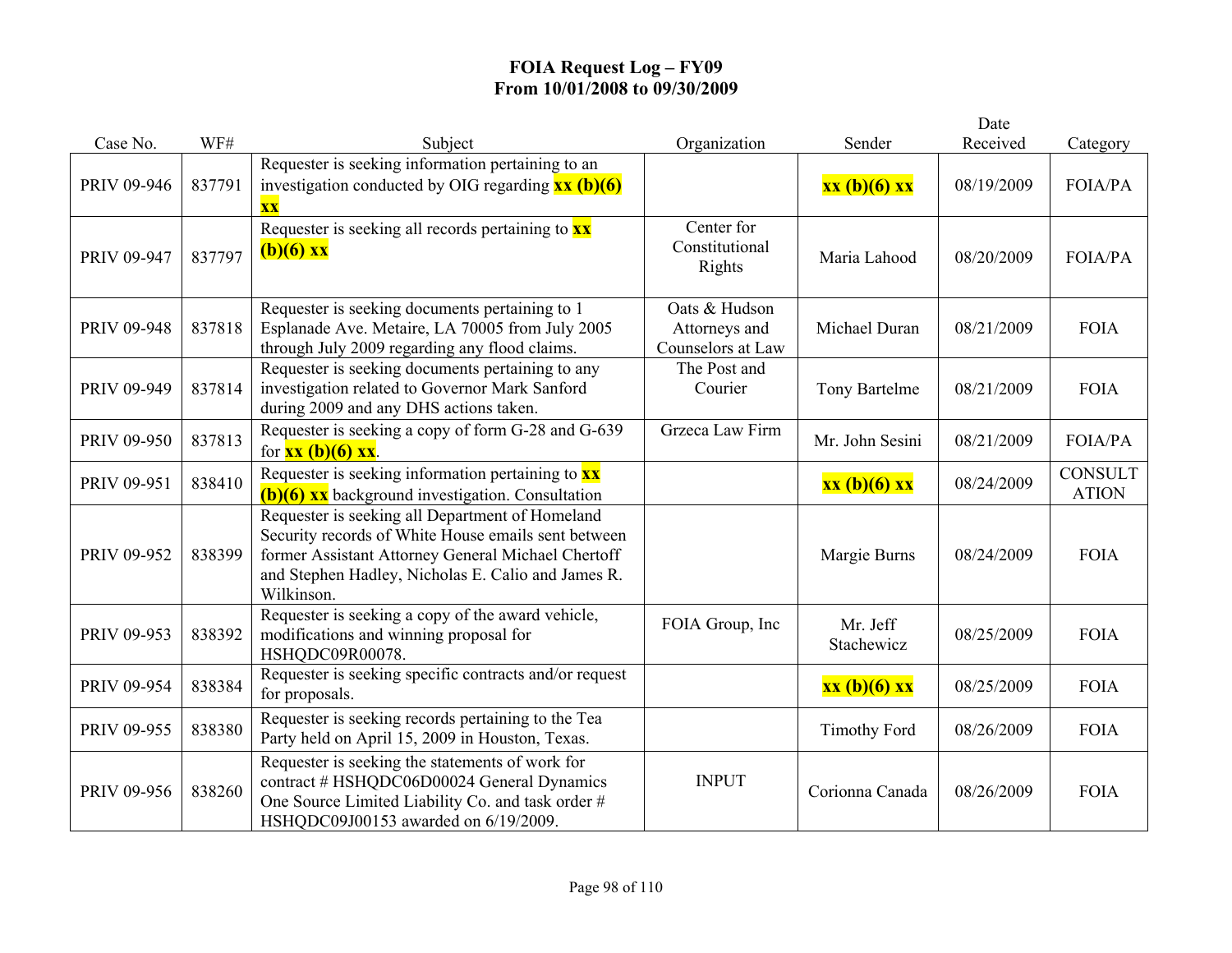# FOIA Request Log – FY09
## From 10/01/2008 to 09/30/2009

| Case No. | WF# | Subject | Organization | Sender | Date Received | Category |
|---|---|---|---|---|---|---|
| PRIV 09-946 | 837791 | Requester is seeking information pertaining to an investigation conducted by OIG regarding **xx (b)(6) xx** | | **xx (b)(6) xx** | 08/19/2009 | FOIA/PA |
| PRIV 09-947 | 837797 | Requester is seeking all records pertaining to **xx (b)(6) xx** | Center for Constitutional Rights | Maria Lahood | 08/20/2009 | FOIA/PA |
| PRIV 09-948 | 837818 | Requester is seeking documents pertaining to 1 Esplanade Ave. Metaire, LA 70005 from July 2005 through July 2009 regarding any flood claims. | Oats & Hudson Attorneys and Counselors at Law | Michael Duran | 08/21/2009 | FOIA |
| PRIV 09-949 | 837814 | Requester is seeking documents pertaining to any investigation related to Governor Mark Sanford during 2009 and any DHS actions taken. | The Post and Courier | Tony Bartelme | 08/21/2009 | FOIA |
| PRIV 09-950 | 837813 | Requester is seeking a copy of form G-28 and G-639 for **xx (b)(6) xx**. | Grzeca Law Firm | Mr. John Sesini | 08/21/2009 | FOIA/PA |
| PRIV 09-951 | 838410 | Requester is seeking information pertaining to **xx (b)(6) xx** background investigation. Consultation | | **xx (b)(6) xx** | 08/24/2009 | CONSULTATION |
| PRIV 09-952 | 838399 | Requester is seeking all Department of Homeland Security records of White House emails sent between former Assistant Attorney General Michael Chertoff and Stephen Hadley, Nicholas E. Calio and James R. Wilkinson. | | Margie Burns | 08/24/2009 | FOIA |
| PRIV 09-953 | 838392 | Requester is seeking a copy of the award vehicle, modifications and winning proposal for HSHQDC09R00078. | FOIA Group, Inc | Mr. Jeff Stachewicz | 08/25/2009 | FOIA |
| PRIV 09-954 | 838384 | Requester is seeking specific contracts and/or request for proposals. | | **xx (b)(6) xx** | 08/25/2009 | FOIA |
| PRIV 09-955 | 838380 | Requester is seeking records pertaining to the Tea Party held on April 15, 2009 in Houston, Texas. | | Timothy Ford | 08/26/2009 | FOIA |
| PRIV 09-956 | 838260 | Requester is seeking the statements of work for contract # HSHQDC06D00024 General Dynamics One Source Limited Liability Co. and task order # HSHQDC09J00153 awarded on 6/19/2009. | INPUT | Corionna Canada | 08/26/2009 | FOIA |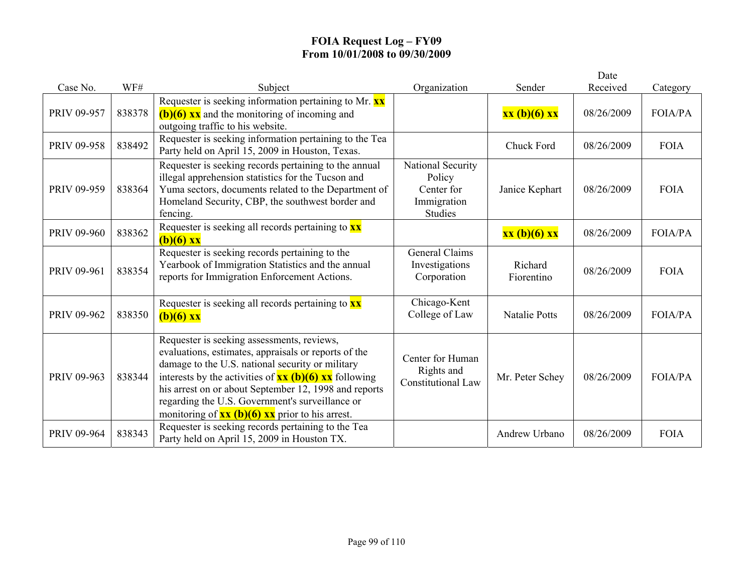# FOIA Request Log – FY09
## From 10/01/2008 to 09/30/2009

| Case No. | WF# | Subject | Organization | Sender | Date Received | Category |
|---|---|---|---|---|---|---|
| PRIV 09-957 | 838378 | Requester is seeking information pertaining to Mr. **xx (b)(6) xx** and the monitoring of incoming and outgoing traffic to his website. | | **xx (b)(6) xx** | 08/26/2009 | FOIA/PA |
| PRIV 09-958 | 838492 | Requester is seeking information pertaining to the Tea Party held on April 15, 2009 in Houston, Texas. | | Chuck Ford | 08/26/2009 | FOIA |
| PRIV 09-959 | 838364 | Requester is seeking records pertaining to the annual illegal apprehension statistics for the Tucson and Yuma sectors, documents related to the Department of Homeland Security, CBP, the southwest border and fencing. | National Security Policy Center for Immigration Studies | Janice Kephart | 08/26/2009 | FOIA |
| PRIV 09-960 | 838362 | Requester is seeking all records pertaining to **xx (b)(6) xx** | | **xx (b)(6) xx** | 08/26/2009 | FOIA/PA |
| PRIV 09-961 | 838354 | Requester is seeking records pertaining to the Yearbook of Immigration Statistics and the annual reports for Immigration Enforcement Actions. | General Claims Investigations Corporation | Richard Fiorentino | 08/26/2009 | FOIA |
| PRIV 09-962 | 838350 | Requester is seeking all records pertaining to **xx (b)(6) xx** | Chicago-Kent College of Law | Natalie Potts | 08/26/2009 | FOIA/PA |
| PRIV 09-963 | 838344 | Requester is seeking assessments, reviews, evaluations, estimates, appraisals or reports of the damage to the U.S. national security or military interests by the activities of **xx (b)(6) xx** following his arrest on or about September 12, 1998 and reports regarding the U.S. Government's surveillance or monitoring of **xx (b)(6) xx** prior to his arrest. | Center for Human Rights and Constitutional Law | Mr. Peter Schey | 08/26/2009 | FOIA/PA |
| PRIV 09-964 | 838343 | Requester is seeking records pertaining to the Tea Party held on April 15, 2009 in Houston TX. | | Andrew Urbano | 08/26/2009 | FOIA |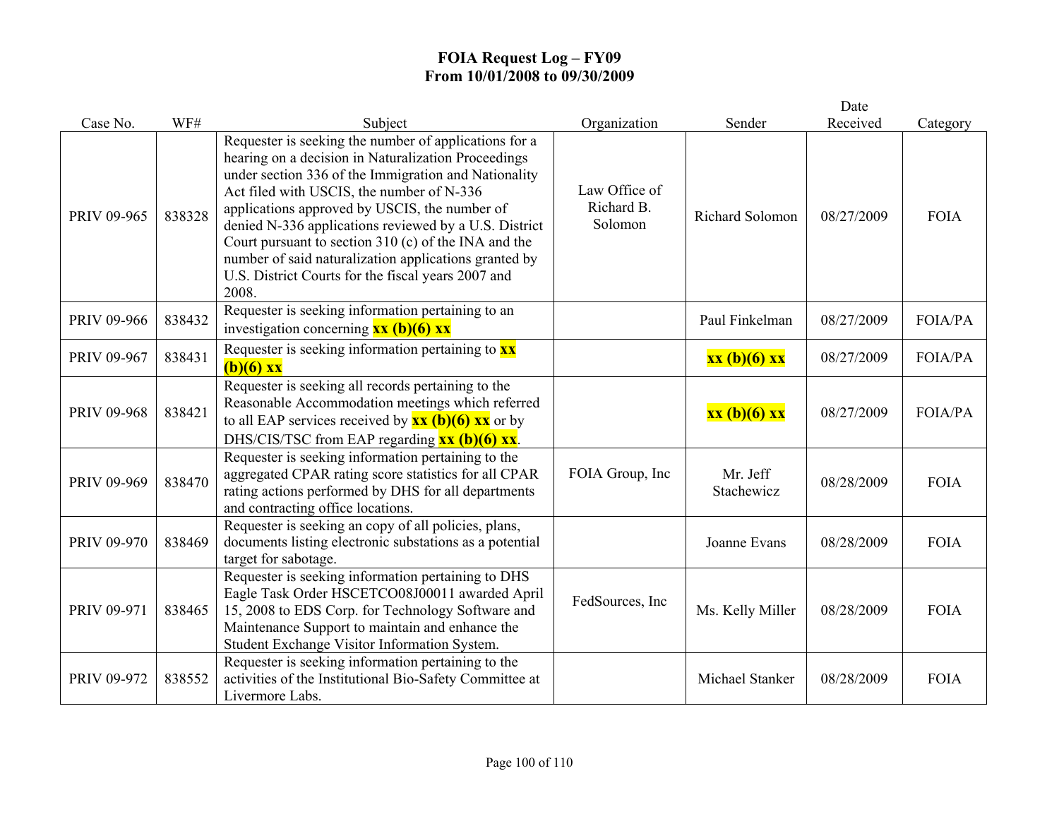# FOIA Request Log – FY09
## From 10/01/2008 to 09/30/2009

| Case No. | WF# | Subject | Organization | Sender | Date Received | Category |
|---|---|---|---|---|---|---|
| PRIV 09-965 | 838328 | Requester is seeking the number of applications for a hearing on a decision in Naturalization Proceedings under section 336 of the Immigration and Nationality Act filed with USCIS, the number of N-336 applications approved by USCIS, the number of denied N-336 applications reviewed by a U.S. District Court pursuant to section 310 (c) of the INA and the number of said naturalization applications granted by U.S. District Courts for the fiscal years 2007 and 2008. | Law Office of Richard B. Solomon | Richard Solomon | 08/27/2009 | FOIA |
| PRIV 09-966 | 838432 | Requester is seeking information pertaining to an investigation concerning **xx (b)(6) xx** | | Paul Finkelman | 08/27/2009 | FOIA/PA |
| PRIV 09-967 | 838431 | Requester is seeking information pertaining to **xx (b)(6) xx** | | **xx (b)(6) xx** | 08/27/2009 | FOIA/PA |
| PRIV 09-968 | 838421 | Requester is seeking all records pertaining to the Reasonable Accommodation meetings which referred to all EAP services received by **xx (b)(6) xx** or by DHS/CIS/TSC from EAP regarding **xx (b)(6) xx**. | | **xx (b)(6) xx** | 08/27/2009 | FOIA/PA |
| PRIV 09-969 | 838470 | Requester is seeking information pertaining to the aggregated CPAR rating score statistics for all CPAR rating actions performed by DHS for all departments and contracting office locations. | FOIA Group, Inc | Mr. Jeff Stachewicz | 08/28/2009 | FOIA |
| PRIV 09-970 | 838469 | Requester is seeking an copy of all policies, plans, documents listing electronic substations as a potential target for sabotage. | | Joanne Evans | 08/28/2009 | FOIA |
| PRIV 09-971 | 838465 | Requester is seeking information pertaining to DHS Eagle Task Order HSCETCO08J00011 awarded April 15, 2008 to EDS Corp. for Technology Software and Maintenance Support to maintain and enhance the Student Exchange Visitor Information System. | FedSources, Inc | Ms. Kelly Miller | 08/28/2009 | FOIA |
| PRIV 09-972 | 838552 | Requester is seeking information pertaining to the activities of the Institutional Bio-Safety Committee at Livermore Labs. | | Michael Stanker | 08/28/2009 | FOIA |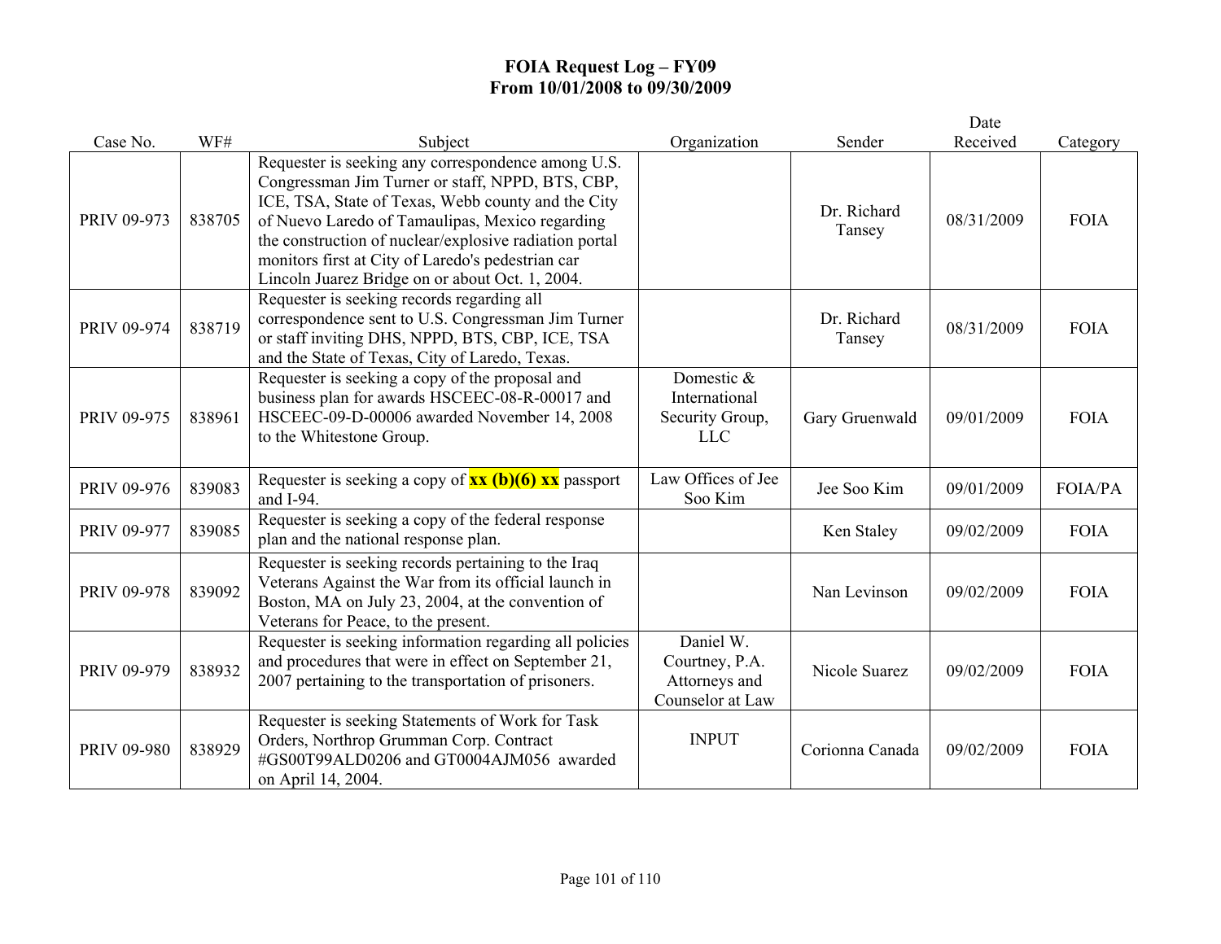# FOIA Request Log – FY09
## From 10/01/2008 to 09/30/2009

| Case No. | WF# | Subject | Organization | Sender | Date Received | Category |
|---|---|---|---|---|---|---|
| PRIV 09-973 | 838705 | Requester is seeking any correspondence among U.S. Congressman Jim Turner or staff, NPPD, BTS, CBP, ICE, TSA, State of Texas, Webb county and the City of Nuevo Laredo of Tamaulipas, Mexico regarding the construction of nuclear/explosive radiation portal monitors first at City of Laredo's pedestrian car Lincoln Juarez Bridge on or about Oct. 1, 2004. | | Dr. Richard Tansey | 08/31/2009 | FOIA |
| PRIV 09-974 | 838719 | Requester is seeking records regarding all correspondence sent to U.S. Congressman Jim Turner or staff inviting DHS, NPPD, BTS, CBP, ICE, TSA and the State of Texas, City of Laredo, Texas. | | Dr. Richard Tansey | 08/31/2009 | FOIA |
| PRIV 09-975 | 838961 | Requester is seeking a copy of the proposal and business plan for awards HSCEEC-08-R-00017 and HSCEEC-09-D-00006 awarded November 14, 2008 to the Whitestone Group. | Domestic & International Security Group, LLC | Gary Gruenwald | 09/01/2009 | FOIA |
| PRIV 09-976 | 839083 | Requester is seeking a copy of **xx (b)(6) xx** passport and I-94. | Law Offices of Jee Soo Kim | Jee Soo Kim | 09/01/2009 | FOIA/PA |
| PRIV 09-977 | 839085 | Requester is seeking a copy of the federal response plan and the national response plan. | | Ken Staley | 09/02/2009 | FOIA |
| PRIV 09-978 | 839092 | Requester is seeking records pertaining to the Iraq Veterans Against the War from its official launch in Boston, MA on July 23, 2004, at the convention of Veterans for Peace, to the present. | | Nan Levinson | 09/02/2009 | FOIA |
| PRIV 09-979 | 838932 | Requester is seeking information regarding all policies and procedures that were in effect on September 21, 2007 pertaining to the transportation of prisoners. | Daniel W. Courtney, P.A. Attorneys and Counselor at Law | Nicole Suarez | 09/02/2009 | FOIA |
| PRIV 09-980 | 838929 | Requester is seeking Statements of Work for Task Orders, Northrop Grumman Corp. Contract #GS00T99ALD0206 and GT0004AJM056 awarded on April 14, 2004. | INPUT | Corionna Canada | 09/02/2009 | FOIA |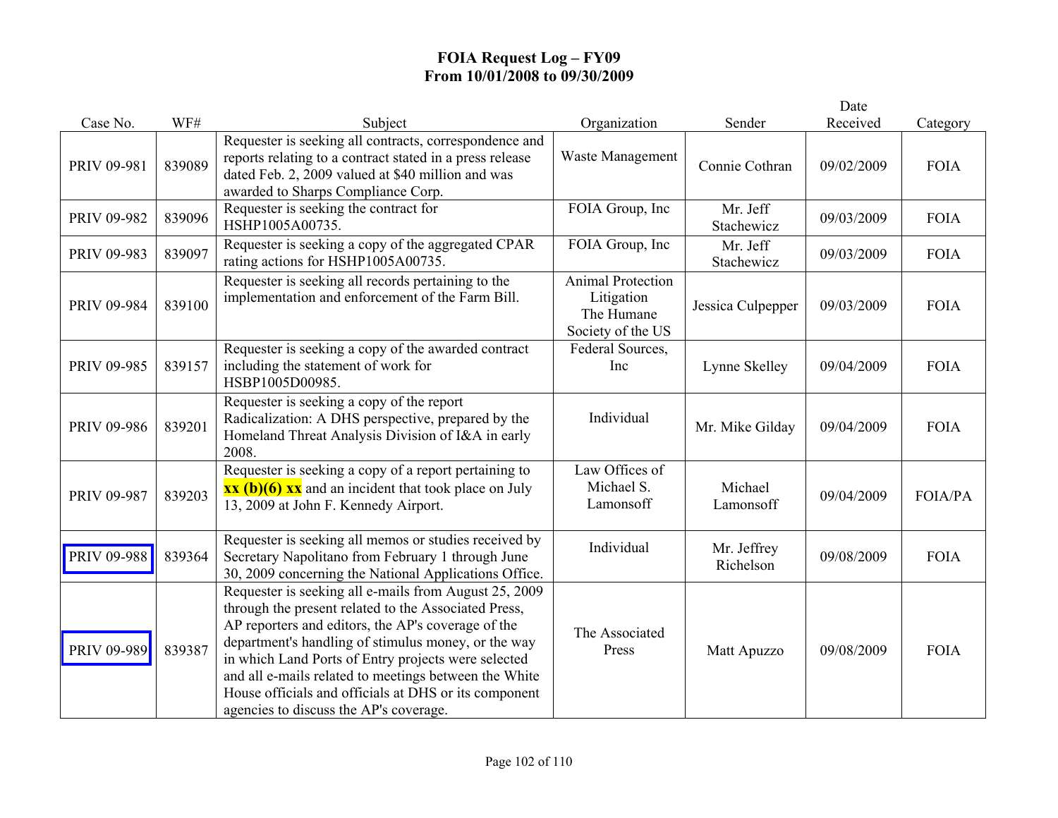# FOIA Request Log – FY09
## From 10/01/2008 to 09/30/2009

| Case No. | WF# | Subject | Organization | Sender | Date Received | Category |
|---|---|---|---|---|---|---|
| PRIV 09-981 | 839089 | Requester is seeking all contracts, correspondence and reports relating to a contract stated in a press release dated Feb. 2, 2009 valued at $40 million and was awarded to Sharps Compliance Corp. | Waste Management | Connie Cothran | 09/02/2009 | FOIA |
| PRIV 09-982 | 839096 | Requester is seeking the contract for HSHP1005A00735. | FOIA Group, Inc | Mr. Jeff Stachewicz | 09/03/2009 | FOIA |
| PRIV 09-983 | 839097 | Requester is seeking a copy of the aggregated CPAR rating actions for HSHP1005A00735. | FOIA Group, Inc | Mr. Jeff Stachewicz | 09/03/2009 | FOIA |
| PRIV 09-984 | 839100 | Requester is seeking all records pertaining to the implementation and enforcement of the Farm Bill. | Animal Protection Litigation The Humane Society of the US | Jessica Culpepper | 09/03/2009 | FOIA |
| PRIV 09-985 | 839157 | Requester is seeking a copy of the awarded contract including the statement of work for HSBP1005D00985. | Federal Sources, Inc | Lynne Skelley | 09/04/2009 | FOIA |
| PRIV 09-986 | 839201 | Requester is seeking a copy of the report Radicalization: A DHS perspective, prepared by the Homeland Threat Analysis Division of I&A in early 2008. | Individual | Mr. Mike Gilday | 09/04/2009 | FOIA |
| PRIV 09-987 | 839203 | Requester is seeking a copy of a report pertaining to **xx (b)(6) xx** and an incident that took place on July 13, 2009 at John F. Kennedy Airport. | Law Offices of Michael S. Lamonsoff | Michael Lamonsoff | 09/04/2009 | FOIA/PA |
| PRIV 09-988 | 839364 | Requester is seeking all memos or studies received by Secretary Napolitano from February 1 through June 30, 2009 concerning the National Applications Office. | Individual | Mr. Jeffrey Richelson | 09/08/2009 | FOIA |
| PRIV 09-989 | 839387 | Requester is seeking all e-mails from August 25, 2009 through the present related to the Associated Press, AP reporters and editors, the AP's coverage of the department's handling of stimulus money, or the way in which Land Ports of Entry projects were selected and all e-mails related to meetings between the White House officials and officials at DHS or its component agencies to discuss the AP's coverage. | The Associated Press | Matt Apuzzo | 09/08/2009 | FOIA |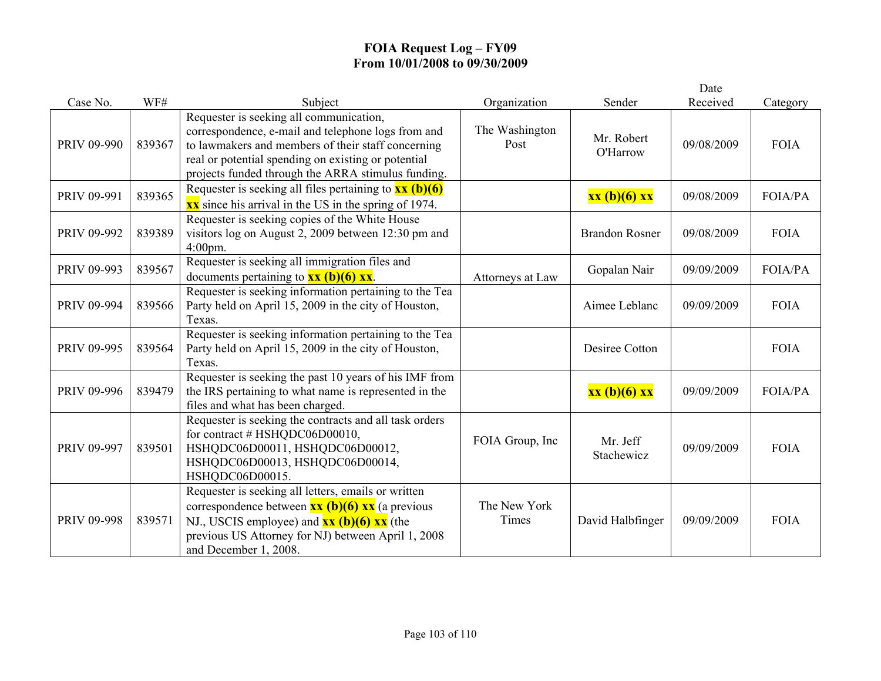# FOIA Request Log – FY09
## From 10/01/2008 to 09/30/2009

| Case No. | WF# | Subject | Organization | Sender | Date Received | Category |
|---|---|---|---|---|---|---|
| PRIV 09-990 | 839367 | Requester is seeking all communication, correspondence, e-mail and telephone logs from and to lawmakers and members of their staff concerning real or potential spending on existing or potential projects funded through the ARRA stimulus funding. | The Washington Post | Mr. Robert O'Harrow | 09/08/2009 | FOIA |
| PRIV 09-991 | 839365 | Requester is seeking all files pertaining to **xx (b)(6) xx** since his arrival in the US in the spring of 1974. | | **xx (b)(6) xx** | 09/08/2009 | FOIA/PA |
| PRIV 09-992 | 839389 | Requester is seeking copies of the White House visitors log on August 2, 2009 between 12:30 pm and 4:00pm. | | Brandon Rosner | 09/08/2009 | FOIA |
| PRIV 09-993 | 839567 | Requester is seeking all immigration files and documents pertaining to **xx (b)(6) xx**. | Attorneys at Law | Gopalan Nair | 09/09/2009 | FOIA/PA |
| PRIV 09-994 | 839566 | Requester is seeking information pertaining to the Tea Party held on April 15, 2009 in the city of Houston, Texas. | | Aimee Leblanc | 09/09/2009 | FOIA |
| PRIV 09-995 | 839564 | Requester is seeking information pertaining to the Tea Party held on April 15, 2009 in the city of Houston, Texas. | | Desiree Cotton | | FOIA |
| PRIV 09-996 | 839479 | Requester is seeking the past 10 years of his IMF from the IRS pertaining to what name is represented in the files and what has been charged. | | **xx (b)(6) xx** | 09/09/2009 | FOIA/PA |
| PRIV 09-997 | 839501 | Requester is seeking the contracts and all task orders for contract # HSHQDC06D00010, HSHQDC06D00011, HSHQDC06D00012, HSHQDC06D00013, HSHQDC06D00014, HSHQDC06D00015. | FOIA Group, Inc | Mr. Jeff Stachewicz | 09/09/2009 | FOIA |
| PRIV 09-998 | 839571 | Requester is seeking all letters, emails or written correspondence between **xx (b)(6) xx** (a previous NJ., USCIS employee) and **xx (b)(6) xx** (the previous US Attorney for NJ) between April 1, 2008 and December 1, 2008. | The New York Times | David Halbfinger | 09/09/2009 | FOIA |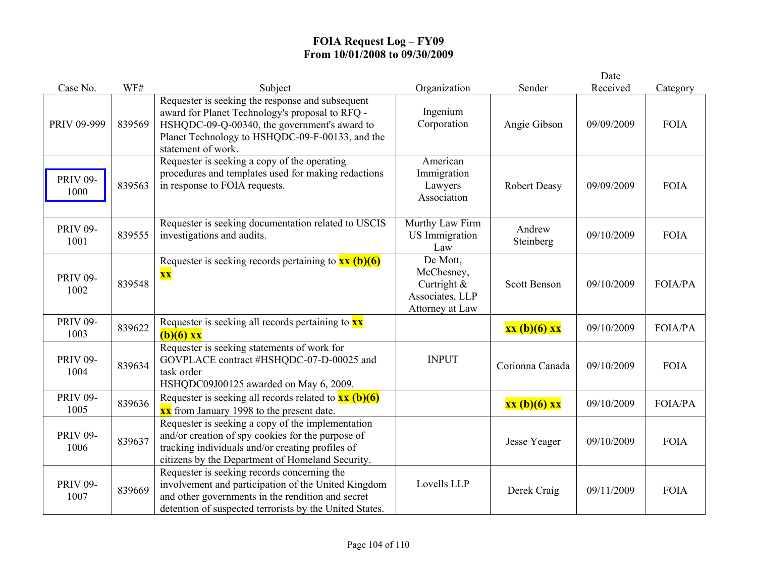# FOIA Request Log – FY09
## From 10/01/2008 to 09/30/2009

| Case No. | WF# | Subject | Organization | Sender | Date Received | Category |
|---|---|---|---|---|---|---|
| PRIV 09-999 | 839569 | Requester is seeking the response and subsequent award for Planet Technology's proposal to RFQ - HSHQDC-09-Q-00340, the government's award to Planet Technology to HSHQDC-09-F-00133, and the statement of work. | Ingenium Corporation | Angie Gibson | 09/09/2009 | FOIA |
| PRIV 09-1000 | 839563 | Requester is seeking a copy of the operating procedures and templates used for making redactions in response to FOIA requests. | American Immigration Lawyers Association | Robert Deasy | 09/09/2009 | FOIA |
| PRIV 09-1001 | 839555 | Requester is seeking documentation related to USCIS investigations and audits. | Murthy Law Firm US Immigration Law | Andrew Steinberg | 09/10/2009 | FOIA |
| PRIV 09-1002 | 839548 | Requester is seeking records pertaining to **xx (b)(6) xx** | De Mott, McChesney, Curtright & Associates, LLP Attorney at Law | Scott Benson | 09/10/2009 | FOIA/PA |
| PRIV 09-1003 | 839622 | Requester is seeking all records pertaining to **xx (b)(6) xx** | | **xx (b)(6) xx** | 09/10/2009 | FOIA/PA |
| PRIV 09-1004 | 839634 | Requester is seeking statements of work for GOVPLACE contract #HSHQDC-07-D-00025 and task order HSHQDC09J00125 awarded on May 6, 2009. | INPUT | Corionna Canada | 09/10/2009 | FOIA |
| PRIV 09-1005 | 839636 | Requester is seeking all records related to **xx (b)(6) xx** from January 1998 to the present date. | | **xx (b)(6) xx** | 09/10/2009 | FOIA/PA |
| PRIV 09-1006 | 839637 | Requester is seeking a copy of the implementation and/or creation of spy cookies for the purpose of tracking individuals and/or creating profiles of citizens by the Department of Homeland Security. | | Jesse Yeager | 09/10/2009 | FOIA |
| PRIV 09-1007 | 839669 | Requester is seeking records concerning the involvement and participation of the United Kingdom and other governments in the rendition and secret detention of suspected terrorists by the United States. | Lovells LLP | Derek Craig | 09/11/2009 | FOIA |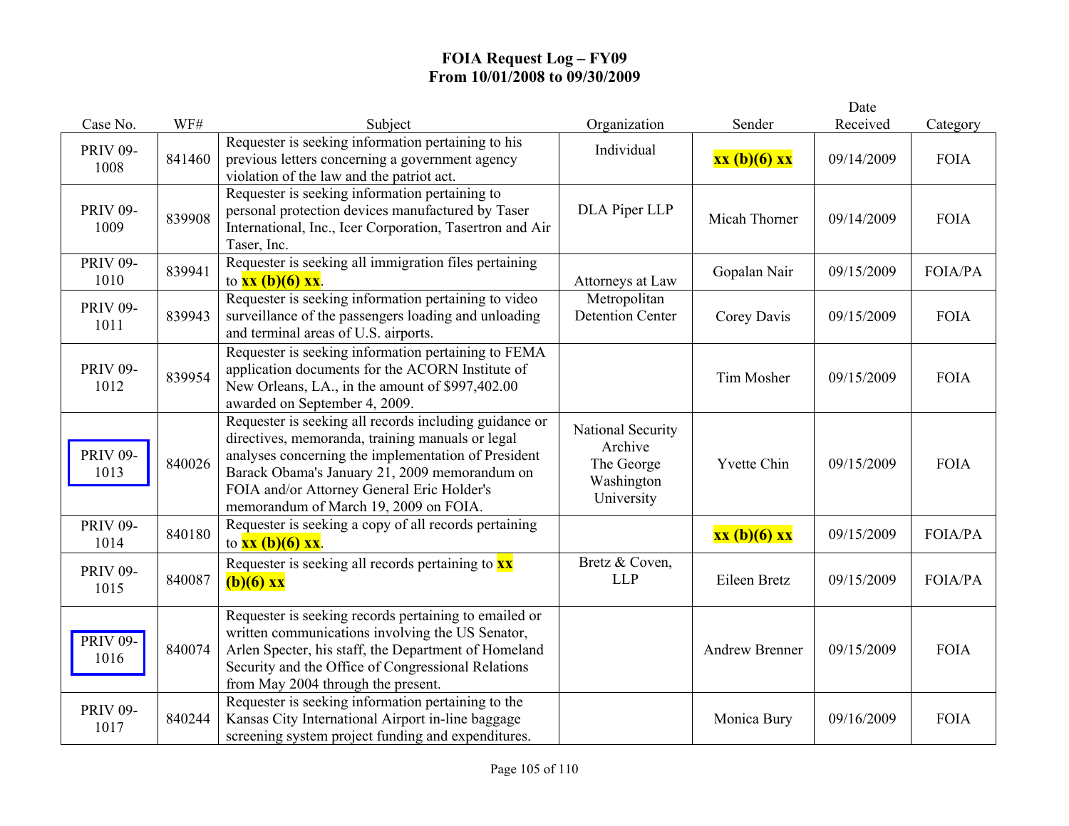# FOIA Request Log – FY09
## From 10/01/2008 to 09/30/2009

| Case No. | WF# | Subject | Organization | Sender | Date Received | Category |
|---|---|---|---|---|---|---|
| PRIV 09-1008 | 841460 | Requester is seeking information pertaining to his previous letters concerning a government agency violation of the law and the patriot act. | Individual | **xx (b)(6) xx** | 09/14/2009 | FOIA |
| PRIV 09-1009 | 839908 | Requester is seeking information pertaining to personal protection devices manufactured by Taser International, Inc., Icer Corporation, Tasertron and Air Taser, Inc. | DLA Piper LLP | Micah Thorner | 09/14/2009 | FOIA |
| PRIV 09-1010 | 839941 | Requester is seeking all immigration files pertaining to **xx (b)(6) xx**. | Attorneys at Law | Gopalan Nair | 09/15/2009 | FOIA/PA |
| PRIV 09-1011 | 839943 | Requester is seeking information pertaining to video surveillance of the passengers loading and unloading and terminal areas of U.S. airports. | Metropolitan Detention Center | Corey Davis | 09/15/2009 | FOIA |
| PRIV 09-1012 | 839954 | Requester is seeking information pertaining to FEMA application documents for the ACORN Institute of New Orleans, LA., in the amount of $997,402.00 awarded on September 4, 2009. | | Tim Mosher | 09/15/2009 | FOIA |
| PRIV 09-1013 | 840026 | Requester is seeking all records including guidance or directives, memoranda, training manuals or legal analyses concerning the implementation of President Barack Obama's January 21, 2009 memorandum on FOIA and/or Attorney General Eric Holder's memorandum of March 19, 2009 on FOIA. | National Security Archive The George Washington University | Yvette Chin | 09/15/2009 | FOIA |
| PRIV 09-1014 | 840180 | Requester is seeking a copy of all records pertaining to **xx (b)(6) xx**. | | **xx (b)(6) xx** | 09/15/2009 | FOIA/PA |
| PRIV 09-1015 | 840087 | Requester is seeking all records pertaining to **xx (b)(6) xx** | Bretz & Coven, LLP | Eileen Bretz | 09/15/2009 | FOIA/PA |
| PRIV 09-1016 | 840074 | Requester is seeking records pertaining to emailed or written communications involving the US Senator, Arlen Specter, his staff, the Department of Homeland Security and the Office of Congressional Relations from May 2004 through the present. | | Andrew Brenner | 09/15/2009 | FOIA |
| PRIV 09-1017 | 840244 | Requester is seeking information pertaining to the Kansas City International Airport in-line baggage screening system project funding and expenditures. | | Monica Bury | 09/16/2009 | FOIA |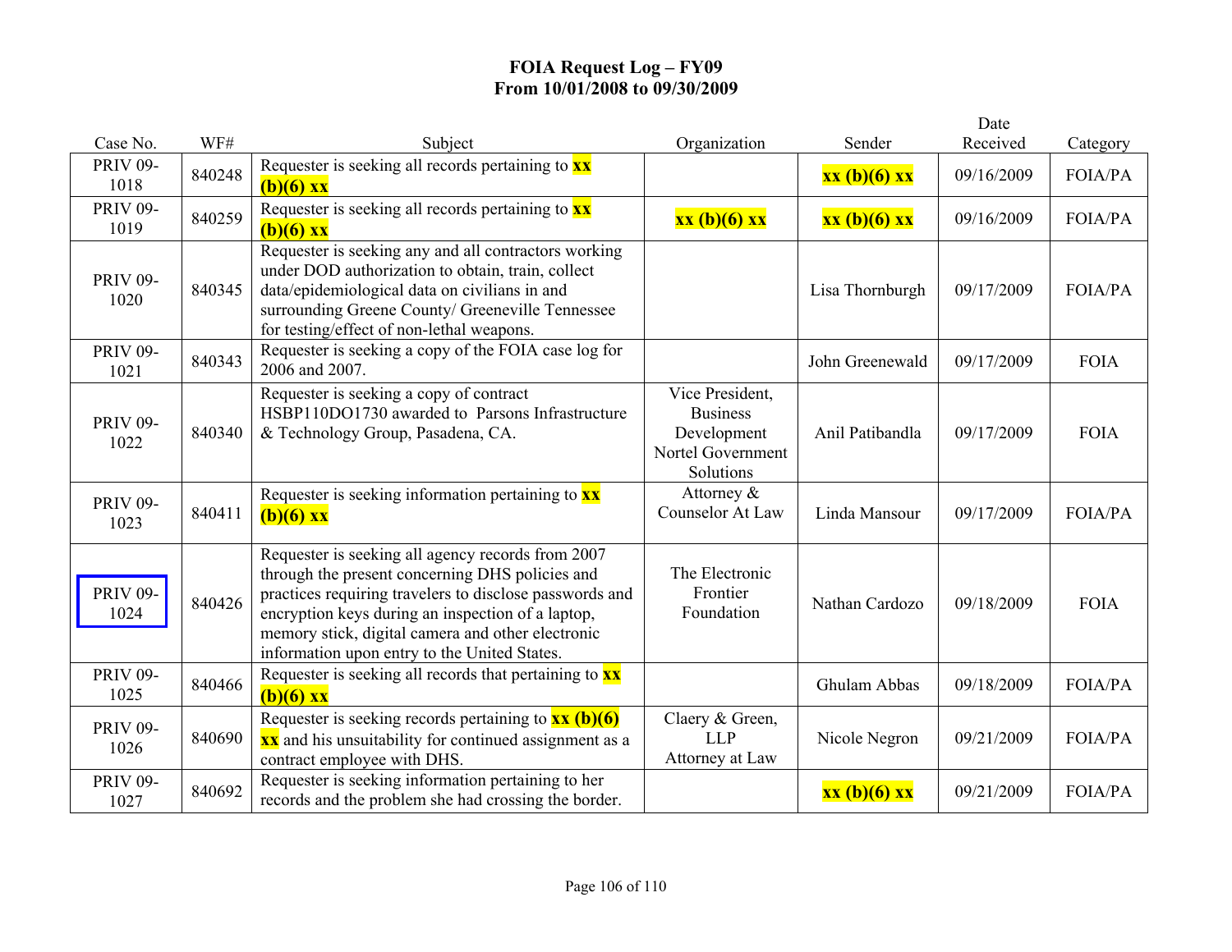**FOIA Request Log – FY09**
**From 10/01/2008 to 09/30/2009**

| Case No. | WF# | Subject | Organization | Sender | Date Received | Category |
|---|---|---|---|---|---|---|
| PRIV 09-1018 | 840248 | Requester is seeking all records pertaining to **xx (b)(6) xx** | | **xx (b)(6) xx** | 09/16/2009 | FOIA/PA |
| PRIV 09-1019 | 840259 | Requester is seeking all records pertaining to **xx (b)(6) xx** | **xx (b)(6) xx** | **xx (b)(6) xx** | 09/16/2009 | FOIA/PA |
| PRIV 09-1020 | 840345 | Requester is seeking any and all contractors working under DOD authorization to obtain, train, collect data/epidemiological data on civilians in and surrounding Greene County/ Greeneville Tennessee for testing/effect of non-lethal weapons. | | Lisa Thornburgh | 09/17/2009 | FOIA/PA |
| PRIV 09-1021 | 840343 | Requester is seeking a copy of the FOIA case log for 2006 and 2007. | | John Greenewald | 09/17/2009 | FOIA |
| PRIV 09-1022 | 840340 | Requester is seeking a copy of contract HSBP110DO1730 awarded to Parsons Infrastructure & Technology Group, Pasadena, CA. | Vice President, Business Development Nortel Government Solutions | Anil Patibandla | 09/17/2009 | FOIA |
| PRIV 09-1023 | 840411 | Requester is seeking information pertaining to **xx (b)(6) xx** | Attorney & Counselor At Law | Linda Mansour | 09/17/2009 | FOIA/PA |
| PRIV 09-1024 | 840426 | Requester is seeking all agency records from 2007 through the present concerning DHS policies and practices requiring travelers to disclose passwords and encryption keys during an inspection of a laptop, memory stick, digital camera and other electronic information upon entry to the United States. | The Electronic Frontier Foundation | Nathan Cardozo | 09/18/2009 | FOIA |
| PRIV 09-1025 | 840466 | Requester is seeking all records that pertaining to **xx (b)(6) xx** | | Ghulam Abbas | 09/18/2009 | FOIA/PA |
| PRIV 09-1026 | 840690 | Requester is seeking records pertaining to **xx (b)(6) xx** and his unsuitability for continued assignment as a contract employee with DHS. | Claery & Green, LLP Attorney at Law | Nicole Negron | 09/21/2009 | FOIA/PA |
| PRIV 09-1027 | 840692 | Requester is seeking information pertaining to her records and the problem she had crossing the border. | | **xx (b)(6) xx** | 09/21/2009 | FOIA/PA |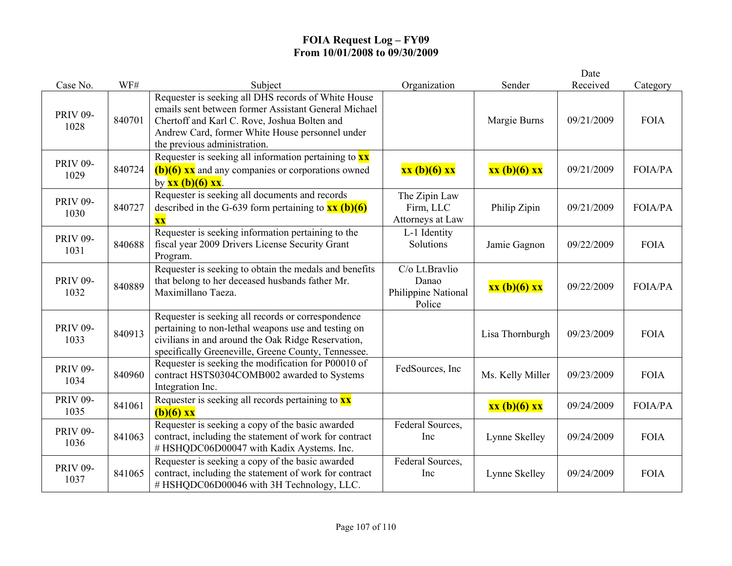# FOIA Request Log – FY09
## From 10/01/2008 to 09/30/2009

| Case No. | WF# | Subject | Organization | Sender | Date Received | Category |
|---|---|---|---|---|---|---|
| PRIV 09-1028 | 840701 | Requester is seeking all DHS records of White House emails sent between former Assistant General Michael Chertoff and Karl C. Rove, Joshua Bolten and Andrew Card, former White House personnel under the previous administration. | | Margie Burns | 09/21/2009 | FOIA |
| PRIV 09-1029 | 840724 | Requester is seeking all information pertaining to **xx (b)(6) xx** and any companies or corporations owned by **xx (b)(6) xx**. | **xx (b)(6) xx** | **xx (b)(6) xx** | 09/21/2009 | FOIA/PA |
| PRIV 09-1030 | 840727 | Requester is seeking all documents and records described in the G-639 form pertaining to **xx (b)(6) xx** | The Zipin Law Firm, LLC Attorneys at Law | Philip Zipin | 09/21/2009 | FOIA/PA |
| PRIV 09-1031 | 840688 | Requester is seeking information pertaining to the fiscal year 2009 Drivers License Security Grant Program. | L-1 Identity Solutions | Jamie Gagnon | 09/22/2009 | FOIA |
| PRIV 09-1032 | 840889 | Requester is seeking to obtain the medals and benefits that belong to her deceased husbands father Mr. Maximillano Taeza. | C/o Lt.Bravlio Danao Philippine National Police | **xx (b)(6) xx** | 09/22/2009 | FOIA/PA |
| PRIV 09-1033 | 840913 | Requester is seeking all records or correspondence pertaining to non-lethal weapons use and testing on civilians in and around the Oak Ridge Reservation, specifically Greeneville, Greene County, Tennessee. | | Lisa Thornburgh | 09/23/2009 | FOIA |
| PRIV 09-1034 | 840960 | Requester is seeking the modification for P00010 of contract HSTS0304COMB002 awarded to Systems Integration Inc. | FedSources, Inc | Ms. Kelly Miller | 09/23/2009 | FOIA |
| PRIV 09-1035 | 841061 | Requester is seeking all records pertaining to **xx (b)(6) xx** | | **xx (b)(6) xx** | 09/24/2009 | FOIA/PA |
| PRIV 09-1036 | 841063 | Requester is seeking a copy of the basic awarded contract, including the statement of work for contract # HSHQDC06D00047 with Kadix Aystems. Inc. | Federal Sources, Inc | Lynne Skelley | 09/24/2009 | FOIA |
| PRIV 09-1037 | 841065 | Requester is seeking a copy of the basic awarded contract, including the statement of work for contract # HSHQDC06D00046 with 3H Technology, LLC. | Federal Sources, Inc | Lynne Skelley | 09/24/2009 | FOIA |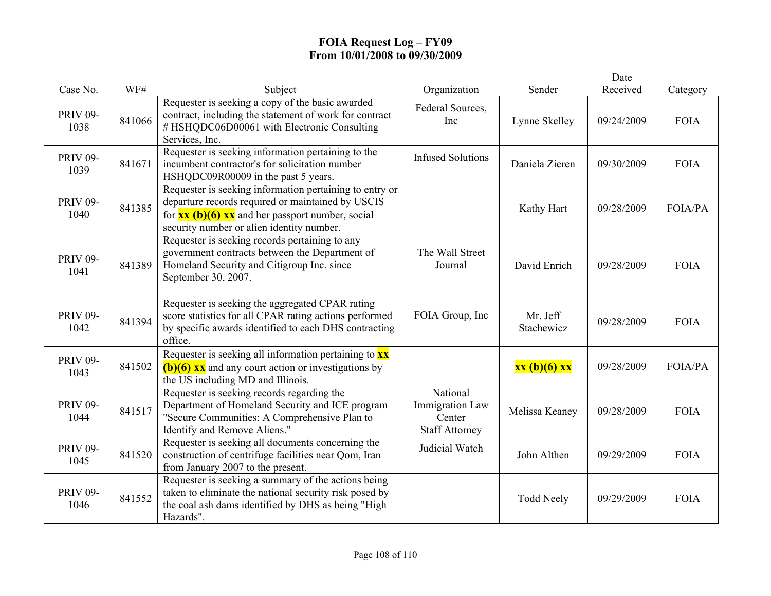# FOIA Request Log – FY09
## From 10/01/2008 to 09/30/2009

| Case No. | WF# | Subject | Organization | Sender | Date Received | Category |
|---|---|---|---|---|---|---|
| PRIV 09-1038 | 841066 | Requester is seeking a copy of the basic awarded contract, including the statement of work for contract # HSHQDC06D00061 with Electronic Consulting Services, Inc. | Federal Sources, Inc | Lynne Skelley | 09/24/2009 | FOIA |
| PRIV 09-1039 | 841671 | Requester is seeking information pertaining to the incumbent contractor's for solicitation number HSHQDC09R00009 in the past 5 years. | Infused Solutions | Daniela Zieren | 09/30/2009 | FOIA |
| PRIV 09-1040 | 841385 | Requester is seeking information pertaining to entry or departure records required or maintained by USCIS for **xx (b)(6) xx** and her passport number, social security number or alien identity number. | | Kathy Hart | 09/28/2009 | FOIA/PA |
| PRIV 09-1041 | 841389 | Requester is seeking records pertaining to any government contracts between the Department of Homeland Security and Citigroup Inc. since September 30, 2007. | The Wall Street Journal | David Enrich | 09/28/2009 | FOIA |
| PRIV 09-1042 | 841394 | Requester is seeking the aggregated CPAR rating score statistics for all CPAR rating actions performed by specific awards identified to each DHS contracting office. | FOIA Group, Inc | Mr. Jeff Stachewicz | 09/28/2009 | FOIA |
| PRIV 09-1043 | 841502 | Requester is seeking all information pertaining to **xx (b)(6) xx** and any court action or investigations by the US including MD and Illinois. | | **xx (b)(6) xx** | 09/28/2009 | FOIA/PA |
| PRIV 09-1044 | 841517 | Requester is seeking records regarding the Department of Homeland Security and ICE program "Secure Communities: A Comprehensive Plan to Identify and Remove Aliens." | National Immigration Law Center Staff Attorney | Melissa Keaney | 09/28/2009 | FOIA |
| PRIV 09-1045 | 841520 | Requester is seeking all documents concerning the construction of centrifuge facilities near Qom, Iran from January 2007 to the present. | Judicial Watch | John Althen | 09/29/2009 | FOIA |
| PRIV 09-1046 | 841552 | Requester is seeking a summary of the actions being taken to eliminate the national security risk posed by the coal ash dams identified by DHS as being "High Hazards". | | Todd Neely | 09/29/2009 | FOIA |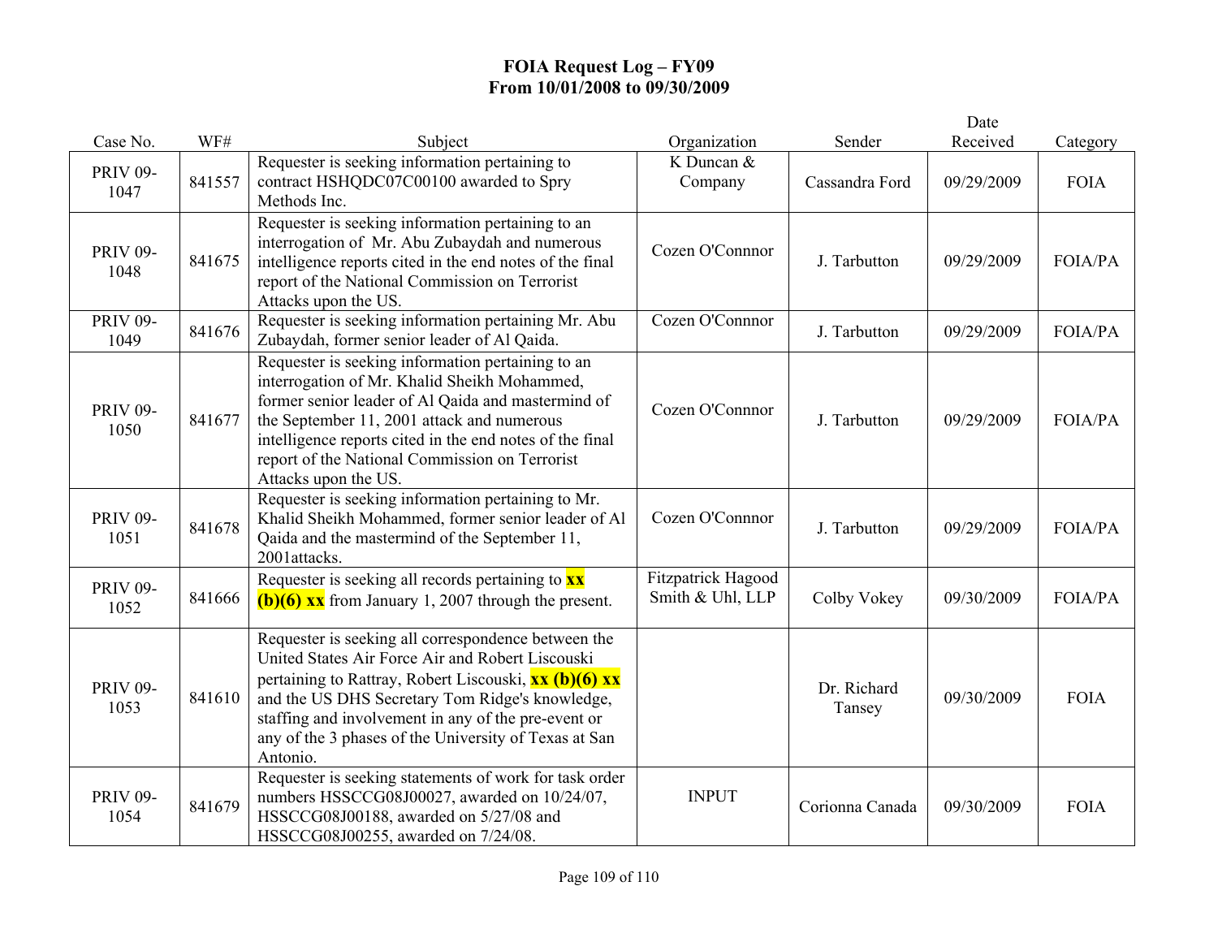# FOIA Request Log – FY09
## From 10/01/2008 to 09/30/2009

| Case No. | WF# | Subject | Organization | Sender | Date Received | Category |
|---|---|---|---|---|---|---|
| PRIV 09-1047 | 841557 | Requester is seeking information pertaining to contract HSHQDC07C00100 awarded to Spry Methods Inc. | K Duncan & Company | Cassandra Ford | 09/29/2009 | FOIA |
| PRIV 09-1048 | 841675 | Requester is seeking information pertaining to an interrogation of Mr. Abu Zubaydah and numerous intelligence reports cited in the end notes of the final report of the National Commission on Terrorist Attacks upon the US. | Cozen O'Connnor | J. Tarbutton | 09/29/2009 | FOIA/PA |
| PRIV 09-1049 | 841676 | Requester is seeking information pertaining Mr. Abu Zubaydah, former senior leader of Al Qaida. | Cozen O'Connnor | J. Tarbutton | 09/29/2009 | FOIA/PA |
| PRIV 09-1050 | 841677 | Requester is seeking information pertaining to an interrogation of Mr. Khalid Sheikh Mohammed, former senior leader of Al Qaida and mastermind of the September 11, 2001 attack and numerous intelligence reports cited in the end notes of the final report of the National Commission on Terrorist Attacks upon the US. | Cozen O'Connnor | J. Tarbutton | 09/29/2009 | FOIA/PA |
| PRIV 09-1051 | 841678 | Requester is seeking information pertaining to Mr. Khalid Sheikh Mohammed, former senior leader of Al Qaida and the mastermind of the September 11, 2001attacks. | Cozen O'Connnor | J. Tarbutton | 09/29/2009 | FOIA/PA |
| PRIV 09-1052 | 841666 | Requester is seeking all records pertaining to **xx (b)(6) xx** from January 1, 2007 through the present. | Fitzpatrick Hagood Smith & Uhl, LLP | Colby Vokey | 09/30/2009 | FOIA/PA |
| PRIV 09-1053 | 841610 | Requester is seeking all correspondence between the United States Air Force Air and Robert Liscouski pertaining to Rattray, Robert Liscouski, **xx (b)(6) xx** and the US DHS Secretary Tom Ridge's knowledge, staffing and involvement in any of the pre-event or any of the 3 phases of the University of Texas at San Antonio. | | Dr. Richard Tansey | 09/30/2009 | FOIA |
| PRIV 09-1054 | 841679 | Requester is seeking statements of work for task order numbers HSSCCG08J00027, awarded on 10/24/07, HSSCCG08J00188, awarded on 5/27/08 and HSSCCG08J00255, awarded on 7/24/08. | INPUT | Corionna Canada | 09/30/2009 | FOIA |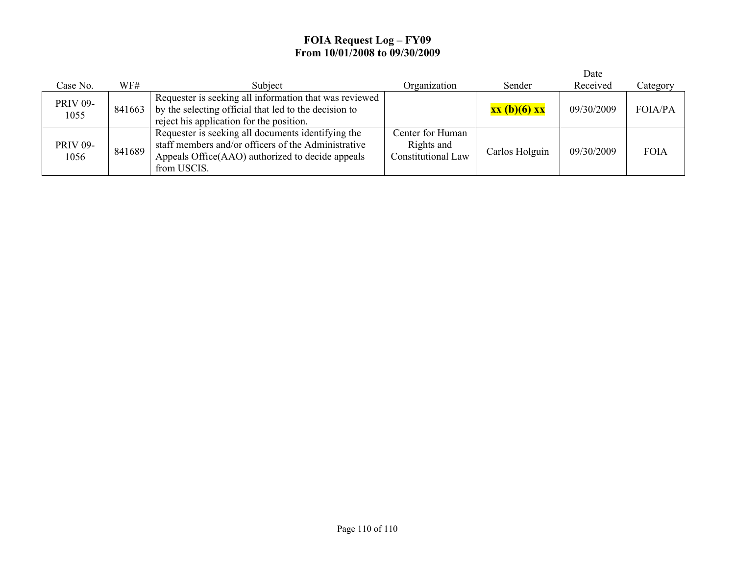**FOIA Request Log – FY09**
**From 10/01/2008 to 09/30/2009**

| Case No. | WF# | Subject | Organization | Sender | Date Received | Category |
|---|---|---|---|---|---|---|
| PRIV 09-1055 | 841663 | Requester is seeking all information that was reviewed by the selecting official that led to the decision to reject his application for the position. | | **xx (b)(6) xx** | 09/30/2009 | FOIA/PA |
| PRIV 09-1056 | 841689 | Requester is seeking all documents identifying the staff members and/or officers of the Administrative Appeals Office(AAO) authorized to decide appeals from USCIS. | Center for Human Rights and Constitutional Law | Carlos Holguin | 09/30/2009 | FOIA |